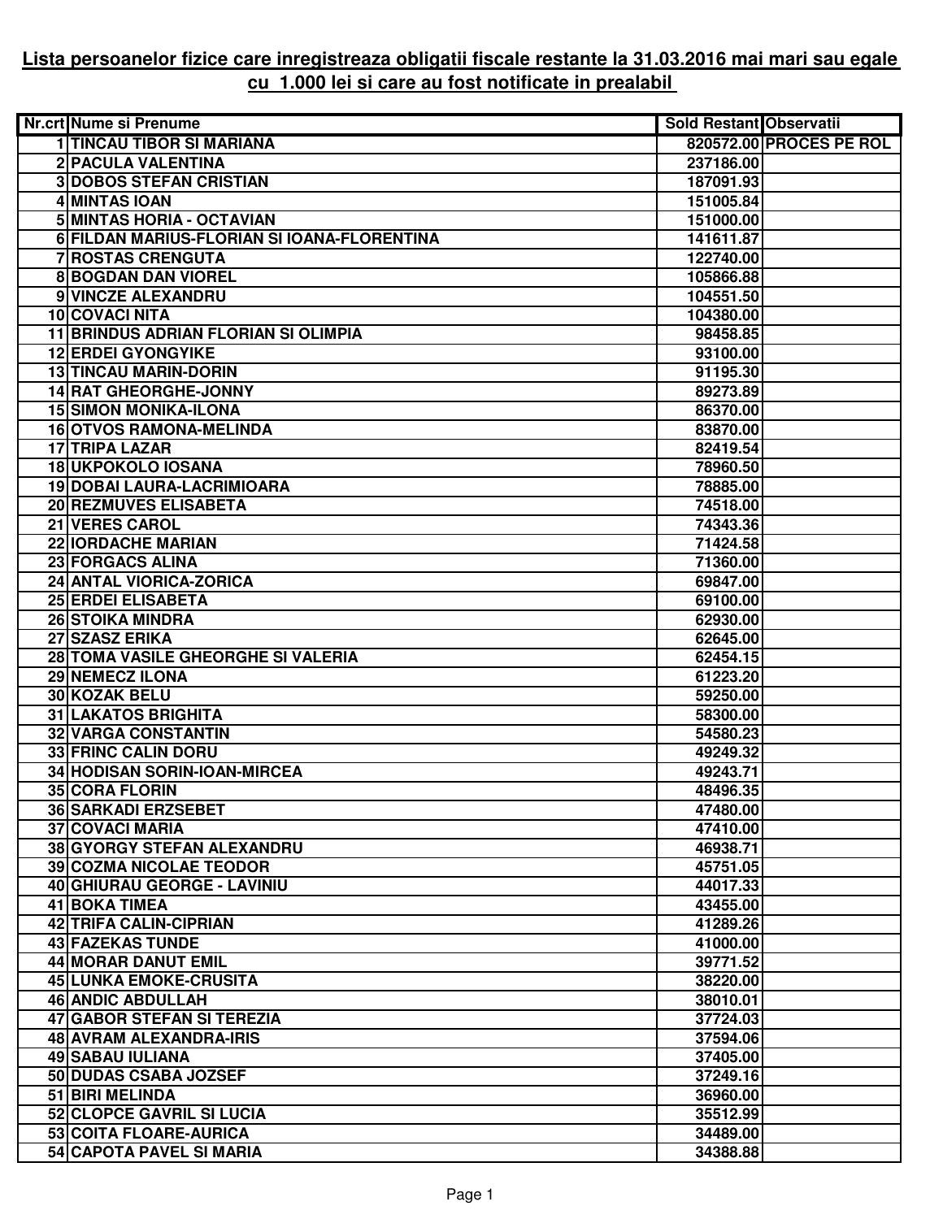**Lista persoanelor fizice care inregistreaza obligatii fiscale restante la 31.03.2016 mai mari sau egale cu 1.000 lei si care au fost notificate in prealabil**

| Nr.crt | Nume si Prenume | Sold Restant | Observatii |
|---|---|---|---|
| 1 | TINCAU TIBOR SI MARIANA | 820572.00 | PROCES PE ROL |
| 2 | PACULA VALENTINA | 237186.00 | |
| 3 | DOBOS STEFAN CRISTIAN | 187091.93 | |
| 4 | MINTAS IOAN | 151005.84 | |
| 5 | MINTAS HORIA - OCTAVIAN | 151000.00 | |
| 6 | FILDAN MARIUS-FLORIAN SI IOANA-FLORENTINA | 141611.87 | |
| 7 | ROSTAS CRENGUTA | 122740.00 | |
| 8 | BOGDAN DAN VIOREL | 105866.88 | |
| 9 | VINCZE ALEXANDRU | 104551.50 | |
| 10 | COVACI NITA | 104380.00 | |
| 11 | BRINDUS ADRIAN FLORIAN SI OLIMPIA | 98458.85 | |
| 12 | ERDEI GYONGYIKE | 93100.00 | |
| 13 | TINCAU MARIN-DORIN | 91195.30 | |
| 14 | RAT GHEORGHE-JONNY | 89273.89 | |
| 15 | SIMON MONIKA-ILONA | 86370.00 | |
| 16 | OTVOS RAMONA-MELINDA | 83870.00 | |
| 17 | TRIPA LAZAR | 82419.54 | |
| 18 | UKPOKOLO IOSANA | 78960.50 | |
| 19 | DOBAI LAURA-LACRIMIOARA | 78885.00 | |
| 20 | REZMUVES ELISABETA | 74518.00 | |
| 21 | VERES CAROL | 74343.36 | |
| 22 | IORDACHE MARIAN | 71424.58 | |
| 23 | FORGACS ALINA | 71360.00 | |
| 24 | ANTAL VIORICA-ZORICA | 69847.00 | |
| 25 | ERDEI ELISABETA | 69100.00 | |
| 26 | STOIKA MINDRA | 62930.00 | |
| 27 | SZASZ ERIKA | 62645.00 | |
| 28 | TOMA VASILE GHEORGHE SI VALERIA | 62454.15 | |
| 29 | NEMECZ ILONA | 61223.20 | |
| 30 | KOZAK BELU | 59250.00 | |
| 31 | LAKATOS BRIGHITA | 58300.00 | |
| 32 | VARGA CONSTANTIN | 54580.23 | |
| 33 | FRINC CALIN DORU | 49249.32 | |
| 34 | HODISAN SORIN-IOAN-MIRCEA | 49243.71 | |
| 35 | CORA FLORIN | 48496.35 | |
| 36 | SARKADI ERZSEBET | 47480.00 | |
| 37 | COVACI MARIA | 47410.00 | |
| 38 | GYORGY STEFAN ALEXANDRU | 46938.71 | |
| 39 | COZMA NICOLAE TEODOR | 45751.05 | |
| 40 | GHIURAU GEORGE - LAVINIU | 44017.33 | |
| 41 | BOKA TIMEA | 43455.00 | |
| 42 | TRIFA CALIN-CIPRIAN | 41289.26 | |
| 43 | FAZEKAS TUNDE | 41000.00 | |
| 44 | MORAR DANUT EMIL | 39771.52 | |
| 45 | LUNKA EMOKE-CRUSITA | 38220.00 | |
| 46 | ANDIC ABDULLAH | 38010.01 | |
| 47 | GABOR STEFAN SI TEREZIA | 37724.03 | |
| 48 | AVRAM ALEXANDRA-IRIS | 37594.06 | |
| 49 | SABAU IULIANA | 37405.00 | |
| 50 | DUDAS CSABA JOZSEF | 37249.16 | |
| 51 | BIRI MELINDA | 36960.00 | |
| 52 | CLOPCE GAVRIL SI LUCIA | 35512.99 | |
| 53 | COITA FLOARE-AURICA | 34489.00 | |
| 54 | CAPOTA PAVEL SI MARIA | 34388.88 | |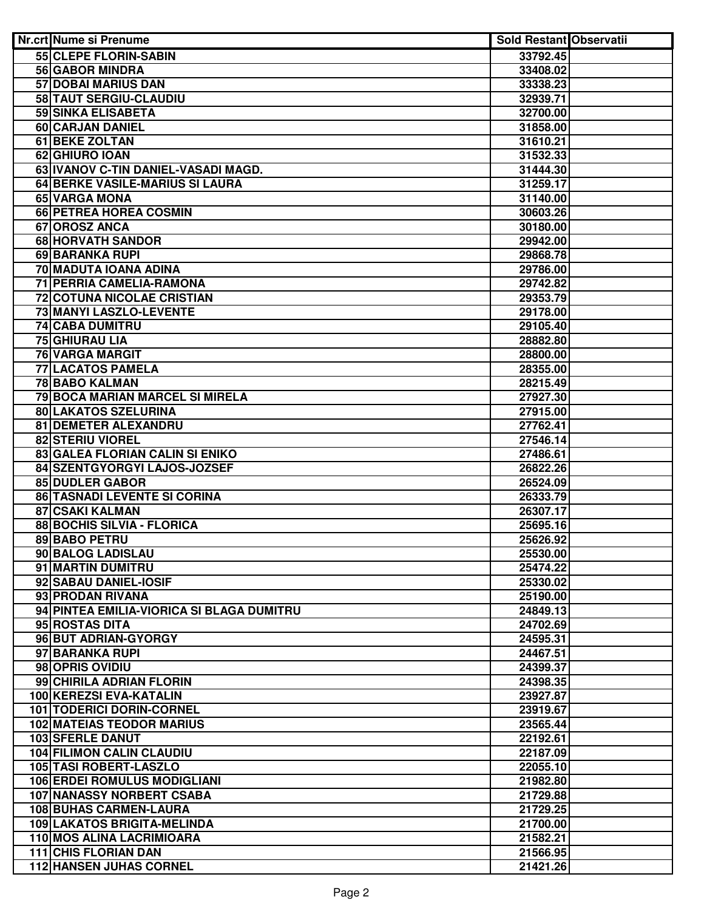| Nr.crt | Nume si Prenume | Sold Restant | Observatii |
|---|---|---|---|
| 55 | CLEPE FLORIN-SABIN | 33792.45 | |
| 56 | GABOR MINDRA | 33408.02 | |
| 57 | DOBAI MARIUS DAN | 33338.23 | |
| 58 | TAUT SERGIU-CLAUDIU | 32939.71 | |
| 59 | SINKA ELISABETA | 32700.00 | |
| 60 | CARJAN DANIEL | 31858.00 | |
| 61 | BEKE ZOLTAN | 31610.21 | |
| 62 | GHIURO IOAN | 31532.33 | |
| 63 | IVANOV C-TIN DANIEL-VASADI MAGD. | 31444.30 | |
| 64 | BERKE VASILE-MARIUS SI LAURA | 31259.17 | |
| 65 | VARGA MONA | 31140.00 | |
| 66 | PETREA HOREA COSMIN | 30603.26 | |
| 67 | OROSZ ANCA | 30180.00 | |
| 68 | HORVATH SANDOR | 29942.00 | |
| 69 | BARANKA RUPI | 29868.78 | |
| 70 | MADUTA IOANA ADINA | 29786.00 | |
| 71 | PERRIA CAMELIA-RAMONA | 29742.82 | |
| 72 | COTUNA NICOLAE CRISTIAN | 29353.79 | |
| 73 | MANYI LASZLO-LEVENTE | 29178.00 | |
| 74 | CABA DUMITRU | 29105.40 | |
| 75 | GHIURAU LIA | 28882.80 | |
| 76 | VARGA MARGIT | 28800.00 | |
| 77 | LACATOS PAMELA | 28355.00 | |
| 78 | BABO KALMAN | 28215.49 | |
| 79 | BOCA MARIAN MARCEL SI MIRELA | 27927.30 | |
| 80 | LAKATOS SZELURINA | 27915.00 | |
| 81 | DEMETER ALEXANDRU | 27762.41 | |
| 82 | STERIU VIOREL | 27546.14 | |
| 83 | GALEA FLORIAN CALIN SI ENIKO | 27486.61 | |
| 84 | SZENTGYORGYI LAJOS-JOZSEF | 26822.26 | |
| 85 | DUDLER GABOR | 26524.09 | |
| 86 | TASNADI LEVENTE SI CORINA | 26333.79 | |
| 87 | CSAKI KALMAN | 26307.17 | |
| 88 | BOCHIS SILVIA - FLORICA | 25695.16 | |
| 89 | BABO PETRU | 25626.92 | |
| 90 | BALOG LADISLAU | 25530.00 | |
| 91 | MARTIN DUMITRU | 25474.22 | |
| 92 | SABAU DANIEL-IOSIF | 25330.02 | |
| 93 | PRODAN RIVANA | 25190.00 | |
| 94 | PINTEA EMILIA-VIORICA SI BLAGA DUMITRU | 24849.13 | |
| 95 | ROSTAS DITA | 24702.69 | |
| 96 | BUT ADRIAN-GYORGY | 24595.31 | |
| 97 | BARANKA RUPI | 24467.51 | |
| 98 | OPRIS OVIDIU | 24399.37 | |
| 99 | CHIRILA ADRIAN FLORIN | 24398.35 | |
| 100 | KEREZSI EVA-KATALIN | 23927.87 | |
| 101 | TODERICI DORIN-CORNEL | 23919.67 | |
| 102 | MATEIAS TEODOR MARIUS | 23565.44 | |
| 103 | SFERLE DANUT | 22192.61 | |
| 104 | FILIMON CALIN CLAUDIU | 22187.09 | |
| 105 | TASI ROBERT-LASZLO | 22055.10 | |
| 106 | ERDEI ROMULUS MODIGLIANI | 21982.80 | |
| 107 | NANASSY NORBERT CSABA | 21729.88 | |
| 108 | BUHAS CARMEN-LAURA | 21729.25 | |
| 109 | LAKATOS BRIGITA-MELINDA | 21700.00 | |
| 110 | MOS ALINA LACRIMIOARA | 21582.21 | |
| 111 | CHIS FLORIAN DAN | 21566.95 | |
| 112 | HANSEN JUHAS CORNEL | 21421.26 | |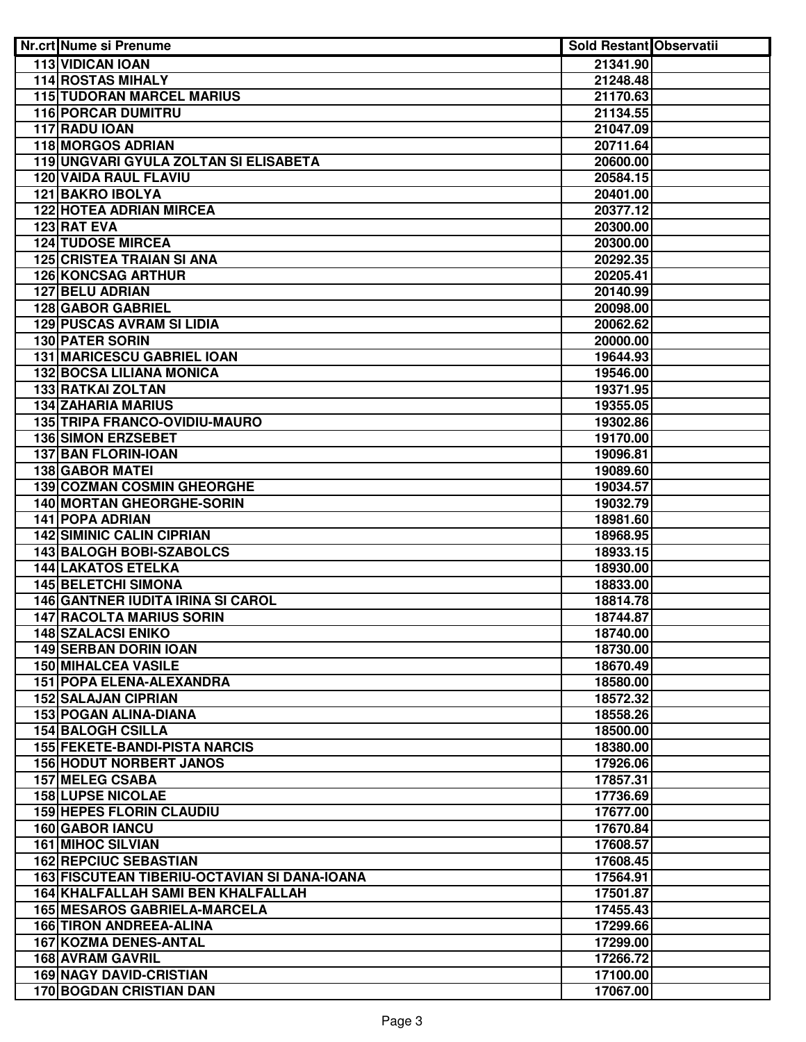| Nr.crt | Nume si Prenume | Sold Restant | Observatii |
|---|---|---|---|
| 113 | VIDICAN IOAN | 21341.90 | |
| 114 | ROSTAS MIHALY | 21248.48 | |
| 115 | TUDORAN MARCEL MARIUS | 21170.63 | |
| 116 | PORCAR DUMITRU | 21134.55 | |
| 117 | RADU IOAN | 21047.09 | |
| 118 | MORGOS ADRIAN | 20711.64 | |
| 119 | UNGVARI GYULA ZOLTAN SI ELISABETA | 20600.00 | |
| 120 | VAIDA RAUL FLAVIU | 20584.15 | |
| 121 | BAKRO IBOLYA | 20401.00 | |
| 122 | HOTEA ADRIAN MIRCEA | 20377.12 | |
| 123 | RAT EVA | 20300.00 | |
| 124 | TUDOSE MIRCEA | 20300.00 | |
| 125 | CRISTEA TRAIAN SI ANA | 20292.35 | |
| 126 | KONCSAG ARTHUR | 20205.41 | |
| 127 | BELU ADRIAN | 20140.99 | |
| 128 | GABOR GABRIEL | 20098.00 | |
| 129 | PUSCAS AVRAM SI LIDIA | 20062.62 | |
| 130 | PATER SORIN | 20000.00 | |
| 131 | MARICESCU GABRIEL IOAN | 19644.93 | |
| 132 | BOCSA LILIANA MONICA | 19546.00 | |
| 133 | RATKAI ZOLTAN | 19371.95 | |
| 134 | ZAHARIA MARIUS | 19355.05 | |
| 135 | TRIPA FRANCO-OVIDIU-MAURO | 19302.86 | |
| 136 | SIMON ERZSEBET | 19170.00 | |
| 137 | BAN FLORIN-IOAN | 19096.81 | |
| 138 | GABOR MATEI | 19089.60 | |
| 139 | COZMAN COSMIN GHEORGHE | 19034.57 | |
| 140 | MORTAN GHEORGHE-SORIN | 19032.79 | |
| 141 | POPA ADRIAN | 18981.60 | |
| 142 | SIMINIC CALIN CIPRIAN | 18968.95 | |
| 143 | BALOGH BOBI-SZABOLCS | 18933.15 | |
| 144 | LAKATOS ETELKA | 18930.00 | |
| 145 | BELETCHI SIMONA | 18833.00 | |
| 146 | GANTNER IUDITA IRINA SI CAROL | 18814.78 | |
| 147 | RACOLTA MARIUS SORIN | 18744.87 | |
| 148 | SZALACSI ENIKO | 18740.00 | |
| 149 | SERBAN DORIN IOAN | 18730.00 | |
| 150 | MIHALCEA VASILE | 18670.49 | |
| 151 | POPA ELENA-ALEXANDRA | 18580.00 | |
| 152 | SALAJAN CIPRIAN | 18572.32 | |
| 153 | POGAN ALINA-DIANA | 18558.26 | |
| 154 | BALOGH CSILLA | 18500.00 | |
| 155 | FEKETE-BANDI-PISTA NARCIS | 18380.00 | |
| 156 | HODUT NORBERT JANOS | 17926.06 | |
| 157 | MELEG CSABA | 17857.31 | |
| 158 | LUPSE NICOLAE | 17736.69 | |
| 159 | HEPES FLORIN CLAUDIU | 17677.00 | |
| 160 | GABOR IANCU | 17670.84 | |
| 161 | MIHOC SILVIAN | 17608.57 | |
| 162 | REPCIUC SEBASTIAN | 17608.45 | |
| 163 | FISCUTEAN TIBERIU-OCTAVIAN SI DANA-IOANA | 17564.91 | |
| 164 | KHALFALLAH SAMI BEN KHALFALLAH | 17501.87 | |
| 165 | MESAROS GABRIELA-MARCELA | 17455.43 | |
| 166 | TIRON ANDREEA-ALINA | 17299.66 | |
| 167 | KOZMA DENES-ANTAL | 17299.00 | |
| 168 | AVRAM GAVRIL | 17266.72 | |
| 169 | NAGY DAVID-CRISTIAN | 17100.00 | |
| 170 | BOGDAN CRISTIAN DAN | 17067.00 | |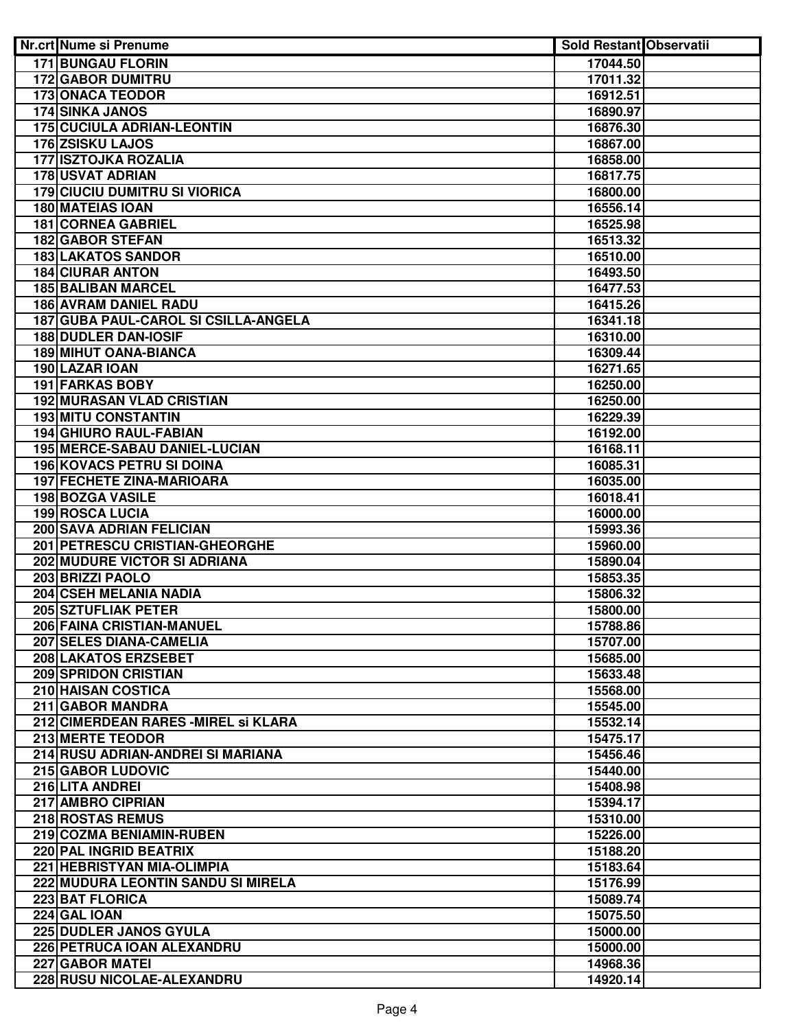| Nr.crt | Nume si Prenume | Sold Restant | Observatii |
|---|---|---|---|
| 171 | BUNGAU FLORIN | 17044.50 | |
| 172 | GABOR DUMITRU | 17011.32 | |
| 173 | ONACA TEODOR | 16912.51 | |
| 174 | SINKA JANOS | 16890.97 | |
| 175 | CUCIULA ADRIAN-LEONTIN | 16876.30 | |
| 176 | ZSISKU LAJOS | 16867.00 | |
| 177 | ISZTOJKA ROZALIA | 16858.00 | |
| 178 | USVAT ADRIAN | 16817.75 | |
| 179 | CIUCIU DUMITRU SI VIORICA | 16800.00 | |
| 180 | MATEIAS IOAN | 16556.14 | |
| 181 | CORNEA GABRIEL | 16525.98 | |
| 182 | GABOR STEFAN | 16513.32 | |
| 183 | LAKATOS SANDOR | 16510.00 | |
| 184 | CIURAR ANTON | 16493.50 | |
| 185 | BALIBAN MARCEL | 16477.53 | |
| 186 | AVRAM DANIEL RADU | 16415.26 | |
| 187 | GUBA PAUL-CAROL SI CSILLA-ANGELA | 16341.18 | |
| 188 | DUDLER DAN-IOSIF | 16310.00 | |
| 189 | MIHUT OANA-BIANCA | 16309.44 | |
| 190 | LAZAR IOAN | 16271.65 | |
| 191 | FARKAS BOBY | 16250.00 | |
| 192 | MURASAN VLAD CRISTIAN | 16250.00 | |
| 193 | MITU CONSTANTIN | 16229.39 | |
| 194 | GHIURO RAUL-FABIAN | 16192.00 | |
| 195 | MERCE-SABAU DANIEL-LUCIAN | 16168.11 | |
| 196 | KOVACS PETRU SI DOINA | 16085.31 | |
| 197 | FECHETE ZINA-MARIOARA | 16035.00 | |
| 198 | BOZGA VASILE | 16018.41 | |
| 199 | ROSCA LUCIA | 16000.00 | |
| 200 | SAVA ADRIAN FELICIAN | 15993.36 | |
| 201 | PETRESCU CRISTIAN-GHEORGHE | 15960.00 | |
| 202 | MUDURE VICTOR SI ADRIANA | 15890.04 | |
| 203 | BRIZZI PAOLO | 15853.35 | |
| 204 | CSEH MELANIA NADIA | 15806.32 | |
| 205 | SZTUFLIAK PETER | 15800.00 | |
| 206 | FAINA CRISTIAN-MANUEL | 15788.86 | |
| 207 | SELES DIANA-CAMELIA | 15707.00 | |
| 208 | LAKATOS ERZSEBET | 15685.00 | |
| 209 | SPRIDON CRISTIAN | 15633.48 | |
| 210 | HAISAN COSTICA | 15568.00 | |
| 211 | GABOR MANDRA | 15545.00 | |
| 212 | CIMERDEAN RARES -MIREL si KLARA | 15532.14 | |
| 213 | MERTE TEODOR | 15475.17 | |
| 214 | RUSU ADRIAN-ANDREI SI MARIANA | 15456.46 | |
| 215 | GABOR LUDOVIC | 15440.00 | |
| 216 | LITA ANDREI | 15408.98 | |
| 217 | AMBRO CIPRIAN | 15394.17 | |
| 218 | ROSTAS REMUS | 15310.00 | |
| 219 | COZMA BENIAMIN-RUBEN | 15226.00 | |
| 220 | PAL INGRID BEATRIX | 15188.20 | |
| 221 | HEBRISTYAN MIA-OLIMPIA | 15183.64 | |
| 222 | MUDURA LEONTIN SANDU SI MIRELA | 15176.99 | |
| 223 | BAT FLORICA | 15089.74 | |
| 224 | GAL IOAN | 15075.50 | |
| 225 | DUDLER JANOS GYULA | 15000.00 | |
| 226 | PETRUCA IOAN ALEXANDRU | 15000.00 | |
| 227 | GABOR MATEI | 14968.36 | |
| 228 | RUSU NICOLAE-ALEXANDRU | 14920.14 | |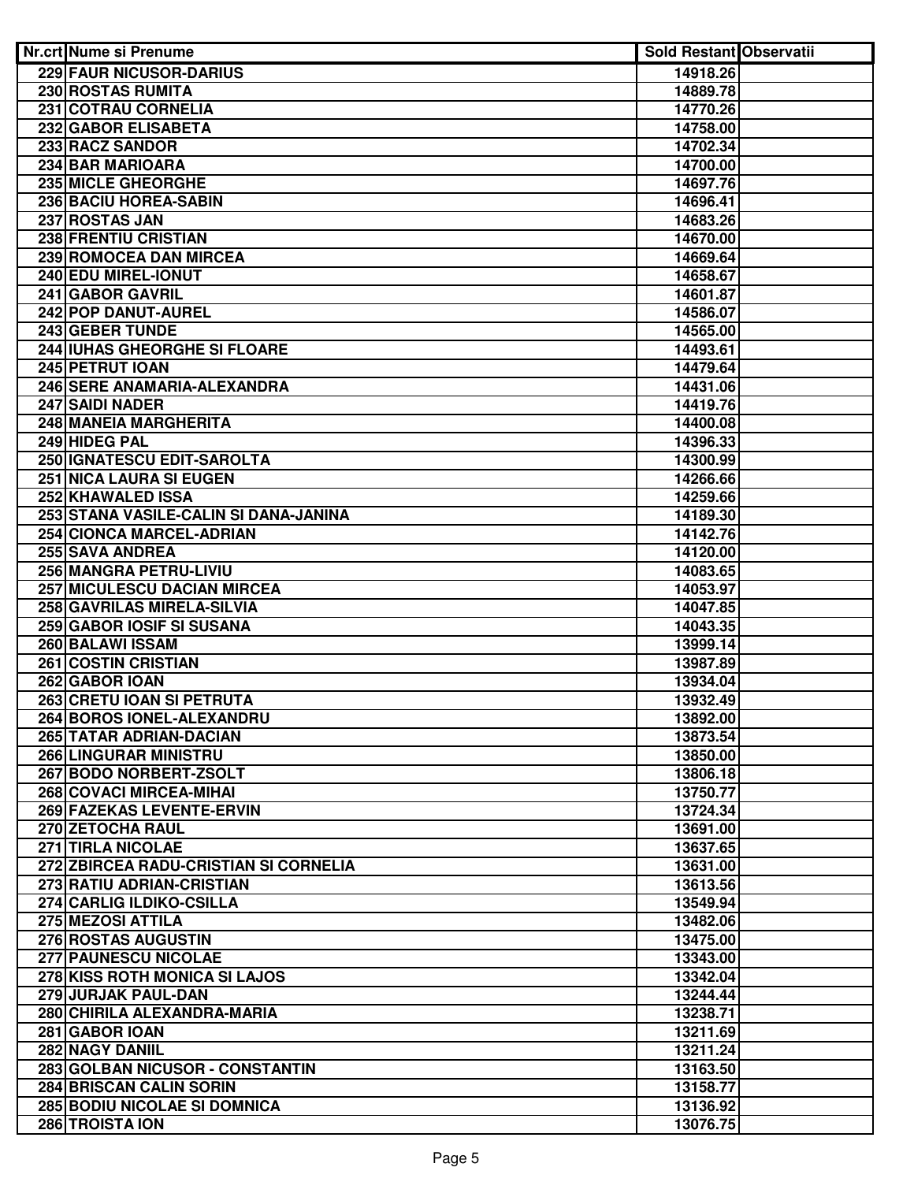| Nr.crt | Nume si Prenume | Sold Restant | Observatii |
| --- | --- | --- | --- |
| 229 | FAUR NICUSOR-DARIUS | 14918.26 | |
| 230 | ROSTAS RUMITA | 14889.78 | |
| 231 | COTRAU CORNELIA | 14770.26 | |
| 232 | GABOR ELISABETA | 14758.00 | |
| 233 | RACZ SANDOR | 14702.34 | |
| 234 | BAR MARIOARA | 14700.00 | |
| 235 | MICLE GHEORGHE | 14697.76 | |
| 236 | BACIU HOREA-SABIN | 14696.41 | |
| 237 | ROSTAS JAN | 14683.26 | |
| 238 | FRENTIU CRISTIAN | 14670.00 | |
| 239 | ROMOCEA DAN MIRCEA | 14669.64 | |
| 240 | EDU MIREL-IONUT | 14658.67 | |
| 241 | GABOR GAVRIL | 14601.87 | |
| 242 | POP DANUT-AUREL | 14586.07 | |
| 243 | GEBER TUNDE | 14565.00 | |
| 244 | IUHAS GHEORGHE SI FLOARE | 14493.61 | |
| 245 | PETRUT IOAN | 14479.64 | |
| 246 | SERE ANAMARIA-ALEXANDRA | 14431.06 | |
| 247 | SAIDI NADER | 14419.76 | |
| 248 | MANEIA MARGHERITA | 14400.08 | |
| 249 | HIDEG PAL | 14396.33 | |
| 250 | IGNATESCU EDIT-SAROLTA | 14300.99 | |
| 251 | NICA LAURA SI EUGEN | 14266.66 | |
| 252 | KHAWALED ISSA | 14259.66 | |
| 253 | STANA VASILE-CALIN SI DANA-JANINA | 14189.30 | |
| 254 | CIONCA MARCEL-ADRIAN | 14142.76 | |
| 255 | SAVA ANDREA | 14120.00 | |
| 256 | MANGRA PETRU-LIVIU | 14083.65 | |
| 257 | MICULESCU DACIAN MIRCEA | 14053.97 | |
| 258 | GAVRILAS MIRELA-SILVIA | 14047.85 | |
| 259 | GABOR IOSIF SI SUSANA | 14043.35 | |
| 260 | BALAWI ISSAM | 13999.14 | |
| 261 | COSTIN CRISTIAN | 13987.89 | |
| 262 | GABOR IOAN | 13934.04 | |
| 263 | CRETU IOAN SI PETRUTA | 13932.49 | |
| 264 | BOROS IONEL-ALEXANDRU | 13892.00 | |
| 265 | TATAR ADRIAN-DACIAN | 13873.54 | |
| 266 | LINGURAR MINISTRU | 13850.00 | |
| 267 | BODO NORBERT-ZSOLT | 13806.18 | |
| 268 | COVACI MIRCEA-MIHAI | 13750.77 | |
| 269 | FAZEKAS LEVENTE-ERVIN | 13724.34 | |
| 270 | ZETOCHA RAUL | 13691.00 | |
| 271 | TIRLA NICOLAE | 13637.65 | |
| 272 | ZBIRCEA RADU-CRISTIAN SI CORNELIA | 13631.00 | |
| 273 | RATIU ADRIAN-CRISTIAN | 13613.56 | |
| 274 | CARLIG ILDIKO-CSILLA | 13549.94 | |
| 275 | MEZOSI ATTILA | 13482.06 | |
| 276 | ROSTAS AUGUSTIN | 13475.00 | |
| 277 | PAUNESCU NICOLAE | 13343.00 | |
| 278 | KISS ROTH MONICA SI LAJOS | 13342.04 | |
| 279 | JURJAK PAUL-DAN | 13244.44 | |
| 280 | CHIRILA ALEXANDRA-MARIA | 13238.71 | |
| 281 | GABOR IOAN | 13211.69 | |
| 282 | NAGY DANIIL | 13211.24 | |
| 283 | GOLBAN NICUSOR - CONSTANTIN | 13163.50 | |
| 284 | BRISCAN CALIN SORIN | 13158.77 | |
| 285 | BODIU NICOLAE SI DOMNICA | 13136.92 | |
| 286 | TROISTA ION | 13076.75 | |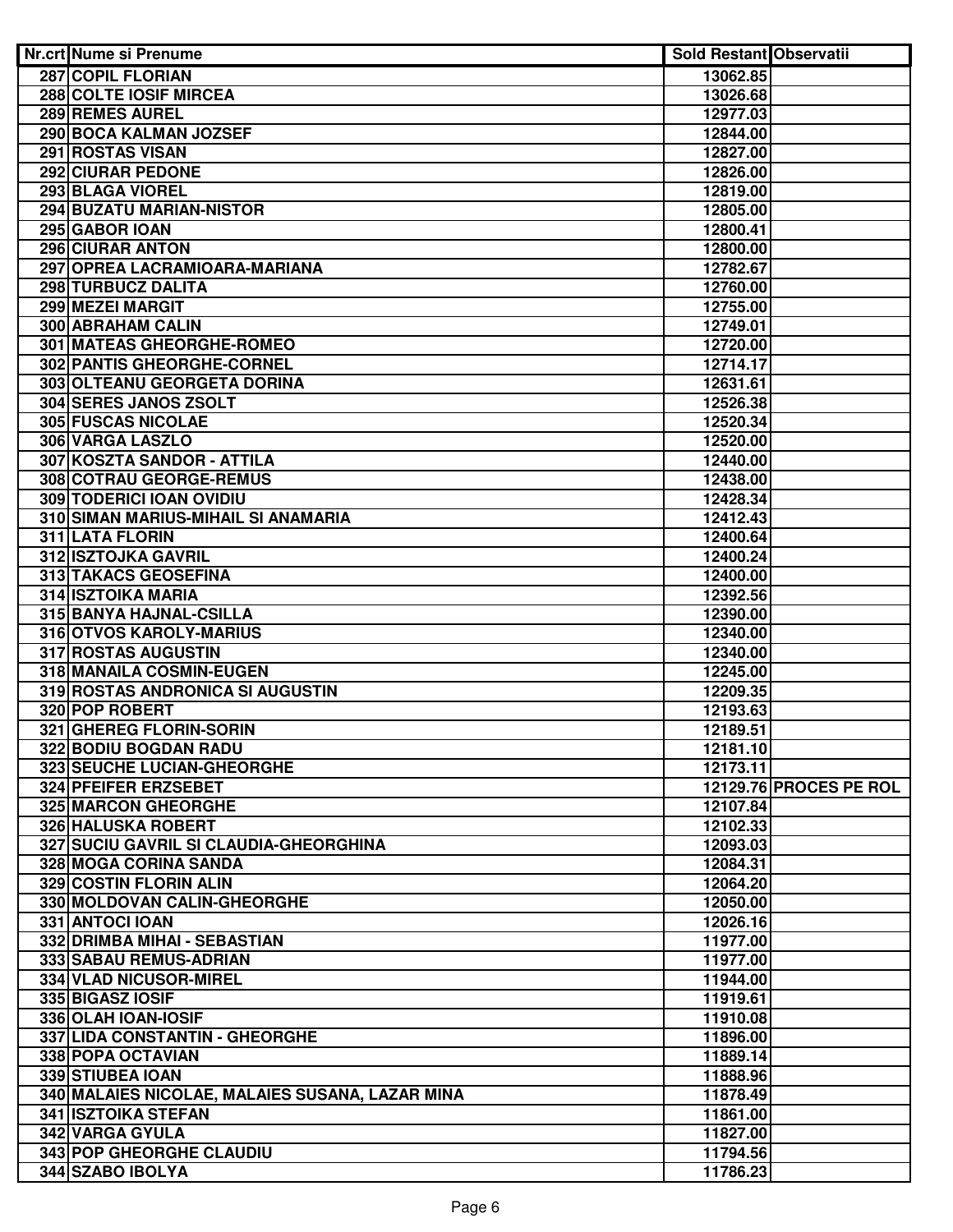| Nr.crt | Nume si Prenume | Sold Restant | Observatii |
|---|---|---|---|
| 287 | COPIL FLORIAN | 13062.85 | |
| 288 | COLTE IOSIF MIRCEA | 13026.68 | |
| 289 | REMES AUREL | 12977.03 | |
| 290 | BOCA KALMAN JOZSEF | 12844.00 | |
| 291 | ROSTAS VISAN | 12827.00 | |
| 292 | CIURAR PEDONE | 12826.00 | |
| 293 | BLAGA VIOREL | 12819.00 | |
| 294 | BUZATU MARIAN-NISTOR | 12805.00 | |
| 295 | GABOR IOAN | 12800.41 | |
| 296 | CIURAR ANTON | 12800.00 | |
| 297 | OPREA LACRAMIOARA-MARIANA | 12782.67 | |
| 298 | TURBUCZ DALITA | 12760.00 | |
| 299 | MEZEI MARGIT | 12755.00 | |
| 300 | ABRAHAM CALIN | 12749.01 | |
| 301 | MATEAS GHEORGHE-ROMEO | 12720.00 | |
| 302 | PANTIS GHEORGHE-CORNEL | 12714.17 | |
| 303 | OLTEANU GEORGETA DORINA | 12631.61 | |
| 304 | SERES JANOS ZSOLT | 12526.38 | |
| 305 | FUSCAS NICOLAE | 12520.34 | |
| 306 | VARGA LASZLO | 12520.00 | |
| 307 | KOSZTA SANDOR - ATTILA | 12440.00 | |
| 308 | COTRAU GEORGE-REMUS | 12438.00 | |
| 309 | TODERICI IOAN OVIDIU | 12428.34 | |
| 310 | SIMAN MARIUS-MIHAIL SI ANAMARIA | 12412.43 | |
| 311 | LATA FLORIN | 12400.64 | |
| 312 | ISZTOJKA GAVRIL | 12400.24 | |
| 313 | TAKACS GEOSEFINA | 12400.00 | |
| 314 | ISZTOIKA MARIA | 12392.56 | |
| 315 | BANYA HAJNAL-CSILLA | 12390.00 | |
| 316 | OTVOS KAROLY-MARIUS | 12340.00 | |
| 317 | ROSTAS AUGUSTIN | 12340.00 | |
| 318 | MANAILA COSMIN-EUGEN | 12245.00 | |
| 319 | ROSTAS ANDRONICA SI AUGUSTIN | 12209.35 | |
| 320 | POP ROBERT | 12193.63 | |
| 321 | GHEREG FLORIN-SORIN | 12189.51 | |
| 322 | BODIU BOGDAN RADU | 12181.10 | |
| 323 | SEUCHE LUCIAN-GHEORGHE | 12173.11 | |
| 324 | PFEIFER ERZSEBET | 12129.76 | PROCES PE ROL |
| 325 | MARCON GHEORGHE | 12107.84 | |
| 326 | HALUSKA ROBERT | 12102.33 | |
| 327 | SUCIU GAVRIL SI CLAUDIA-GHEORGHINA | 12093.03 | |
| 328 | MOGA CORINA SANDA | 12084.31 | |
| 329 | COSTIN FLORIN ALIN | 12064.20 | |
| 330 | MOLDOVAN CALIN-GHEORGHE | 12050.00 | |
| 331 | ANTOCI IOAN | 12026.16 | |
| 332 | DRIMBA MIHAI - SEBASTIAN | 11977.00 | |
| 333 | SABAU REMUS-ADRIAN | 11977.00 | |
| 334 | VLAD NICUSOR-MIREL | 11944.00 | |
| 335 | BIGASZ IOSIF | 11919.61 | |
| 336 | OLAH IOAN-IOSIF | 11910.08 | |
| 337 | LIDA CONSTANTIN - GHEORGHE | 11896.00 | |
| 338 | POPA OCTAVIAN | 11889.14 | |
| 339 | STIUBEA IOAN | 11888.96 | |
| 340 | MALAIES NICOLAE, MALAIES SUSANA, LAZAR MINA | 11878.49 | |
| 341 | ISZTOIKA STEFAN | 11861.00 | |
| 342 | VARGA GYULA | 11827.00 | |
| 343 | POP GHEORGHE CLAUDIU | 11794.56 | |
| 344 | SZABO IBOLYA | 11786.23 | |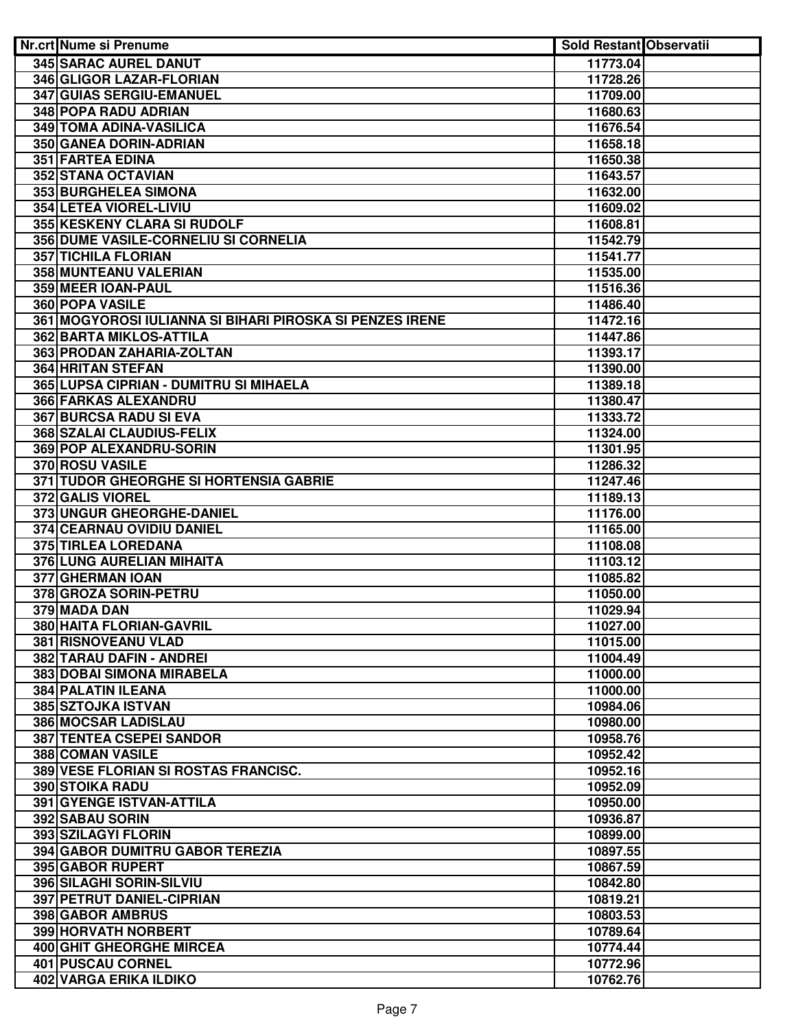| Nr.crt | Nume si Prenume | Sold Restant | Observatii |
|---|---|---|---|
| 345 | SARAC AUREL DANUT | 11773.04 | |
| 346 | GLIGOR LAZAR-FLORIAN | 11728.26 | |
| 347 | GUIAS SERGIU-EMANUEL | 11709.00 | |
| 348 | POPA RADU ADRIAN | 11680.63 | |
| 349 | TOMA ADINA-VASILICA | 11676.54 | |
| 350 | GANEA DORIN-ADRIAN | 11658.18 | |
| 351 | FARTEA EDINA | 11650.38 | |
| 352 | STANA OCTAVIAN | 11643.57 | |
| 353 | BURGHELEA SIMONA | 11632.00 | |
| 354 | LETEA VIOREL-LIVIU | 11609.02 | |
| 355 | KESKENY CLARA SI RUDOLF | 11608.81 | |
| 356 | DUME VASILE-CORNELIU SI CORNELIA | 11542.79 | |
| 357 | TICHILA FLORIAN | 11541.77 | |
| 358 | MUNTEANU VALERIAN | 11535.00 | |
| 359 | MEER IOAN-PAUL | 11516.36 | |
| 360 | POPA VASILE | 11486.40 | |
| 361 | MOGYOROSI IULIANNA SI BIHARI PIROSKA SI PENZES IRENE | 11472.16 | |
| 362 | BARTA MIKLOS-ATTILA | 11447.86 | |
| 363 | PRODAN ZAHARIA-ZOLTAN | 11393.17 | |
| 364 | HRITAN STEFAN | 11390.00 | |
| 365 | LUPSA CIPRIAN - DUMITRU SI MIHAELA | 11389.18 | |
| 366 | FARKAS ALEXANDRU | 11380.47 | |
| 367 | BURCSA RADU SI EVA | 11333.72 | |
| 368 | SZALAI CLAUDIUS-FELIX | 11324.00 | |
| 369 | POP ALEXANDRU-SORIN | 11301.95 | |
| 370 | ROSU VASILE | 11286.32 | |
| 371 | TUDOR GHEORGHE SI HORTENSIA GABRIE | 11247.46 | |
| 372 | GALIS VIOREL | 11189.13 | |
| 373 | UNGUR GHEORGHE-DANIEL | 11176.00 | |
| 374 | CEARNAU OVIDIU DANIEL | 11165.00 | |
| 375 | TIRLEA LOREDANA | 11108.08 | |
| 376 | LUNG AURELIAN MIHAITA | 11103.12 | |
| 377 | GHERMAN IOAN | 11085.82 | |
| 378 | GROZA SORIN-PETRU | 11050.00 | |
| 379 | MADA DAN | 11029.94 | |
| 380 | HAITA FLORIAN-GAVRIL | 11027.00 | |
| 381 | RISNOVEANU VLAD | 11015.00 | |
| 382 | TARAU DAFIN - ANDREI | 11004.49 | |
| 383 | DOBAI SIMONA MIRABELA | 11000.00 | |
| 384 | PALATIN ILEANA | 11000.00 | |
| 385 | SZTOJKA ISTVAN | 10984.06 | |
| 386 | MOCSAR LADISLAU | 10980.00 | |
| 387 | TENTEA CSEPEI SANDOR | 10958.76 | |
| 388 | COMAN VASILE | 10952.42 | |
| 389 | VESE FLORIAN SI ROSTAS FRANCISC. | 10952.16 | |
| 390 | STOIKA RADU | 10952.09 | |
| 391 | GYENGE ISTVAN-ATTILA | 10950.00 | |
| 392 | SABAU SORIN | 10936.87 | |
| 393 | SZILAGYI FLORIN | 10899.00 | |
| 394 | GABOR DUMITRU GABOR TEREZIA | 10897.55 | |
| 395 | GABOR RUPERT | 10867.59 | |
| 396 | SILAGHI SORIN-SILVIU | 10842.80 | |
| 397 | PETRUT DANIEL-CIPRIAN | 10819.21 | |
| 398 | GABOR AMBRUS | 10803.53 | |
| 399 | HORVATH NORBERT | 10789.64 | |
| 400 | GHIT GHEORGHE MIRCEA | 10774.44 | |
| 401 | PUSCAU CORNEL | 10772.96 | |
| 402 | VARGA ERIKA ILDIKO | 10762.76 | |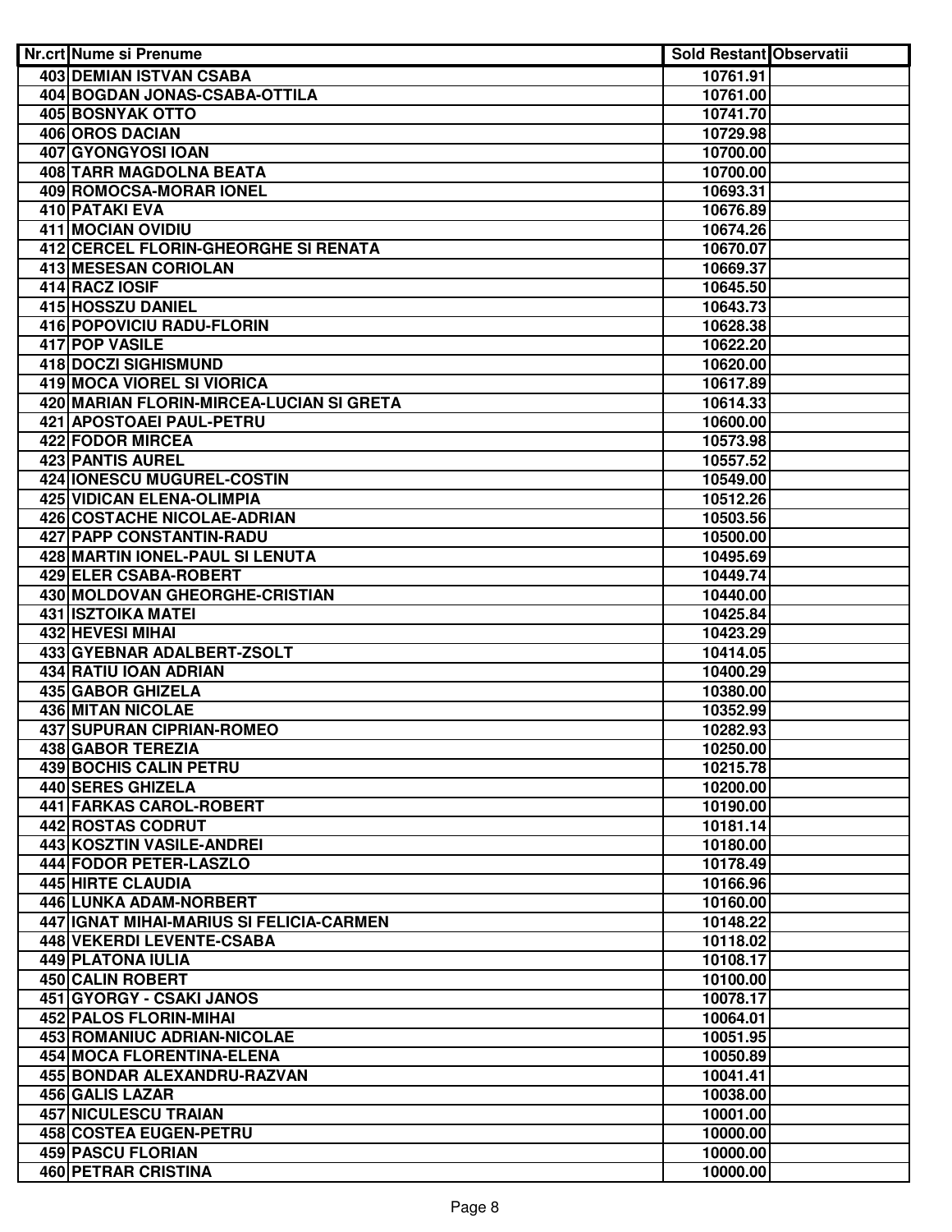| Nr.crt | Nume si Prenume | Sold Restant | Observatii |
|---|---|---|---|
| 403 | DEMIAN ISTVAN CSABA | 10761.91 | |
| 404 | BOGDAN JONAS-CSABA-OTTILA | 10761.00 | |
| 405 | BOSNYAK OTTO | 10741.70 | |
| 406 | OROS DACIAN | 10729.98 | |
| 407 | GYONGYOSI IOAN | 10700.00 | |
| 408 | TARR MAGDOLNA BEATA | 10700.00 | |
| 409 | ROMOCSA-MORAR IONEL | 10693.31 | |
| 410 | PATAKI EVA | 10676.89 | |
| 411 | MOCIAN OVIDIU | 10674.26 | |
| 412 | CERCEL FLORIN-GHEORGHE SI RENATA | 10670.07 | |
| 413 | MESESAN CORIOLAN | 10669.37 | |
| 414 | RACZ IOSIF | 10645.50 | |
| 415 | HOSSZU DANIEL | 10643.73 | |
| 416 | POPOVICIU RADU-FLORIN | 10628.38 | |
| 417 | POP VASILE | 10622.20 | |
| 418 | DOCZI SIGHISMUND | 10620.00 | |
| 419 | MOCA VIOREL SI VIORICA | 10617.89 | |
| 420 | MARIAN FLORIN-MIRCEA-LUCIAN SI GRETA | 10614.33 | |
| 421 | APOSTOAEI PAUL-PETRU | 10600.00 | |
| 422 | FODOR MIRCEA | 10573.98 | |
| 423 | PANTIS AUREL | 10557.52 | |
| 424 | IONESCU MUGUREL-COSTIN | 10549.00 | |
| 425 | VIDICAN ELENA-OLIMPIA | 10512.26 | |
| 426 | COSTACHE NICOLAE-ADRIAN | 10503.56 | |
| 427 | PAPP CONSTANTIN-RADU | 10500.00 | |
| 428 | MARTIN IONEL-PAUL SI LENUTA | 10495.69 | |
| 429 | ELER CSABA-ROBERT | 10449.74 | |
| 430 | MOLDOVAN GHEORGHE-CRISTIAN | 10440.00 | |
| 431 | ISZTOIKA MATEI | 10425.84 | |
| 432 | HEVESI MIHAI | 10423.29 | |
| 433 | GYEBNAR ADALBERT-ZSOLT | 10414.05 | |
| 434 | RATIU IOAN ADRIAN | 10400.29 | |
| 435 | GABOR GHIZELA | 10380.00 | |
| 436 | MITAN NICOLAE | 10352.99 | |
| 437 | SUPURAN CIPRIAN-ROMEO | 10282.93 | |
| 438 | GABOR TEREZIA | 10250.00 | |
| 439 | BOCHIS CALIN PETRU | 10215.78 | |
| 440 | SERES GHIZELA | 10200.00 | |
| 441 | FARKAS CAROL-ROBERT | 10190.00 | |
| 442 | ROSTAS CODRUT | 10181.14 | |
| 443 | KOSZTIN VASILE-ANDREI | 10180.00 | |
| 444 | FODOR PETER-LASZLO | 10178.49 | |
| 445 | HIRTE CLAUDIA | 10166.96 | |
| 446 | LUNKA ADAM-NORBERT | 10160.00 | |
| 447 | IGNAT MIHAI-MARIUS SI FELICIA-CARMEN | 10148.22 | |
| 448 | VEKERDI LEVENTE-CSABA | 10118.02 | |
| 449 | PLATONA IULIA | 10108.17 | |
| 450 | CALIN ROBERT | 10100.00 | |
| 451 | GYORGY - CSAKI JANOS | 10078.17 | |
| 452 | PALOS FLORIN-MIHAI | 10064.01 | |
| 453 | ROMANIUC ADRIAN-NICOLAE | 10051.95 | |
| 454 | MOCA FLORENTINA-ELENA | 10050.89 | |
| 455 | BONDAR ALEXANDRU-RAZVAN | 10041.41 | |
| 456 | GALIS LAZAR | 10038.00 | |
| 457 | NICULESCU TRAIAN | 10001.00 | |
| 458 | COSTEA EUGEN-PETRU | 10000.00 | |
| 459 | PASCU FLORIAN | 10000.00 | |
| 460 | PETRAR CRISTINA | 10000.00 | |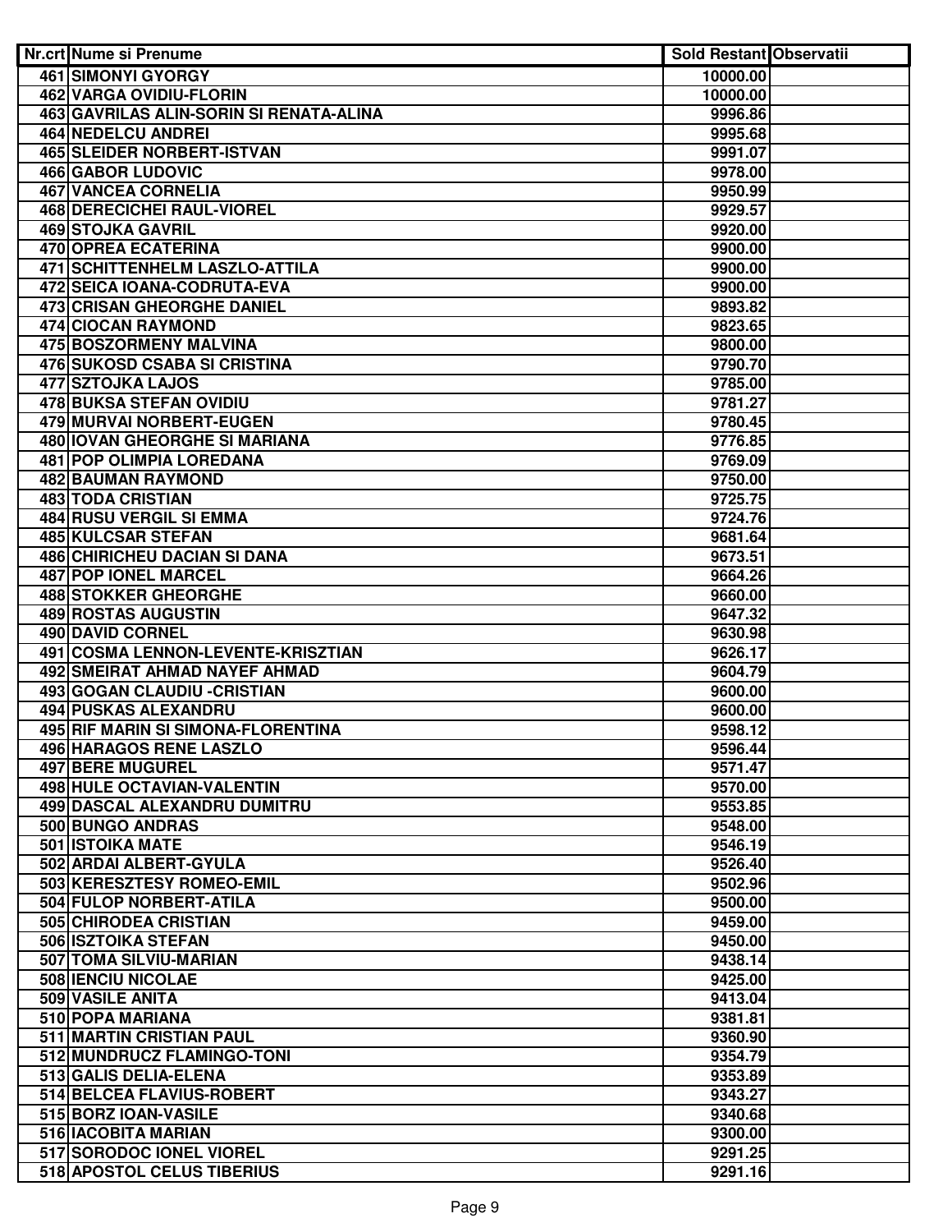| Nr.crt | Nume si Prenume | Sold Restant | Observatii |
|---|---|---|---|
| 461 | SIMONYI GYORGY | 10000.00 | |
| 462 | VARGA OVIDIU-FLORIN | 10000.00 | |
| 463 | GAVRILAS ALIN-SORIN SI RENATA-ALINA | 9996.86 | |
| 464 | NEDELCU ANDREI | 9995.68 | |
| 465 | SLEIDER NORBERT-ISTVAN | 9991.07 | |
| 466 | GABOR LUDOVIC | 9978.00 | |
| 467 | VANCEA CORNELIA | 9950.99 | |
| 468 | DERECICHEI RAUL-VIOREL | 9929.57 | |
| 469 | STOJKA GAVRIL | 9920.00 | |
| 470 | OPREA ECATERINA | 9900.00 | |
| 471 | SCHITTENHELM LASZLO-ATTILA | 9900.00 | |
| 472 | SEICA IOANA-CODRUTA-EVA | 9900.00 | |
| 473 | CRISAN GHEORGHE DANIEL | 9893.82 | |
| 474 | CIOCAN RAYMOND | 9823.65 | |
| 475 | BOSZORMENY MALVINA | 9800.00 | |
| 476 | SUKOSD CSABA SI CRISTINA | 9790.70 | |
| 477 | SZTOJKA LAJOS | 9785.00 | |
| 478 | BUKSA STEFAN OVIDIU | 9781.27 | |
| 479 | MURVAI NORBERT-EUGEN | 9780.45 | |
| 480 | IOVAN GHEORGHE SI MARIANA | 9776.85 | |
| 481 | POP OLIMPIA LOREDANA | 9769.09 | |
| 482 | BAUMAN RAYMOND | 9750.00 | |
| 483 | TODA CRISTIAN | 9725.75 | |
| 484 | RUSU VERGIL SI EMMA | 9724.76 | |
| 485 | KULCSAR STEFAN | 9681.64 | |
| 486 | CHIRICHEU DACIAN SI DANA | 9673.51 | |
| 487 | POP IONEL MARCEL | 9664.26 | |
| 488 | STOKKER GHEORGHE | 9660.00 | |
| 489 | ROSTAS AUGUSTIN | 9647.32 | |
| 490 | DAVID CORNEL | 9630.98 | |
| 491 | COSMA LENNON-LEVENTE-KRISZTIAN | 9626.17 | |
| 492 | SMEIRAT AHMAD NAYEF AHMAD | 9604.79 | |
| 493 | GOGAN CLAUDIU -CRISTIAN | 9600.00 | |
| 494 | PUSKAS ALEXANDRU | 9600.00 | |
| 495 | RIF MARIN SI SIMONA-FLORENTINA | 9598.12 | |
| 496 | HARAGOS RENE LASZLO | 9596.44 | |
| 497 | BERE MUGUREL | 9571.47 | |
| 498 | HULE OCTAVIAN-VALENTIN | 9570.00 | |
| 499 | DASCAL ALEXANDRU DUMITRU | 9553.85 | |
| 500 | BUNGO ANDRAS | 9548.00 | |
| 501 | ISTOIKA MATE | 9546.19 | |
| 502 | ARDAI ALBERT-GYULA | 9526.40 | |
| 503 | KERESZTESY ROMEO-EMIL | 9502.96 | |
| 504 | FULOP NORBERT-ATILA | 9500.00 | |
| 505 | CHIRODEA CRISTIAN | 9459.00 | |
| 506 | ISZTOIKA STEFAN | 9450.00 | |
| 507 | TOMA SILVIU-MARIAN | 9438.14 | |
| 508 | IENCIU NICOLAE | 9425.00 | |
| 509 | VASILE ANITA | 9413.04 | |
| 510 | POPA MARIANA | 9381.81 | |
| 511 | MARTIN CRISTIAN PAUL | 9360.90 | |
| 512 | MUNDRUCZ FLAMINGO-TONI | 9354.79 | |
| 513 | GALIS DELIA-ELENA | 9353.89 | |
| 514 | BELCEA FLAVIUS-ROBERT | 9343.27 | |
| 515 | BORZ IOAN-VASILE | 9340.68 | |
| 516 | IACOBITA MARIAN | 9300.00 | |
| 517 | SORODOC IONEL VIOREL | 9291.25 | |
| 518 | APOSTOL CELUS TIBERIUS | 9291.16 | |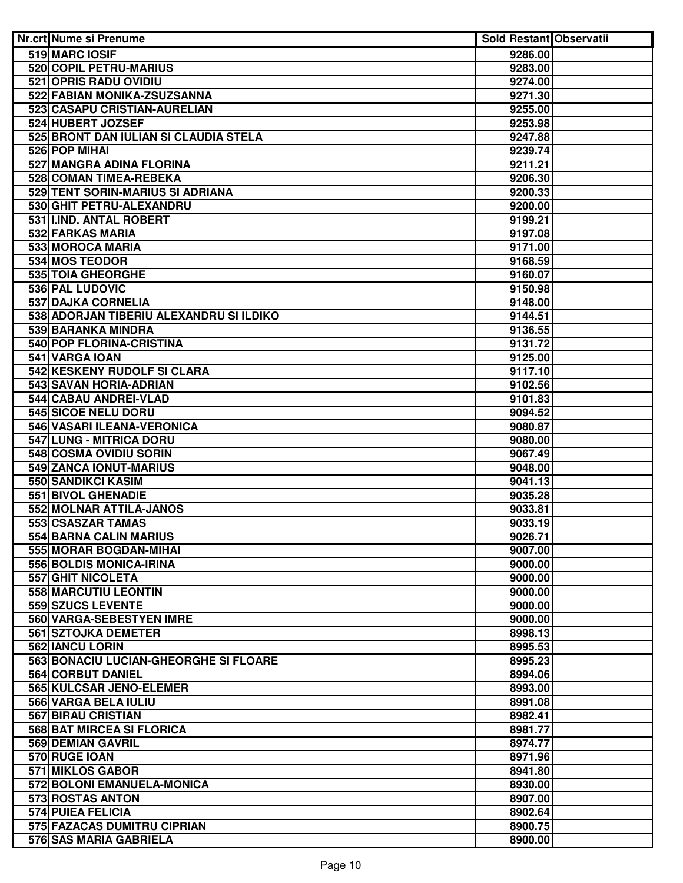| Nr.crt | Nume si Prenume | Sold Restant | Observatii |
|---|---|---|---|
| 519 | MARC IOSIF | 9286.00 | |
| 520 | COPIL PETRU-MARIUS | 9283.00 | |
| 521 | OPRIS RADU OVIDIU | 9274.00 | |
| 522 | FABIAN MONIKA-ZSUZSANNA | 9271.30 | |
| 523 | CASAPU CRISTIAN-AURELIAN | 9255.00 | |
| 524 | HUBERT JOZSEF | 9253.98 | |
| 525 | BRONT DAN IULIAN SI CLAUDIA STELA | 9247.88 | |
| 526 | POP MIHAI | 9239.74 | |
| 527 | MANGRA ADINA FLORINA | 9211.21 | |
| 528 | COMAN TIMEA-REBEKA | 9206.30 | |
| 529 | TENT SORIN-MARIUS SI ADRIANA | 9200.33 | |
| 530 | GHIT PETRU-ALEXANDRU | 9200.00 | |
| 531 | I.IND. ANTAL ROBERT | 9199.21 | |
| 532 | FARKAS MARIA | 9197.08 | |
| 533 | MOROCA MARIA | 9171.00 | |
| 534 | MOS TEODOR | 9168.59 | |
| 535 | TOIA GHEORGHE | 9160.07 | |
| 536 | PAL LUDOVIC | 9150.98 | |
| 537 | DAJKA CORNELIA | 9148.00 | |
| 538 | ADORJAN TIBERIU ALEXANDRU SI ILDIKO | 9144.51 | |
| 539 | BARANKA MINDRA | 9136.55 | |
| 540 | POP FLORINA-CRISTINA | 9131.72 | |
| 541 | VARGA IOAN | 9125.00 | |
| 542 | KESKENY RUDOLF SI CLARA | 9117.10 | |
| 543 | SAVAN HORIA-ADRIAN | 9102.56 | |
| 544 | CABAU ANDREI-VLAD | 9101.83 | |
| 545 | SICOE NELU DORU | 9094.52 | |
| 546 | VASARI ILEANA-VERONICA | 9080.87 | |
| 547 | LUNG - MITRICA DORU | 9080.00 | |
| 548 | COSMA OVIDIU SORIN | 9067.49 | |
| 549 | ZANCA IONUT-MARIUS | 9048.00 | |
| 550 | SANDIKCI KASIM | 9041.13 | |
| 551 | BIVOL GHENADIE | 9035.28 | |
| 552 | MOLNAR ATTILA-JANOS | 9033.81 | |
| 553 | CSASZAR TAMAS | 9033.19 | |
| 554 | BARNA CALIN MARIUS | 9026.71 | |
| 555 | MORAR BOGDAN-MIHAI | 9007.00 | |
| 556 | BOLDIS MONICA-IRINA | 9000.00 | |
| 557 | GHIT NICOLETA | 9000.00 | |
| 558 | MARCUTIU LEONTIN | 9000.00 | |
| 559 | SZUCS LEVENTE | 9000.00 | |
| 560 | VARGA-SEBESTYEN IMRE | 9000.00 | |
| 561 | SZTOJKA DEMETER | 8998.13 | |
| 562 | IANCU LORIN | 8995.53 | |
| 563 | BONACIU LUCIAN-GHEORGHE SI FLOARE | 8995.23 | |
| 564 | CORBUT DANIEL | 8994.06 | |
| 565 | KULCSAR JENO-ELEMER | 8993.00 | |
| 566 | VARGA BELA IULIU | 8991.08 | |
| 567 | BIRAU CRISTIAN | 8982.41 | |
| 568 | BAT MIRCEA SI FLORICA | 8981.77 | |
| 569 | DEMIAN GAVRIL | 8974.77 | |
| 570 | RUGE IOAN | 8971.96 | |
| 571 | MIKLOS GABOR | 8941.80 | |
| 572 | BOLONI EMANUELA-MONICA | 8930.00 | |
| 573 | ROSTAS ANTON | 8907.00 | |
| 574 | PUIEA FELICIA | 8902.64 | |
| 575 | FAZACAS DUMITRU CIPRIAN | 8900.75 | |
| 576 | SAS MARIA GABRIELA | 8900.00 | |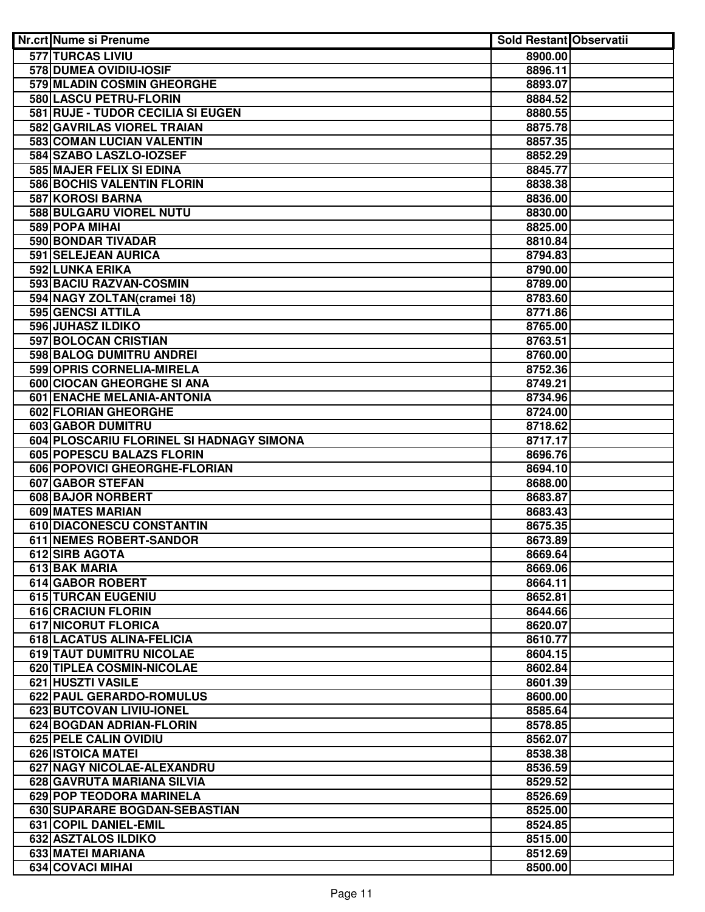| Nr.crt | Nume si Prenume | Sold Restant | Observatii |
|---|---|---|---|
| 577 | TURCAS LIVIU | 8900.00 | |
| 578 | DUMEA OVIDIU-IOSIF | 8896.11 | |
| 579 | MLADIN COSMIN GHEORGHE | 8893.07 | |
| 580 | LASCU PETRU-FLORIN | 8884.52 | |
| 581 | RUJE - TUDOR CECILIA SI EUGEN | 8880.55 | |
| 582 | GAVRILAS VIOREL TRAIAN | 8875.78 | |
| 583 | COMAN LUCIAN VALENTIN | 8857.35 | |
| 584 | SZABO LASZLO-IOZSEF | 8852.29 | |
| 585 | MAJER FELIX SI EDINA | 8845.77 | |
| 586 | BOCHIS VALENTIN FLORIN | 8838.38 | |
| 587 | KOROSI BARNA | 8836.00 | |
| 588 | BULGARU VIOREL NUTU | 8830.00 | |
| 589 | POPA MIHAI | 8825.00 | |
| 590 | BONDAR TIVADAR | 8810.84 | |
| 591 | SELEJEAN AURICA | 8794.83 | |
| 592 | LUNKA ERIKA | 8790.00 | |
| 593 | BACIU RAZVAN-COSMIN | 8789.00 | |
| 594 | NAGY ZOLTAN(cramei 18) | 8783.60 | |
| 595 | GENCSI ATTILA | 8771.86 | |
| 596 | JUHASZ ILDIKO | 8765.00 | |
| 597 | BOLOCAN CRISTIAN | 8763.51 | |
| 598 | BALOG DUMITRU ANDREI | 8760.00 | |
| 599 | OPRIS CORNELIA-MIRELA | 8752.36 | |
| 600 | CIOCAN GHEORGHE SI ANA | 8749.21 | |
| 601 | ENACHE MELANIA-ANTONIA | 8734.96 | |
| 602 | FLORIAN GHEORGHE | 8724.00 | |
| 603 | GABOR DUMITRU | 8718.62 | |
| 604 | PLOSCARIU FLORINEL SI HADNAGY SIMONA | 8717.17 | |
| 605 | POPESCU BALAZS FLORIN | 8696.76 | |
| 606 | POPOVICI GHEORGHE-FLORIAN | 8694.10 | |
| 607 | GABOR STEFAN | 8688.00 | |
| 608 | BAJOR NORBERT | 8683.87 | |
| 609 | MATES MARIAN | 8683.43 | |
| 610 | DIACONESCU CONSTANTIN | 8675.35 | |
| 611 | NEMES ROBERT-SANDOR | 8673.89 | |
| 612 | SIRB AGOTA | 8669.64 | |
| 613 | BAK MARIA | 8669.06 | |
| 614 | GABOR ROBERT | 8664.11 | |
| 615 | TURCAN EUGENIU | 8652.81 | |
| 616 | CRACIUN FLORIN | 8644.66 | |
| 617 | NICORUT FLORICA | 8620.07 | |
| 618 | LACATUS ALINA-FELICIA | 8610.77 | |
| 619 | TAUT DUMITRU NICOLAE | 8604.15 | |
| 620 | TIPLEA COSMIN-NICOLAE | 8602.84 | |
| 621 | HUSZTI VASILE | 8601.39 | |
| 622 | PAUL GERARDO-ROMULUS | 8600.00 | |
| 623 | BUTCOVAN LIVIU-IONEL | 8585.64 | |
| 624 | BOGDAN ADRIAN-FLORIN | 8578.85 | |
| 625 | PELE CALIN OVIDIU | 8562.07 | |
| 626 | ISTOICA MATEI | 8538.38 | |
| 627 | NAGY NICOLAE-ALEXANDRU | 8536.59 | |
| 628 | GAVRUTA MARIANA SILVIA | 8529.52 | |
| 629 | POP TEODORA MARINELA | 8526.69 | |
| 630 | SUPARARE BOGDAN-SEBASTIAN | 8525.00 | |
| 631 | COPIL DANIEL-EMIL | 8524.85 | |
| 632 | ASZTALOS ILDIKO | 8515.00 | |
| 633 | MATEI MARIANA | 8512.69 | |
| 634 | COVACI MIHAI | 8500.00 | |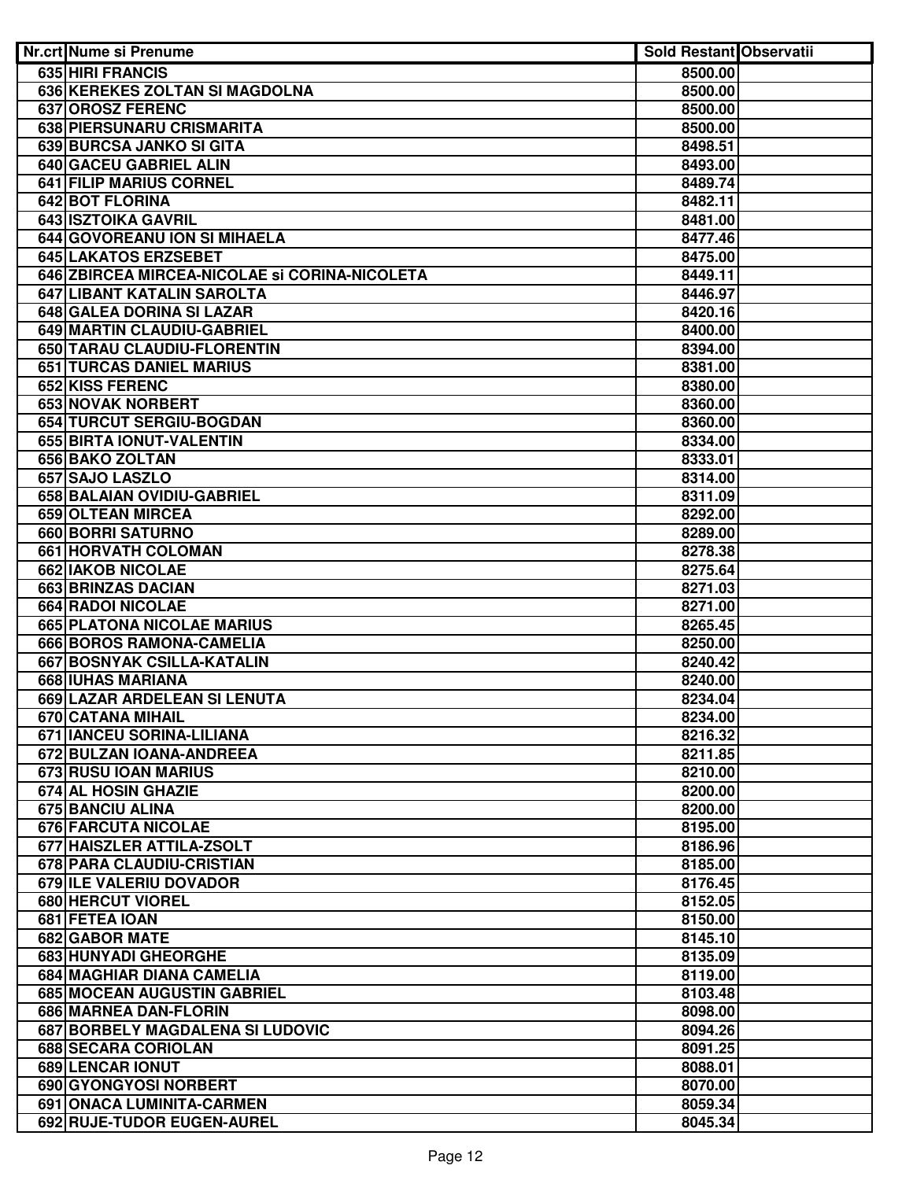| Nr.crt | Nume si Prenume | Sold Restant | Observatii |
|---|---|---|---|
| 635 | HIRI FRANCIS | 8500.00 | |
| 636 | KEREKES ZOLTAN SI MAGDOLNA | 8500.00 | |
| 637 | OROSZ FERENC | 8500.00 | |
| 638 | PIERSUNARU CRISMARITA | 8500.00 | |
| 639 | BURCSA JANKO SI GITA | 8498.51 | |
| 640 | GACEU GABRIEL ALIN | 8493.00 | |
| 641 | FILIP MARIUS CORNEL | 8489.74 | |
| 642 | BOT FLORINA | 8482.11 | |
| 643 | ISZTOIKA GAVRIL | 8481.00 | |
| 644 | GOVOREANU ION SI MIHAELA | 8477.46 | |
| 645 | LAKATOS ERZSEBET | 8475.00 | |
| 646 | ZBIRCEA MIRCEA-NICOLAE si CORINA-NICOLETA | 8449.11 | |
| 647 | LIBANT KATALIN SAROLTA | 8446.97 | |
| 648 | GALEA DORINA SI LAZAR | 8420.16 | |
| 649 | MARTIN CLAUDIU-GABRIEL | 8400.00 | |
| 650 | TARAU CLAUDIU-FLORENTIN | 8394.00 | |
| 651 | TURCAS DANIEL MARIUS | 8381.00 | |
| 652 | KISS FERENC | 8380.00 | |
| 653 | NOVAK NORBERT | 8360.00 | |
| 654 | TURCUT SERGIU-BOGDAN | 8360.00 | |
| 655 | BIRTA IONUT-VALENTIN | 8334.00 | |
| 656 | BAKO ZOLTAN | 8333.01 | |
| 657 | SAJO LASZLO | 8314.00 | |
| 658 | BALAIAN OVIDIU-GABRIEL | 8311.09 | |
| 659 | OLTEAN MIRCEA | 8292.00 | |
| 660 | BORRI SATURNO | 8289.00 | |
| 661 | HORVATH COLOMAN | 8278.38 | |
| 662 | IAKOB NICOLAE | 8275.64 | |
| 663 | BRINZAS DACIAN | 8271.03 | |
| 664 | RADOI NICOLAE | 8271.00 | |
| 665 | PLATONA NICOLAE MARIUS | 8265.45 | |
| 666 | BOROS RAMONA-CAMELIA | 8250.00 | |
| 667 | BOSNYAK CSILLA-KATALIN | 8240.42 | |
| 668 | IUHAS MARIANA | 8240.00 | |
| 669 | LAZAR ARDELEAN SI LENUTA | 8234.04 | |
| 670 | CATANA MIHAIL | 8234.00 | |
| 671 | IANCEU SORINA-LILIANA | 8216.32 | |
| 672 | BULZAN IOANA-ANDREEA | 8211.85 | |
| 673 | RUSU IOAN MARIUS | 8210.00 | |
| 674 | AL HOSIN GHAZIE | 8200.00 | |
| 675 | BANCIU ALINA | 8200.00 | |
| 676 | FARCUTA NICOLAE | 8195.00 | |
| 677 | HAISZLER ATTILA-ZSOLT | 8186.96 | |
| 678 | PARA CLAUDIU-CRISTIAN | 8185.00 | |
| 679 | ILE VALERIU DOVADOR | 8176.45 | |
| 680 | HERCUT VIOREL | 8152.05 | |
| 681 | FETEA IOAN | 8150.00 | |
| 682 | GABOR MATE | 8145.10 | |
| 683 | HUNYADI GHEORGHE | 8135.09 | |
| 684 | MAGHIAR DIANA CAMELIA | 8119.00 | |
| 685 | MOCEAN AUGUSTIN GABRIEL | 8103.48 | |
| 686 | MARNEA DAN-FLORIN | 8098.00 | |
| 687 | BORBELY MAGDALENA SI LUDOVIC | 8094.26 | |
| 688 | SECARA CORIOLAN | 8091.25 | |
| 689 | LENCAR IONUT | 8088.01 | |
| 690 | GYONGYOSI NORBERT | 8070.00 | |
| 691 | ONACA LUMINITA-CARMEN | 8059.34 | |
| 692 | RUJE-TUDOR EUGEN-AUREL | 8045.34 | |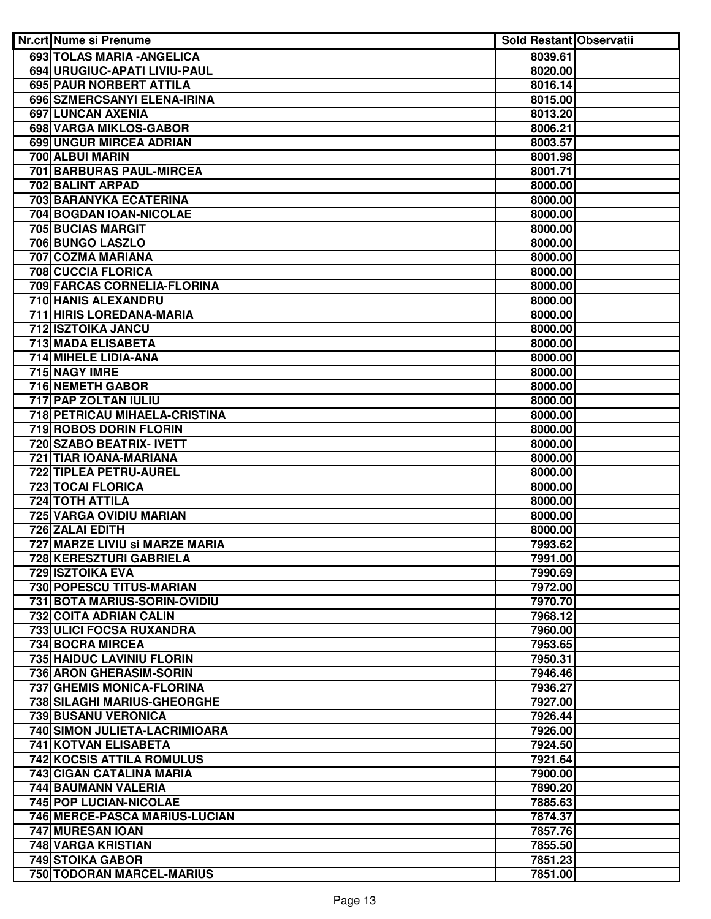| Nr.crt | Nume si Prenume | Sold Restant | Observatii |
|---|---|---|---|
| 693 | TOLAS MARIA -ANGELICA | 8039.61 | |
| 694 | URUGIUC-APATI LIVIU-PAUL | 8020.00 | |
| 695 | PAUR NORBERT ATTILA | 8016.14 | |
| 696 | SZMERCSANYI ELENA-IRINA | 8015.00 | |
| 697 | LUNCAN AXENIA | 8013.20 | |
| 698 | VARGA MIKLOS-GABOR | 8006.21 | |
| 699 | UNGUR MIRCEA ADRIAN | 8003.57 | |
| 700 | ALBUI MARIN | 8001.98 | |
| 701 | BARBURAS PAUL-MIRCEA | 8001.71 | |
| 702 | BALINT ARPAD | 8000.00 | |
| 703 | BARANYKA ECATERINA | 8000.00 | |
| 704 | BOGDAN IOAN-NICOLAE | 8000.00 | |
| 705 | BUCIAS MARGIT | 8000.00 | |
| 706 | BUNGO LASZLO | 8000.00 | |
| 707 | COZMA MARIANA | 8000.00 | |
| 708 | CUCCIA FLORICA | 8000.00 | |
| 709 | FARCAS CORNELIA-FLORINA | 8000.00 | |
| 710 | HANIS ALEXANDRU | 8000.00 | |
| 711 | HIRIS LOREDANA-MARIA | 8000.00 | |
| 712 | ISZTOIKA JANCU | 8000.00 | |
| 713 | MADA ELISABETA | 8000.00 | |
| 714 | MIHELE LIDIA-ANA | 8000.00 | |
| 715 | NAGY IMRE | 8000.00 | |
| 716 | NEMETH GABOR | 8000.00 | |
| 717 | PAP ZOLTAN IULIU | 8000.00 | |
| 718 | PETRICAU MIHAELA-CRISTINA | 8000.00 | |
| 719 | ROBOS DORIN FLORIN | 8000.00 | |
| 720 | SZABO BEATRIX- IVETT | 8000.00 | |
| 721 | TIAR IOANA-MARIANA | 8000.00 | |
| 722 | TIPLEA PETRU-AUREL | 8000.00 | |
| 723 | TOCAI FLORICA | 8000.00 | |
| 724 | TOTH ATTILA | 8000.00 | |
| 725 | VARGA OVIDIU MARIAN | 8000.00 | |
| 726 | ZALAI EDITH | 8000.00 | |
| 727 | MARZE LIVIU si MARZE MARIA | 7993.62 | |
| 728 | KERESZTURI GABRIELA | 7991.00 | |
| 729 | ISZTOIKA EVA | 7990.69 | |
| 730 | POPESCU TITUS-MARIAN | 7972.00 | |
| 731 | BOTA MARIUS-SORIN-OVIDIU | 7970.70 | |
| 732 | COITA ADRIAN CALIN | 7968.12 | |
| 733 | ULICI FOCSA RUXANDRA | 7960.00 | |
| 734 | BOCRA MIRCEA | 7953.65 | |
| 735 | HAIDUC LAVINIU FLORIN | 7950.31 | |
| 736 | ARON GHERASIM-SORIN | 7946.46 | |
| 737 | GHEMIS MONICA-FLORINA | 7936.27 | |
| 738 | SILAGHI MARIUS-GHEORGHE | 7927.00 | |
| 739 | BUSANU VERONICA | 7926.44 | |
| 740 | SIMON JULIETA-LACRIMIOARA | 7926.00 | |
| 741 | KOTVAN ELISABETA | 7924.50 | |
| 742 | KOCSIS ATTILA ROMULUS | 7921.64 | |
| 743 | CIGAN CATALINA MARIA | 7900.00 | |
| 744 | BAUMANN VALERIA | 7890.20 | |
| 745 | POP LUCIAN-NICOLAE | 7885.63 | |
| 746 | MERCE-PASCA MARIUS-LUCIAN | 7874.37 | |
| 747 | MURESAN IOAN | 7857.76 | |
| 748 | VARGA KRISTIAN | 7855.50 | |
| 749 | STOIKA GABOR | 7851.23 | |
| 750 | TODORAN MARCEL-MARIUS | 7851.00 | |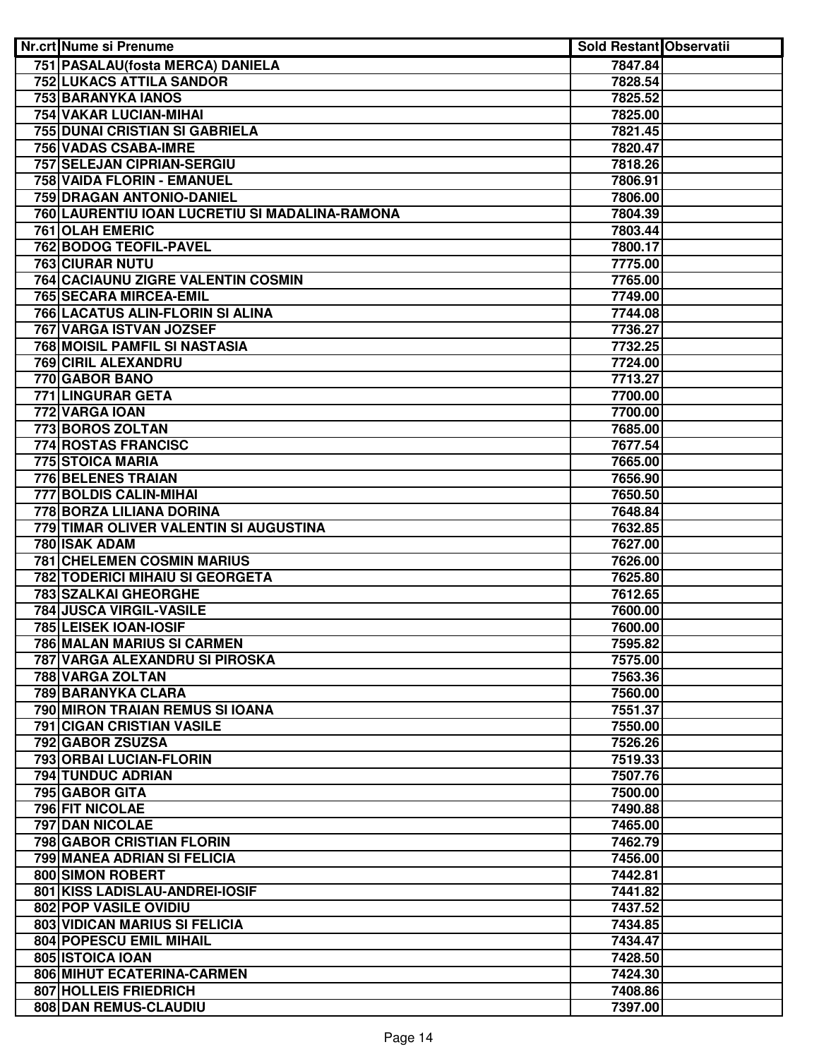| Nr.crt | Nume si Prenume | Sold Restant | Observatii |
|---|---|---|---|
| 751 | PASALAU(fosta MERCA) DANIELA | 7847.84 | |
| 752 | LUKACS ATTILA SANDOR | 7828.54 | |
| 753 | BARANYKA IANOS | 7825.52 | |
| 754 | VAKAR LUCIAN-MIHAI | 7825.00 | |
| 755 | DUNAI CRISTIAN SI GABRIELA | 7821.45 | |
| 756 | VADAS CSABA-IMRE | 7820.47 | |
| 757 | SELEJAN CIPRIAN-SERGIU | 7818.26 | |
| 758 | VAIDA FLORIN - EMANUEL | 7806.91 | |
| 759 | DRAGAN ANTONIO-DANIEL | 7806.00 | |
| 760 | LAURENTIU IOAN LUCRETIU SI MADALINA-RAMONA | 7804.39 | |
| 761 | OLAH EMERIC | 7803.44 | |
| 762 | BODOG TEOFIL-PAVEL | 7800.17 | |
| 763 | CIURAR NUTU | 7775.00 | |
| 764 | CACIAUNU ZIGRE VALENTIN COSMIN | 7765.00 | |
| 765 | SECARA MIRCEA-EMIL | 7749.00 | |
| 766 | LACATUS ALIN-FLORIN SI ALINA | 7744.08 | |
| 767 | VARGA ISTVAN JOZSEF | 7736.27 | |
| 768 | MOISIL PAMFIL SI NASTASIA | 7732.25 | |
| 769 | CIRIL ALEXANDRU | 7724.00 | |
| 770 | GABOR BANO | 7713.27 | |
| 771 | LINGURAR GETA | 7700.00 | |
| 772 | VARGA IOAN | 7700.00 | |
| 773 | BOROS ZOLTAN | 7685.00 | |
| 774 | ROSTAS FRANCISC | 7677.54 | |
| 775 | STOICA MARIA | 7665.00 | |
| 776 | BELENES TRAIAN | 7656.90 | |
| 777 | BOLDIS CALIN-MIHAI | 7650.50 | |
| 778 | BORZA LILIANA DORINA | 7648.84 | |
| 779 | TIMAR OLIVER VALENTIN SI AUGUSTINA | 7632.85 | |
| 780 | ISAK ADAM | 7627.00 | |
| 781 | CHELEMEN COSMIN MARIUS | 7626.00 | |
| 782 | TODERICI MIHAIU SI GEORGETA | 7625.80 | |
| 783 | SZALKAI GHEORGHE | 7612.65 | |
| 784 | JUSCA VIRGIL-VASILE | 7600.00 | |
| 785 | LEISEK IOAN-IOSIF | 7600.00 | |
| 786 | MALAN MARIUS SI CARMEN | 7595.82 | |
| 787 | VARGA ALEXANDRU SI PIROSKA | 7575.00 | |
| 788 | VARGA ZOLTAN | 7563.36 | |
| 789 | BARANYKA CLARA | 7560.00 | |
| 790 | MIRON TRAIAN REMUS SI IOANA | 7551.37 | |
| 791 | CIGAN CRISTIAN VASILE | 7550.00 | |
| 792 | GABOR ZSUZSA | 7526.26 | |
| 793 | ORBAI LUCIAN-FLORIN | 7519.33 | |
| 794 | TUNDUC ADRIAN | 7507.76 | |
| 795 | GABOR GITA | 7500.00 | |
| 796 | FIT NICOLAE | 7490.88 | |
| 797 | DAN NICOLAE | 7465.00 | |
| 798 | GABOR CRISTIAN FLORIN | 7462.79 | |
| 799 | MANEA ADRIAN SI FELICIA | 7456.00 | |
| 800 | SIMON ROBERT | 7442.81 | |
| 801 | KISS LADISLAU-ANDREI-IOSIF | 7441.82 | |
| 802 | POP VASILE OVIDIU | 7437.52 | |
| 803 | VIDICAN MARIUS SI FELICIA | 7434.85 | |
| 804 | POPESCU EMIL MIHAIL | 7434.47 | |
| 805 | ISTOICA IOAN | 7428.50 | |
| 806 | MIHUT ECATERINA-CARMEN | 7424.30 | |
| 807 | HOLLEIS FRIEDRICH | 7408.86 | |
| 808 | DAN REMUS-CLAUDIU | 7397.00 | |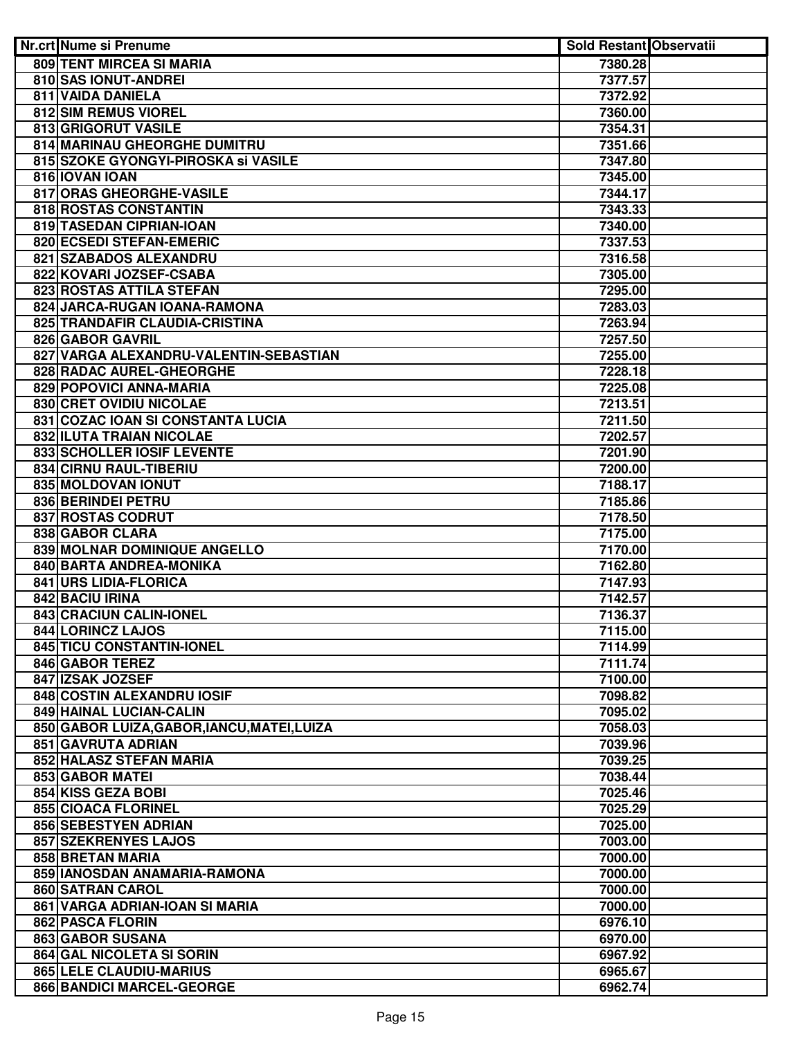| Nr.crt | Nume si Prenume | Sold Restant | Observatii |
|---|---|---|---|
| 809 | TENT MIRCEA SI MARIA | 7380.28 | |
| 810 | SAS IONUT-ANDREI | 7377.57 | |
| 811 | VAIDA DANIELA | 7372.92 | |
| 812 | SIM REMUS VIOREL | 7360.00 | |
| 813 | GRIGORUT VASILE | 7354.31 | |
| 814 | MARINAU GHEORGHE DUMITRU | 7351.66 | |
| 815 | SZOKE GYONGYI-PIROSKA si VASILE | 7347.80 | |
| 816 | IOVAN IOAN | 7345.00 | |
| 817 | ORAS GHEORGHE-VASILE | 7344.17 | |
| 818 | ROSTAS CONSTANTIN | 7343.33 | |
| 819 | TASEDAN CIPRIAN-IOAN | 7340.00 | |
| 820 | ECSEDI STEFAN-EMERIC | 7337.53 | |
| 821 | SZABADOS ALEXANDRU | 7316.58 | |
| 822 | KOVARI JOZSEF-CSABA | 7305.00 | |
| 823 | ROSTAS ATTILA STEFAN | 7295.00 | |
| 824 | JARCA-RUGAN IOANA-RAMONA | 7283.03 | |
| 825 | TRANDAFIR CLAUDIA-CRISTINA | 7263.94 | |
| 826 | GABOR GAVRIL | 7257.50 | |
| 827 | VARGA ALEXANDRU-VALENTIN-SEBASTIAN | 7255.00 | |
| 828 | RADAC AUREL-GHEORGHE | 7228.18 | |
| 829 | POPOVICI ANNA-MARIA | 7225.08 | |
| 830 | CRET OVIDIU NICOLAE | 7213.51 | |
| 831 | COZAC IOAN SI CONSTANTA LUCIA | 7211.50 | |
| 832 | ILUTA TRAIAN NICOLAE | 7202.57 | |
| 833 | SCHOLLER IOSIF LEVENTE | 7201.90 | |
| 834 | CIRNU RAUL-TIBERIU | 7200.00 | |
| 835 | MOLDOVAN IONUT | 7188.17 | |
| 836 | BERINDEI PETRU | 7185.86 | |
| 837 | ROSTAS CODRUT | 7178.50 | |
| 838 | GABOR CLARA | 7175.00 | |
| 839 | MOLNAR DOMINIQUE ANGELLO | 7170.00 | |
| 840 | BARTA ANDREA-MONIKA | 7162.80 | |
| 841 | URS LIDIA-FLORICA | 7147.93 | |
| 842 | BACIU IRINA | 7142.57 | |
| 843 | CRACIUN CALIN-IONEL | 7136.37 | |
| 844 | LORINCZ LAJOS | 7115.00 | |
| 845 | TICU CONSTANTIN-IONEL | 7114.99 | |
| 846 | GABOR TEREZ | 7111.74 | |
| 847 | IZSAK JOZSEF | 7100.00 | |
| 848 | COSTIN ALEXANDRU IOSIF | 7098.82 | |
| 849 | HAINAL LUCIAN-CALIN | 7095.02 | |
| 850 | GABOR LUIZA,GABOR,IANCU,MATEI,LUIZA | 7058.03 | |
| 851 | GAVRUTA ADRIAN | 7039.96 | |
| 852 | HALASZ STEFAN MARIA | 7039.25 | |
| 853 | GABOR MATEI | 7038.44 | |
| 854 | KISS GEZA BOBI | 7025.46 | |
| 855 | CIOACA FLORINEL | 7025.29 | |
| 856 | SEBESTYEN ADRIAN | 7025.00 | |
| 857 | SZEKRENYES LAJOS | 7003.00 | |
| 858 | BRETAN MARIA | 7000.00 | |
| 859 | IANOSDAN ANAMARIA-RAMONA | 7000.00 | |
| 860 | SATRAN CAROL | 7000.00 | |
| 861 | VARGA ADRIAN-IOAN SI MARIA | 7000.00 | |
| 862 | PASCA FLORIN | 6976.10 | |
| 863 | GABOR SUSANA | 6970.00 | |
| 864 | GAL NICOLETA SI SORIN | 6967.92 | |
| 865 | LELE CLAUDIU-MARIUS | 6965.67 | |
| 866 | BANDICI MARCEL-GEORGE | 6962.74 | |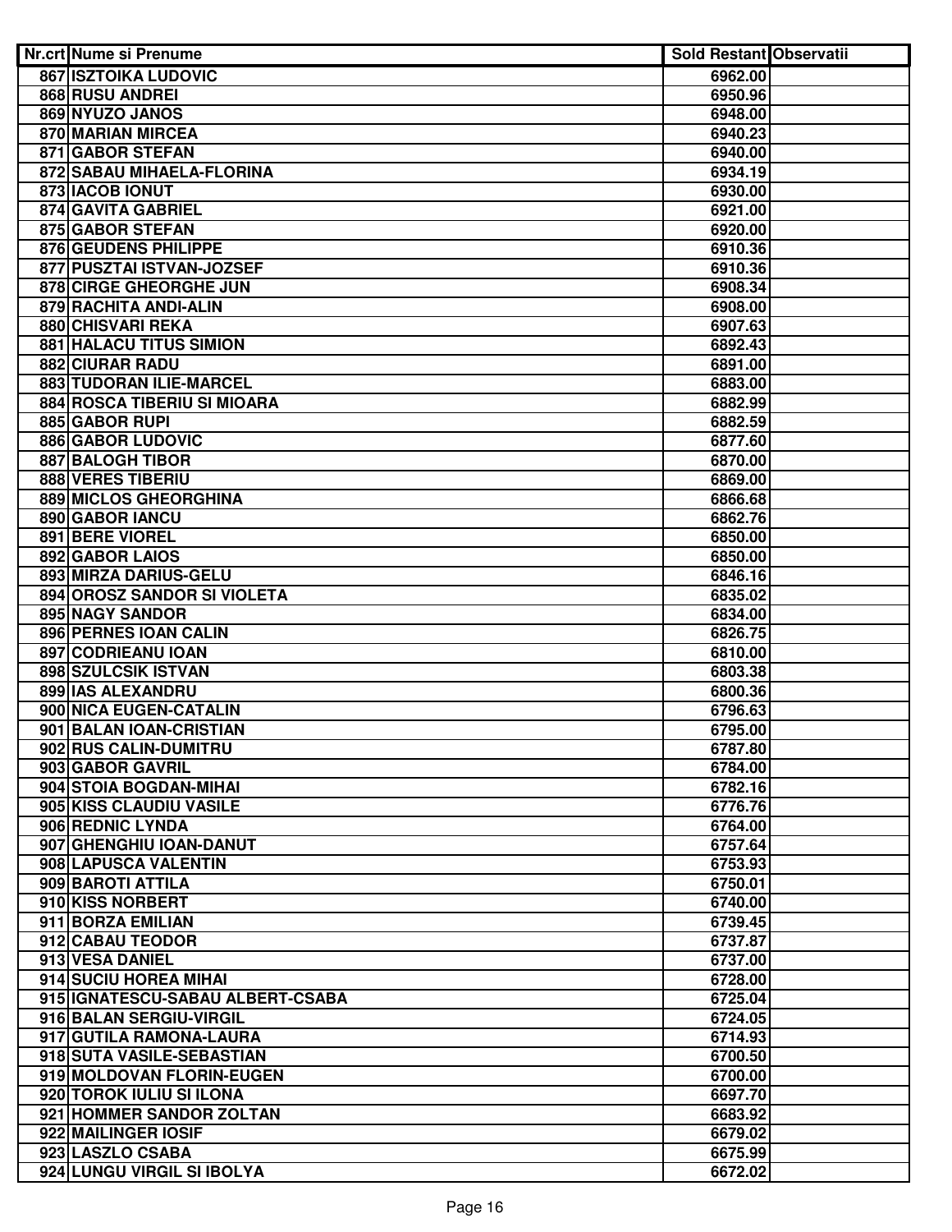| Nr.crt | Nume si Prenume | Sold Restant | Observatii |
|---|---|---|---|
| 867 | ISZTOIKA LUDOVIC | 6962.00 | |
| 868 | RUSU ANDREI | 6950.96 | |
| 869 | NYUZO JANOS | 6948.00 | |
| 870 | MARIAN MIRCEA | 6940.23 | |
| 871 | GABOR STEFAN | 6940.00 | |
| 872 | SABAU MIHAELA-FLORINA | 6934.19 | |
| 873 | IACOB IONUT | 6930.00 | |
| 874 | GAVITA GABRIEL | 6921.00 | |
| 875 | GABOR STEFAN | 6920.00 | |
| 876 | GEUDENS PHILIPPE | 6910.36 | |
| 877 | PUSZTAI ISTVAN-JOZSEF | 6910.36 | |
| 878 | CIRGE GHEORGHE JUN | 6908.34 | |
| 879 | RACHITA ANDI-ALIN | 6908.00 | |
| 880 | CHISVARI REKA | 6907.63 | |
| 881 | HALACU TITUS SIMION | 6892.43 | |
| 882 | CIURAR RADU | 6891.00 | |
| 883 | TUDORAN ILIE-MARCEL | 6883.00 | |
| 884 | ROSCA TIBERIU SI MIOARA | 6882.99 | |
| 885 | GABOR RUPI | 6882.59 | |
| 886 | GABOR LUDOVIC | 6877.60 | |
| 887 | BALOGH TIBOR | 6870.00 | |
| 888 | VERES TIBERIU | 6869.00 | |
| 889 | MICLOS GHEORGHINA | 6866.68 | |
| 890 | GABOR IANCU | 6862.76 | |
| 891 | BERE VIOREL | 6850.00 | |
| 892 | GABOR LAIOS | 6850.00 | |
| 893 | MIRZA DARIUS-GELU | 6846.16 | |
| 894 | OROSZ SANDOR SI VIOLETA | 6835.02 | |
| 895 | NAGY SANDOR | 6834.00 | |
| 896 | PERNES IOAN CALIN | 6826.75 | |
| 897 | CODRIEANU IOAN | 6810.00 | |
| 898 | SZULCSIK ISTVAN | 6803.38 | |
| 899 | IAS ALEXANDRU | 6800.36 | |
| 900 | NICA EUGEN-CATALIN | 6796.63 | |
| 901 | BALAN IOAN-CRISTIAN | 6795.00 | |
| 902 | RUS CALIN-DUMITRU | 6787.80 | |
| 903 | GABOR GAVRIL | 6784.00 | |
| 904 | STOIA BOGDAN-MIHAI | 6782.16 | |
| 905 | KISS CLAUDIU VASILE | 6776.76 | |
| 906 | REDNIC LYNDA | 6764.00 | |
| 907 | GHENGHIU IOAN-DANUT | 6757.64 | |
| 908 | LAPUSCA VALENTIN | 6753.93 | |
| 909 | BAROTI ATTILA | 6750.01 | |
| 910 | KISS NORBERT | 6740.00 | |
| 911 | BORZA EMILIAN | 6739.45 | |
| 912 | CABAU TEODOR | 6737.87 | |
| 913 | VESA DANIEL | 6737.00 | |
| 914 | SUCIU HOREA MIHAI | 6728.00 | |
| 915 | IGNATESCU-SABAU ALBERT-CSABA | 6725.04 | |
| 916 | BALAN SERGIU-VIRGIL | 6724.05 | |
| 917 | GUTILA RAMONA-LAURA | 6714.93 | |
| 918 | SUTA VASILE-SEBASTIAN | 6700.50 | |
| 919 | MOLDOVAN FLORIN-EUGEN | 6700.00 | |
| 920 | TOROK IULIU SI ILONA | 6697.70 | |
| 921 | HOMMER SANDOR ZOLTAN | 6683.92 | |
| 922 | MAILINGER IOSIF | 6679.02 | |
| 923 | LASZLO CSABA | 6675.99 | |
| 924 | LUNGU VIRGIL SI IBOLYA | 6672.02 | |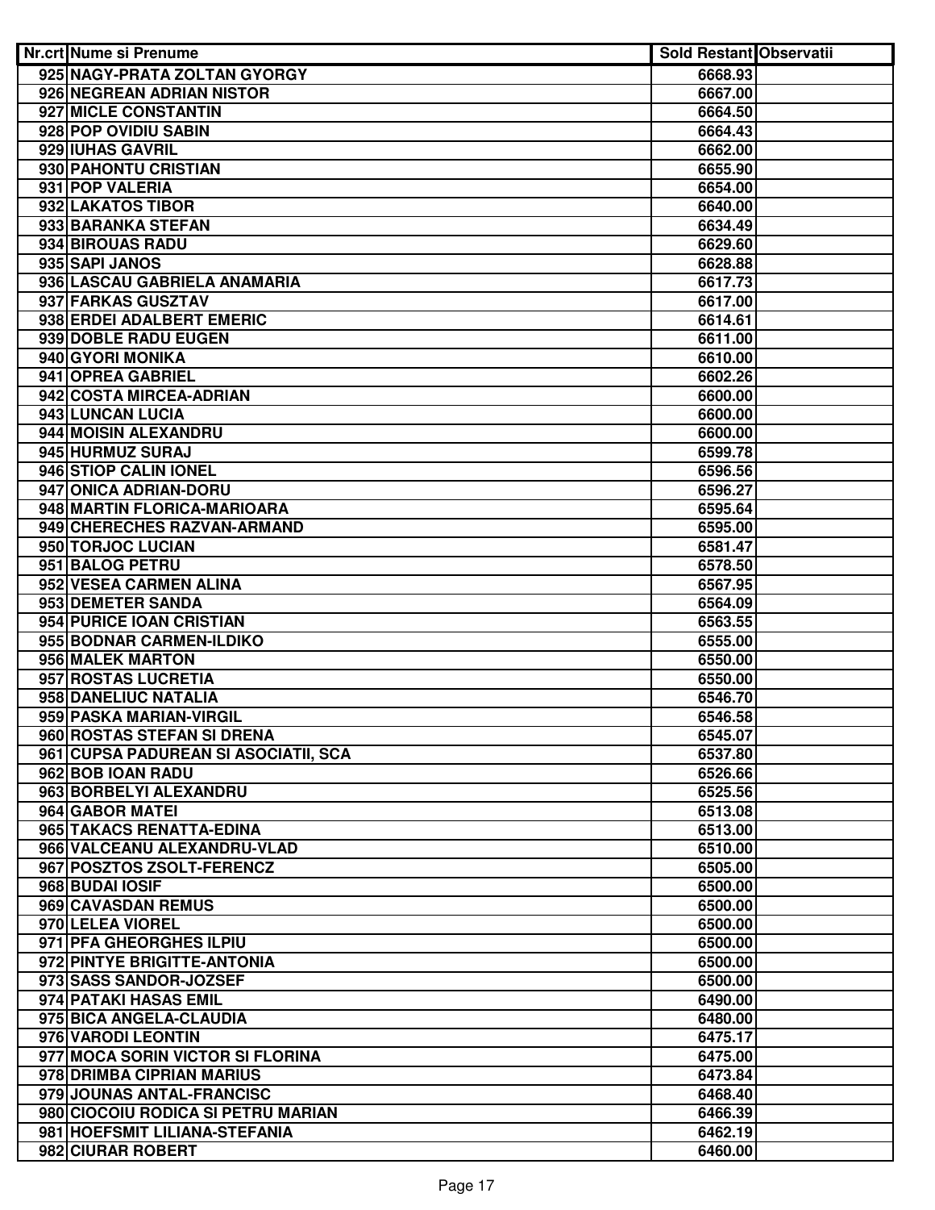| Nr.crt | Nume si Prenume | Sold Restant | Observatii |
|---|---|---|---|
| 925 | NAGY-PRATA ZOLTAN GYORGY | 6668.93 | |
| 926 | NEGREAN ADRIAN NISTOR | 6667.00 | |
| 927 | MICLE CONSTANTIN | 6664.50 | |
| 928 | POP OVIDIU SABIN | 6664.43 | |
| 929 | IUHAS GAVRIL | 6662.00 | |
| 930 | PAHONTU CRISTIAN | 6655.90 | |
| 931 | POP VALERIA | 6654.00 | |
| 932 | LAKATOS TIBOR | 6640.00 | |
| 933 | BARANKA STEFAN | 6634.49 | |
| 934 | BIROUAS RADU | 6629.60 | |
| 935 | SAPI JANOS | 6628.88 | |
| 936 | LASCAU GABRIELA ANAMARIA | 6617.73 | |
| 937 | FARKAS GUSZTAV | 6617.00 | |
| 938 | ERDEI ADALBERT EMERIC | 6614.61 | |
| 939 | DOBLE RADU EUGEN | 6611.00 | |
| 940 | GYORI MONIKA | 6610.00 | |
| 941 | OPREA GABRIEL | 6602.26 | |
| 942 | COSTA MIRCEA-ADRIAN | 6600.00 | |
| 943 | LUNCAN LUCIA | 6600.00 | |
| 944 | MOISIN ALEXANDRU | 6600.00 | |
| 945 | HURMUZ SURAJ | 6599.78 | |
| 946 | STIOP CALIN IONEL | 6596.56 | |
| 947 | ONICA ADRIAN-DORU | 6596.27 | |
| 948 | MARTIN FLORICA-MARIOARA | 6595.64 | |
| 949 | CHERECHES RAZVAN-ARMAND | 6595.00 | |
| 950 | TORJOC LUCIAN | 6581.47 | |
| 951 | BALOG PETRU | 6578.50 | |
| 952 | VESEA CARMEN ALINA | 6567.95 | |
| 953 | DEMETER SANDA | 6564.09 | |
| 954 | PURICE IOAN CRISTIAN | 6563.55 | |
| 955 | BODNAR CARMEN-ILDIKO | 6555.00 | |
| 956 | MALEK MARTON | 6550.00 | |
| 957 | ROSTAS LUCRETIA | 6550.00 | |
| 958 | DANELIUC NATALIA | 6546.70 | |
| 959 | PASKA MARIAN-VIRGIL | 6546.58 | |
| 960 | ROSTAS STEFAN SI DRENA | 6545.07 | |
| 961 | CUPSA PADUREAN SI ASOCIATII, SCA | 6537.80 | |
| 962 | BOB IOAN RADU | 6526.66 | |
| 963 | BORBELYI ALEXANDRU | 6525.56 | |
| 964 | GABOR MATEI | 6513.08 | |
| 965 | TAKACS RENATTA-EDINA | 6513.00 | |
| 966 | VALCEANU ALEXANDRU-VLAD | 6510.00 | |
| 967 | POSZTOS ZSOLT-FERENCZ | 6505.00 | |
| 968 | BUDAI IOSIF | 6500.00 | |
| 969 | CAVASDAN REMUS | 6500.00 | |
| 970 | LELEA VIOREL | 6500.00 | |
| 971 | PFA GHEORGHES ILPIU | 6500.00 | |
| 972 | PINTYE BRIGITTE-ANTONIA | 6500.00 | |
| 973 | SASS SANDOR-JOZSEF | 6500.00 | |
| 974 | PATAKI HASAS EMIL | 6490.00 | |
| 975 | BICA ANGELA-CLAUDIA | 6480.00 | |
| 976 | VARODI LEONTIN | 6475.17 | |
| 977 | MOCA SORIN VICTOR SI FLORINA | 6475.00 | |
| 978 | DRIMBA CIPRIAN MARIUS | 6473.84 | |
| 979 | JOUNAS ANTAL-FRANCISC | 6468.40 | |
| 980 | CIOCOIU RODICA SI PETRU MARIAN | 6466.39 | |
| 981 | HOEFSMIT LILIANA-STEFANIA | 6462.19 | |
| 982 | CIURAR ROBERT | 6460.00 | |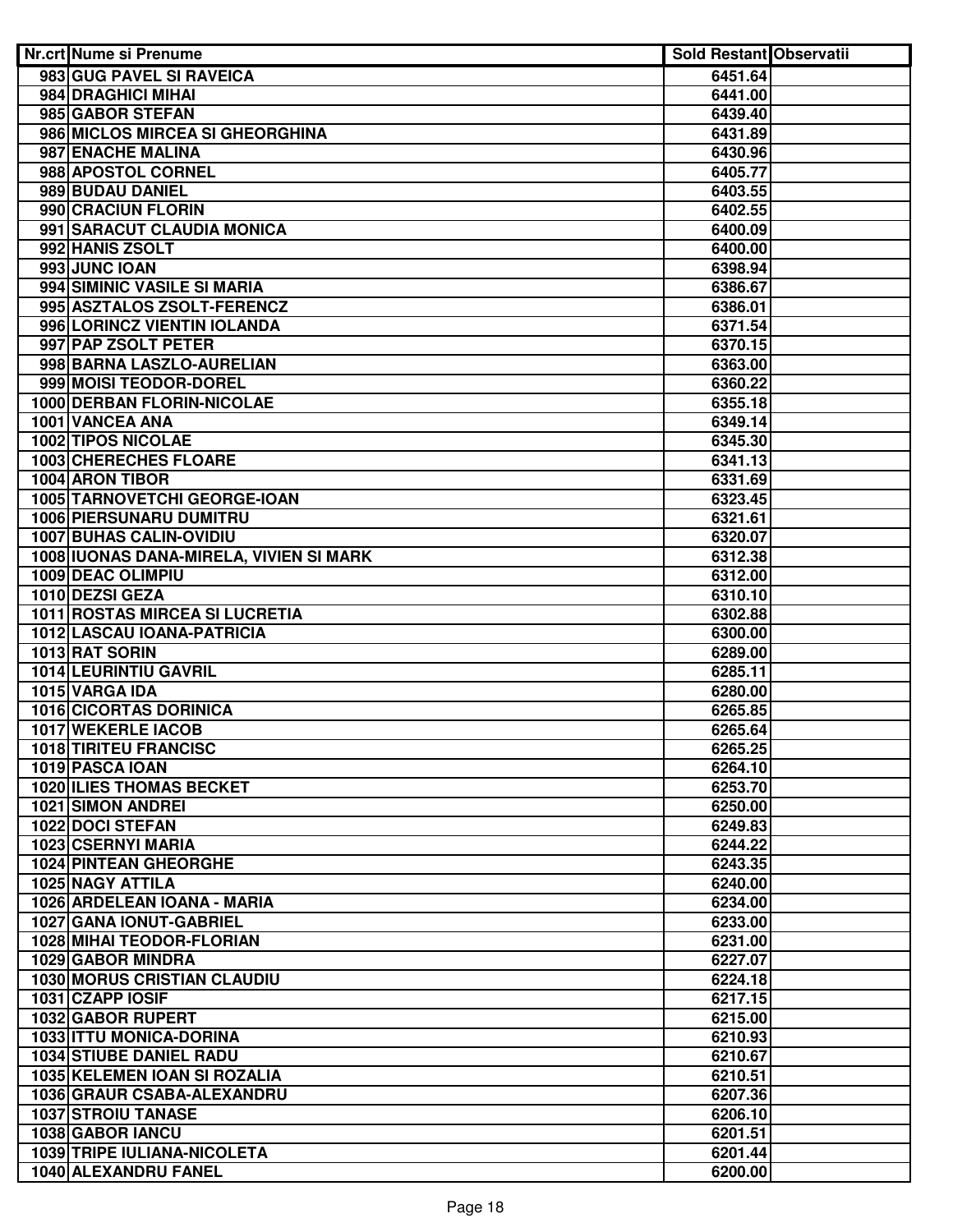| Nr.crt | Nume si Prenume | Sold Restant | Observatii |
|---|---|---|---|
| 983 | GUG PAVEL SI RAVEICA | 6451.64 | |
| 984 | DRAGHICI MIHAI | 6441.00 | |
| 985 | GABOR STEFAN | 6439.40 | |
| 986 | MICLOS MIRCEA SI GHEORGHINA | 6431.89 | |
| 987 | ENACHE MALINA | 6430.96 | |
| 988 | APOSTOL CORNEL | 6405.77 | |
| 989 | BUDAU DANIEL | 6403.55 | |
| 990 | CRACIUN FLORIN | 6402.55 | |
| 991 | SARACUT CLAUDIA MONICA | 6400.09 | |
| 992 | HANIS ZSOLT | 6400.00 | |
| 993 | JUNC IOAN | 6398.94 | |
| 994 | SIMINIC VASILE SI MARIA | 6386.67 | |
| 995 | ASZTALOS ZSOLT-FERENCZ | 6386.01 | |
| 996 | LORINCZ VIENTIN IOLANDA | 6371.54 | |
| 997 | PAP ZSOLT PETER | 6370.15 | |
| 998 | BARNA LASZLO-AURELIAN | 6363.00 | |
| 999 | MOISI TEODOR-DOREL | 6360.22 | |
| 1000 | DERBAN FLORIN-NICOLAE | 6355.18 | |
| 1001 | VANCEA ANA | 6349.14 | |
| 1002 | TIPOS NICOLAE | 6345.30 | |
| 1003 | CHERECHES FLOARE | 6341.13 | |
| 1004 | ARON TIBOR | 6331.69 | |
| 1005 | TARNOVETCHI GEORGE-IOAN | 6323.45 | |
| 1006 | PIERSUNARU DUMITRU | 6321.61 | |
| 1007 | BUHAS CALIN-OVIDIU | 6320.07 | |
| 1008 | IUONAS DANA-MIRELA, VIVIEN SI MARK | 6312.38 | |
| 1009 | DEAC OLIMPIU | 6312.00 | |
| 1010 | DEZSI GEZA | 6310.10 | |
| 1011 | ROSTAS MIRCEA SI LUCRETIA | 6302.88 | |
| 1012 | LASCAU IOANA-PATRICIA | 6300.00 | |
| 1013 | RAT SORIN | 6289.00 | |
| 1014 | LEURINTIU GAVRIL | 6285.11 | |
| 1015 | VARGA IDA | 6280.00 | |
| 1016 | CICORTAS DORINICA | 6265.85 | |
| 1017 | WEKERLE IACOB | 6265.64 | |
| 1018 | TIRITEU FRANCISC | 6265.25 | |
| 1019 | PASCA IOAN | 6264.10 | |
| 1020 | ILIES THOMAS BECKET | 6253.70 | |
| 1021 | SIMON ANDREI | 6250.00 | |
| 1022 | DOCI STEFAN | 6249.83 | |
| 1023 | CSERNYI MARIA | 6244.22 | |
| 1024 | PINTEAN GHEORGHE | 6243.35 | |
| 1025 | NAGY ATTILA | 6240.00 | |
| 1026 | ARDELEAN IOANA - MARIA | 6234.00 | |
| 1027 | GANA IONUT-GABRIEL | 6233.00 | |
| 1028 | MIHAI TEODOR-FLORIAN | 6231.00 | |
| 1029 | GABOR MINDRA | 6227.07 | |
| 1030 | MORUS CRISTIAN CLAUDIU | 6224.18 | |
| 1031 | CZAPP IOSIF | 6217.15 | |
| 1032 | GABOR RUPERT | 6215.00 | |
| 1033 | ITTU MONICA-DORINA | 6210.93 | |
| 1034 | STIUBE DANIEL RADU | 6210.67 | |
| 1035 | KELEMEN IOAN SI ROZALIA | 6210.51 | |
| 1036 | GRAUR CSABA-ALEXANDRU | 6207.36 | |
| 1037 | STROIU TANASE | 6206.10 | |
| 1038 | GABOR IANCU | 6201.51 | |
| 1039 | TRIPE IULIANA-NICOLETA | 6201.44 | |
| 1040 | ALEXANDRU FANEL | 6200.00 | |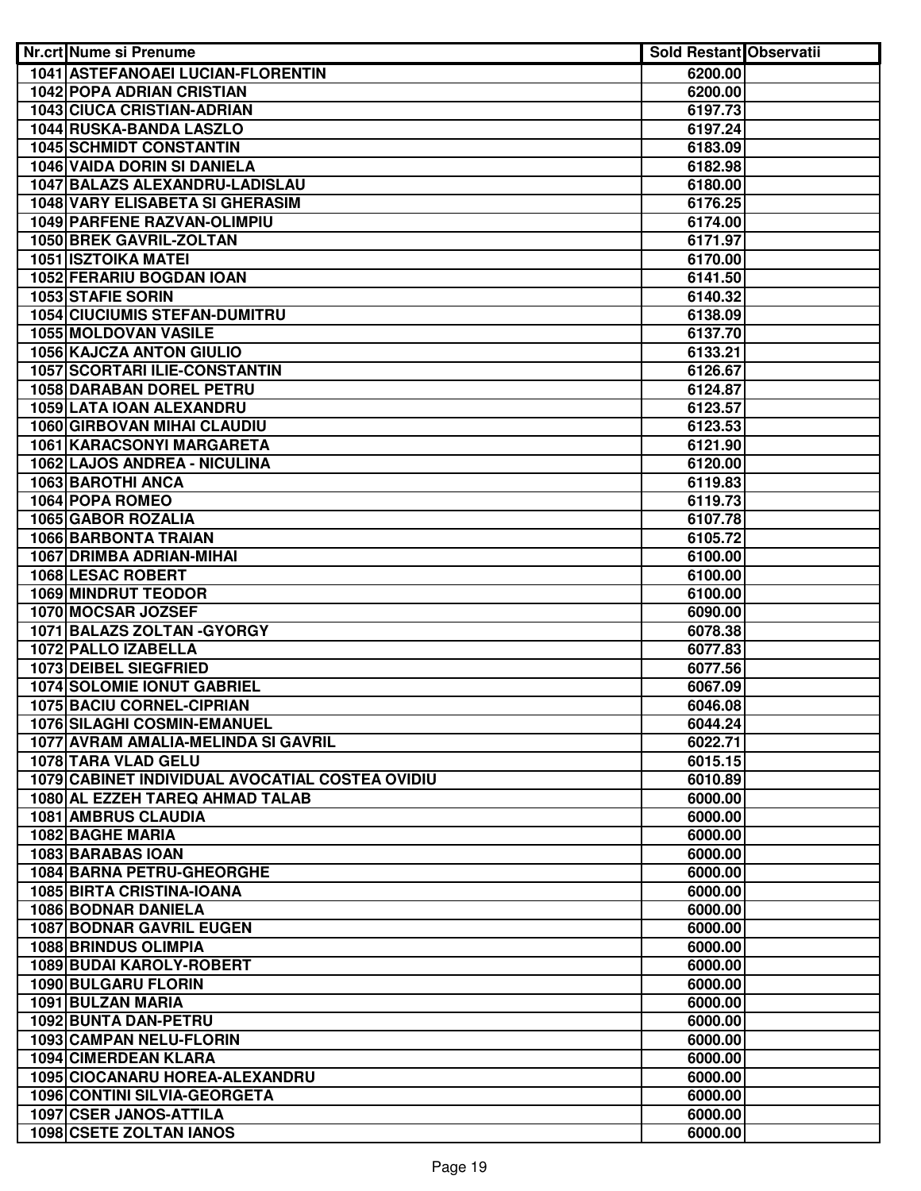| Nr.crt | Nume si Prenume | Sold Restant | Observatii |
|---|---|---|---|
| 1041 | ASTEFANOAEI LUCIAN-FLORENTIN | 6200.00 | |
| 1042 | POPA ADRIAN CRISTIAN | 6200.00 | |
| 1043 | CIUCA CRISTIAN-ADRIAN | 6197.73 | |
| 1044 | RUSKA-BANDA LASZLO | 6197.24 | |
| 1045 | SCHMIDT CONSTANTIN | 6183.09 | |
| 1046 | VAIDA DORIN SI DANIELA | 6182.98 | |
| 1047 | BALAZS ALEXANDRU-LADISLAU | 6180.00 | |
| 1048 | VARY ELISABETA SI GHERASIM | 6176.25 | |
| 1049 | PARFENE RAZVAN-OLIMPIU | 6174.00 | |
| 1050 | BREK GAVRIL-ZOLTAN | 6171.97 | |
| 1051 | ISZTOIKA MATEI | 6170.00 | |
| 1052 | FERARIU BOGDAN IOAN | 6141.50 | |
| 1053 | STAFIE SORIN | 6140.32 | |
| 1054 | CIUCIUMIS STEFAN-DUMITRU | 6138.09 | |
| 1055 | MOLDOVAN VASILE | 6137.70 | |
| 1056 | KAJCZA ANTON GIULIO | 6133.21 | |
| 1057 | SCORTARI ILIE-CONSTANTIN | 6126.67 | |
| 1058 | DARABAN DOREL PETRU | 6124.87 | |
| 1059 | LATA IOAN ALEXANDRU | 6123.57 | |
| 1060 | GIRBOVAN MIHAI CLAUDIU | 6123.53 | |
| 1061 | KARACSONYI MARGARETA | 6121.90 | |
| 1062 | LAJOS ANDREA - NICULINA | 6120.00 | |
| 1063 | BAROTHI ANCA | 6119.83 | |
| 1064 | POPA ROMEO | 6119.73 | |
| 1065 | GABOR ROZALIA | 6107.78 | |
| 1066 | BARBONTA TRAIAN | 6105.72 | |
| 1067 | DRIMBA ADRIAN-MIHAI | 6100.00 | |
| 1068 | LESAC ROBERT | 6100.00 | |
| 1069 | MINDRUT TEODOR | 6100.00 | |
| 1070 | MOCSAR JOZSEF | 6090.00 | |
| 1071 | BALAZS ZOLTAN -GYORGY | 6078.38 | |
| 1072 | PALLO IZABELLA | 6077.83 | |
| 1073 | DEIBEL SIEGFRIED | 6077.56 | |
| 1074 | SOLOMIE IONUT GABRIEL | 6067.09 | |
| 1075 | BACIU CORNEL-CIPRIAN | 6046.08 | |
| 1076 | SILAGHI COSMIN-EMANUEL | 6044.24 | |
| 1077 | AVRAM AMALIA-MELINDA SI GAVRIL | 6022.71 | |
| 1078 | TARA VLAD GELU | 6015.15 | |
| 1079 | CABINET INDIVIDUAL AVOCATIAL COSTEA OVIDIU | 6010.89 | |
| 1080 | AL EZZEH TAREQ AHMAD TALAB | 6000.00 | |
| 1081 | AMBRUS CLAUDIA | 6000.00 | |
| 1082 | BAGHE MARIA | 6000.00 | |
| 1083 | BARABAS IOAN | 6000.00 | |
| 1084 | BARNA PETRU-GHEORGHE | 6000.00 | |
| 1085 | BIRTA CRISTINA-IOANA | 6000.00 | |
| 1086 | BODNAR DANIELA | 6000.00 | |
| 1087 | BODNAR GAVRIL EUGEN | 6000.00 | |
| 1088 | BRINDUS OLIMPIA | 6000.00 | |
| 1089 | BUDAI KAROLY-ROBERT | 6000.00 | |
| 1090 | BULGARU FLORIN | 6000.00 | |
| 1091 | BULZAN MARIA | 6000.00 | |
| 1092 | BUNTA DAN-PETRU | 6000.00 | |
| 1093 | CAMPAN NELU-FLORIN | 6000.00 | |
| 1094 | CIMERDEAN KLARA | 6000.00 | |
| 1095 | CIOCANARU HOREA-ALEXANDRU | 6000.00 | |
| 1096 | CONTINI SILVIA-GEORGETA | 6000.00 | |
| 1097 | CSER JANOS-ATTILA | 6000.00 | |
| 1098 | CSETE ZOLTAN IANOS | 6000.00 | |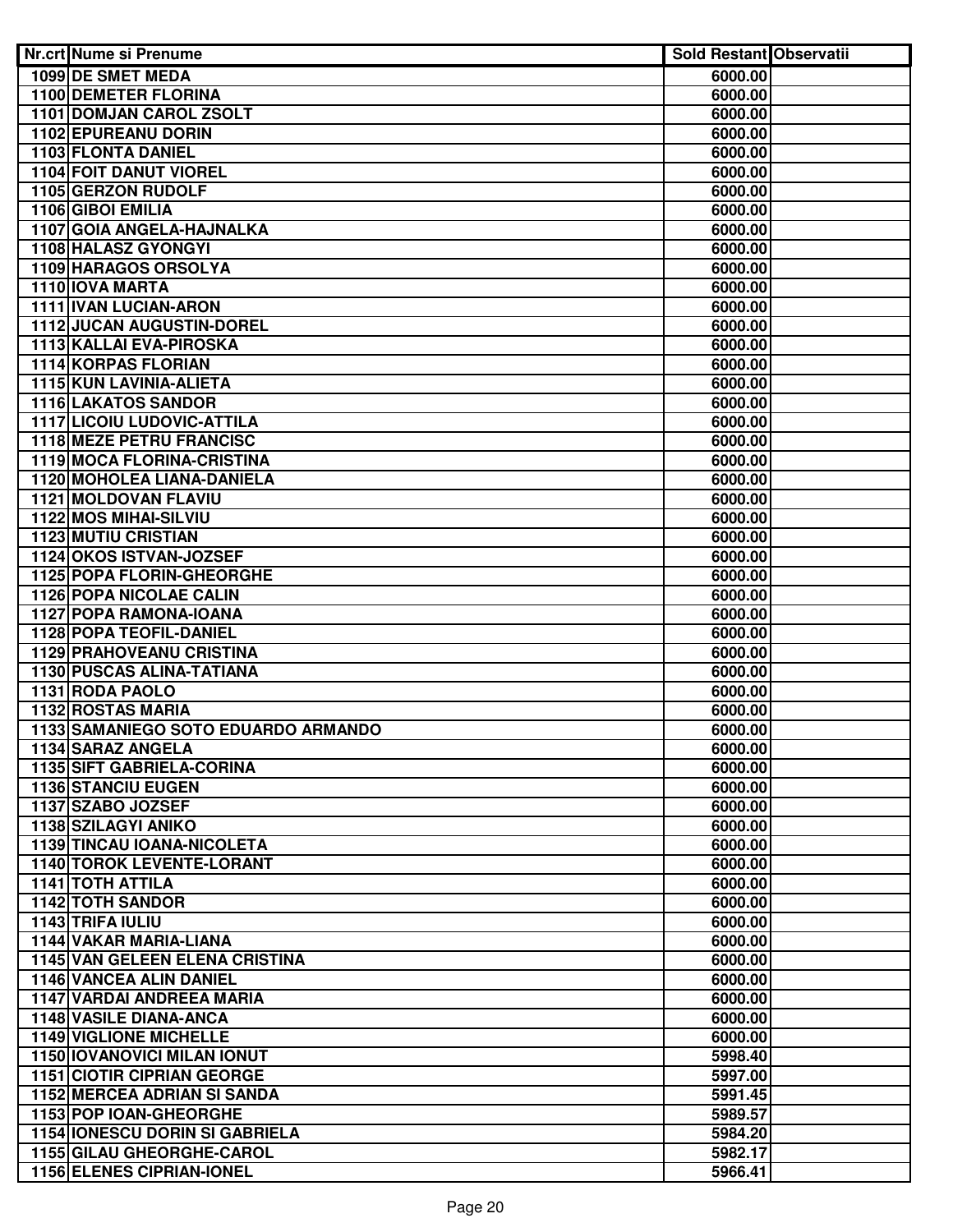| Nr.crt | Nume si Prenume | Sold Restant | Observatii |
|---|---|---|---|
| 1099 | DE SMET MEDA | 6000.00 | |
| 1100 | DEMETER FLORINA | 6000.00 | |
| 1101 | DOMJAN CAROL ZSOLT | 6000.00 | |
| 1102 | EPUREANU DORIN | 6000.00 | |
| 1103 | FLONTA DANIEL | 6000.00 | |
| 1104 | FOIT DANUT VIOREL | 6000.00 | |
| 1105 | GERZON RUDOLF | 6000.00 | |
| 1106 | GIBOI EMILIA | 6000.00 | |
| 1107 | GOIA ANGELA-HAJNALKA | 6000.00 | |
| 1108 | HALASZ GYONGYI | 6000.00 | |
| 1109 | HARAGOS ORSOLYA | 6000.00 | |
| 1110 | IOVA MARTA | 6000.00 | |
| 1111 | IVAN LUCIAN-ARON | 6000.00 | |
| 1112 | JUCAN AUGUSTIN-DOREL | 6000.00 | |
| 1113 | KALLAI EVA-PIROSKA | 6000.00 | |
| 1114 | KORPAS FLORIAN | 6000.00 | |
| 1115 | KUN LAVINIA-ALIETA | 6000.00 | |
| 1116 | LAKATOS SANDOR | 6000.00 | |
| 1117 | LICOIU LUDOVIC-ATTILA | 6000.00 | |
| 1118 | MEZE PETRU FRANCISC | 6000.00 | |
| 1119 | MOCA FLORINA-CRISTINA | 6000.00 | |
| 1120 | MOHOLEA LIANA-DANIELA | 6000.00 | |
| 1121 | MOLDOVAN FLAVIU | 6000.00 | |
| 1122 | MOS MIHAI-SILVIU | 6000.00 | |
| 1123 | MUTIU CRISTIAN | 6000.00 | |
| 1124 | OKOS ISTVAN-JOZSEF | 6000.00 | |
| 1125 | POPA FLORIN-GHEORGHE | 6000.00 | |
| 1126 | POPA NICOLAE CALIN | 6000.00 | |
| 1127 | POPA RAMONA-IOANA | 6000.00 | |
| 1128 | POPA TEOFIL-DANIEL | 6000.00 | |
| 1129 | PRAHOVEANU CRISTINA | 6000.00 | |
| 1130 | PUSCAS ALINA-TATIANA | 6000.00 | |
| 1131 | RODA PAOLO | 6000.00 | |
| 1132 | ROSTAS MARIA | 6000.00 | |
| 1133 | SAMANIEGO SOTO EDUARDO ARMANDO | 6000.00 | |
| 1134 | SARAZ ANGELA | 6000.00 | |
| 1135 | SIFT GABRIELA-CORINA | 6000.00 | |
| 1136 | STANCIU EUGEN | 6000.00 | |
| 1137 | SZABO JOZSEF | 6000.00 | |
| 1138 | SZILAGYI ANIKO | 6000.00 | |
| 1139 | TINCAU IOANA-NICOLETA | 6000.00 | |
| 1140 | TOROK LEVENTE-LORANT | 6000.00 | |
| 1141 | TOTH ATTILA | 6000.00 | |
| 1142 | TOTH SANDOR | 6000.00 | |
| 1143 | TRIFA IULIU | 6000.00 | |
| 1144 | VAKAR MARIA-LIANA | 6000.00 | |
| 1145 | VAN GELEEN ELENA CRISTINA | 6000.00 | |
| 1146 | VANCEA ALIN DANIEL | 6000.00 | |
| 1147 | VARDAI ANDREEA MARIA | 6000.00 | |
| 1148 | VASILE DIANA-ANCA | 6000.00 | |
| 1149 | VIGLIONE MICHELLE | 6000.00 | |
| 1150 | IOVANOVICI MILAN IONUT | 5998.40 | |
| 1151 | CIOTIR CIPRIAN GEORGE | 5997.00 | |
| 1152 | MERCEA ADRIAN SI SANDA | 5991.45 | |
| 1153 | POP IOAN-GHEORGHE | 5989.57 | |
| 1154 | IONESCU DORIN SI GABRIELA | 5984.20 | |
| 1155 | GILAU GHEORGHE-CAROL | 5982.17 | |
| 1156 | ELENES CIPRIAN-IONEL | 5966.41 | |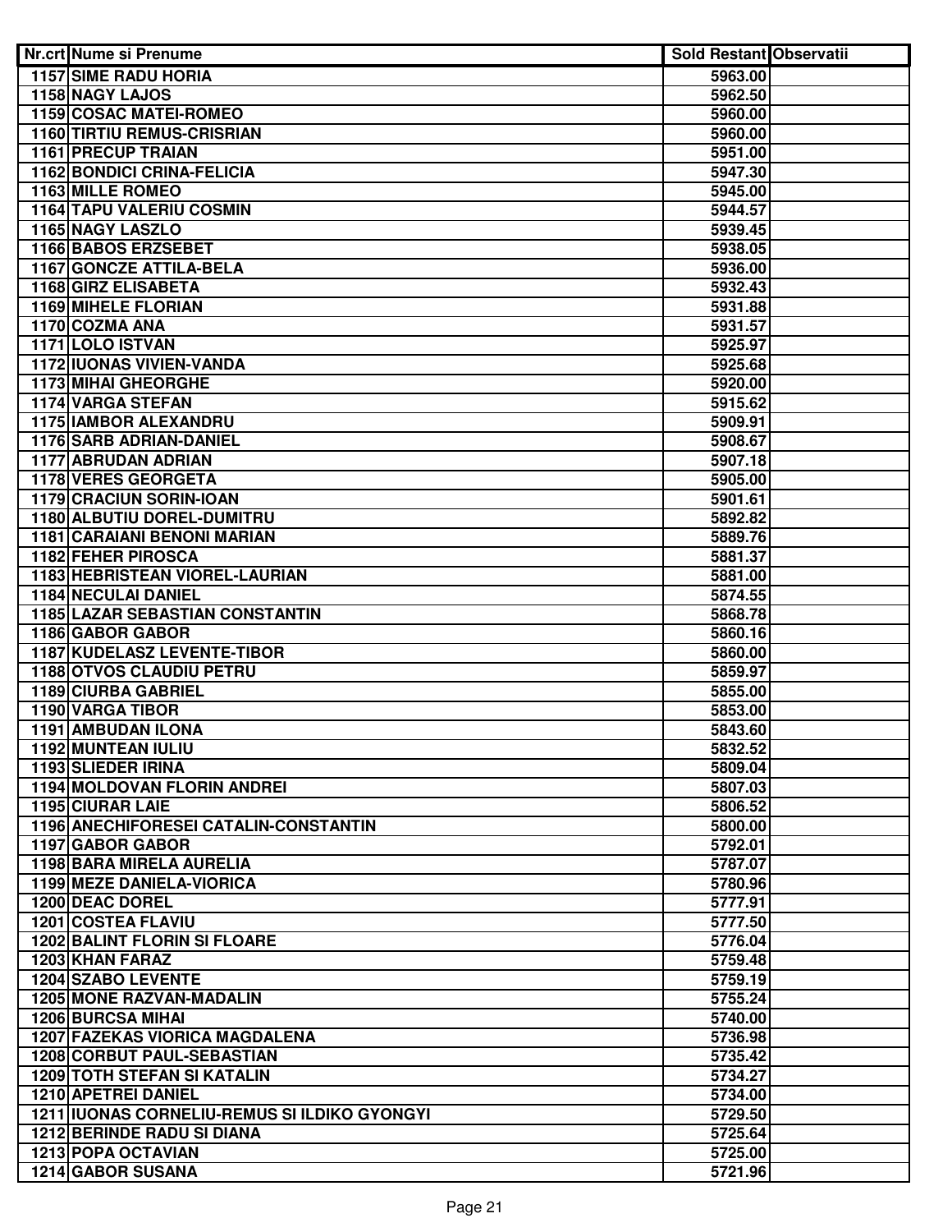| Nr.crt | Nume si Prenume | Sold Restant | Observatii |
|---|---|---|---|
| 1157 | SIME RADU HORIA | 5963.00 | |
| 1158 | NAGY LAJOS | 5962.50 | |
| 1159 | COSAC MATEI-ROMEO | 5960.00 | |
| 1160 | TIRTIU REMUS-CRISRIAN | 5960.00 | |
| 1161 | PRECUP TRAIAN | 5951.00 | |
| 1162 | BONDICI CRINA-FELICIA | 5947.30 | |
| 1163 | MILLE ROMEO | 5945.00 | |
| 1164 | TAPU VALERIU COSMIN | 5944.57 | |
| 1165 | NAGY LASZLO | 5939.45 | |
| 1166 | BABOS ERZSEBET | 5938.05 | |
| 1167 | GONCZE ATTILA-BELA | 5936.00 | |
| 1168 | GIRZ ELISABETA | 5932.43 | |
| 1169 | MIHELE FLORIAN | 5931.88 | |
| 1170 | COZMA ANA | 5931.57 | |
| 1171 | LOLO ISTVAN | 5925.97 | |
| 1172 | IUONAS VIVIEN-VANDA | 5925.68 | |
| 1173 | MIHAI GHEORGHE | 5920.00 | |
| 1174 | VARGA STEFAN | 5915.62 | |
| 1175 | IAMBOR ALEXANDRU | 5909.91 | |
| 1176 | SARB ADRIAN-DANIEL | 5908.67 | |
| 1177 | ABRUDAN ADRIAN | 5907.18 | |
| 1178 | VERES GEORGETA | 5905.00 | |
| 1179 | CRACIUN SORIN-IOAN | 5901.61 | |
| 1180 | ALBUTIU DOREL-DUMITRU | 5892.82 | |
| 1181 | CARAIANI BENONI MARIAN | 5889.76 | |
| 1182 | FEHER PIROSCA | 5881.37 | |
| 1183 | HEBRISTEAN VIOREL-LAURIAN | 5881.00 | |
| 1184 | NECULAI DANIEL | 5874.55 | |
| 1185 | LAZAR SEBASTIAN CONSTANTIN | 5868.78 | |
| 1186 | GABOR GABOR | 5860.16 | |
| 1187 | KUDELASZ LEVENTE-TIBOR | 5860.00 | |
| 1188 | OTVOS CLAUDIU PETRU | 5859.97 | |
| 1189 | CIURBA GABRIEL | 5855.00 | |
| 1190 | VARGA TIBOR | 5853.00 | |
| 1191 | AMBUDAN ILONA | 5843.60 | |
| 1192 | MUNTEAN IULIU | 5832.52 | |
| 1193 | SLIEDER IRINA | 5809.04 | |
| 1194 | MOLDOVAN FLORIN ANDREI | 5807.03 | |
| 1195 | CIURAR LAIE | 5806.52 | |
| 1196 | ANECHIFORESEI CATALIN-CONSTANTIN | 5800.00 | |
| 1197 | GABOR GABOR | 5792.01 | |
| 1198 | BARA MIRELA AURELIA | 5787.07 | |
| 1199 | MEZE DANIELA-VIORICA | 5780.96 | |
| 1200 | DEAC DOREL | 5777.91 | |
| 1201 | COSTEA FLAVIU | 5777.50 | |
| 1202 | BALINT FLORIN SI FLOARE | 5776.04 | |
| 1203 | KHAN FARAZ | 5759.48 | |
| 1204 | SZABO LEVENTE | 5759.19 | |
| 1205 | MONE RAZVAN-MADALIN | 5755.24 | |
| 1206 | BURCSA MIHAI | 5740.00 | |
| 1207 | FAZEKAS VIORICA MAGDALENA | 5736.98 | |
| 1208 | CORBUT PAUL-SEBASTIAN | 5735.42 | |
| 1209 | TOTH STEFAN SI KATALIN | 5734.27 | |
| 1210 | APETREI DANIEL | 5734.00 | |
| 1211 | IUONAS CORNELIU-REMUS SI ILDIKO GYONGYI | 5729.50 | |
| 1212 | BERINDE RADU SI DIANA | 5725.64 | |
| 1213 | POPA OCTAVIAN | 5725.00 | |
| 1214 | GABOR SUSANA | 5721.96 | |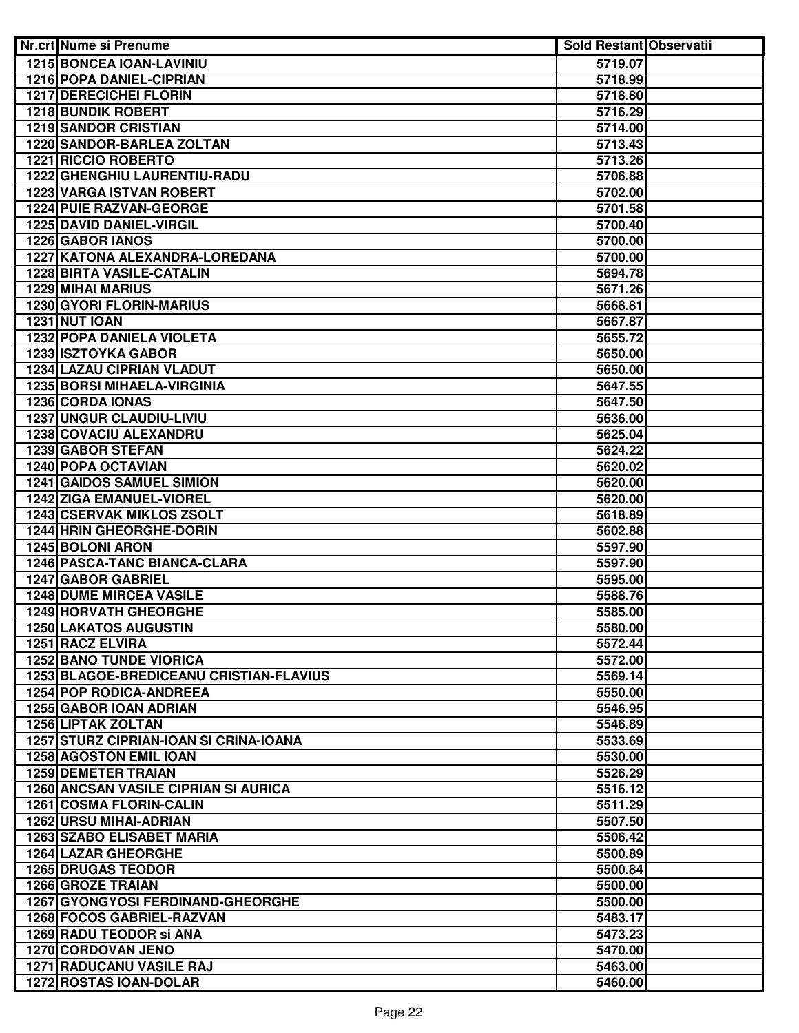| Nr.crt | Nume si Prenume | Sold Restant | Observatii |
|---|---|---|---|
| 1215 | BONCEA IOAN-LAVINIU | 5719.07 | |
| 1216 | POPA DANIEL-CIPRIAN | 5718.99 | |
| 1217 | DERECICHEI FLORIN | 5718.80 | |
| 1218 | BUNDIK ROBERT | 5716.29 | |
| 1219 | SANDOR CRISTIAN | 5714.00 | |
| 1220 | SANDOR-BARLEA ZOLTAN | 5713.43 | |
| 1221 | RICCIO ROBERTO | 5713.26 | |
| 1222 | GHENGHIU LAURENTIU-RADU | 5706.88 | |
| 1223 | VARGA ISTVAN ROBERT | 5702.00 | |
| 1224 | PUIE RAZVAN-GEORGE | 5701.58 | |
| 1225 | DAVID DANIEL-VIRGIL | 5700.40 | |
| 1226 | GABOR IANOS | 5700.00 | |
| 1227 | KATONA ALEXANDRA-LOREDANA | 5700.00 | |
| 1228 | BIRTA VASILE-CATALIN | 5694.78 | |
| 1229 | MIHAI MARIUS | 5671.26 | |
| 1230 | GYORI FLORIN-MARIUS | 5668.81 | |
| 1231 | NUT IOAN | 5667.87 | |
| 1232 | POPA DANIELA VIOLETA | 5655.72 | |
| 1233 | ISZTOYKA GABOR | 5650.00 | |
| 1234 | LAZAU CIPRIAN VLADUT | 5650.00 | |
| 1235 | BORSI MIHAELA-VIRGINIA | 5647.55 | |
| 1236 | CORDA IONAS | 5647.50 | |
| 1237 | UNGUR CLAUDIU-LIVIU | 5636.00 | |
| 1238 | COVACIU ALEXANDRU | 5625.04 | |
| 1239 | GABOR STEFAN | 5624.22 | |
| 1240 | POPA OCTAVIAN | 5620.02 | |
| 1241 | GAIDOS SAMUEL SIMION | 5620.00 | |
| 1242 | ZIGA EMANUEL-VIOREL | 5620.00 | |
| 1243 | CSERVAK MIKLOS ZSOLT | 5618.89 | |
| 1244 | HRIN GHEORGHE-DORIN | 5602.88 | |
| 1245 | BOLONI ARON | 5597.90 | |
| 1246 | PASCA-TANC BIANCA-CLARA | 5597.90 | |
| 1247 | GABOR GABRIEL | 5595.00 | |
| 1248 | DUME MIRCEA VASILE | 5588.76 | |
| 1249 | HORVATH GHEORGHE | 5585.00 | |
| 1250 | LAKATOS AUGUSTIN | 5580.00 | |
| 1251 | RACZ ELVIRA | 5572.44 | |
| 1252 | BANO TUNDE VIORICA | 5572.00 | |
| 1253 | BLAGOE-BREDICEANU CRISTIAN-FLAVIUS | 5569.14 | |
| 1254 | POP RODICA-ANDREEA | 5550.00 | |
| 1255 | GABOR IOAN ADRIAN | 5546.95 | |
| 1256 | LIPTAK ZOLTAN | 5546.89 | |
| 1257 | STURZ CIPRIAN-IOAN SI CRINA-IOANA | 5533.69 | |
| 1258 | AGOSTON EMIL IOAN | 5530.00 | |
| 1259 | DEMETER TRAIAN | 5526.29 | |
| 1260 | ANCSAN VASILE CIPRIAN SI AURICA | 5516.12 | |
| 1261 | COSMA FLORIN-CALIN | 5511.29 | |
| 1262 | URSU MIHAI-ADRIAN | 5507.50 | |
| 1263 | SZABO ELISABET MARIA | 5506.42 | |
| 1264 | LAZAR GHEORGHE | 5500.89 | |
| 1265 | DRUGAS TEODOR | 5500.84 | |
| 1266 | GROZE TRAIAN | 5500.00 | |
| 1267 | GYONGYOSI FERDINAND-GHEORGHE | 5500.00 | |
| 1268 | FOCOS GABRIEL-RAZVAN | 5483.17 | |
| 1269 | RADU TEODOR si ANA | 5473.23 | |
| 1270 | CORDOVAN JENO | 5470.00 | |
| 1271 | RADUCANU VASILE RAJ | 5463.00 | |
| 1272 | ROSTAS IOAN-DOLAR | 5460.00 | |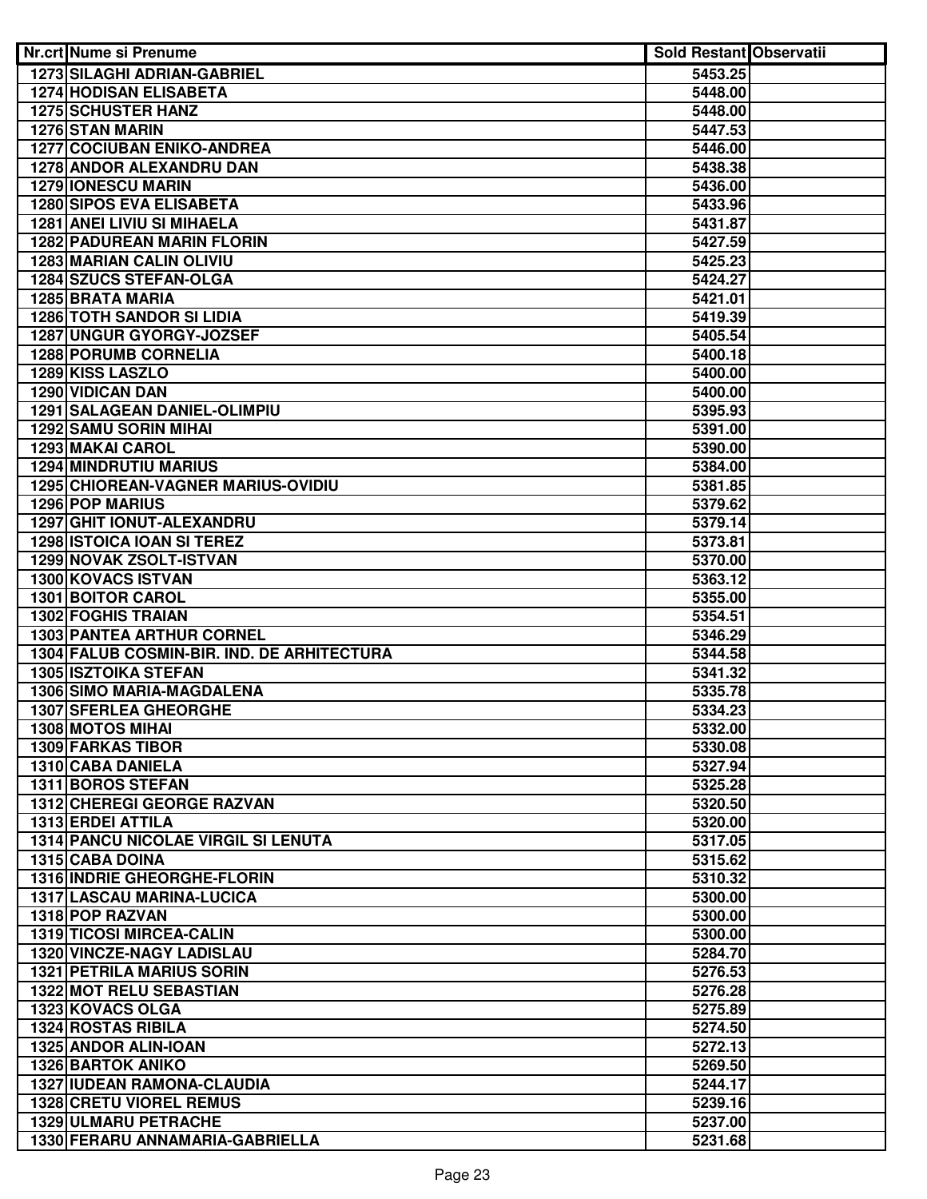| Nr.crt | Nume si Prenume | Sold Restant | Observatii |
|---|---|---|---|
| 1273 | SILAGHI ADRIAN-GABRIEL | 5453.25 | |
| 1274 | HODISAN ELISABETA | 5448.00 | |
| 1275 | SCHUSTER HANZ | 5448.00 | |
| 1276 | STAN MARIN | 5447.53 | |
| 1277 | COCIUBAN ENIKO-ANDREA | 5446.00 | |
| 1278 | ANDOR ALEXANDRU DAN | 5438.38 | |
| 1279 | IONESCU MARIN | 5436.00 | |
| 1280 | SIPOS EVA ELISABETA | 5433.96 | |
| 1281 | ANEI LIVIU SI MIHAELA | 5431.87 | |
| 1282 | PADUREAN MARIN FLORIN | 5427.59 | |
| 1283 | MARIAN CALIN OLIVIU | 5425.23 | |
| 1284 | SZUCS STEFAN-OLGA | 5424.27 | |
| 1285 | BRATA MARIA | 5421.01 | |
| 1286 | TOTH SANDOR SI LIDIA | 5419.39 | |
| 1287 | UNGUR GYORGY-JOZSEF | 5405.54 | |
| 1288 | PORUMB CORNELIA | 5400.18 | |
| 1289 | KISS LASZLO | 5400.00 | |
| 1290 | VIDICAN DAN | 5400.00 | |
| 1291 | SALAGEAN DANIEL-OLIMPIU | 5395.93 | |
| 1292 | SAMU SORIN MIHAI | 5391.00 | |
| 1293 | MAKAI CAROL | 5390.00 | |
| 1294 | MINDRUTIU MARIUS | 5384.00 | |
| 1295 | CHIOREAN-VAGNER MARIUS-OVIDIU | 5381.85 | |
| 1296 | POP MARIUS | 5379.62 | |
| 1297 | GHIT IONUT-ALEXANDRU | 5379.14 | |
| 1298 | ISTOICA IOAN SI TEREZ | 5373.81 | |
| 1299 | NOVAK ZSOLT-ISTVAN | 5370.00 | |
| 1300 | KOVACS ISTVAN | 5363.12 | |
| 1301 | BOITOR CAROL | 5355.00 | |
| 1302 | FOGHIS TRAIAN | 5354.51 | |
| 1303 | PANTEA ARTHUR CORNEL | 5346.29 | |
| 1304 | FALUB COSMIN-BIR. IND. DE ARHITECTURA | 5344.58 | |
| 1305 | ISZTOIKA STEFAN | 5341.32 | |
| 1306 | SIMO MARIA-MAGDALENA | 5335.78 | |
| 1307 | SFERLEA GHEORGHE | 5334.23 | |
| 1308 | MOTOS MIHAI | 5332.00 | |
| 1309 | FARKAS TIBOR | 5330.08 | |
| 1310 | CABA DANIELA | 5327.94 | |
| 1311 | BOROS STEFAN | 5325.28 | |
| 1312 | CHEREGI GEORGE RAZVAN | 5320.50 | |
| 1313 | ERDEI ATTILA | 5320.00 | |
| 1314 | PANCU NICOLAE VIRGIL SI LENUTA | 5317.05 | |
| 1315 | CABA DOINA | 5315.62 | |
| 1316 | INDRIE GHEORGHE-FLORIN | 5310.32 | |
| 1317 | LASCAU MARINA-LUCICA | 5300.00 | |
| 1318 | POP RAZVAN | 5300.00 | |
| 1319 | TICOSI MIRCEA-CALIN | 5300.00 | |
| 1320 | VINCZE-NAGY LADISLAU | 5284.70 | |
| 1321 | PETRILA MARIUS SORIN | 5276.53 | |
| 1322 | MOT RELU SEBASTIAN | 5276.28 | |
| 1323 | KOVACS OLGA | 5275.89 | |
| 1324 | ROSTAS RIBILA | 5274.50 | |
| 1325 | ANDOR ALIN-IOAN | 5272.13 | |
| 1326 | BARTOK ANIKO | 5269.50 | |
| 1327 | IUDEAN RAMONA-CLAUDIA | 5244.17 | |
| 1328 | CRETU VIOREL REMUS | 5239.16 | |
| 1329 | ULMARU PETRACHE | 5237.00 | |
| 1330 | FERARU ANNAMARIA-GABRIELLA | 5231.68 | |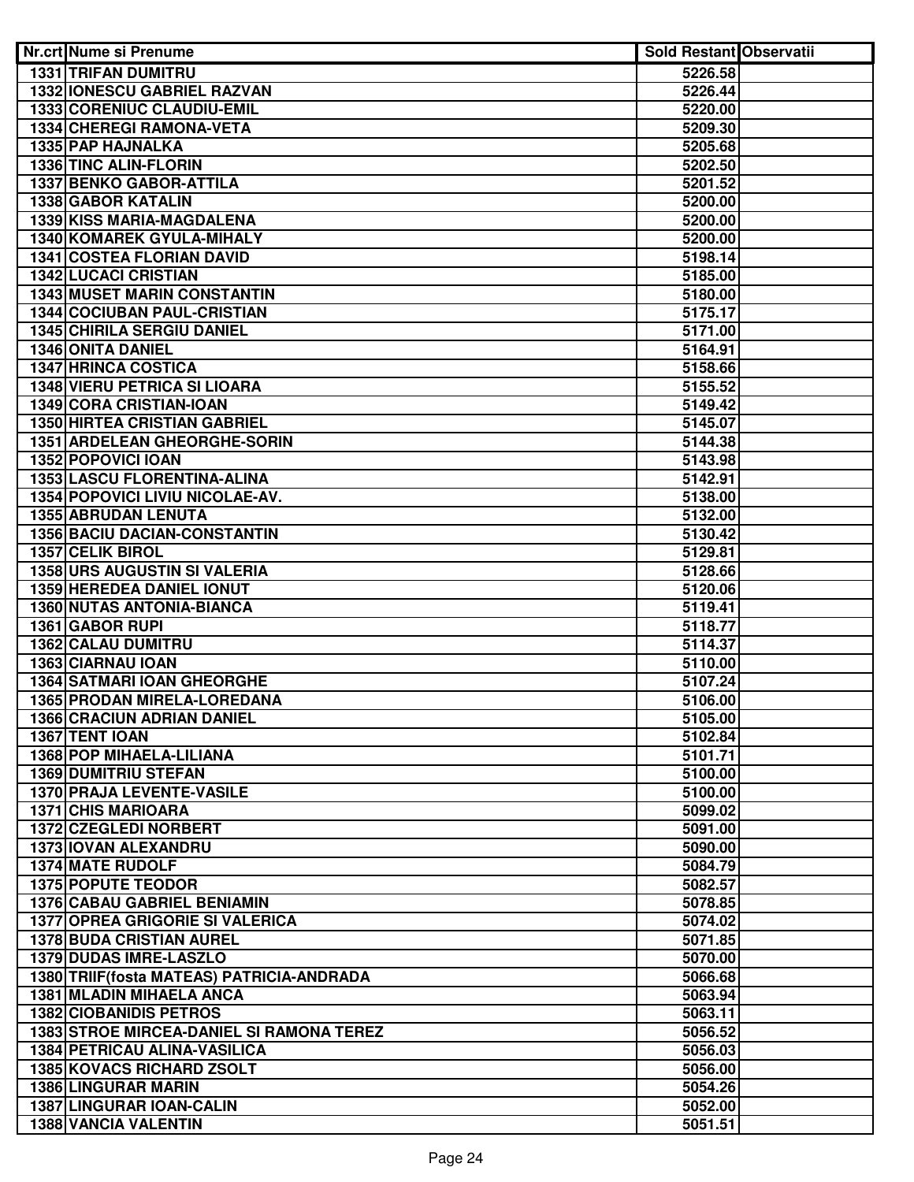| Nr.crt | Nume si Prenume | Sold Restant | Observatii |
|---|---|---|---|
| 1331 | TRIFAN DUMITRU | 5226.58 | |
| 1332 | IONESCU GABRIEL RAZVAN | 5226.44 | |
| 1333 | CORENIUC CLAUDIU-EMIL | 5220.00 | |
| 1334 | CHEREGI RAMONA-VETA | 5209.30 | |
| 1335 | PAP HAJNALKA | 5205.68 | |
| 1336 | TINC ALIN-FLORIN | 5202.50 | |
| 1337 | BENKO GABOR-ATTILA | 5201.52 | |
| 1338 | GABOR KATALIN | 5200.00 | |
| 1339 | KISS MARIA-MAGDALENA | 5200.00 | |
| 1340 | KOMAREK GYULA-MIHALY | 5200.00 | |
| 1341 | COSTEA FLORIAN DAVID | 5198.14 | |
| 1342 | LUCACI CRISTIAN | 5185.00 | |
| 1343 | MUSET MARIN CONSTANTIN | 5180.00 | |
| 1344 | COCIUBAN PAUL-CRISTIAN | 5175.17 | |
| 1345 | CHIRILA SERGIU DANIEL | 5171.00 | |
| 1346 | ONITA DANIEL | 5164.91 | |
| 1347 | HRINCA COSTICA | 5158.66 | |
| 1348 | VIERU PETRICA SI LIOARA | 5155.52 | |
| 1349 | CORA CRISTIAN-IOAN | 5149.42 | |
| 1350 | HIRTEA CRISTIAN GABRIEL | 5145.07 | |
| 1351 | ARDELEAN GHEORGHE-SORIN | 5144.38 | |
| 1352 | POPOVICI IOAN | 5143.98 | |
| 1353 | LASCU FLORENTINA-ALINA | 5142.91 | |
| 1354 | POPOVICI LIVIU NICOLAE-AV. | 5138.00 | |
| 1355 | ABRUDAN LENUTA | 5132.00 | |
| 1356 | BACIU DACIAN-CONSTANTIN | 5130.42 | |
| 1357 | CELIK BIROL | 5129.81 | |
| 1358 | URS AUGUSTIN SI VALERIA | 5128.66 | |
| 1359 | HEREDEA DANIEL IONUT | 5120.06 | |
| 1360 | NUTAS ANTONIA-BIANCA | 5119.41 | |
| 1361 | GABOR RUPI | 5118.77 | |
| 1362 | CALAU DUMITRU | 5114.37 | |
| 1363 | CIARNAU IOAN | 5110.00 | |
| 1364 | SATMARI IOAN GHEORGHE | 5107.24 | |
| 1365 | PRODAN MIRELA-LOREDANA | 5106.00 | |
| 1366 | CRACIUN ADRIAN DANIEL | 5105.00 | |
| 1367 | TENT IOAN | 5102.84 | |
| 1368 | POP MIHAELA-LILIANA | 5101.71 | |
| 1369 | DUMITRIU STEFAN | 5100.00 | |
| 1370 | PRAJA LEVENTE-VASILE | 5100.00 | |
| 1371 | CHIS MARIOARA | 5099.02 | |
| 1372 | CZEGLEDI NORBERT | 5091.00 | |
| 1373 | IOVAN ALEXANDRU | 5090.00 | |
| 1374 | MATE RUDOLF | 5084.79 | |
| 1375 | POPUTE TEODOR | 5082.57 | |
| 1376 | CABAU GABRIEL BENIAMIN | 5078.85 | |
| 1377 | OPREA GRIGORIE SI VALERICA | 5074.02 | |
| 1378 | BUDA CRISTIAN AUREL | 5071.85 | |
| 1379 | DUDAS IMRE-LASZLO | 5070.00 | |
| 1380 | TRIIF(fosta MATEAS) PATRICIA-ANDRADA | 5066.68 | |
| 1381 | MLADIN MIHAELA ANCA | 5063.94 | |
| 1382 | CIOBANIDIS PETROS | 5063.11 | |
| 1383 | STROE MIRCEA-DANIEL SI RAMONA TEREZ | 5056.52 | |
| 1384 | PETRICAU ALINA-VASILICA | 5056.03 | |
| 1385 | KOVACS RICHARD ZSOLT | 5056.00 | |
| 1386 | LINGURAR MARIN | 5054.26 | |
| 1387 | LINGURAR IOAN-CALIN | 5052.00 | |
| 1388 | VANCIA VALENTIN | 5051.51 | |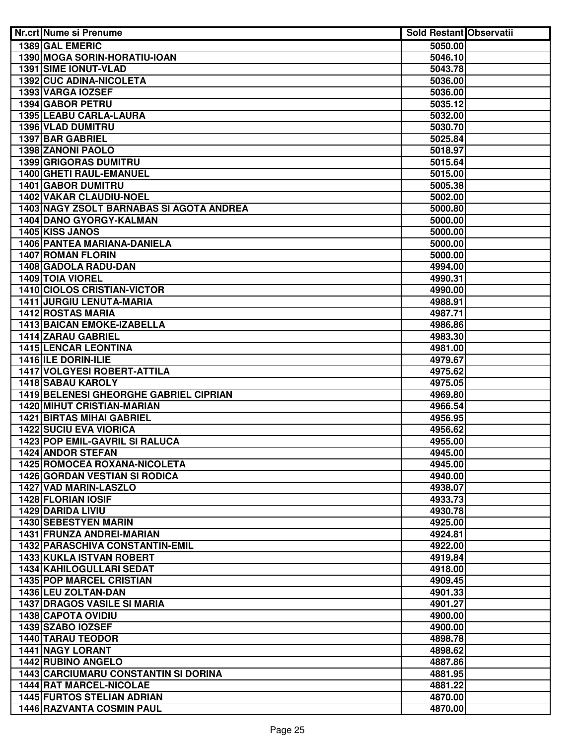| Nr.crt | Nume si Prenume | Sold Restant | Observatii |
|---|---|---|---|
| 1389 | GAL EMERIC | 5050.00 | |
| 1390 | MOGA SORIN-HORATIU-IOAN | 5046.10 | |
| 1391 | SIME IONUT-VLAD | 5043.78 | |
| 1392 | CUC ADINA-NICOLETA | 5036.00 | |
| 1393 | VARGA IOZSEF | 5036.00 | |
| 1394 | GABOR PETRU | 5035.12 | |
| 1395 | LEABU CARLA-LAURA | 5032.00 | |
| 1396 | VLAD DUMITRU | 5030.70 | |
| 1397 | BAR GABRIEL | 5025.84 | |
| 1398 | ZANONI PAOLO | 5018.97 | |
| 1399 | GRIGORAS DUMITRU | 5015.64 | |
| 1400 | GHETI RAUL-EMANUEL | 5015.00 | |
| 1401 | GABOR DUMITRU | 5005.38 | |
| 1402 | VAKAR CLAUDIU-NOEL | 5002.00 | |
| 1403 | NAGY ZSOLT BARNABAS SI AGOTA ANDREA | 5000.80 | |
| 1404 | DANO GYORGY-KALMAN | 5000.00 | |
| 1405 | KISS JANOS | 5000.00 | |
| 1406 | PANTEA MARIANA-DANIELA | 5000.00 | |
| 1407 | ROMAN FLORIN | 5000.00 | |
| 1408 | GADOLA RADU-DAN | 4994.00 | |
| 1409 | TOIA VIOREL | 4990.31 | |
| 1410 | CIOLOS CRISTIAN-VICTOR | 4990.00 | |
| 1411 | JURGIU LENUTA-MARIA | 4988.91 | |
| 1412 | ROSTAS MARIA | 4987.71 | |
| 1413 | BAICAN EMOKE-IZABELLA | 4986.86 | |
| 1414 | ZARAU GABRIEL | 4983.30 | |
| 1415 | LENCAR LEONTINA | 4981.00 | |
| 1416 | ILE DORIN-ILIE | 4979.67 | |
| 1417 | VOLGYESI ROBERT-ATTILA | 4975.62 | |
| 1418 | SABAU KAROLY | 4975.05 | |
| 1419 | BELENESI GHEORGHE GABRIEL CIPRIAN | 4969.80 | |
| 1420 | MIHUT CRISTIAN-MARIAN | 4966.54 | |
| 1421 | BIRTAS MIHAI GABRIEL | 4956.95 | |
| 1422 | SUCIU EVA VIORICA | 4956.62 | |
| 1423 | POP EMIL-GAVRIL SI RALUCA | 4955.00 | |
| 1424 | ANDOR STEFAN | 4945.00 | |
| 1425 | ROMOCEA ROXANA-NICOLETA | 4945.00 | |
| 1426 | GORDAN VESTIAN SI RODICA | 4940.00 | |
| 1427 | VAD MARIN-LASZLO | 4938.07 | |
| 1428 | FLORIAN IOSIF | 4933.73 | |
| 1429 | DARIDA LIVIU | 4930.78 | |
| 1430 | SEBESTYEN MARIN | 4925.00 | |
| 1431 | FRUNZA ANDREI-MARIAN | 4924.81 | |
| 1432 | PARASCHIVA CONSTANTIN-EMIL | 4922.00 | |
| 1433 | KUKLA ISTVAN ROBERT | 4919.84 | |
| 1434 | KAHILOGULLARI SEDAT | 4918.00 | |
| 1435 | POP MARCEL CRISTIAN | 4909.45 | |
| 1436 | LEU ZOLTAN-DAN | 4901.33 | |
| 1437 | DRAGOS VASILE SI MARIA | 4901.27 | |
| 1438 | CAPOTA OVIDIU | 4900.00 | |
| 1439 | SZABO IOZSEF | 4900.00 | |
| 1440 | TARAU TEODOR | 4898.78 | |
| 1441 | NAGY LORANT | 4898.62 | |
| 1442 | RUBINO ANGELO | 4887.86 | |
| 1443 | CARCIUMARU CONSTANTIN SI DORINA | 4881.95 | |
| 1444 | RAT MARCEL-NICOLAE | 4881.22 | |
| 1445 | FURTOS STELIAN ADRIAN | 4870.00 | |
| 1446 | RAZVANTA COSMIN PAUL | 4870.00 | |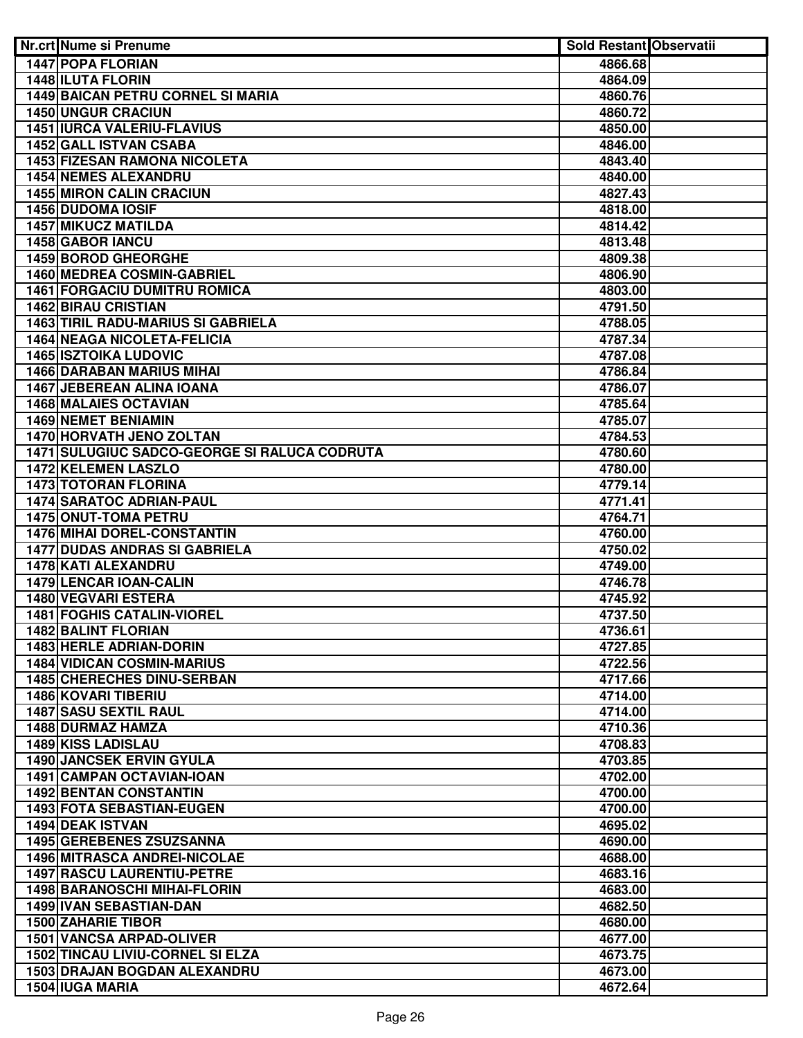| Nr.crt | Nume si Prenume | Sold Restant | Observatii |
|---|---|---|---|
| 1447 | POPA FLORIAN | 4866.68 | |
| 1448 | ILUTA FLORIN | 4864.09 | |
| 1449 | BAICAN PETRU CORNEL SI MARIA | 4860.76 | |
| 1450 | UNGUR CRACIUN | 4860.72 | |
| 1451 | IURCA VALERIU-FLAVIUS | 4850.00 | |
| 1452 | GALL ISTVAN CSABA | 4846.00 | |
| 1453 | FIZESAN RAMONA NICOLETA | 4843.40 | |
| 1454 | NEMES ALEXANDRU | 4840.00 | |
| 1455 | MIRON CALIN CRACIUN | 4827.43 | |
| 1456 | DUDOMA IOSIF | 4818.00 | |
| 1457 | MIKUCZ MATILDA | 4814.42 | |
| 1458 | GABOR IANCU | 4813.48 | |
| 1459 | BOROD GHEORGHE | 4809.38 | |
| 1460 | MEDREA COSMIN-GABRIEL | 4806.90 | |
| 1461 | FORGACIU DUMITRU ROMICA | 4803.00 | |
| 1462 | BIRAU CRISTIAN | 4791.50 | |
| 1463 | TIRIL RADU-MARIUS SI GABRIELA | 4788.05 | |
| 1464 | NEAGA NICOLETA-FELICIA | 4787.34 | |
| 1465 | ISZTOIKA LUDOVIC | 4787.08 | |
| 1466 | DARABAN MARIUS MIHAI | 4786.84 | |
| 1467 | JEBEREAN ALINA IOANA | 4786.07 | |
| 1468 | MALAIES OCTAVIAN | 4785.64 | |
| 1469 | NEMET BENIAMIN | 4785.07 | |
| 1470 | HORVATH JENO ZOLTAN | 4784.53 | |
| 1471 | SULUGIUC SADCO-GEORGE SI RALUCA CODRUTA | 4780.60 | |
| 1472 | KELEMEN LASZLO | 4780.00 | |
| 1473 | TOTORAN FLORINA | 4779.14 | |
| 1474 | SARATOC ADRIAN-PAUL | 4771.41 | |
| 1475 | ONUT-TOMA PETRU | 4764.71 | |
| 1476 | MIHAI DOREL-CONSTANTIN | 4760.00 | |
| 1477 | DUDAS ANDRAS SI GABRIELA | 4750.02 | |
| 1478 | KATI ALEXANDRU | 4749.00 | |
| 1479 | LENCAR IOAN-CALIN | 4746.78 | |
| 1480 | VEGVARI ESTERA | 4745.92 | |
| 1481 | FOGHIS CATALIN-VIOREL | 4737.50 | |
| 1482 | BALINT FLORIAN | 4736.61 | |
| 1483 | HERLE ADRIAN-DORIN | 4727.85 | |
| 1484 | VIDICAN COSMIN-MARIUS | 4722.56 | |
| 1485 | CHERECHES DINU-SERBAN | 4717.66 | |
| 1486 | KOVARI TIBERIU | 4714.00 | |
| 1487 | SASU SEXTIL RAUL | 4714.00 | |
| 1488 | DURMAZ HAMZA | 4710.36 | |
| 1489 | KISS LADISLAU | 4708.83 | |
| 1490 | JANCSEK ERVIN GYULA | 4703.85 | |
| 1491 | CAMPAN OCTAVIAN-IOAN | 4702.00 | |
| 1492 | BENTAN CONSTANTIN | 4700.00 | |
| 1493 | FOTA SEBASTIAN-EUGEN | 4700.00 | |
| 1494 | DEAK ISTVAN | 4695.02 | |
| 1495 | GEREBENES ZSUZSANNA | 4690.00 | |
| 1496 | MITRASCA ANDREI-NICOLAE | 4688.00 | |
| 1497 | RASCU LAURENTIU-PETRE | 4683.16 | |
| 1498 | BARANOSCHI MIHAI-FLORIN | 4683.00 | |
| 1499 | IVAN SEBASTIAN-DAN | 4682.50 | |
| 1500 | ZAHARIE TIBOR | 4680.00 | |
| 1501 | VANCSA ARPAD-OLIVER | 4677.00 | |
| 1502 | TINCAU LIVIU-CORNEL SI ELZA | 4673.75 | |
| 1503 | DRAJAN BOGDAN ALEXANDRU | 4673.00 | |
| 1504 | IUGA MARIA | 4672.64 | |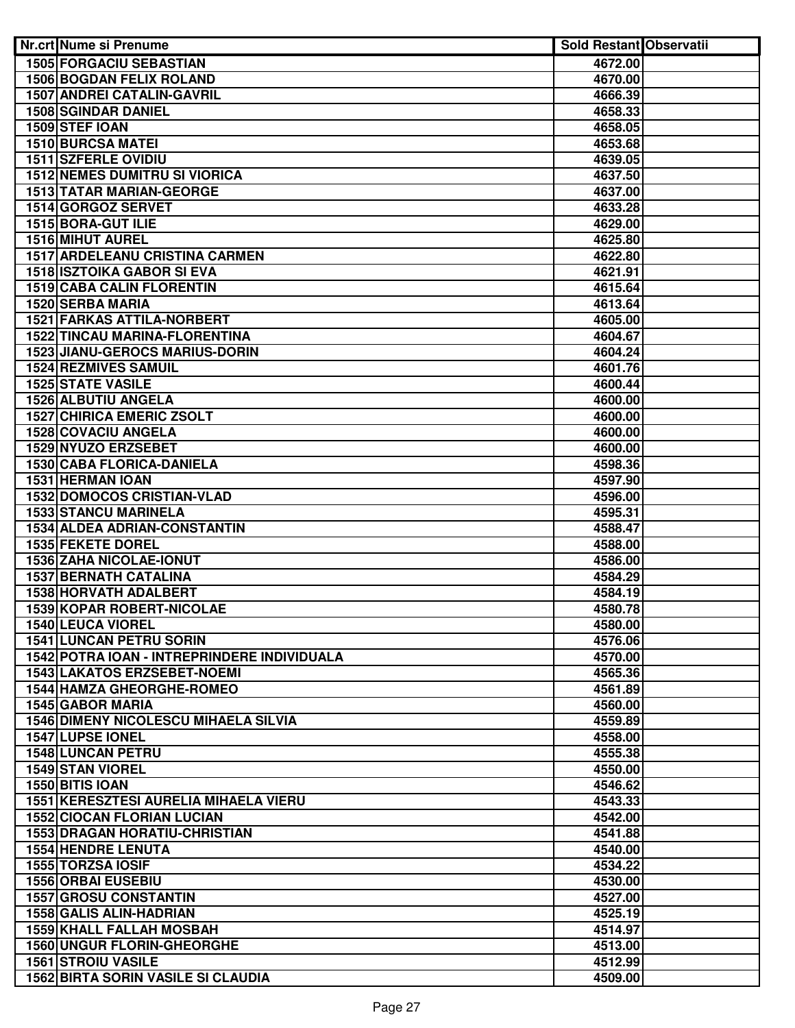| Nr.crt | Nume si Prenume | Sold Restant | Observatii |
|---|---|---|---|
| 1505 | FORGACIU SEBASTIAN | 4672.00 | |
| 1506 | BOGDAN FELIX ROLAND | 4670.00 | |
| 1507 | ANDREI CATALIN-GAVRIL | 4666.39 | |
| 1508 | SGINDAR DANIEL | 4658.33 | |
| 1509 | STEF IOAN | 4658.05 | |
| 1510 | BURCSA MATEI | 4653.68 | |
| 1511 | SZFERLE OVIDIU | 4639.05 | |
| 1512 | NEMES DUMITRU SI VIORICA | 4637.50 | |
| 1513 | TATAR MARIAN-GEORGE | 4637.00 | |
| 1514 | GORGOZ SERVET | 4633.28 | |
| 1515 | BORA-GUT ILIE | 4629.00 | |
| 1516 | MIHUT AUREL | 4625.80 | |
| 1517 | ARDELEANU CRISTINA CARMEN | 4622.80 | |
| 1518 | ISZTOIKA GABOR SI EVA | 4621.91 | |
| 1519 | CABA CALIN FLORENTIN | 4615.64 | |
| 1520 | SERBA MARIA | 4613.64 | |
| 1521 | FARKAS ATTILA-NORBERT | 4605.00 | |
| 1522 | TINCAU MARINA-FLORENTINA | 4604.67 | |
| 1523 | JIANU-GEROCS MARIUS-DORIN | 4604.24 | |
| 1524 | REZMIVES SAMUIL | 4601.76 | |
| 1525 | STATE VASILE | 4600.44 | |
| 1526 | ALBUTIU ANGELA | 4600.00 | |
| 1527 | CHIRICA EMERIC ZSOLT | 4600.00 | |
| 1528 | COVACIU ANGELA | 4600.00 | |
| 1529 | NYUZO ERZSEBET | 4600.00 | |
| 1530 | CABA FLORICA-DANIELA | 4598.36 | |
| 1531 | HERMAN IOAN | 4597.90 | |
| 1532 | DOMOCOS CRISTIAN-VLAD | 4596.00 | |
| 1533 | STANCU MARINELA | 4595.31 | |
| 1534 | ALDEA ADRIAN-CONSTANTIN | 4588.47 | |
| 1535 | FEKETE DOREL | 4588.00 | |
| 1536 | ZAHA NICOLAE-IONUT | 4586.00 | |
| 1537 | BERNATH CATALINA | 4584.29 | |
| 1538 | HORVATH ADALBERT | 4584.19 | |
| 1539 | KOPAR ROBERT-NICOLAE | 4580.78 | |
| 1540 | LEUCA VIOREL | 4580.00 | |
| 1541 | LUNCAN PETRU SORIN | 4576.06 | |
| 1542 | POTRA IOAN - INTREPRINDERE INDIVIDUALA | 4570.00 | |
| 1543 | LAKATOS ERZSEBET-NOEMI | 4565.36 | |
| 1544 | HAMZA GHEORGHE-ROMEO | 4561.89 | |
| 1545 | GABOR MARIA | 4560.00 | |
| 1546 | DIMENY NICOLESCU MIHAELA SILVIA | 4559.89 | |
| 1547 | LUPSE IONEL | 4558.00 | |
| 1548 | LUNCAN PETRU | 4555.38 | |
| 1549 | STAN VIOREL | 4550.00 | |
| 1550 | BITIS IOAN | 4546.62 | |
| 1551 | KERESZTESI AURELIA MIHAELA VIERU | 4543.33 | |
| 1552 | CIOCAN FLORIAN LUCIAN | 4542.00 | |
| 1553 | DRAGAN HORATIU-CHRISTIAN | 4541.88 | |
| 1554 | HENDRE LENUTA | 4540.00 | |
| 1555 | TORZSA IOSIF | 4534.22 | |
| 1556 | ORBAI EUSEBIU | 4530.00 | |
| 1557 | GROSU CONSTANTIN | 4527.00 | |
| 1558 | GALIS ALIN-HADRIAN | 4525.19 | |
| 1559 | KHALL FALLAH MOSBAH | 4514.97 | |
| 1560 | UNGUR FLORIN-GHEORGHE | 4513.00 | |
| 1561 | STROIU VASILE | 4512.99 | |
| 1562 | BIRTA SORIN VASILE SI CLAUDIA | 4509.00 | |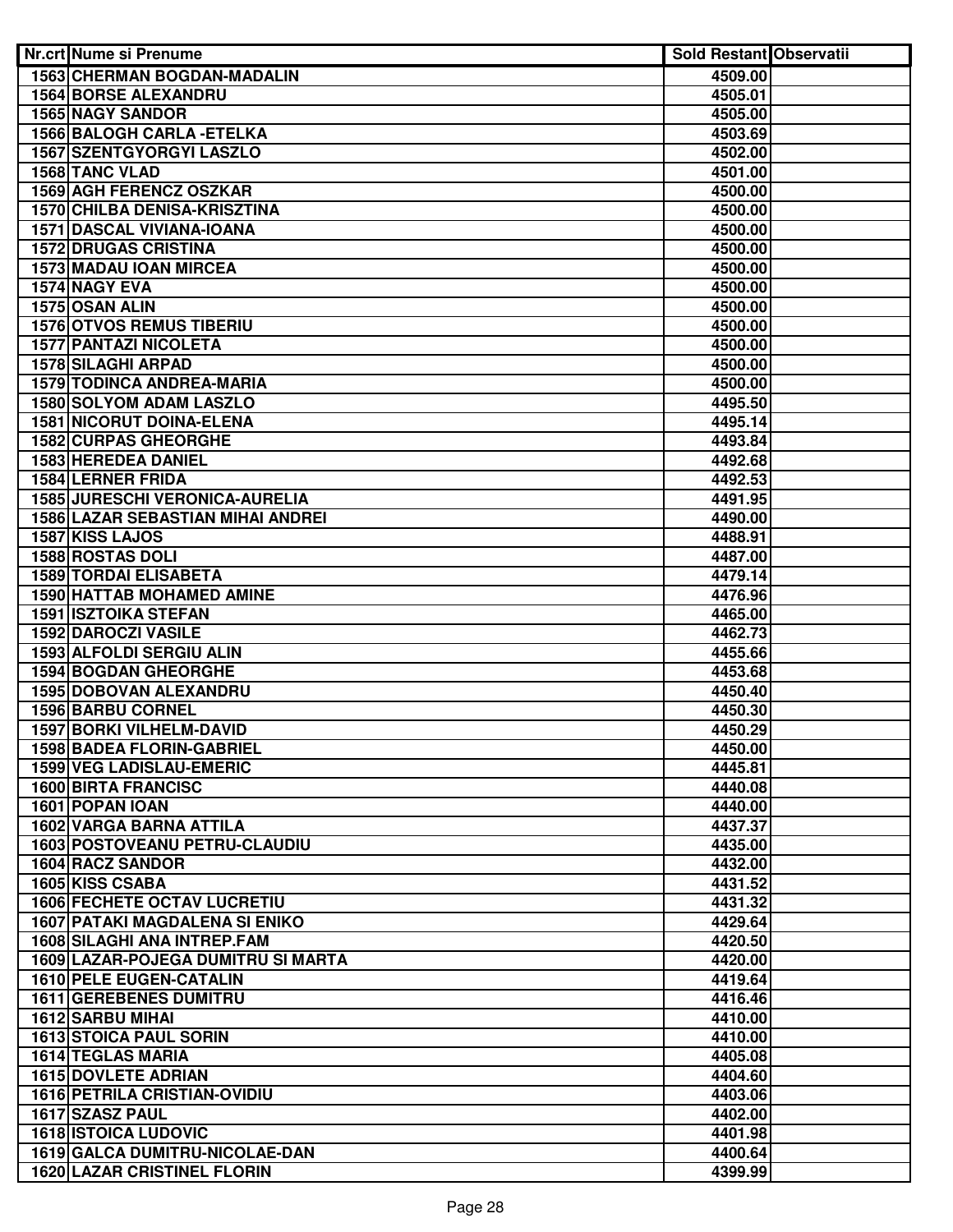| Nr.crt | Nume si Prenume | Sold Restant | Observatii |
|---|---|---|---|
| 1563 | CHERMAN BOGDAN-MADALIN | 4509.00 | |
| 1564 | BORSE ALEXANDRU | 4505.01 | |
| 1565 | NAGY SANDOR | 4505.00 | |
| 1566 | BALOGH CARLA -ETELKA | 4503.69 | |
| 1567 | SZENTGYORGYI LASZLO | 4502.00 | |
| 1568 | TANC VLAD | 4501.00 | |
| 1569 | AGH FERENCZ OSZKAR | 4500.00 | |
| 1570 | CHILBA DENISA-KRISZTINA | 4500.00 | |
| 1571 | DASCAL VIVIANA-IOANA | 4500.00 | |
| 1572 | DRUGAS CRISTINA | 4500.00 | |
| 1573 | MADAU IOAN MIRCEA | 4500.00 | |
| 1574 | NAGY EVA | 4500.00 | |
| 1575 | OSAN ALIN | 4500.00 | |
| 1576 | OTVOS REMUS TIBERIU | 4500.00 | |
| 1577 | PANTAZI NICOLETA | 4500.00 | |
| 1578 | SILAGHI ARPAD | 4500.00 | |
| 1579 | TODINCA ANDREA-MARIA | 4500.00 | |
| 1580 | SOLYOM ADAM LASZLO | 4495.50 | |
| 1581 | NICORUT DOINA-ELENA | 4495.14 | |
| 1582 | CURPAS GHEORGHE | 4493.84 | |
| 1583 | HEREDEA DANIEL | 4492.68 | |
| 1584 | LERNER FRIDA | 4492.53 | |
| 1585 | JURESCHI VERONICA-AURELIA | 4491.95 | |
| 1586 | LAZAR SEBASTIAN MIHAI ANDREI | 4490.00 | |
| 1587 | KISS LAJOS | 4488.91 | |
| 1588 | ROSTAS DOLI | 4487.00 | |
| 1589 | TORDAI ELISABETA | 4479.14 | |
| 1590 | HATTAB MOHAMED AMINE | 4476.96 | |
| 1591 | ISZTOIKA STEFAN | 4465.00 | |
| 1592 | DAROCZI VASILE | 4462.73 | |
| 1593 | ALFOLDI SERGIU ALIN | 4455.66 | |
| 1594 | BOGDAN GHEORGHE | 4453.68 | |
| 1595 | DOBOVAN ALEXANDRU | 4450.40 | |
| 1596 | BARBU CORNEL | 4450.30 | |
| 1597 | BORKI VILHELM-DAVID | 4450.29 | |
| 1598 | BADEA FLORIN-GABRIEL | 4450.00 | |
| 1599 | VEG LADISLAU-EMERIC | 4445.81 | |
| 1600 | BIRTA FRANCISC | 4440.08 | |
| 1601 | POPAN IOAN | 4440.00 | |
| 1602 | VARGA BARNA ATTILA | 4437.37 | |
| 1603 | POSTOVEANU PETRU-CLAUDIU | 4435.00 | |
| 1604 | RACZ SANDOR | 4432.00 | |
| 1605 | KISS CSABA | 4431.52 | |
| 1606 | FECHETE OCTAV LUCRETIU | 4431.32 | |
| 1607 | PATAKI MAGDALENA SI ENIKO | 4429.64 | |
| 1608 | SILAGHI ANA INTREP.FAM | 4420.50 | |
| 1609 | LAZAR-POJEGA DUMITRU SI MARTA | 4420.00 | |
| 1610 | PELE EUGEN-CATALIN | 4419.64 | |
| 1611 | GEREBENES DUMITRU | 4416.46 | |
| 1612 | SARBU MIHAI | 4410.00 | |
| 1613 | STOICA PAUL SORIN | 4410.00 | |
| 1614 | TEGLAS MARIA | 4405.08 | |
| 1615 | DOVLETE ADRIAN | 4404.60 | |
| 1616 | PETRILA CRISTIAN-OVIDIU | 4403.06 | |
| 1617 | SZASZ PAUL | 4402.00 | |
| 1618 | ISTOICA LUDOVIC | 4401.98 | |
| 1619 | GALCA DUMITRU-NICOLAE-DAN | 4400.64 | |
| 1620 | LAZAR CRISTINEL FLORIN | 4399.99 | |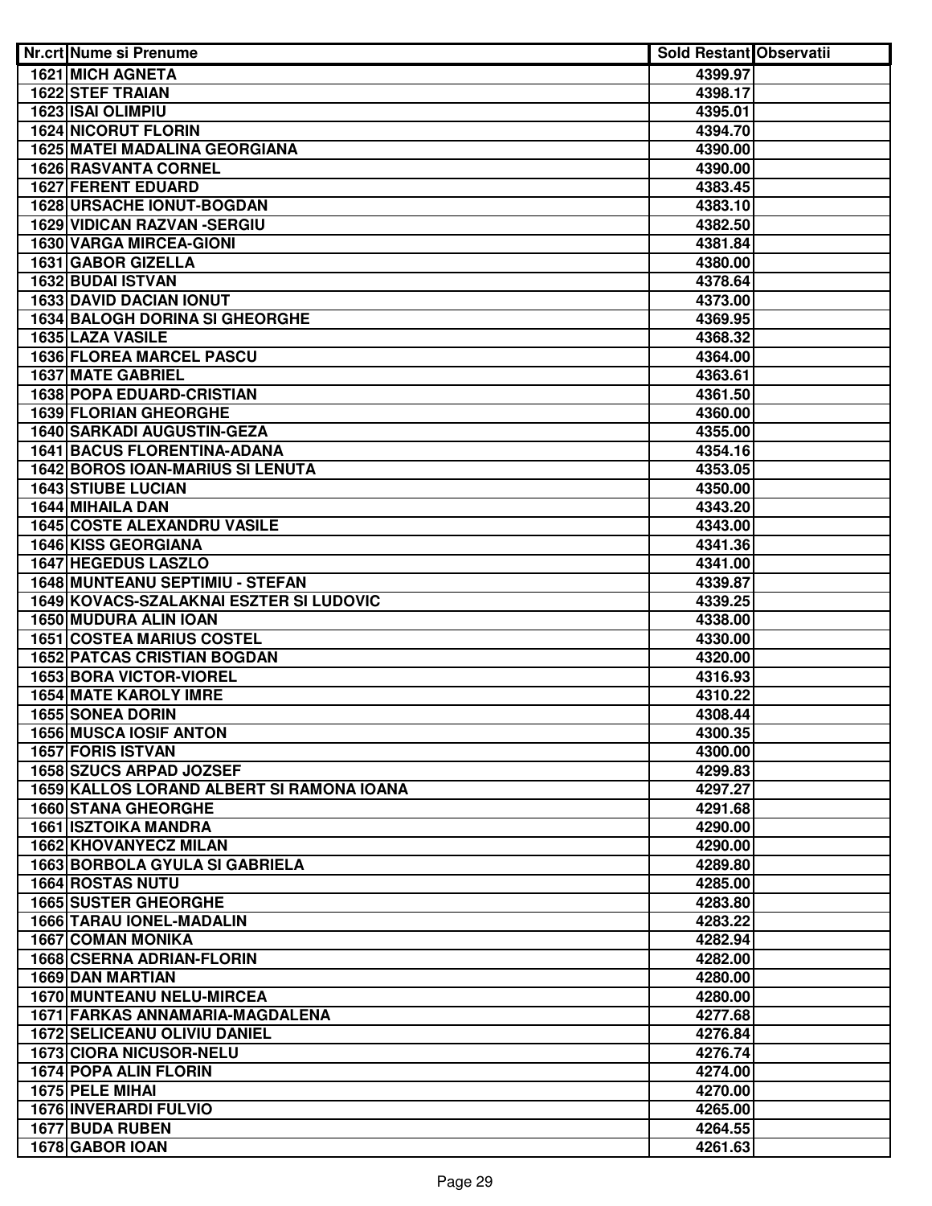| Nr.crt | Nume si Prenume | Sold Restant | Observatii |
|---|---|---|---|
| 1621 | MICH AGNETA | 4399.97 | |
| 1622 | STEF TRAIAN | 4398.17 | |
| 1623 | ISAI OLIMPIU | 4395.01 | |
| 1624 | NICORUT FLORIN | 4394.70 | |
| 1625 | MATEI MADALINA GEORGIANA | 4390.00 | |
| 1626 | RASVANTA CORNEL | 4390.00 | |
| 1627 | FERENT EDUARD | 4383.45 | |
| 1628 | URSACHE IONUT-BOGDAN | 4383.10 | |
| 1629 | VIDICAN RAZVAN -SERGIU | 4382.50 | |
| 1630 | VARGA MIRCEA-GIONI | 4381.84 | |
| 1631 | GABOR GIZELLA | 4380.00 | |
| 1632 | BUDAI ISTVAN | 4378.64 | |
| 1633 | DAVID DACIAN IONUT | 4373.00 | |
| 1634 | BALOGH DORINA SI GHEORGHE | 4369.95 | |
| 1635 | LAZA VASILE | 4368.32 | |
| 1636 | FLOREA MARCEL PASCU | 4364.00 | |
| 1637 | MATE GABRIEL | 4363.61 | |
| 1638 | POPA EDUARD-CRISTIAN | 4361.50 | |
| 1639 | FLORIAN GHEORGHE | 4360.00 | |
| 1640 | SARKADI AUGUSTIN-GEZA | 4355.00 | |
| 1641 | BACUS FLORENTINA-ADANA | 4354.16 | |
| 1642 | BOROS IOAN-MARIUS SI LENUTA | 4353.05 | |
| 1643 | STIUBE LUCIAN | 4350.00 | |
| 1644 | MIHAILA DAN | 4343.20 | |
| 1645 | COSTE ALEXANDRU VASILE | 4343.00 | |
| 1646 | KISS GEORGIANA | 4341.36 | |
| 1647 | HEGEDUS LASZLO | 4341.00 | |
| 1648 | MUNTEANU SEPTIMIU - STEFAN | 4339.87 | |
| 1649 | KOVACS-SZALAKNAI ESZTER SI LUDOVIC | 4339.25 | |
| 1650 | MUDURA ALIN IOAN | 4338.00 | |
| 1651 | COSTEA MARIUS COSTEL | 4330.00 | |
| 1652 | PATCAS CRISTIAN BOGDAN | 4320.00 | |
| 1653 | BORA VICTOR-VIOREL | 4316.93 | |
| 1654 | MATE KAROLY IMRE | 4310.22 | |
| 1655 | SONEA DORIN | 4308.44 | |
| 1656 | MUSCA IOSIF ANTON | 4300.35 | |
| 1657 | FORIS ISTVAN | 4300.00 | |
| 1658 | SZUCS ARPAD JOZSEF | 4299.83 | |
| 1659 | KALLOS LORAND ALBERT SI RAMONA IOANA | 4297.27 | |
| 1660 | STANA GHEORGHE | 4291.68 | |
| 1661 | ISZTOIKA MANDRA | 4290.00 | |
| 1662 | KHOVANYECZ MILAN | 4290.00 | |
| 1663 | BORBOLA GYULA SI GABRIELA | 4289.80 | |
| 1664 | ROSTAS NUTU | 4285.00 | |
| 1665 | SUSTER GHEORGHE | 4283.80 | |
| 1666 | TARAU IONEL-MADALIN | 4283.22 | |
| 1667 | COMAN MONIKA | 4282.94 | |
| 1668 | CSERNA ADRIAN-FLORIN | 4282.00 | |
| 1669 | DAN MARTIAN | 4280.00 | |
| 1670 | MUNTEANU NELU-MIRCEA | 4280.00 | |
| 1671 | FARKAS ANNAMARIA-MAGDALENA | 4277.68 | |
| 1672 | SELICEANU OLIVIU DANIEL | 4276.84 | |
| 1673 | CIORA NICUSOR-NELU | 4276.74 | |
| 1674 | POPA ALIN FLORIN | 4274.00 | |
| 1675 | PELE MIHAI | 4270.00 | |
| 1676 | INVERARDI FULVIO | 4265.00 | |
| 1677 | BUDA RUBEN | 4264.55 | |
| 1678 | GABOR IOAN | 4261.63 | |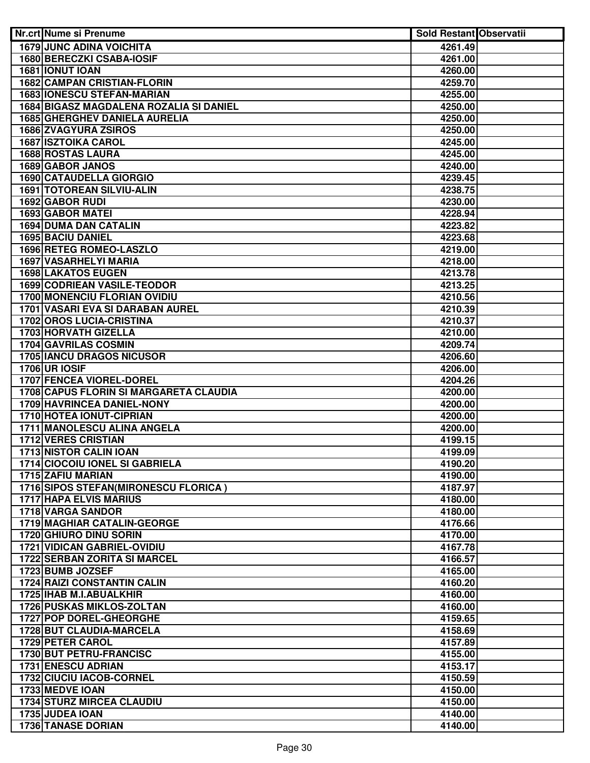| Nr.crt | Nume si Prenume | Sold Restant | Observatii |
|---|---|---|---|
| 1679 | JUNC ADINA VOICHITA | 4261.49 | |
| 1680 | BERECZKI CSABA-IOSIF | 4261.00 | |
| 1681 | IONUT IOAN | 4260.00 | |
| 1682 | CAMPAN CRISTIAN-FLORIN | 4259.70 | |
| 1683 | IONESCU STEFAN-MARIAN | 4255.00 | |
| 1684 | BIGASZ MAGDALENA ROZALIA SI DANIEL | 4250.00 | |
| 1685 | GHERGHEV DANIELA AURELIA | 4250.00 | |
| 1686 | ZVAGYURA ZSIROS | 4250.00 | |
| 1687 | ISZTOIKA CAROL | 4245.00 | |
| 1688 | ROSTAS LAURA | 4245.00 | |
| 1689 | GABOR JANOS | 4240.00 | |
| 1690 | CATAUDELLA GIORGIO | 4239.45 | |
| 1691 | TOTOREAN SILVIU-ALIN | 4238.75 | |
| 1692 | GABOR RUDI | 4230.00 | |
| 1693 | GABOR MATEI | 4228.94 | |
| 1694 | DUMA DAN CATALIN | 4223.82 | |
| 1695 | BACIU DANIEL | 4223.68 | |
| 1696 | RETEG ROMEO-LASZLO | 4219.00 | |
| 1697 | VASARHELYI MARIA | 4218.00 | |
| 1698 | LAKATOS EUGEN | 4213.78 | |
| 1699 | CODRIEAN VASILE-TEODOR | 4213.25 | |
| 1700 | MONENCIU FLORIAN OVIDIU | 4210.56 | |
| 1701 | VASARI EVA SI DARABAN AUREL | 4210.39 | |
| 1702 | OROS LUCIA-CRISTINA | 4210.37 | |
| 1703 | HORVATH GIZELLA | 4210.00 | |
| 1704 | GAVRILAS COSMIN | 4209.74 | |
| 1705 | IANCU DRAGOS NICUSOR | 4206.60 | |
| 1706 | UR IOSIF | 4206.00 | |
| 1707 | FENCEA VIOREL-DOREL | 4204.26 | |
| 1708 | CAPUS FLORIN SI MARGARETA CLAUDIA | 4200.00 | |
| 1709 | HAVRINCEA DANIEL-NONY | 4200.00 | |
| 1710 | HOTEA IONUT-CIPRIAN | 4200.00 | |
| 1711 | MANOLESCU ALINA ANGELA | 4200.00 | |
| 1712 | VERES CRISTIAN | 4199.15 | |
| 1713 | NISTOR CALIN IOAN | 4199.09 | |
| 1714 | CIOCOIU IONEL SI GABRIELA | 4190.20 | |
| 1715 | ZAFIU MARIAN | 4190.00 | |
| 1716 | SIPOS STEFAN(MIRONESCU FLORICA ) | 4187.97 | |
| 1717 | HAPA ELVIS MARIUS | 4180.00 | |
| 1718 | VARGA SANDOR | 4180.00 | |
| 1719 | MAGHIAR CATALIN-GEORGE | 4176.66 | |
| 1720 | GHIURO DINU SORIN | 4170.00 | |
| 1721 | VIDICAN GABRIEL-OVIDIU | 4167.78 | |
| 1722 | SERBAN ZORITA SI MARCEL | 4166.57 | |
| 1723 | BUMB JOZSEF | 4165.00 | |
| 1724 | RAIZI CONSTANTIN CALIN | 4160.20 | |
| 1725 | IHAB M.I.ABUALKHIR | 4160.00 | |
| 1726 | PUSKAS MIKLOS-ZOLTAN | 4160.00 | |
| 1727 | POP DOREL-GHEORGHE | 4159.65 | |
| 1728 | BUT CLAUDIA-MARCELA | 4158.69 | |
| 1729 | PETER CAROL | 4157.89 | |
| 1730 | BUT PETRU-FRANCISC | 4155.00 | |
| 1731 | ENESCU ADRIAN | 4153.17 | |
| 1732 | CIUCIU IACOB-CORNEL | 4150.59 | |
| 1733 | MEDVE IOAN | 4150.00 | |
| 1734 | STURZ MIRCEA CLAUDIU | 4150.00 | |
| 1735 | JUDEA IOAN | 4140.00 | |
| 1736 | TANASE DORIAN | 4140.00 | |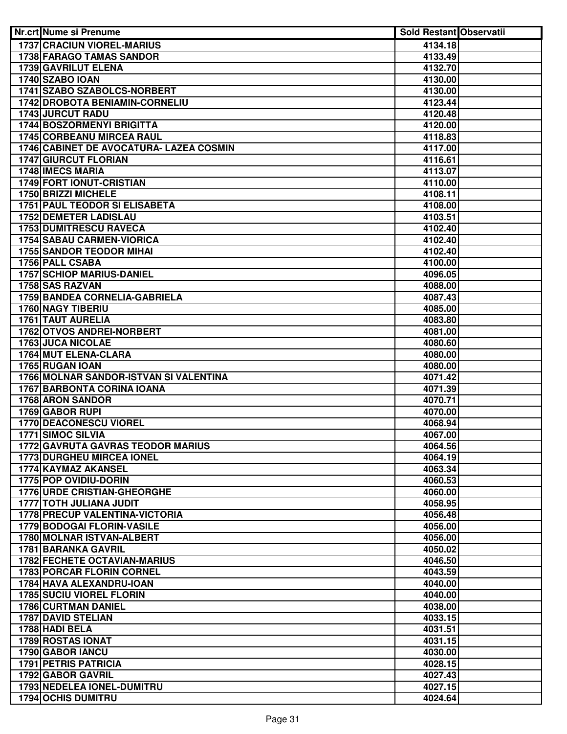| Nr.crt | Nume si Prenume | Sold Restant | Observatii |
|---|---|---|---|
| 1737 | CRACIUN VIOREL-MARIUS | 4134.18 | |
| 1738 | FARAGO TAMAS SANDOR | 4133.49 | |
| 1739 | GAVRILUT ELENA | 4132.70 | |
| 1740 | SZABO IOAN | 4130.00 | |
| 1741 | SZABO SZABOLCS-NORBERT | 4130.00 | |
| 1742 | DROBOTA BENIAMIN-CORNELIU | 4123.44 | |
| 1743 | JURCUT RADU | 4120.48 | |
| 1744 | BOSZORMENYI BRIGITTA | 4120.00 | |
| 1745 | CORBEANU MIRCEA RAUL | 4118.83 | |
| 1746 | CABINET DE AVOCATURA- LAZEA COSMIN | 4117.00 | |
| 1747 | GIURCUT FLORIAN | 4116.61 | |
| 1748 | IMECS MARIA | 4113.07 | |
| 1749 | FORT IONUT-CRISTIAN | 4110.00 | |
| 1750 | BRIZZI MICHELE | 4108.11 | |
| 1751 | PAUL TEODOR SI ELISABETA | 4108.00 | |
| 1752 | DEMETER LADISLAU | 4103.51 | |
| 1753 | DUMITRESCU RAVECA | 4102.40 | |
| 1754 | SABAU CARMEN-VIORICA | 4102.40 | |
| 1755 | SANDOR TEODOR MIHAI | 4102.40 | |
| 1756 | PALL CSABA | 4100.00 | |
| 1757 | SCHIOP MARIUS-DANIEL | 4096.05 | |
| 1758 | SAS RAZVAN | 4088.00 | |
| 1759 | BANDEA CORNELIA-GABRIELA | 4087.43 | |
| 1760 | NAGY TIBERIU | 4085.00 | |
| 1761 | TAUT AURELIA | 4083.80 | |
| 1762 | OTVOS ANDREI-NORBERT | 4081.00 | |
| 1763 | JUCA NICOLAE | 4080.60 | |
| 1764 | MUT ELENA-CLARA | 4080.00 | |
| 1765 | RUGAN IOAN | 4080.00 | |
| 1766 | MOLNAR SANDOR-ISTVAN SI VALENTINA | 4071.42 | |
| 1767 | BARBONTA CORINA IOANA | 4071.39 | |
| 1768 | ARON SANDOR | 4070.71 | |
| 1769 | GABOR RUPI | 4070.00 | |
| 1770 | DEACONESCU VIOREL | 4068.94 | |
| 1771 | SIMOC SILVIA | 4067.00 | |
| 1772 | GAVRUTA GAVRAS TEODOR MARIUS | 4064.56 | |
| 1773 | DURGHEU MIRCEA IONEL | 4064.19 | |
| 1774 | KAYMAZ AKANSEL | 4063.34 | |
| 1775 | POP OVIDIU-DORIN | 4060.53 | |
| 1776 | URDE CRISTIAN-GHEORGHE | 4060.00 | |
| 1777 | TOTH JULIANA JUDIT | 4058.95 | |
| 1778 | PRECUP VALENTINA-VICTORIA | 4056.48 | |
| 1779 | BODOGAI FLORIN-VASILE | 4056.00 | |
| 1780 | MOLNAR ISTVAN-ALBERT | 4056.00 | |
| 1781 | BARANKA GAVRIL | 4050.02 | |
| 1782 | FECHETE OCTAVIAN-MARIUS | 4046.50 | |
| 1783 | PORCAR FLORIN CORNEL | 4043.59 | |
| 1784 | HAVA ALEXANDRU-IOAN | 4040.00 | |
| 1785 | SUCIU VIOREL FLORIN | 4040.00 | |
| 1786 | CURTMAN DANIEL | 4038.00 | |
| 1787 | DAVID STELIAN | 4033.15 | |
| 1788 | HADI BELA | 4031.51 | |
| 1789 | ROSTAS IONAT | 4031.15 | |
| 1790 | GABOR IANCU | 4030.00 | |
| 1791 | PETRIS PATRICIA | 4028.15 | |
| 1792 | GABOR GAVRIL | 4027.43 | |
| 1793 | NEDELEA IONEL-DUMITRU | 4027.15 | |
| 1794 | OCHIS DUMITRU | 4024.64 | |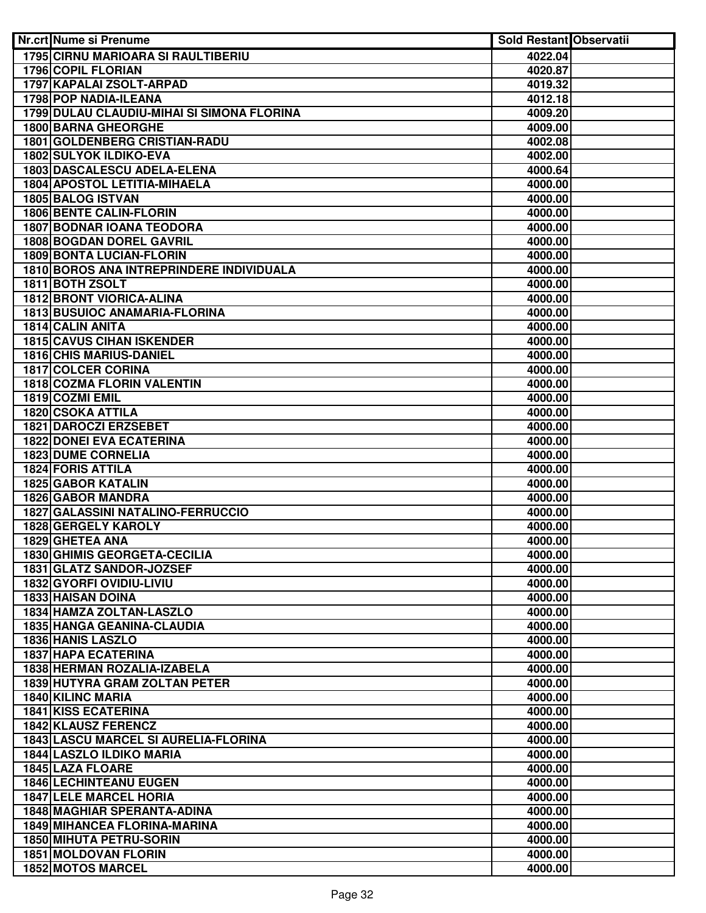| Nr.crt | Nume si Prenume | Sold Restant | Observatii |
|---|---|---|---|
| 1795 | CIRNU MARIOARA SI RAULTIBERIU | 4022.04 | |
| 1796 | COPIL FLORIAN | 4020.87 | |
| 1797 | KAPALAI ZSOLT-ARPAD | 4019.32 | |
| 1798 | POP NADIA-ILEANA | 4012.18 | |
| 1799 | DULAU CLAUDIU-MIHAI SI SIMONA FLORINA | 4009.20 | |
| 1800 | BARNA GHEORGHE | 4009.00 | |
| 1801 | GOLDENBERG CRISTIAN-RADU | 4002.08 | |
| 1802 | SULYOK ILDIKO-EVA | 4002.00 | |
| 1803 | DASCALESCU ADELA-ELENA | 4000.64 | |
| 1804 | APOSTOL LETITIA-MIHAELA | 4000.00 | |
| 1805 | BALOG ISTVAN | 4000.00 | |
| 1806 | BENTE CALIN-FLORIN | 4000.00 | |
| 1807 | BODNAR IOANA TEODORA | 4000.00 | |
| 1808 | BOGDAN DOREL GAVRIL | 4000.00 | |
| 1809 | BONTA LUCIAN-FLORIN | 4000.00 | |
| 1810 | BOROS ANA INTREPRINDERE INDIVIDUALA | 4000.00 | |
| 1811 | BOTH ZSOLT | 4000.00 | |
| 1812 | BRONT VIORICA-ALINA | 4000.00 | |
| 1813 | BUSUIOC ANAMARIA-FLORINA | 4000.00 | |
| 1814 | CALIN ANITA | 4000.00 | |
| 1815 | CAVUS CIHAN ISKENDER | 4000.00 | |
| 1816 | CHIS MARIUS-DANIEL | 4000.00 | |
| 1817 | COLCER CORINA | 4000.00 | |
| 1818 | COZMA FLORIN VALENTIN | 4000.00 | |
| 1819 | COZMI EMIL | 4000.00 | |
| 1820 | CSOKA ATTILA | 4000.00 | |
| 1821 | DAROCZI ERZSEBET | 4000.00 | |
| 1822 | DONEI EVA ECATERINA | 4000.00 | |
| 1823 | DUME CORNELIA | 4000.00 | |
| 1824 | FORIS ATTILA | 4000.00 | |
| 1825 | GABOR KATALIN | 4000.00 | |
| 1826 | GABOR MANDRA | 4000.00 | |
| 1827 | GALASSINI NATALINO-FERRUCCIO | 4000.00 | |
| 1828 | GERGELY KAROLY | 4000.00 | |
| 1829 | GHETEA ANA | 4000.00 | |
| 1830 | GHIMIS GEORGETA-CECILIA | 4000.00 | |
| 1831 | GLATZ SANDOR-JOZSEF | 4000.00 | |
| 1832 | GYORFI OVIDIU-LIVIU | 4000.00 | |
| 1833 | HAISAN DOINA | 4000.00 | |
| 1834 | HAMZA ZOLTAN-LASZLO | 4000.00 | |
| 1835 | HANGA GEANINA-CLAUDIA | 4000.00 | |
| 1836 | HANIS LASZLO | 4000.00 | |
| 1837 | HAPA ECATERINA | 4000.00 | |
| 1838 | HERMAN ROZALIA-IZABELA | 4000.00 | |
| 1839 | HUTYRA GRAM ZOLTAN PETER | 4000.00 | |
| 1840 | KILINC MARIA | 4000.00 | |
| 1841 | KISS ECATERINA | 4000.00 | |
| 1842 | KLAUSZ FERENCZ | 4000.00 | |
| 1843 | LASCU MARCEL SI AURELIA-FLORINA | 4000.00 | |
| 1844 | LASZLO ILDIKO MARIA | 4000.00 | |
| 1845 | LAZA FLOARE | 4000.00 | |
| 1846 | LECHINTEANU EUGEN | 4000.00 | |
| 1847 | LELE MARCEL HORIA | 4000.00 | |
| 1848 | MAGHIAR SPERANTA-ADINA | 4000.00 | |
| 1849 | MIHANCEA FLORINA-MARINA | 4000.00 | |
| 1850 | MIHUTA PETRU-SORIN | 4000.00 | |
| 1851 | MOLDOVAN FLORIN | 4000.00 | |
| 1852 | MOTOS MARCEL | 4000.00 | |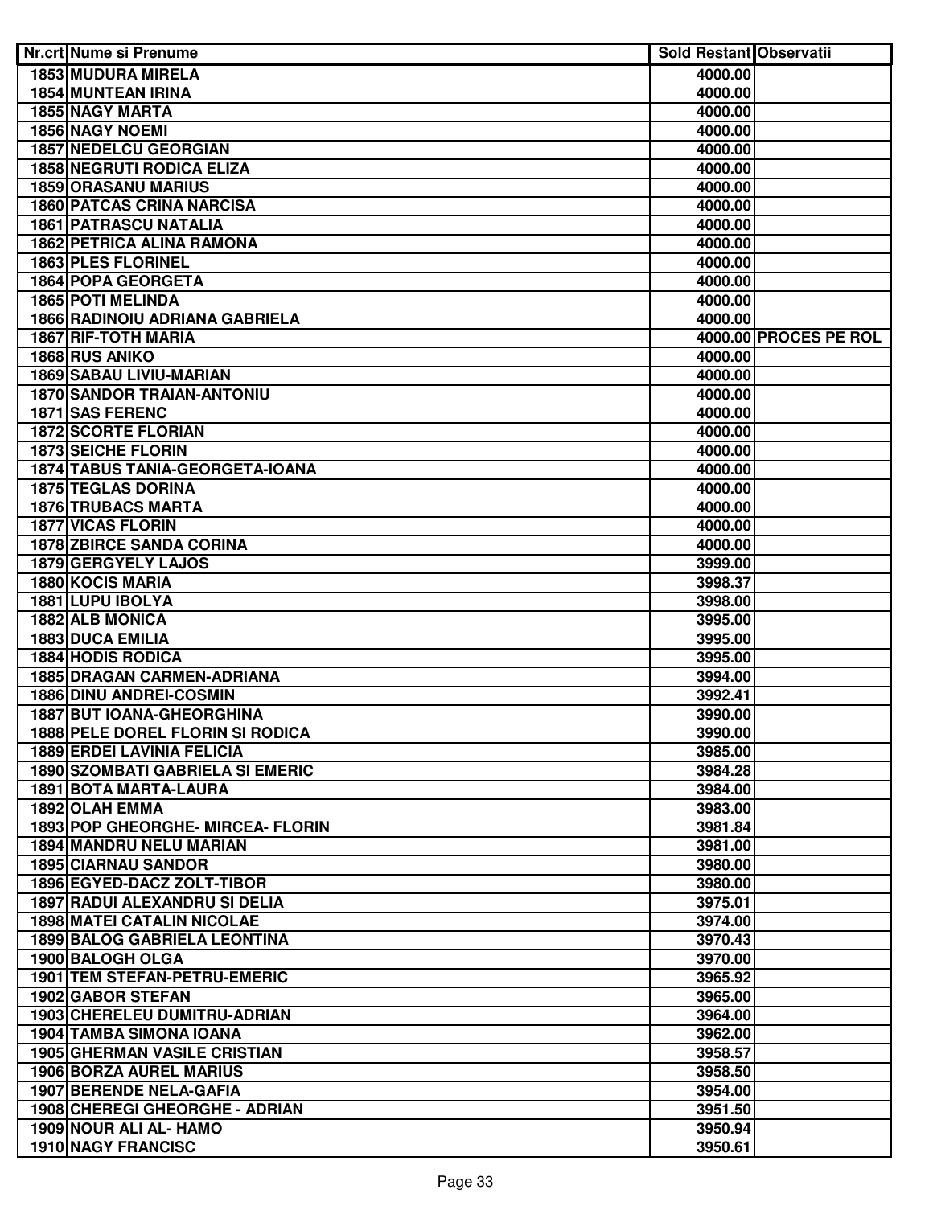| Nr.crt | Nume si Prenume | Sold Restant | Observatii |
|---|---|---|---|
| 1853 | MUDURA MIRELA | 4000.00 | |
| 1854 | MUNTEAN IRINA | 4000.00 | |
| 1855 | NAGY MARTA | 4000.00 | |
| 1856 | NAGY NOEMI | 4000.00 | |
| 1857 | NEDELCU GEORGIAN | 4000.00 | |
| 1858 | NEGRUTI RODICA ELIZA | 4000.00 | |
| 1859 | ORASANU MARIUS | 4000.00 | |
| 1860 | PATCAS CRINA NARCISA | 4000.00 | |
| 1861 | PATRASCU NATALIA | 4000.00 | |
| 1862 | PETRICA ALINA RAMONA | 4000.00 | |
| 1863 | PLES FLORINEL | 4000.00 | |
| 1864 | POPA GEORGETA | 4000.00 | |
| 1865 | POTI MELINDA | 4000.00 | |
| 1866 | RADINOIU ADRIANA GABRIELA | 4000.00 | |
| 1867 | RIF-TOTH MARIA | 4000.00 | PROCES PE ROL |
| 1868 | RUS ANIKO | 4000.00 | |
| 1869 | SABAU LIVIU-MARIAN | 4000.00 | |
| 1870 | SANDOR TRAIAN-ANTONIU | 4000.00 | |
| 1871 | SAS FERENC | 4000.00 | |
| 1872 | SCORTE FLORIAN | 4000.00 | |
| 1873 | SEICHE FLORIN | 4000.00 | |
| 1874 | TABUS TANIA-GEORGETA-IOANA | 4000.00 | |
| 1875 | TEGLAS DORINA | 4000.00 | |
| 1876 | TRUBACS MARTA | 4000.00 | |
| 1877 | VICAS FLORIN | 4000.00 | |
| 1878 | ZBIRCE SANDA CORINA | 4000.00 | |
| 1879 | GERGYELY LAJOS | 3999.00 | |
| 1880 | KOCIS MARIA | 3998.37 | |
| 1881 | LUPU IBOLYA | 3998.00 | |
| 1882 | ALB MONICA | 3995.00 | |
| 1883 | DUCA EMILIA | 3995.00 | |
| 1884 | HODIS RODICA | 3995.00 | |
| 1885 | DRAGAN CARMEN-ADRIANA | 3994.00 | |
| 1886 | DINU ANDREI-COSMIN | 3992.41 | |
| 1887 | BUT IOANA-GHEORGHINA | 3990.00 | |
| 1888 | PELE DOREL FLORIN SI RODICA | 3990.00 | |
| 1889 | ERDEI LAVINIA FELICIA | 3985.00 | |
| 1890 | SZOMBATI GABRIELA SI EMERIC | 3984.28 | |
| 1891 | BOTA MARTA-LAURA | 3984.00 | |
| 1892 | OLAH EMMA | 3983.00 | |
| 1893 | POP GHEORGHE- MIRCEA- FLORIN | 3981.84 | |
| 1894 | MANDRU NELU MARIAN | 3981.00 | |
| 1895 | CIARNAU SANDOR | 3980.00 | |
| 1896 | EGYED-DACZ ZOLT-TIBOR | 3980.00 | |
| 1897 | RADUI ALEXANDRU SI DELIA | 3975.01 | |
| 1898 | MATEI CATALIN NICOLAE | 3974.00 | |
| 1899 | BALOG GABRIELA LEONTINA | 3970.43 | |
| 1900 | BALOGH OLGA | 3970.00 | |
| 1901 | TEM STEFAN-PETRU-EMERIC | 3965.92 | |
| 1902 | GABOR STEFAN | 3965.00 | |
| 1903 | CHERELEU DUMITRU-ADRIAN | 3964.00 | |
| 1904 | TAMBA SIMONA IOANA | 3962.00 | |
| 1905 | GHERMAN VASILE CRISTIAN | 3958.57 | |
| 1906 | BORZA AUREL MARIUS | 3958.50 | |
| 1907 | BERENDE NELA-GAFIA | 3954.00 | |
| 1908 | CHEREGI GHEORGHE - ADRIAN | 3951.50 | |
| 1909 | NOUR ALI AL- HAMO | 3950.94 | |
| 1910 | NAGY FRANCISC | 3950.61 | |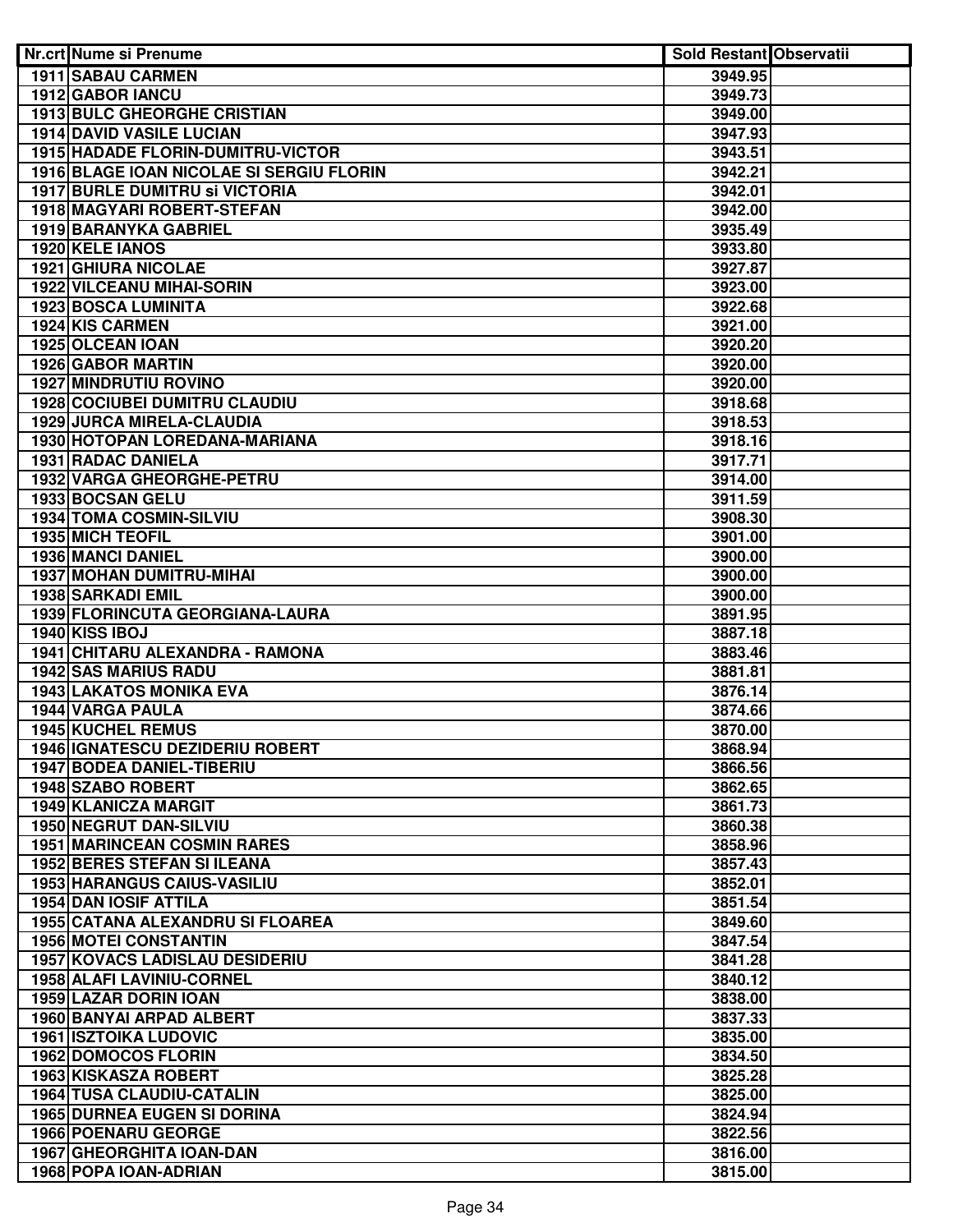| Nr.crt | Nume si Prenume | Sold Restant | Observatii |
|---|---|---|---|
| 1911 | SABAU CARMEN | 3949.95 | |
| 1912 | GABOR IANCU | 3949.73 | |
| 1913 | BULC GHEORGHE CRISTIAN | 3949.00 | |
| 1914 | DAVID VASILE LUCIAN | 3947.93 | |
| 1915 | HADADE FLORIN-DUMITRU-VICTOR | 3943.51 | |
| 1916 | BLAGE IOAN NICOLAE SI SERGIU FLORIN | 3942.21 | |
| 1917 | BURLE DUMITRU si VICTORIA | 3942.01 | |
| 1918 | MAGYARI ROBERT-STEFAN | 3942.00 | |
| 1919 | BARANYKA GABRIEL | 3935.49 | |
| 1920 | KELE IANOS | 3933.80 | |
| 1921 | GHIURA NICOLAE | 3927.87 | |
| 1922 | VILCEANU MIHAI-SORIN | 3923.00 | |
| 1923 | BOSCA LUMINITA | 3922.68 | |
| 1924 | KIS CARMEN | 3921.00 | |
| 1925 | OLCEAN IOAN | 3920.20 | |
| 1926 | GABOR MARTIN | 3920.00 | |
| 1927 | MINDRUTIU ROVINO | 3920.00 | |
| 1928 | COCIUBEI DUMITRU CLAUDIU | 3918.68 | |
| 1929 | JURCA MIRELA-CLAUDIA | 3918.53 | |
| 1930 | HOTOPAN LOREDANA-MARIANA | 3918.16 | |
| 1931 | RADAC DANIELA | 3917.71 | |
| 1932 | VARGA GHEORGHE-PETRU | 3914.00 | |
| 1933 | BOCSAN GELU | 3911.59 | |
| 1934 | TOMA COSMIN-SILVIU | 3908.30 | |
| 1935 | MICH TEOFIL | 3901.00 | |
| 1936 | MANCI DANIEL | 3900.00 | |
| 1937 | MOHAN DUMITRU-MIHAI | 3900.00 | |
| 1938 | SARKADI EMIL | 3900.00 | |
| 1939 | FLORINCUTA GEORGIANA-LAURA | 3891.95 | |
| 1940 | KISS IBOJ | 3887.18 | |
| 1941 | CHITARU ALEXANDRA - RAMONA | 3883.46 | |
| 1942 | SAS MARIUS RADU | 3881.81 | |
| 1943 | LAKATOS MONIKA EVA | 3876.14 | |
| 1944 | VARGA PAULA | 3874.66 | |
| 1945 | KUCHEL REMUS | 3870.00 | |
| 1946 | IGNATESCU DEZIDERIU ROBERT | 3868.94 | |
| 1947 | BODEA DANIEL-TIBERIU | 3866.56 | |
| 1948 | SZABO ROBERT | 3862.65 | |
| 1949 | KLANICZA MARGIT | 3861.73 | |
| 1950 | NEGRUT DAN-SILVIU | 3860.38 | |
| 1951 | MARINCEAN COSMIN RARES | 3858.96 | |
| 1952 | BERES STEFAN SI ILEANA | 3857.43 | |
| 1953 | HARANGUS CAIUS-VASILIU | 3852.01 | |
| 1954 | DAN IOSIF ATTILA | 3851.54 | |
| 1955 | CATANA ALEXANDRU SI FLOAREA | 3849.60 | |
| 1956 | MOTEI CONSTANTIN | 3847.54 | |
| 1957 | KOVACS LADISLAU DESIDERIU | 3841.28 | |
| 1958 | ALAFI LAVINIU-CORNEL | 3840.12 | |
| 1959 | LAZAR DORIN IOAN | 3838.00 | |
| 1960 | BANYAI ARPAD ALBERT | 3837.33 | |
| 1961 | ISZTOIKA LUDOVIC | 3835.00 | |
| 1962 | DOMOCOS FLORIN | 3834.50 | |
| 1963 | KISKASZA ROBERT | 3825.28 | |
| 1964 | TUSA CLAUDIU-CATALIN | 3825.00 | |
| 1965 | DURNEA EUGEN SI DORINA | 3824.94 | |
| 1966 | POENARU GEORGE | 3822.56 | |
| 1967 | GHEORGHITA IOAN-DAN | 3816.00 | |
| 1968 | POPA IOAN-ADRIAN | 3815.00 | |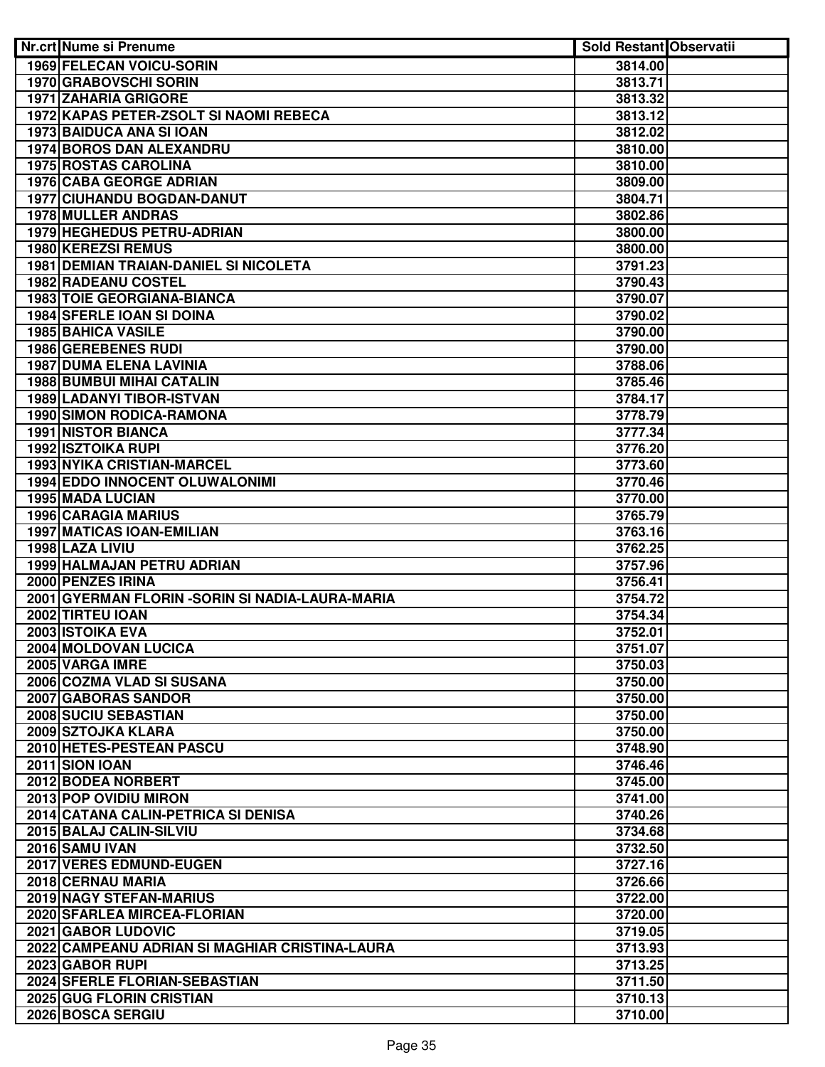| Nr.crt | Nume si Prenume | Sold Restant | Observatii |
|---|---|---|---|
| 1969 | FELECAN VOICU-SORIN | 3814.00 | |
| 1970 | GRABOVSCHI SORIN | 3813.71 | |
| 1971 | ZAHARIA GRIGORE | 3813.32 | |
| 1972 | KAPAS PETER-ZSOLT SI NAOMI REBECA | 3813.12 | |
| 1973 | BAIDUCA ANA SI IOAN | 3812.02 | |
| 1974 | BOROS DAN ALEXANDRU | 3810.00 | |
| 1975 | ROSTAS CAROLINA | 3810.00 | |
| 1976 | CABA GEORGE ADRIAN | 3809.00 | |
| 1977 | CIUHANDU BOGDAN-DANUT | 3804.71 | |
| 1978 | MULLER ANDRAS | 3802.86 | |
| 1979 | HEGHEDUS PETRU-ADRIAN | 3800.00 | |
| 1980 | KEREZSI REMUS | 3800.00 | |
| 1981 | DEMIAN TRAIAN-DANIEL SI NICOLETA | 3791.23 | |
| 1982 | RADEANU COSTEL | 3790.43 | |
| 1983 | TOIE GEORGIANA-BIANCA | 3790.07 | |
| 1984 | SFERLE IOAN SI DOINA | 3790.02 | |
| 1985 | BAHICA VASILE | 3790.00 | |
| 1986 | GEREBENES RUDI | 3790.00 | |
| 1987 | DUMA ELENA LAVINIA | 3788.06 | |
| 1988 | BUMBUI MIHAI CATALIN | 3785.46 | |
| 1989 | LADANYI TIBOR-ISTVAN | 3784.17 | |
| 1990 | SIMON RODICA-RAMONA | 3778.79 | |
| 1991 | NISTOR BIANCA | 3777.34 | |
| 1992 | ISZTOIKA RUPI | 3776.20 | |
| 1993 | NYIKA CRISTIAN-MARCEL | 3773.60 | |
| 1994 | EDDO INNOCENT OLUWALONIMI | 3770.46 | |
| 1995 | MADA LUCIAN | 3770.00 | |
| 1996 | CARAGIA MARIUS | 3765.79 | |
| 1997 | MATICAS IOAN-EMILIAN | 3763.16 | |
| 1998 | LAZA LIVIU | 3762.25 | |
| 1999 | HALMAJAN PETRU ADRIAN | 3757.96 | |
| 2000 | PENZES IRINA | 3756.41 | |
| 2001 | GYERMAN FLORIN -SORIN SI NADIA-LAURA-MARIA | 3754.72 | |
| 2002 | TIRTEU IOAN | 3754.34 | |
| 2003 | ISTOIKA EVA | 3752.01 | |
| 2004 | MOLDOVAN LUCICA | 3751.07 | |
| 2005 | VARGA IMRE | 3750.03 | |
| 2006 | COZMA VLAD SI SUSANA | 3750.00 | |
| 2007 | GABORAS SANDOR | 3750.00 | |
| 2008 | SUCIU SEBASTIAN | 3750.00 | |
| 2009 | SZTOJKA KLARA | 3750.00 | |
| 2010 | HETES-PESTEAN PASCU | 3748.90 | |
| 2011 | SION IOAN | 3746.46 | |
| 2012 | BODEA NORBERT | 3745.00 | |
| 2013 | POP OVIDIU MIRON | 3741.00 | |
| 2014 | CATANA CALIN-PETRICA SI DENISA | 3740.26 | |
| 2015 | BALAJ CALIN-SILVIU | 3734.68 | |
| 2016 | SAMU IVAN | 3732.50 | |
| 2017 | VERES EDMUND-EUGEN | 3727.16 | |
| 2018 | CERNAU MARIA | 3726.66 | |
| 2019 | NAGY STEFAN-MARIUS | 3722.00 | |
| 2020 | SFARLEA MIRCEA-FLORIAN | 3720.00 | |
| 2021 | GABOR LUDOVIC | 3719.05 | |
| 2022 | CAMPEANU ADRIAN SI MAGHIAR CRISTINA-LAURA | 3713.93 | |
| 2023 | GABOR RUPI | 3713.25 | |
| 2024 | SFERLE FLORIAN-SEBASTIAN | 3711.50 | |
| 2025 | GUG FLORIN CRISTIAN | 3710.13 | |
| 2026 | BOSCA SERGIU | 3710.00 | |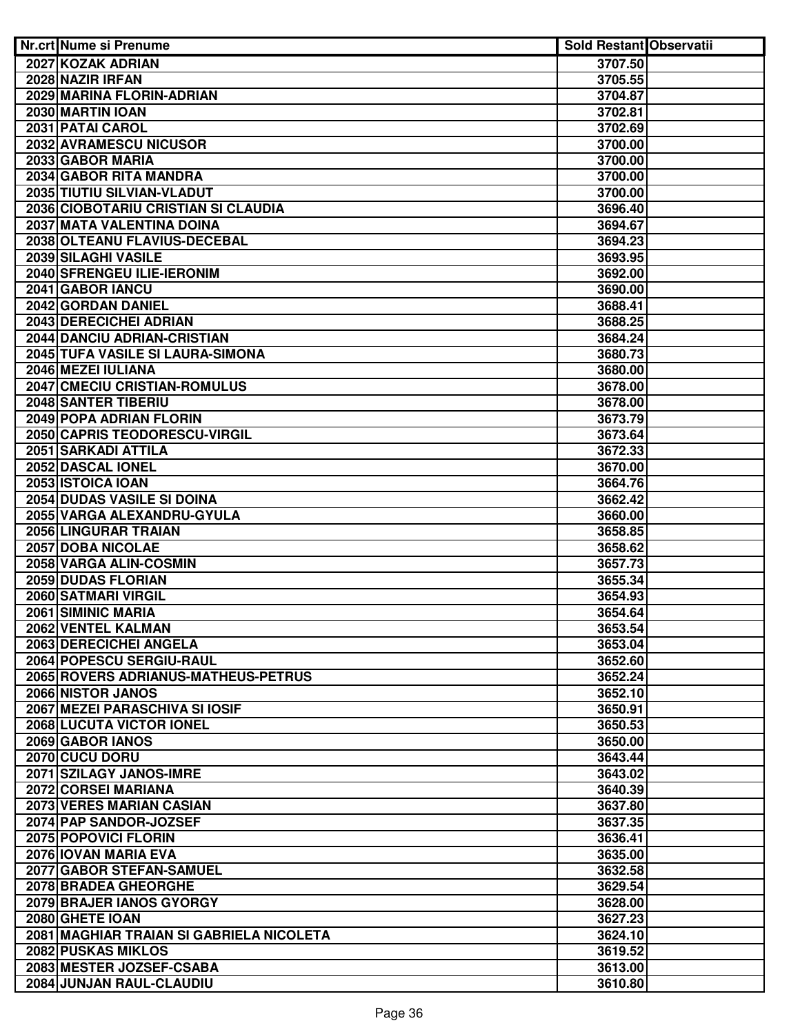| Nr.crt | Nume si Prenume | Sold Restant | Observatii |
|---|---|---|---|
| 2027 | KOZAK ADRIAN | 3707.50 | |
| 2028 | NAZIR IRFAN | 3705.55 | |
| 2029 | MARINA FLORIN-ADRIAN | 3704.87 | |
| 2030 | MARTIN IOAN | 3702.81 | |
| 2031 | PATAI CAROL | 3702.69 | |
| 2032 | AVRAMESCU NICUSOR | 3700.00 | |
| 2033 | GABOR MARIA | 3700.00 | |
| 2034 | GABOR RITA MANDRA | 3700.00 | |
| 2035 | TIUTIU SILVIAN-VLADUT | 3700.00 | |
| 2036 | CIOBOTARIU CRISTIAN SI CLAUDIA | 3696.40 | |
| 2037 | MATA VALENTINA DOINA | 3694.67 | |
| 2038 | OLTEANU FLAVIUS-DECEBAL | 3694.23 | |
| 2039 | SILAGHI VASILE | 3693.95 | |
| 2040 | SFRENGEU ILIE-IERONIM | 3692.00 | |
| 2041 | GABOR IANCU | 3690.00 | |
| 2042 | GORDAN DANIEL | 3688.41 | |
| 2043 | DERECICHEI ADRIAN | 3688.25 | |
| 2044 | DANCIU ADRIAN-CRISTIAN | 3684.24 | |
| 2045 | TUFA VASILE SI LAURA-SIMONA | 3680.73 | |
| 2046 | MEZEI IULIANA | 3680.00 | |
| 2047 | CMECIU CRISTIAN-ROMULUS | 3678.00 | |
| 2048 | SANTER TIBERIU | 3678.00 | |
| 2049 | POPA ADRIAN FLORIN | 3673.79 | |
| 2050 | CAPRIS TEODORESCU-VIRGIL | 3673.64 | |
| 2051 | SARKADI ATTILA | 3672.33 | |
| 2052 | DASCAL IONEL | 3670.00 | |
| 2053 | ISTOICA IOAN | 3664.76 | |
| 2054 | DUDAS VASILE SI DOINA | 3662.42 | |
| 2055 | VARGA ALEXANDRU-GYULA | 3660.00 | |
| 2056 | LINGURAR TRAIAN | 3658.85 | |
| 2057 | DOBA NICOLAE | 3658.62 | |
| 2058 | VARGA ALIN-COSMIN | 3657.73 | |
| 2059 | DUDAS FLORIAN | 3655.34 | |
| 2060 | SATMARI VIRGIL | 3654.93 | |
| 2061 | SIMINIC MARIA | 3654.64 | |
| 2062 | VENTEL KALMAN | 3653.54 | |
| 2063 | DERECICHEI ANGELA | 3653.04 | |
| 2064 | POPESCU SERGIU-RAUL | 3652.60 | |
| 2065 | ROVERS ADRIANUS-MATHEUS-PETRUS | 3652.24 | |
| 2066 | NISTOR JANOS | 3652.10 | |
| 2067 | MEZEI PARASCHIVA SI IOSIF | 3650.91 | |
| 2068 | LUCUTA VICTOR IONEL | 3650.53 | |
| 2069 | GABOR IANOS | 3650.00 | |
| 2070 | CUCU DORU | 3643.44 | |
| 2071 | SZILAGY JANOS-IMRE | 3643.02 | |
| 2072 | CORSEI MARIANA | 3640.39 | |
| 2073 | VERES MARIAN CASIAN | 3637.80 | |
| 2074 | PAP SANDOR-JOZSEF | 3637.35 | |
| 2075 | POPOVICI FLORIN | 3636.41 | |
| 2076 | IOVAN MARIA EVA | 3635.00 | |
| 2077 | GABOR STEFAN-SAMUEL | 3632.58 | |
| 2078 | BRADEA GHEORGHE | 3629.54 | |
| 2079 | BRAJER IANOS GYORGY | 3628.00 | |
| 2080 | GHETE IOAN | 3627.23 | |
| 2081 | MAGHIAR TRAIAN SI GABRIELA NICOLETA | 3624.10 | |
| 2082 | PUSKAS MIKLOS | 3619.52 | |
| 2083 | MESTER JOZSEF-CSABA | 3613.00 | |
| 2084 | JUNJAN RAUL-CLAUDIU | 3610.80 | |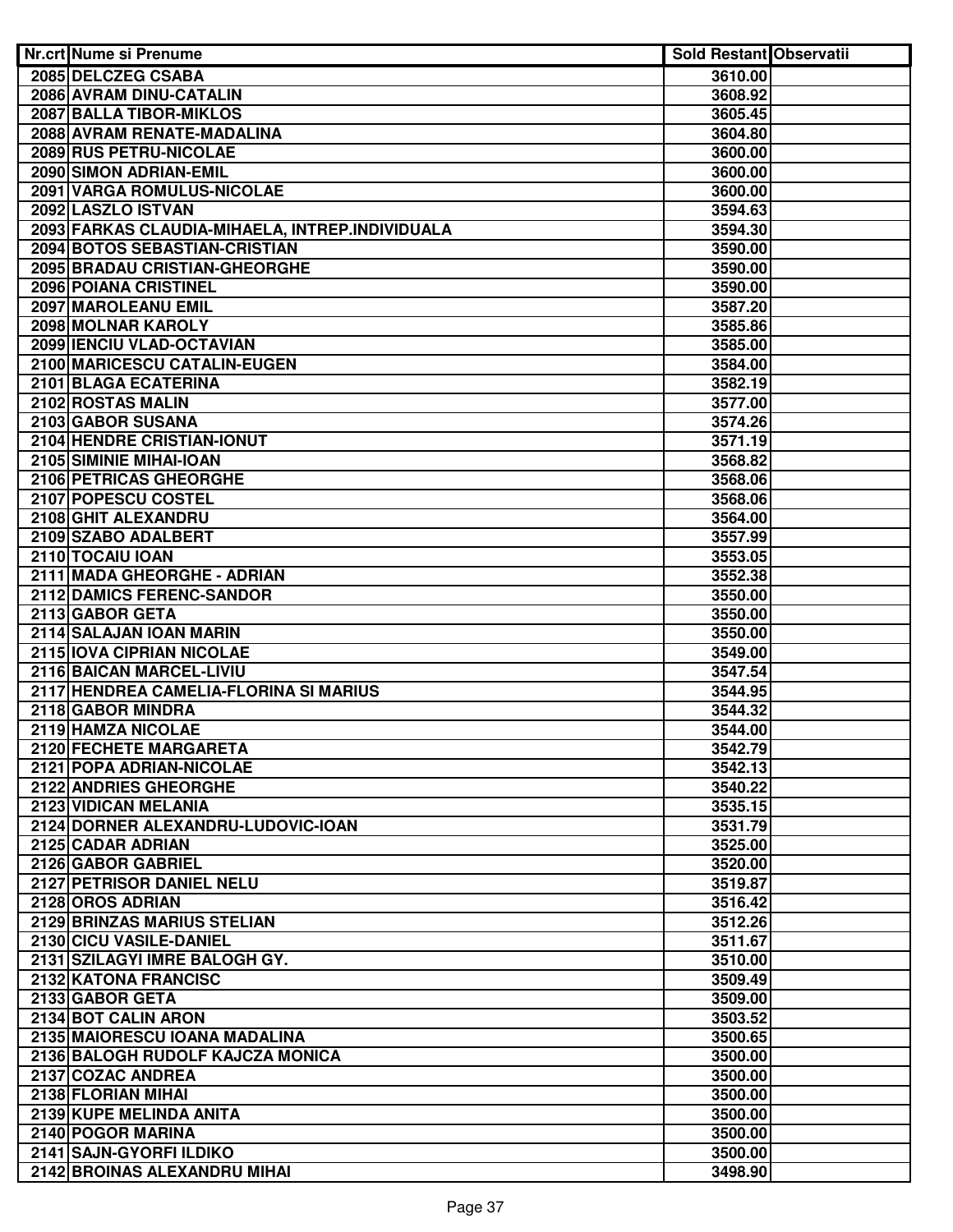| Nr.crt | Nume si Prenume | Sold Restant | Observatii |
|---|---|---|---|
| 2085 | DELCZEG CSABA | 3610.00 | |
| 2086 | AVRAM DINU-CATALIN | 3608.92 | |
| 2087 | BALLA TIBOR-MIKLOS | 3605.45 | |
| 2088 | AVRAM RENATE-MADALINA | 3604.80 | |
| 2089 | RUS PETRU-NICOLAE | 3600.00 | |
| 2090 | SIMON ADRIAN-EMIL | 3600.00 | |
| 2091 | VARGA ROMULUS-NICOLAE | 3600.00 | |
| 2092 | LASZLO ISTVAN | 3594.63 | |
| 2093 | FARKAS CLAUDIA-MIHAELA, INTREP.INDIVIDUALA | 3594.30 | |
| 2094 | BOTOS SEBASTIAN-CRISTIAN | 3590.00 | |
| 2095 | BRADAU CRISTIAN-GHEORGHE | 3590.00 | |
| 2096 | POIANA CRISTINEL | 3590.00 | |
| 2097 | MAROLEANU EMIL | 3587.20 | |
| 2098 | MOLNAR KAROLY | 3585.86 | |
| 2099 | IENCIU VLAD-OCTAVIAN | 3585.00 | |
| 2100 | MARICESCU CATALIN-EUGEN | 3584.00 | |
| 2101 | BLAGA ECATERINA | 3582.19 | |
| 2102 | ROSTAS MALIN | 3577.00 | |
| 2103 | GABOR SUSANA | 3574.26 | |
| 2104 | HENDRE CRISTIAN-IONUT | 3571.19 | |
| 2105 | SIMINIE MIHAI-IOAN | 3568.82 | |
| 2106 | PETRICAS GHEORGHE | 3568.06 | |
| 2107 | POPESCU COSTEL | 3568.06 | |
| 2108 | GHIT ALEXANDRU | 3564.00 | |
| 2109 | SZABO ADALBERT | 3557.99 | |
| 2110 | TOCAIU IOAN | 3553.05 | |
| 2111 | MADA GHEORGHE - ADRIAN | 3552.38 | |
| 2112 | DAMICS FERENC-SANDOR | 3550.00 | |
| 2113 | GABOR GETA | 3550.00 | |
| 2114 | SALAJAN IOAN MARIN | 3550.00 | |
| 2115 | IOVA CIPRIAN NICOLAE | 3549.00 | |
| 2116 | BAICAN MARCEL-LIVIU | 3547.54 | |
| 2117 | HENDREA CAMELIA-FLORINA SI MARIUS | 3544.95 | |
| 2118 | GABOR MINDRA | 3544.32 | |
| 2119 | HAMZA NICOLAE | 3544.00 | |
| 2120 | FECHETE MARGARETA | 3542.79 | |
| 2121 | POPA ADRIAN-NICOLAE | 3542.13 | |
| 2122 | ANDRIES GHEORGHE | 3540.22 | |
| 2123 | VIDICAN MELANIA | 3535.15 | |
| 2124 | DORNER ALEXANDRU-LUDOVIC-IOAN | 3531.79 | |
| 2125 | CADAR ADRIAN | 3525.00 | |
| 2126 | GABOR GABRIEL | 3520.00 | |
| 2127 | PETRISOR DANIEL NELU | 3519.87 | |
| 2128 | OROS ADRIAN | 3516.42 | |
| 2129 | BRINZAS MARIUS STELIAN | 3512.26 | |
| 2130 | CICU VASILE-DANIEL | 3511.67 | |
| 2131 | SZILAGYI IMRE BALOGH GY. | 3510.00 | |
| 2132 | KATONA FRANCISC | 3509.49 | |
| 2133 | GABOR GETA | 3509.00 | |
| 2134 | BOT CALIN ARON | 3503.52 | |
| 2135 | MAIORESCU IOANA MADALINA | 3500.65 | |
| 2136 | BALOGH RUDOLF KAJCZA MONICA | 3500.00 | |
| 2137 | COZAC ANDREA | 3500.00 | |
| 2138 | FLORIAN MIHAI | 3500.00 | |
| 2139 | KUPE MELINDA ANITA | 3500.00 | |
| 2140 | POGOR MARINA | 3500.00 | |
| 2141 | SAJN-GYORFI ILDIKO | 3500.00 | |
| 2142 | BROINAS ALEXANDRU MIHAI | 3498.90 | |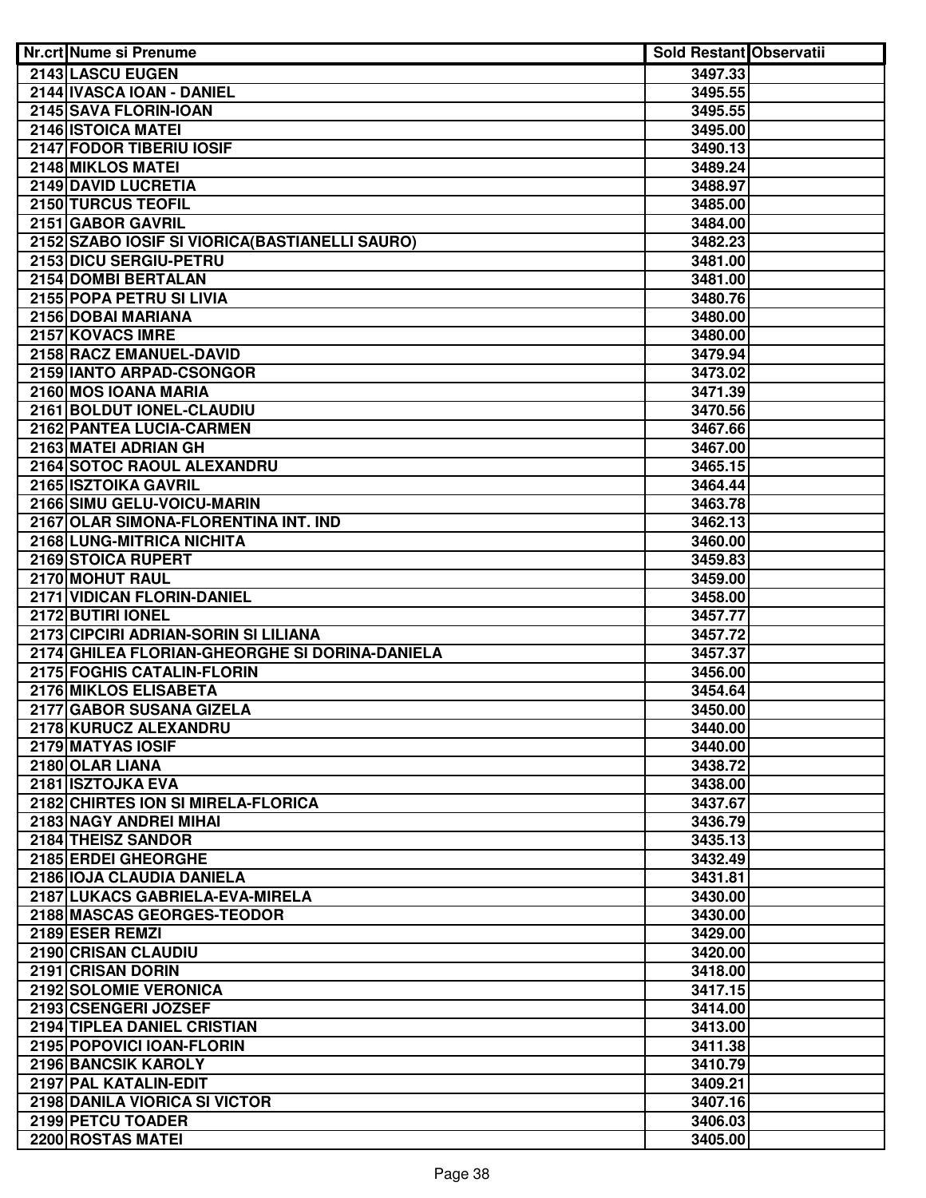| Nr.crt | Nume si Prenume | Sold Restant | Observatii |
|---|---|---|---|
| 2143 | LASCU EUGEN | 3497.33 | |
| 2144 | IVASCA IOAN - DANIEL | 3495.55 | |
| 2145 | SAVA FLORIN-IOAN | 3495.55 | |
| 2146 | ISTOICA MATEI | 3495.00 | |
| 2147 | FODOR TIBERIU IOSIF | 3490.13 | |
| 2148 | MIKLOS MATEI | 3489.24 | |
| 2149 | DAVID LUCRETIA | 3488.97 | |
| 2150 | TURCUS TEOFIL | 3485.00 | |
| 2151 | GABOR GAVRIL | 3484.00 | |
| 2152 | SZABO IOSIF SI VIORICA(BASTIANELLI SAURO) | 3482.23 | |
| 2153 | DICU SERGIU-PETRU | 3481.00 | |
| 2154 | DOMBI BERTALAN | 3481.00 | |
| 2155 | POPA PETRU SI LIVIA | 3480.76 | |
| 2156 | DOBAI MARIANA | 3480.00 | |
| 2157 | KOVACS IMRE | 3480.00 | |
| 2158 | RACZ EMANUEL-DAVID | 3479.94 | |
| 2159 | IANTO ARPAD-CSONGOR | 3473.02 | |
| 2160 | MOS IOANA MARIA | 3471.39 | |
| 2161 | BOLDUT IONEL-CLAUDIU | 3470.56 | |
| 2162 | PANTEA LUCIA-CARMEN | 3467.66 | |
| 2163 | MATEI ADRIAN GH | 3467.00 | |
| 2164 | SOTOC RAOUL ALEXANDRU | 3465.15 | |
| 2165 | ISZTOIKA GAVRIL | 3464.44 | |
| 2166 | SIMU GELU-VOICU-MARIN | 3463.78 | |
| 2167 | OLAR SIMONA-FLORENTINA INT. IND | 3462.13 | |
| 2168 | LUNG-MITRICA NICHITA | 3460.00 | |
| 2169 | STOICA RUPERT | 3459.83 | |
| 2170 | MOHUT RAUL | 3459.00 | |
| 2171 | VIDICAN FLORIN-DANIEL | 3458.00 | |
| 2172 | BUTIRI IONEL | 3457.77 | |
| 2173 | CIPCIRI ADRIAN-SORIN SI LILIANA | 3457.72 | |
| 2174 | GHILEA FLORIAN-GHEORGHE SI DORINA-DANIELA | 3457.37 | |
| 2175 | FOGHIS CATALIN-FLORIN | 3456.00 | |
| 2176 | MIKLOS ELISABETA | 3454.64 | |
| 2177 | GABOR SUSANA GIZELA | 3450.00 | |
| 2178 | KURUCZ ALEXANDRU | 3440.00 | |
| 2179 | MATYAS IOSIF | 3440.00 | |
| 2180 | OLAR LIANA | 3438.72 | |
| 2181 | ISZTOJKA EVA | 3438.00 | |
| 2182 | CHIRTES ION SI MIRELA-FLORICA | 3437.67 | |
| 2183 | NAGY ANDREI MIHAI | 3436.79 | |
| 2184 | THEISZ SANDOR | 3435.13 | |
| 2185 | ERDEI GHEORGHE | 3432.49 | |
| 2186 | IOJA CLAUDIA DANIELA | 3431.81 | |
| 2187 | LUKACS GABRIELA-EVA-MIRELA | 3430.00 | |
| 2188 | MASCAS GEORGES-TEODOR | 3430.00 | |
| 2189 | ESER REMZI | 3429.00 | |
| 2190 | CRISAN CLAUDIU | 3420.00 | |
| 2191 | CRISAN DORIN | 3418.00 | |
| 2192 | SOLOMIE VERONICA | 3417.15 | |
| 2193 | CSENGERI JOZSEF | 3414.00 | |
| 2194 | TIPLEA DANIEL CRISTIAN | 3413.00 | |
| 2195 | POPOVICI IOAN-FLORIN | 3411.38 | |
| 2196 | BANCSIK KAROLY | 3410.79 | |
| 2197 | PAL KATALIN-EDIT | 3409.21 | |
| 2198 | DANILA VIORICA SI VICTOR | 3407.16 | |
| 2199 | PETCU TOADER | 3406.03 | |
| 2200 | ROSTAS MATEI | 3405.00 | |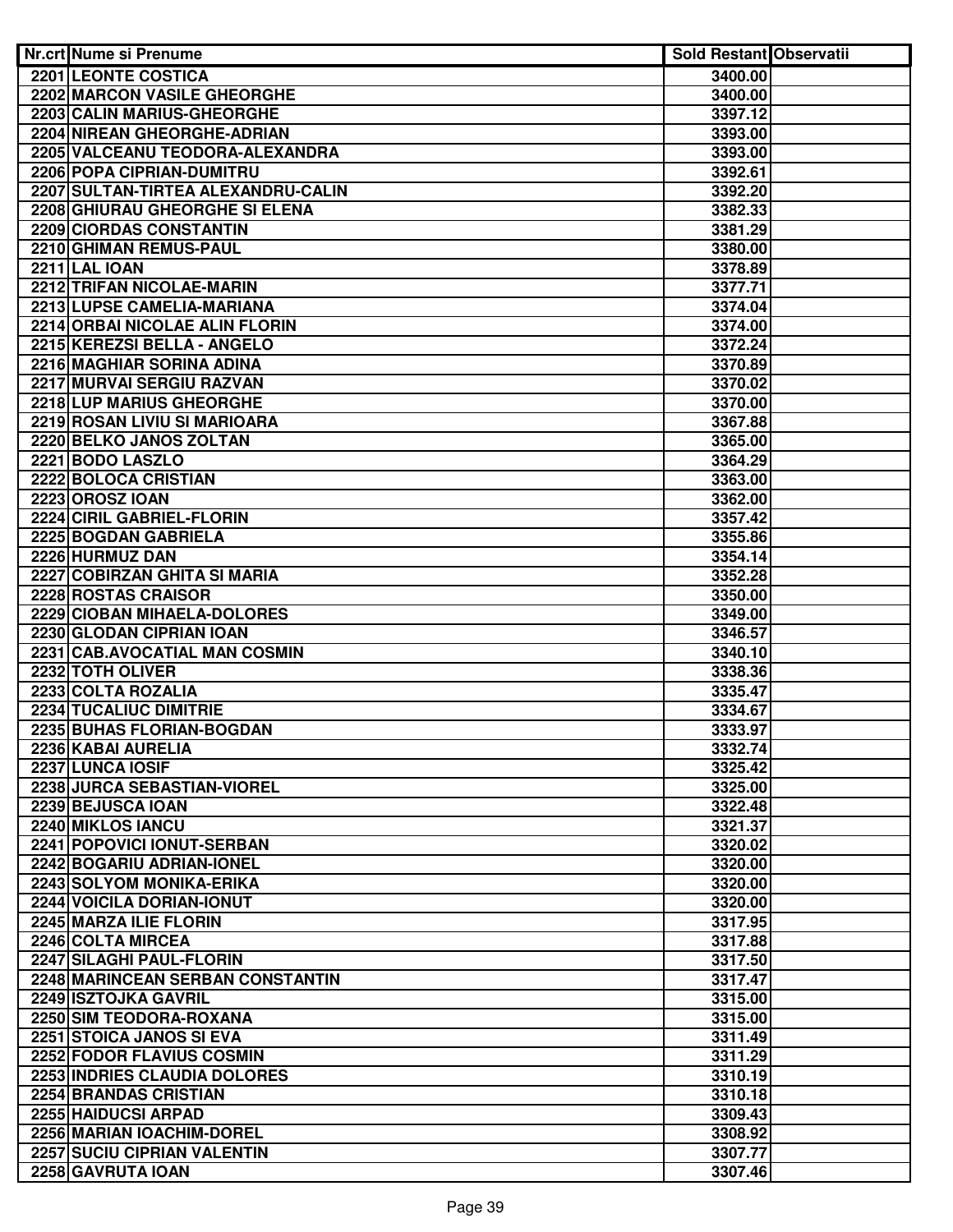| Nr.crt | Nume si Prenume | Sold Restant | Observatii |
|---|---|---|---|
| 2201 | LEONTE COSTICA | 3400.00 | |
| 2202 | MARCON VASILE GHEORGHE | 3400.00 | |
| 2203 | CALIN MARIUS-GHEORGHE | 3397.12 | |
| 2204 | NIREAN GHEORGHE-ADRIAN | 3393.00 | |
| 2205 | VALCEANU TEODORA-ALEXANDRA | 3393.00 | |
| 2206 | POPA CIPRIAN-DUMITRU | 3392.61 | |
| 2207 | SULTAN-TIRTEA ALEXANDRU-CALIN | 3392.20 | |
| 2208 | GHIURAU GHEORGHE SI ELENA | 3382.33 | |
| 2209 | CIORDAS CONSTANTIN | 3381.29 | |
| 2210 | GHIMAN REMUS-PAUL | 3380.00 | |
| 2211 | LAL IOAN | 3378.89 | |
| 2212 | TRIFAN NICOLAE-MARIN | 3377.71 | |
| 2213 | LUPSE CAMELIA-MARIANA | 3374.04 | |
| 2214 | ORBAI NICOLAE ALIN FLORIN | 3374.00 | |
| 2215 | KEREZSI BELLA - ANGELO | 3372.24 | |
| 2216 | MAGHIAR SORINA ADINA | 3370.89 | |
| 2217 | MURVAI SERGIU RAZVAN | 3370.02 | |
| 2218 | LUP MARIUS GHEORGHE | 3370.00 | |
| 2219 | ROSAN LIVIU SI MARIOARA | 3367.88 | |
| 2220 | BELKO JANOS ZOLTAN | 3365.00 | |
| 2221 | BODO LASZLO | 3364.29 | |
| 2222 | BOLOCA CRISTIAN | 3363.00 | |
| 2223 | OROSZ IOAN | 3362.00 | |
| 2224 | CIRIL GABRIEL-FLORIN | 3357.42 | |
| 2225 | BOGDAN GABRIELA | 3355.86 | |
| 2226 | HURMUZ DAN | 3354.14 | |
| 2227 | COBIRZAN GHITA SI MARIA | 3352.28 | |
| 2228 | ROSTAS CRAISOR | 3350.00 | |
| 2229 | CIOBAN MIHAELA-DOLORES | 3349.00 | |
| 2230 | GLODAN CIPRIAN IOAN | 3346.57 | |
| 2231 | CAB.AVOCATIAL MAN COSMIN | 3340.10 | |
| 2232 | TOTH OLIVER | 3338.36 | |
| 2233 | COLTA ROZALIA | 3335.47 | |
| 2234 | TUCALIUC DIMITRIE | 3334.67 | |
| 2235 | BUHAS FLORIAN-BOGDAN | 3333.97 | |
| 2236 | KABAI AURELIA | 3332.74 | |
| 2237 | LUNCA IOSIF | 3325.42 | |
| 2238 | JURCA SEBASTIAN-VIOREL | 3325.00 | |
| 2239 | BEJUSCA IOAN | 3322.48 | |
| 2240 | MIKLOS IANCU | 3321.37 | |
| 2241 | POPOVICI IONUT-SERBAN | 3320.02 | |
| 2242 | BOGARIU ADRIAN-IONEL | 3320.00 | |
| 2243 | SOLYOM MONIKA-ERIKA | 3320.00 | |
| 2244 | VOICILA DORIAN-IONUT | 3320.00 | |
| 2245 | MARZA ILIE FLORIN | 3317.95 | |
| 2246 | COLTA MIRCEA | 3317.88 | |
| 2247 | SILAGHI PAUL-FLORIN | 3317.50 | |
| 2248 | MARINCEAN SERBAN CONSTANTIN | 3317.47 | |
| 2249 | ISZTOJKA GAVRIL | 3315.00 | |
| 2250 | SIM TEODORA-ROXANA | 3315.00 | |
| 2251 | STOICA JANOS SI EVA | 3311.49 | |
| 2252 | FODOR FLAVIUS COSMIN | 3311.29 | |
| 2253 | INDRIES CLAUDIA DOLORES | 3310.19 | |
| 2254 | BRANDAS CRISTIAN | 3310.18 | |
| 2255 | HAIDUCSI ARPAD | 3309.43 | |
| 2256 | MARIAN IOACHIM-DOREL | 3308.92 | |
| 2257 | SUCIU CIPRIAN VALENTIN | 3307.77 | |
| 2258 | GAVRUTA IOAN | 3307.46 | |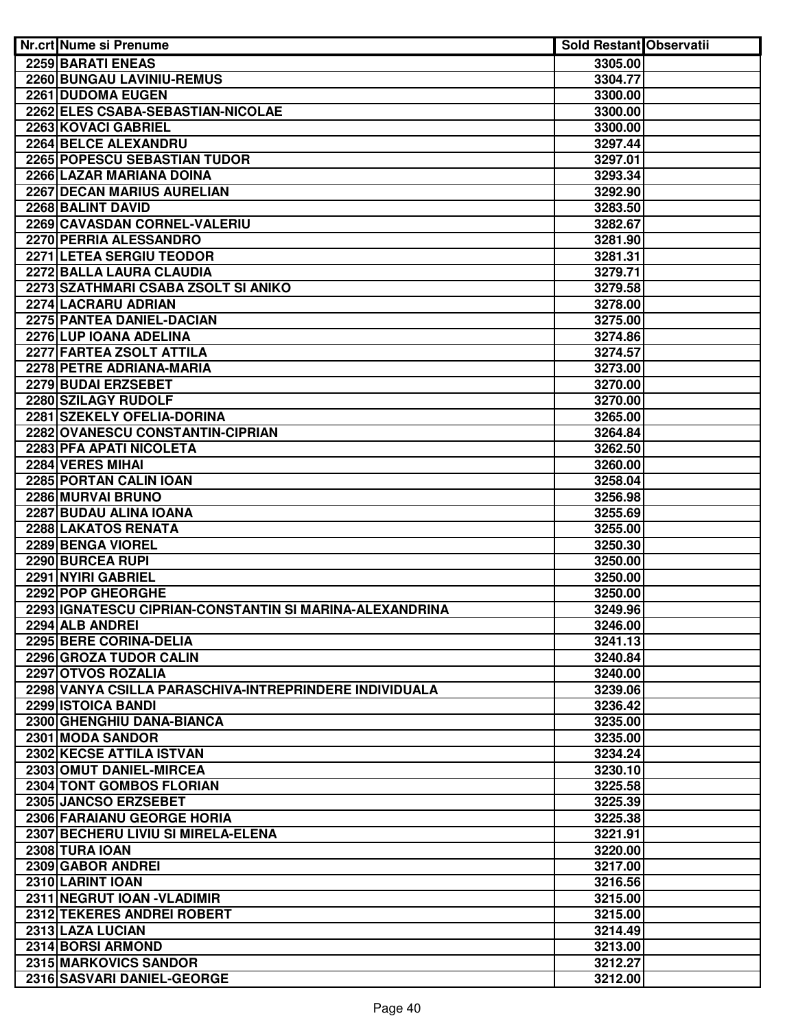| Nr.crt | Nume si Prenume | Sold Restant | Observatii |
|---|---|---|---|
| 2259 | BARATI ENEAS | 3305.00 | |
| 2260 | BUNGAU LAVINIU-REMUS | 3304.77 | |
| 2261 | DUDOMA EUGEN | 3300.00 | |
| 2262 | ELES CSABA-SEBASTIAN-NICOLAE | 3300.00 | |
| 2263 | KOVACI GABRIEL | 3300.00 | |
| 2264 | BELCE ALEXANDRU | 3297.44 | |
| 2265 | POPESCU SEBASTIAN TUDOR | 3297.01 | |
| 2266 | LAZAR MARIANA DOINA | 3293.34 | |
| 2267 | DECAN MARIUS AURELIAN | 3292.90 | |
| 2268 | BALINT DAVID | 3283.50 | |
| 2269 | CAVASDAN CORNEL-VALERIU | 3282.67 | |
| 2270 | PERRIA ALESSANDRO | 3281.90 | |
| 2271 | LETEA SERGIU TEODOR | 3281.31 | |
| 2272 | BALLA LAURA CLAUDIA | 3279.71 | |
| 2273 | SZATHMARI CSABA ZSOLT SI ANIKO | 3279.58 | |
| 2274 | LACRARU ADRIAN | 3278.00 | |
| 2275 | PANTEA DANIEL-DACIAN | 3275.00 | |
| 2276 | LUP IOANA ADELINA | 3274.86 | |
| 2277 | FARTEA ZSOLT ATTILA | 3274.57 | |
| 2278 | PETRE ADRIANA-MARIA | 3273.00 | |
| 2279 | BUDAI ERZSEBET | 3270.00 | |
| 2280 | SZILAGY RUDOLF | 3270.00 | |
| 2281 | SZEKELY OFELIA-DORINA | 3265.00 | |
| 2282 | OVANESCU CONSTANTIN-CIPRIAN | 3264.84 | |
| 2283 | PFA APATI NICOLETA | 3262.50 | |
| 2284 | VERES MIHAI | 3260.00 | |
| 2285 | PORTAN CALIN IOAN | 3258.04 | |
| 2286 | MURVAI BRUNO | 3256.98 | |
| 2287 | BUDAU ALINA IOANA | 3255.69 | |
| 2288 | LAKATOS RENATA | 3255.00 | |
| 2289 | BENGA VIOREL | 3250.30 | |
| 2290 | BURCEA RUPI | 3250.00 | |
| 2291 | NYIRI GABRIEL | 3250.00 | |
| 2292 | POP GHEORGHE | 3250.00 | |
| 2293 | IGNATESCU CIPRIAN-CONSTANTIN SI MARINA-ALEXANDRINA | 3249.96 | |
| 2294 | ALB ANDREI | 3246.00 | |
| 2295 | BERE CORINA-DELIA | 3241.13 | |
| 2296 | GROZA TUDOR CALIN | 3240.84 | |
| 2297 | OTVOS ROZALIA | 3240.00 | |
| 2298 | VANYA CSILLA PARASCHIVA-INTREPRINDERE INDIVIDUALA | 3239.06 | |
| 2299 | ISTOICA BANDI | 3236.42 | |
| 2300 | GHENGHIU DANA-BIANCA | 3235.00 | |
| 2301 | MODA SANDOR | 3235.00 | |
| 2302 | KECSE ATTILA ISTVAN | 3234.24 | |
| 2303 | OMUT DANIEL-MIRCEA | 3230.10 | |
| 2304 | TONT GOMBOS FLORIAN | 3225.58 | |
| 2305 | JANCSO ERZSEBET | 3225.39 | |
| 2306 | FARAIANU GEORGE HORIA | 3225.38 | |
| 2307 | BECHERU LIVIU SI MIRELA-ELENA | 3221.91 | |
| 2308 | TURA IOAN | 3220.00 | |
| 2309 | GABOR ANDREI | 3217.00 | |
| 2310 | LARINT IOAN | 3216.56 | |
| 2311 | NEGRUT IOAN -VLADIMIR | 3215.00 | |
| 2312 | TEKERES ANDREI ROBERT | 3215.00 | |
| 2313 | LAZA LUCIAN | 3214.49 | |
| 2314 | BORSI ARMOND | 3213.00 | |
| 2315 | MARKOVICS SANDOR | 3212.27 | |
| 2316 | SASVARI DANIEL-GEORGE | 3212.00 | |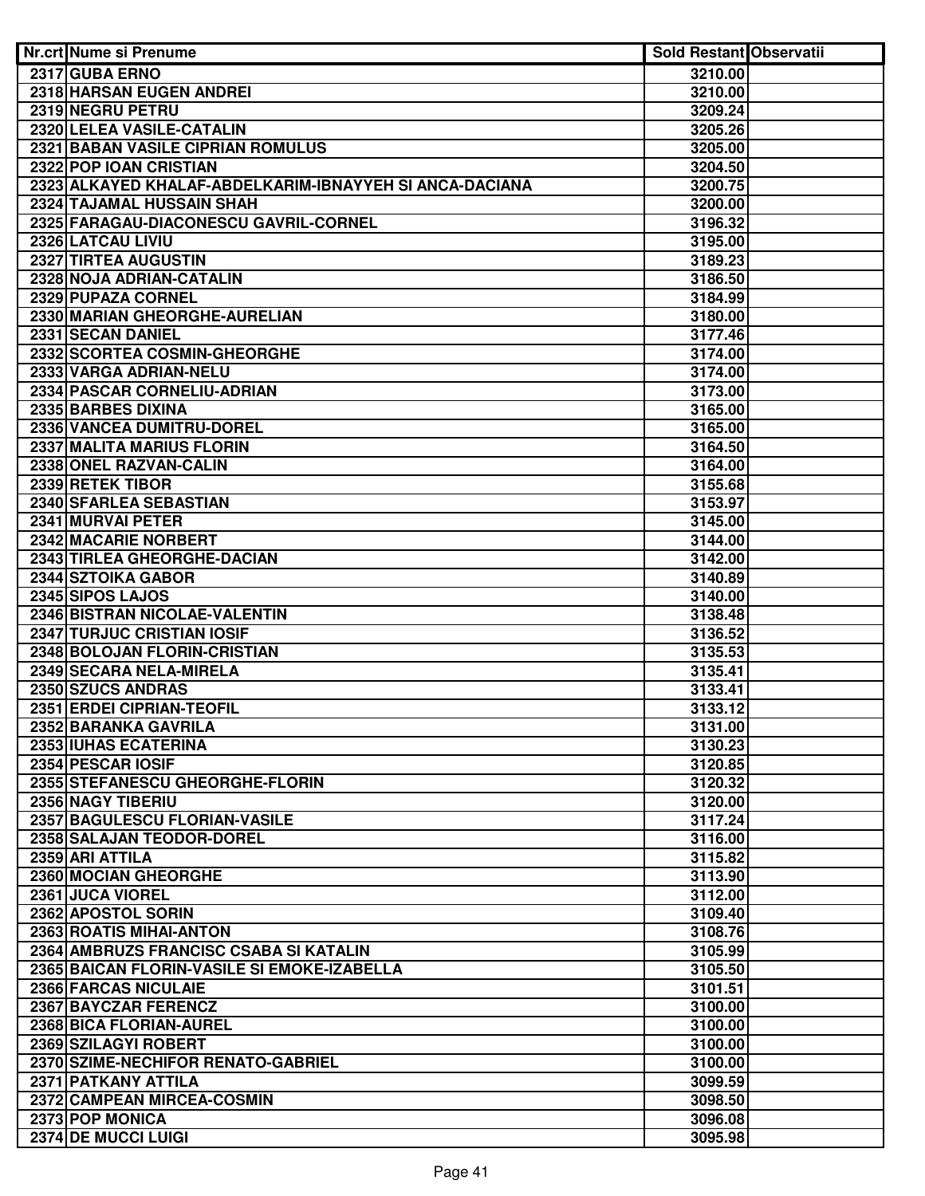| Nr.crt | Nume si Prenume | Sold Restant | Observatii |
|---|---|---|---|
| 2317 | GUBA ERNO | 3210.00 | |
| 2318 | HARSAN EUGEN ANDREI | 3210.00 | |
| 2319 | NEGRU PETRU | 3209.24 | |
| 2320 | LELEA VASILE-CATALIN | 3205.26 | |
| 2321 | BABAN VASILE CIPRIAN ROMULUS | 3205.00 | |
| 2322 | POP IOAN CRISTIAN | 3204.50 | |
| 2323 | ALKAYED KHALAF-ABDELKARIM-IBNAYYEH SI ANCA-DACIANA | 3200.75 | |
| 2324 | TAJAMAL HUSSAIN SHAH | 3200.00 | |
| 2325 | FARAGAU-DIACONESCU GAVRIL-CORNEL | 3196.32 | |
| 2326 | LATCAU LIVIU | 3195.00 | |
| 2327 | TIRTEA AUGUSTIN | 3189.23 | |
| 2328 | NOJA ADRIAN-CATALIN | 3186.50 | |
| 2329 | PUPAZA CORNEL | 3184.99 | |
| 2330 | MARIAN GHEORGHE-AURELIAN | 3180.00 | |
| 2331 | SECAN DANIEL | 3177.46 | |
| 2332 | SCORTEA COSMIN-GHEORGHE | 3174.00 | |
| 2333 | VARGA ADRIAN-NELU | 3174.00 | |
| 2334 | PASCAR CORNELIU-ADRIAN | 3173.00 | |
| 2335 | BARBES DIXINA | 3165.00 | |
| 2336 | VANCEA DUMITRU-DOREL | 3165.00 | |
| 2337 | MALITA MARIUS FLORIN | 3164.50 | |
| 2338 | ONEL RAZVAN-CALIN | 3164.00 | |
| 2339 | RETEK TIBOR | 3155.68 | |
| 2340 | SFARLEA SEBASTIAN | 3153.97 | |
| 2341 | MURVAI PETER | 3145.00 | |
| 2342 | MACARIE NORBERT | 3144.00 | |
| 2343 | TIRLEA GHEORGHE-DACIAN | 3142.00 | |
| 2344 | SZTOIKA GABOR | 3140.89 | |
| 2345 | SIPOS LAJOS | 3140.00 | |
| 2346 | BISTRAN NICOLAE-VALENTIN | 3138.48 | |
| 2347 | TURJUC CRISTIAN IOSIF | 3136.52 | |
| 2348 | BOLOJAN FLORIN-CRISTIAN | 3135.53 | |
| 2349 | SECARA NELA-MIRELA | 3135.41 | |
| 2350 | SZUCS ANDRAS | 3133.41 | |
| 2351 | ERDEI CIPRIAN-TEOFIL | 3133.12 | |
| 2352 | BARANKA GAVRILA | 3131.00 | |
| 2353 | IUHAS ECATERINA | 3130.23 | |
| 2354 | PESCAR IOSIF | 3120.85 | |
| 2355 | STEFANESCU GHEORGHE-FLORIN | 3120.32 | |
| 2356 | NAGY TIBERIU | 3120.00 | |
| 2357 | BAGULESCU FLORIAN-VASILE | 3117.24 | |
| 2358 | SALAJAN TEODOR-DOREL | 3116.00 | |
| 2359 | ARI ATTILA | 3115.82 | |
| 2360 | MOCIAN GHEORGHE | 3113.90 | |
| 2361 | JUCA VIOREL | 3112.00 | |
| 2362 | APOSTOL SORIN | 3109.40 | |
| 2363 | ROATIS MIHAI-ANTON | 3108.76 | |
| 2364 | AMBRUZS FRANCISC CSABA SI KATALIN | 3105.99 | |
| 2365 | BAICAN FLORIN-VASILE SI EMOKE-IZABELLA | 3105.50 | |
| 2366 | FARCAS NICULAIE | 3101.51 | |
| 2367 | BAYCZAR FERENCZ | 3100.00 | |
| 2368 | BICA FLORIAN-AUREL | 3100.00 | |
| 2369 | SZILAGYI ROBERT | 3100.00 | |
| 2370 | SZIME-NECHIFOR RENATO-GABRIEL | 3100.00 | |
| 2371 | PATKANY ATTILA | 3099.59 | |
| 2372 | CAMPEAN MIRCEA-COSMIN | 3098.50 | |
| 2373 | POP MONICA | 3096.08 | |
| 2374 | DE MUCCI LUIGI | 3095.98 | |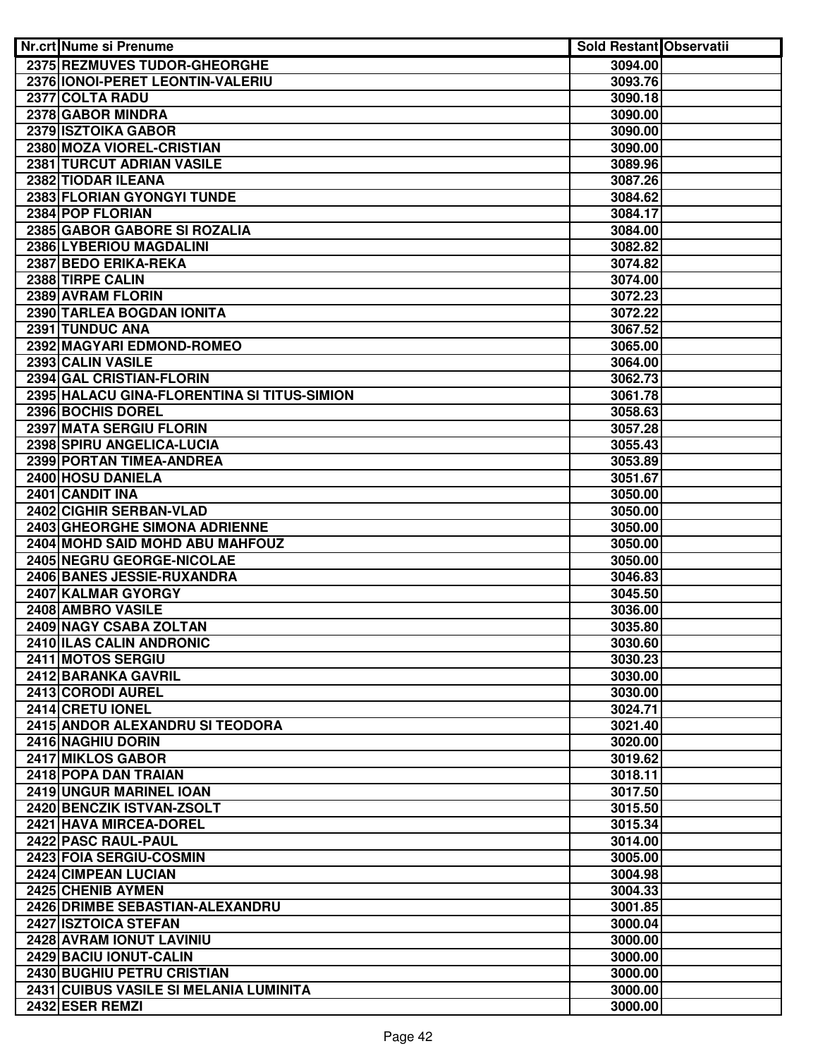| Nr.crt | Nume si Prenume | Sold Restant | Observatii |
|---|---|---|---|
| 2375 | REZMUVES TUDOR-GHEORGHE | 3094.00 | |
| 2376 | IONOI-PERET LEONTIN-VALERIU | 3093.76 | |
| 2377 | COLTA RADU | 3090.18 | |
| 2378 | GABOR MINDRA | 3090.00 | |
| 2379 | ISZTOIKA GABOR | 3090.00 | |
| 2380 | MOZA VIOREL-CRISTIAN | 3090.00 | |
| 2381 | TURCUT ADRIAN VASILE | 3089.96 | |
| 2382 | TIODAR ILEANA | 3087.26 | |
| 2383 | FLORIAN GYONGYI TUNDE | 3084.62 | |
| 2384 | POP FLORIAN | 3084.17 | |
| 2385 | GABOR GABORE SI ROZALIA | 3084.00 | |
| 2386 | LYBERIOU MAGDALINI | 3082.82 | |
| 2387 | BEDO ERIKA-REKA | 3074.82 | |
| 2388 | TIRPE CALIN | 3074.00 | |
| 2389 | AVRAM FLORIN | 3072.23 | |
| 2390 | TARLEA BOGDAN IONITA | 3072.22 | |
| 2391 | TUNDUC ANA | 3067.52 | |
| 2392 | MAGYARI EDMOND-ROMEO | 3065.00 | |
| 2393 | CALIN VASILE | 3064.00 | |
| 2394 | GAL CRISTIAN-FLORIN | 3062.73 | |
| 2395 | HALACU GINA-FLORENTINA SI TITUS-SIMION | 3061.78 | |
| 2396 | BOCHIS DOREL | 3058.63 | |
| 2397 | MATA SERGIU FLORIN | 3057.28 | |
| 2398 | SPIRU ANGELICA-LUCIA | 3055.43 | |
| 2399 | PORTAN TIMEA-ANDREA | 3053.89 | |
| 2400 | HOSU DANIELA | 3051.67 | |
| 2401 | CANDIT INA | 3050.00 | |
| 2402 | CIGHIR SERBAN-VLAD | 3050.00 | |
| 2403 | GHEORGHE SIMONA ADRIENNE | 3050.00 | |
| 2404 | MOHD SAID MOHD ABU MAHFOUZ | 3050.00 | |
| 2405 | NEGRU GEORGE-NICOLAE | 3050.00 | |
| 2406 | BANES JESSIE-RUXANDRA | 3046.83 | |
| 2407 | KALMAR GYORGY | 3045.50 | |
| 2408 | AMBRO VASILE | 3036.00 | |
| 2409 | NAGY CSABA ZOLTAN | 3035.80 | |
| 2410 | ILAS CALIN ANDRONIC | 3030.60 | |
| 2411 | MOTOS SERGIU | 3030.23 | |
| 2412 | BARANKA GAVRIL | 3030.00 | |
| 2413 | CORODI AUREL | 3030.00 | |
| 2414 | CRETU IONEL | 3024.71 | |
| 2415 | ANDOR ALEXANDRU SI TEODORA | 3021.40 | |
| 2416 | NAGHIU DORIN | 3020.00 | |
| 2417 | MIKLOS GABOR | 3019.62 | |
| 2418 | POPA DAN TRAIAN | 3018.11 | |
| 2419 | UNGUR MARINEL IOAN | 3017.50 | |
| 2420 | BENCZIK ISTVAN-ZSOLT | 3015.50 | |
| 2421 | HAVA MIRCEA-DOREL | 3015.34 | |
| 2422 | PASC RAUL-PAUL | 3014.00 | |
| 2423 | FOIA SERGIU-COSMIN | 3005.00 | |
| 2424 | CIMPEAN LUCIAN | 3004.98 | |
| 2425 | CHENIB AYMEN | 3004.33 | |
| 2426 | DRIMBE SEBASTIAN-ALEXANDRU | 3001.85 | |
| 2427 | ISZTOICA STEFAN | 3000.04 | |
| 2428 | AVRAM IONUT LAVINIU | 3000.00 | |
| 2429 | BACIU IONUT-CALIN | 3000.00 | |
| 2430 | BUGHIU PETRU CRISTIAN | 3000.00 | |
| 2431 | CUIBUS VASILE SI MELANIA LUMINITA | 3000.00 | |
| 2432 | ESER REMZI | 3000.00 | |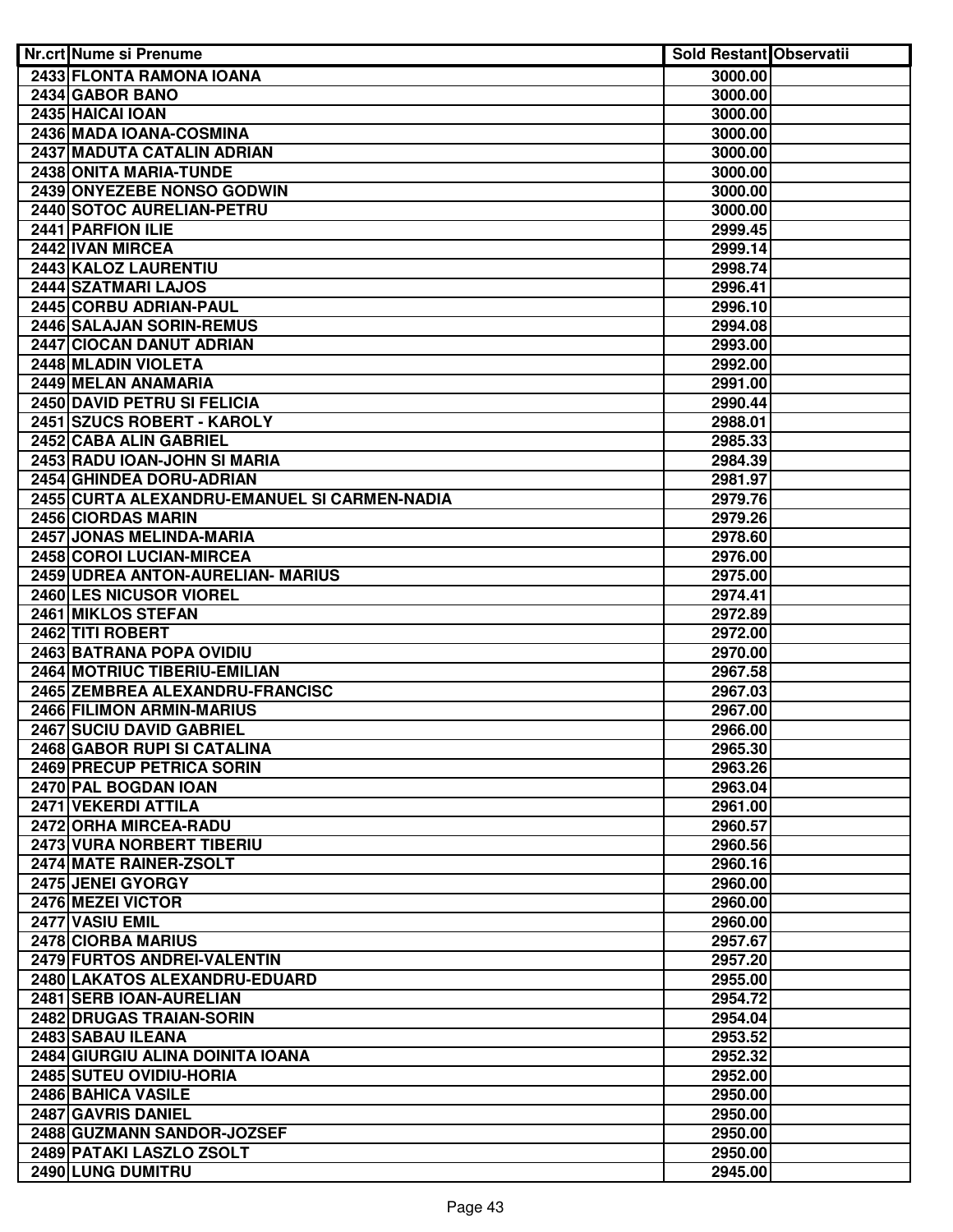| Nr.crt | Nume si Prenume | Sold Restant | Observatii |
|---|---|---|---|
| 2433 | FLONTA RAMONA IOANA | 3000.00 | |
| 2434 | GABOR BANO | 3000.00 | |
| 2435 | HAICAI IOAN | 3000.00 | |
| 2436 | MADA IOANA-COSMINA | 3000.00 | |
| 2437 | MADUTA CATALIN ADRIAN | 3000.00 | |
| 2438 | ONITA MARIA-TUNDE | 3000.00 | |
| 2439 | ONYEZEBE NONSO GODWIN | 3000.00 | |
| 2440 | SOTOC AURELIAN-PETRU | 3000.00 | |
| 2441 | PARFION ILIE | 2999.45 | |
| 2442 | IVAN MIRCEA | 2999.14 | |
| 2443 | KALOZ LAURENTIU | 2998.74 | |
| 2444 | SZATMARI LAJOS | 2996.41 | |
| 2445 | CORBU ADRIAN-PAUL | 2996.10 | |
| 2446 | SALAJAN SORIN-REMUS | 2994.08 | |
| 2447 | CIOCAN DANUT ADRIAN | 2993.00 | |
| 2448 | MLADIN VIOLETA | 2992.00 | |
| 2449 | MELAN ANAMARIA | 2991.00 | |
| 2450 | DAVID PETRU SI FELICIA | 2990.44 | |
| 2451 | SZUCS ROBERT - KAROLY | 2988.01 | |
| 2452 | CABA ALIN GABRIEL | 2985.33 | |
| 2453 | RADU IOAN-JOHN SI MARIA | 2984.39 | |
| 2454 | GHINDEA DORU-ADRIAN | 2981.97 | |
| 2455 | CURTA ALEXANDRU-EMANUEL SI CARMEN-NADIA | 2979.76 | |
| 2456 | CIORDAS MARIN | 2979.26 | |
| 2457 | JONAS MELINDA-MARIA | 2978.60 | |
| 2458 | COROI LUCIAN-MIRCEA | 2976.00 | |
| 2459 | UDREA ANTON-AURELIAN- MARIUS | 2975.00 | |
| 2460 | LES NICUSOR VIOREL | 2974.41 | |
| 2461 | MIKLOS STEFAN | 2972.89 | |
| 2462 | TITI ROBERT | 2972.00 | |
| 2463 | BATRANA POPA OVIDIU | 2970.00 | |
| 2464 | MOTRIUC TIBERIU-EMILIAN | 2967.58 | |
| 2465 | ZEMBREA ALEXANDRU-FRANCISC | 2967.03 | |
| 2466 | FILIMON ARMIN-MARIUS | 2967.00 | |
| 2467 | SUCIU DAVID GABRIEL | 2966.00 | |
| 2468 | GABOR RUPI SI CATALINA | 2965.30 | |
| 2469 | PRECUP PETRICA SORIN | 2963.26 | |
| 2470 | PAL BOGDAN IOAN | 2963.04 | |
| 2471 | VEKERDI ATTILA | 2961.00 | |
| 2472 | ORHA MIRCEA-RADU | 2960.57 | |
| 2473 | VURA NORBERT TIBERIU | 2960.56 | |
| 2474 | MATE RAINER-ZSOLT | 2960.16 | |
| 2475 | JENEI GYORGY | 2960.00 | |
| 2476 | MEZEI VICTOR | 2960.00 | |
| 2477 | VASIU EMIL | 2960.00 | |
| 2478 | CIORBA MARIUS | 2957.67 | |
| 2479 | FURTOS ANDREI-VALENTIN | 2957.20 | |
| 2480 | LAKATOS ALEXANDRU-EDUARD | 2955.00 | |
| 2481 | SERB IOAN-AURELIAN | 2954.72 | |
| 2482 | DRUGAS TRAIAN-SORIN | 2954.04 | |
| 2483 | SABAU ILEANA | 2953.52 | |
| 2484 | GIURGIU ALINA DOINITA IOANA | 2952.32 | |
| 2485 | SUTEU OVIDIU-HORIA | 2952.00 | |
| 2486 | BAHICA VASILE | 2950.00 | |
| 2487 | GAVRIS DANIEL | 2950.00 | |
| 2488 | GUZMANN SANDOR-JOZSEF | 2950.00 | |
| 2489 | PATAKI LASZLO ZSOLT | 2950.00 | |
| 2490 | LUNG DUMITRU | 2945.00 | |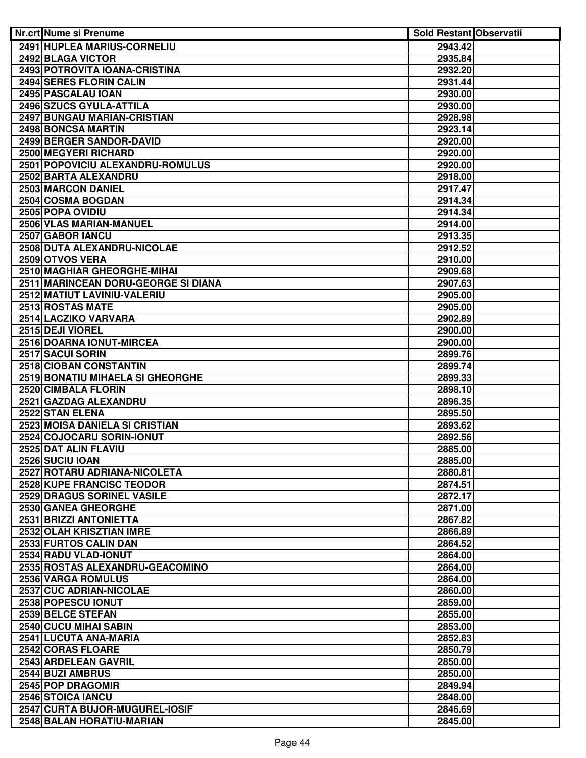| Nr.crt | Nume si Prenume | Sold Restant | Observatii |
|---|---|---|---|
| 2491 | HUPLEA MARIUS-CORNELIU | 2943.42 | |
| 2492 | BLAGA VICTOR | 2935.84 | |
| 2493 | POTROVITA IOANA-CRISTINA | 2932.20 | |
| 2494 | SERES FLORIN CALIN | 2931.44 | |
| 2495 | PASCALAU IOAN | 2930.00 | |
| 2496 | SZUCS GYULA-ATTILA | 2930.00 | |
| 2497 | BUNGAU MARIAN-CRISTIAN | 2928.98 | |
| 2498 | BONCSA MARTIN | 2923.14 | |
| 2499 | BERGER SANDOR-DAVID | 2920.00 | |
| 2500 | MEGYERI RICHARD | 2920.00 | |
| 2501 | POPOVICIU ALEXANDRU-ROMULUS | 2920.00 | |
| 2502 | BARTA ALEXANDRU | 2918.00 | |
| 2503 | MARCON DANIEL | 2917.47 | |
| 2504 | COSMA BOGDAN | 2914.34 | |
| 2505 | POPA OVIDIU | 2914.34 | |
| 2506 | VLAS MARIAN-MANUEL | 2914.00 | |
| 2507 | GABOR IANCU | 2913.35 | |
| 2508 | DUTA ALEXANDRU-NICOLAE | 2912.52 | |
| 2509 | OTVOS VERA | 2910.00 | |
| 2510 | MAGHIAR GHEORGHE-MIHAI | 2909.68 | |
| 2511 | MARINCEAN DORU-GEORGE SI DIANA | 2907.63 | |
| 2512 | MATIUT LAVINIU-VALERIU | 2905.00 | |
| 2513 | ROSTAS MATE | 2905.00 | |
| 2514 | LACZIKO VARVARA | 2902.89 | |
| 2515 | DEJI VIOREL | 2900.00 | |
| 2516 | DOARNA IONUT-MIRCEA | 2900.00 | |
| 2517 | SACUI SORIN | 2899.76 | |
| 2518 | CIOBAN CONSTANTIN | 2899.74 | |
| 2519 | BONATIU MIHAELA SI GHEORGHE | 2899.33 | |
| 2520 | CIMBALA FLORIN | 2898.10 | |
| 2521 | GAZDAG ALEXANDRU | 2896.35 | |
| 2522 | STAN ELENA | 2895.50 | |
| 2523 | MOISA DANIELA SI CRISTIAN | 2893.62 | |
| 2524 | COJOCARU SORIN-IONUT | 2892.56 | |
| 2525 | DAT ALIN FLAVIU | 2885.00 | |
| 2526 | SUCIU IOAN | 2885.00 | |
| 2527 | ROTARU ADRIANA-NICOLETA | 2880.81 | |
| 2528 | KUPE FRANCISC TEODOR | 2874.51 | |
| 2529 | DRAGUS SORINEL VASILE | 2872.17 | |
| 2530 | GANEA GHEORGHE | 2871.00 | |
| 2531 | BRIZZI ANTONIETTA | 2867.82 | |
| 2532 | OLAH KRISZTIAN IMRE | 2866.89 | |
| 2533 | FURTOS CALIN DAN | 2864.52 | |
| 2534 | RADU VLAD-IONUT | 2864.00 | |
| 2535 | ROSTAS ALEXANDRU-GEACOMINO | 2864.00 | |
| 2536 | VARGA ROMULUS | 2864.00 | |
| 2537 | CUC ADRIAN-NICOLAE | 2860.00 | |
| 2538 | POPESCU IONUT | 2859.00 | |
| 2539 | BELCE STEFAN | 2855.00 | |
| 2540 | CUCU MIHAI SABIN | 2853.00 | |
| 2541 | LUCUTA ANA-MARIA | 2852.83 | |
| 2542 | CORAS FLOARE | 2850.79 | |
| 2543 | ARDELEAN GAVRIL | 2850.00 | |
| 2544 | BUZI AMBRUS | 2850.00 | |
| 2545 | POP DRAGOMIR | 2849.94 | |
| 2546 | STOICA IANCU | 2848.00 | |
| 2547 | CURTA BUJOR-MUGUREL-IOSIF | 2846.69 | |
| 2548 | BALAN HORATIU-MARIAN | 2845.00 | |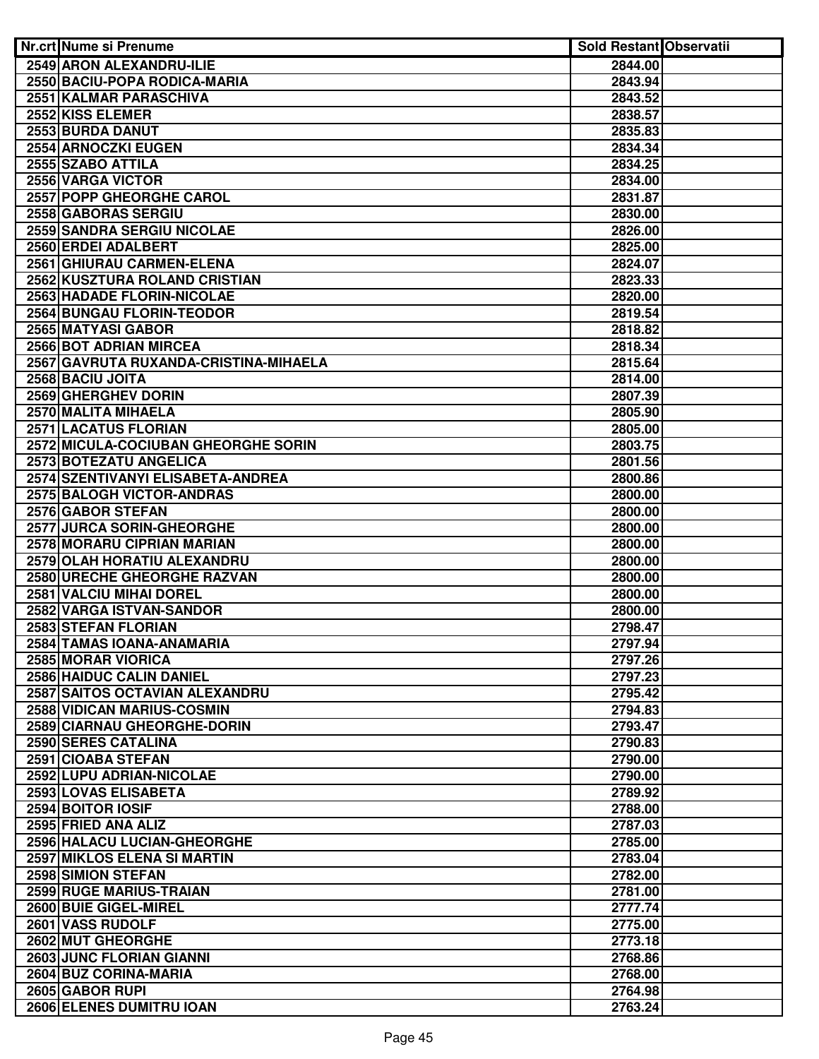| Nr.crt | Nume si Prenume | Sold Restant | Observatii |
|---|---|---|---|
| 2549 | ARON ALEXANDRU-ILIE | 2844.00 | |
| 2550 | BACIU-POPA RODICA-MARIA | 2843.94 | |
| 2551 | KALMAR PARASCHIVA | 2843.52 | |
| 2552 | KISS ELEMER | 2838.57 | |
| 2553 | BURDA DANUT | 2835.83 | |
| 2554 | ARNOCZKI EUGEN | 2834.34 | |
| 2555 | SZABO ATTILA | 2834.25 | |
| 2556 | VARGA VICTOR | 2834.00 | |
| 2557 | POPP GHEORGHE CAROL | 2831.87 | |
| 2558 | GABORAS SERGIU | 2830.00 | |
| 2559 | SANDRA SERGIU NICOLAE | 2826.00 | |
| 2560 | ERDEI ADALBERT | 2825.00 | |
| 2561 | GHIURAU CARMEN-ELENA | 2824.07 | |
| 2562 | KUSZTURA ROLAND CRISTIAN | 2823.33 | |
| 2563 | HADADE FLORIN-NICOLAE | 2820.00 | |
| 2564 | BUNGAU FLORIN-TEODOR | 2819.54 | |
| 2565 | MATYASI GABOR | 2818.82 | |
| 2566 | BOT ADRIAN MIRCEA | 2818.34 | |
| 2567 | GAVRUTA RUXANDA-CRISTINA-MIHAELA | 2815.64 | |
| 2568 | BACIU JOITA | 2814.00 | |
| 2569 | GHERGHEV DORIN | 2807.39 | |
| 2570 | MALITA MIHAELA | 2805.90 | |
| 2571 | LACATUS FLORIAN | 2805.00 | |
| 2572 | MICULA-COCIUBAN GHEORGHE SORIN | 2803.75 | |
| 2573 | BOTEZATU ANGELICA | 2801.56 | |
| 2574 | SZENTIVANYI ELISABETA-ANDREA | 2800.86 | |
| 2575 | BALOGH VICTOR-ANDRAS | 2800.00 | |
| 2576 | GABOR STEFAN | 2800.00 | |
| 2577 | JURCA SORIN-GHEORGHE | 2800.00 | |
| 2578 | MORARU CIPRIAN MARIAN | 2800.00 | |
| 2579 | OLAH HORATIU ALEXANDRU | 2800.00 | |
| 2580 | URECHE GHEORGHE RAZVAN | 2800.00 | |
| 2581 | VALCIU MIHAI DOREL | 2800.00 | |
| 2582 | VARGA ISTVAN-SANDOR | 2800.00 | |
| 2583 | STEFAN FLORIAN | 2798.47 | |
| 2584 | TAMAS IOANA-ANAMARIA | 2797.94 | |
| 2585 | MORAR VIORICA | 2797.26 | |
| 2586 | HAIDUC CALIN DANIEL | 2797.23 | |
| 2587 | SAITOS OCTAVIAN ALEXANDRU | 2795.42 | |
| 2588 | VIDICAN MARIUS-COSMIN | 2794.83 | |
| 2589 | CIARNAU GHEORGHE-DORIN | 2793.47 | |
| 2590 | SERES CATALINA | 2790.83 | |
| 2591 | CIOABA STEFAN | 2790.00 | |
| 2592 | LUPU ADRIAN-NICOLAE | 2790.00 | |
| 2593 | LOVAS ELISABETA | 2789.92 | |
| 2594 | BOITOR IOSIF | 2788.00 | |
| 2595 | FRIED ANA ALIZ | 2787.03 | |
| 2596 | HALACU LUCIAN-GHEORGHE | 2785.00 | |
| 2597 | MIKLOS ELENA SI MARTIN | 2783.04 | |
| 2598 | SIMION STEFAN | 2782.00 | |
| 2599 | RUGE MARIUS-TRAIAN | 2781.00 | |
| 2600 | BUIE GIGEL-MIREL | 2777.74 | |
| 2601 | VASS RUDOLF | 2775.00 | |
| 2602 | MUT GHEORGHE | 2773.18 | |
| 2603 | JUNC FLORIAN GIANNI | 2768.86 | |
| 2604 | BUZ CORINA-MARIA | 2768.00 | |
| 2605 | GABOR RUPI | 2764.98 | |
| 2606 | ELENES DUMITRU IOAN | 2763.24 | |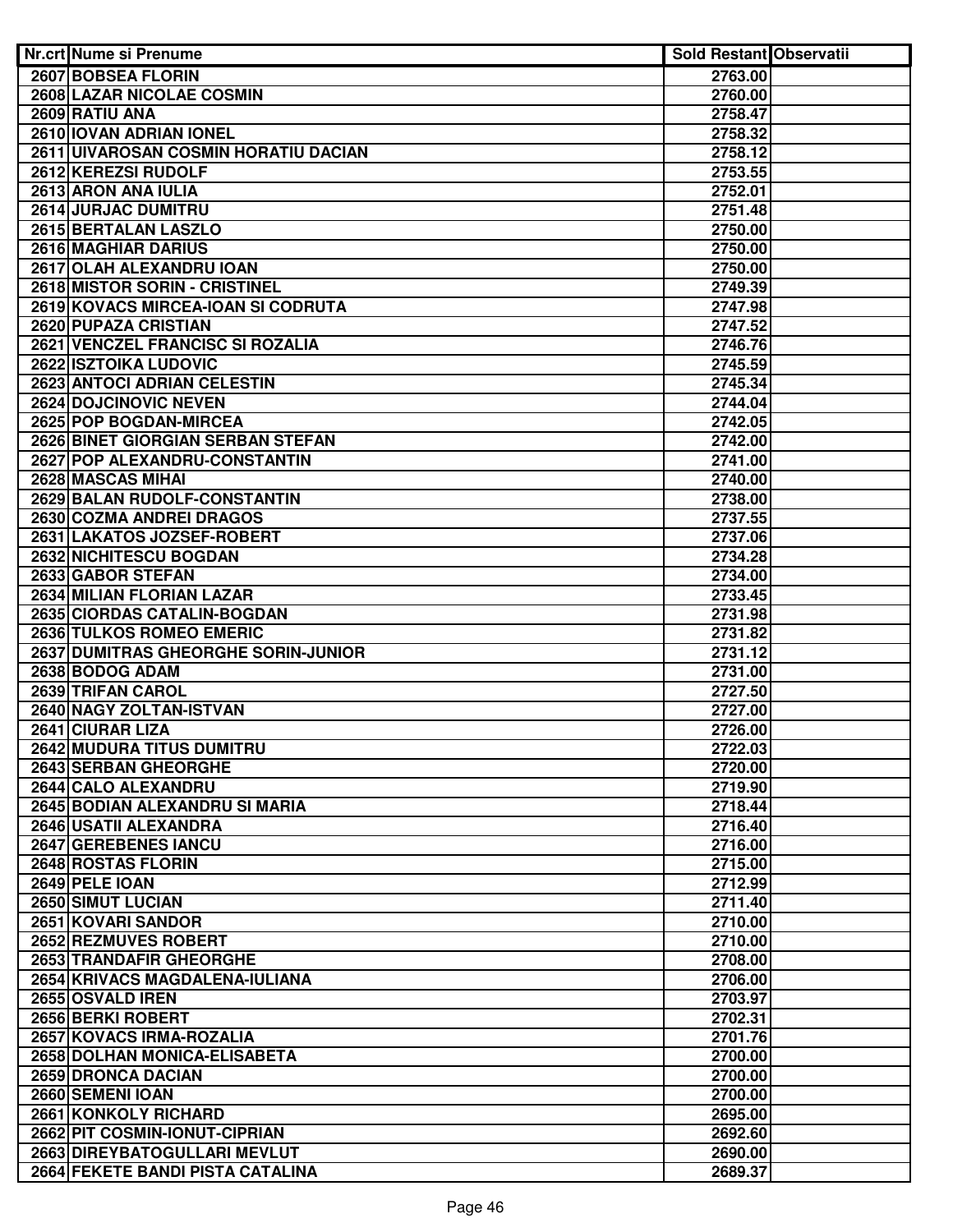| Nr.crt | Nume si Prenume | Sold Restant | Observatii |
|---|---|---|---|
| 2607 | BOBSEA FLORIN | 2763.00 | |
| 2608 | LAZAR NICOLAE COSMIN | 2760.00 | |
| 2609 | RATIU ANA | 2758.47 | |
| 2610 | IOVAN ADRIAN IONEL | 2758.32 | |
| 2611 | UIVAROSAN COSMIN HORATIU DACIAN | 2758.12 | |
| 2612 | KEREZSI RUDOLF | 2753.55 | |
| 2613 | ARON ANA IULIA | 2752.01 | |
| 2614 | JURJAC DUMITRU | 2751.48 | |
| 2615 | BERTALAN LASZLO | 2750.00 | |
| 2616 | MAGHIAR DARIUS | 2750.00 | |
| 2617 | OLAH ALEXANDRU IOAN | 2750.00 | |
| 2618 | MISTOR SORIN - CRISTINEL | 2749.39 | |
| 2619 | KOVACS MIRCEA-IOAN SI CODRUTA | 2747.98 | |
| 2620 | PUPAZA CRISTIAN | 2747.52 | |
| 2621 | VENCZEL FRANCISC SI ROZALIA | 2746.76 | |
| 2622 | ISZTOIKA LUDOVIC | 2745.59 | |
| 2623 | ANTOCI ADRIAN CELESTIN | 2745.34 | |
| 2624 | DOJCINOVIC NEVEN | 2744.04 | |
| 2625 | POP BOGDAN-MIRCEA | 2742.05 | |
| 2626 | BINET GIORGIAN SERBAN STEFAN | 2742.00 | |
| 2627 | POP ALEXANDRU-CONSTANTIN | 2741.00 | |
| 2628 | MASCAS MIHAI | 2740.00 | |
| 2629 | BALAN RUDOLF-CONSTANTIN | 2738.00 | |
| 2630 | COZMA ANDREI DRAGOS | 2737.55 | |
| 2631 | LAKATOS JOZSEF-ROBERT | 2737.06 | |
| 2632 | NICHITESCU BOGDAN | 2734.28 | |
| 2633 | GABOR STEFAN | 2734.00 | |
| 2634 | MILIAN FLORIAN LAZAR | 2733.45 | |
| 2635 | CIORDAS CATALIN-BOGDAN | 2731.98 | |
| 2636 | TULKOS ROMEO EMERIC | 2731.82 | |
| 2637 | DUMITRAS GHEORGHE SORIN-JUNIOR | 2731.12 | |
| 2638 | BODOG ADAM | 2731.00 | |
| 2639 | TRIFAN CAROL | 2727.50 | |
| 2640 | NAGY ZOLTAN-ISTVAN | 2727.00 | |
| 2641 | CIURAR LIZA | 2726.00 | |
| 2642 | MUDURA TITUS DUMITRU | 2722.03 | |
| 2643 | SERBAN GHEORGHE | 2720.00 | |
| 2644 | CALO ALEXANDRU | 2719.90 | |
| 2645 | BODIAN ALEXANDRU SI MARIA | 2718.44 | |
| 2646 | USATII ALEXANDRA | 2716.40 | |
| 2647 | GEREBENES IANCU | 2716.00 | |
| 2648 | ROSTAS FLORIN | 2715.00 | |
| 2649 | PELE IOAN | 2712.99 | |
| 2650 | SIMUT LUCIAN | 2711.40 | |
| 2651 | KOVARI SANDOR | 2710.00 | |
| 2652 | REZMUVES ROBERT | 2710.00 | |
| 2653 | TRANDAFIR GHEORGHE | 2708.00 | |
| 2654 | KRIVACS MAGDALENA-IULIANA | 2706.00 | |
| 2655 | OSVALD IREN | 2703.97 | |
| 2656 | BERKI ROBERT | 2702.31 | |
| 2657 | KOVACS IRMA-ROZALIA | 2701.76 | |
| 2658 | DOLHAN MONICA-ELISABETA | 2700.00 | |
| 2659 | DRONCA DACIAN | 2700.00 | |
| 2660 | SEMENI IOAN | 2700.00 | |
| 2661 | KONKOLY RICHARD | 2695.00 | |
| 2662 | PIT COSMIN-IONUT-CIPRIAN | 2692.60 | |
| 2663 | DIREYBATOGULLARI MEVLUT | 2690.00 | |
| 2664 | FEKETE BANDI PISTA CATALINA | 2689.37 | |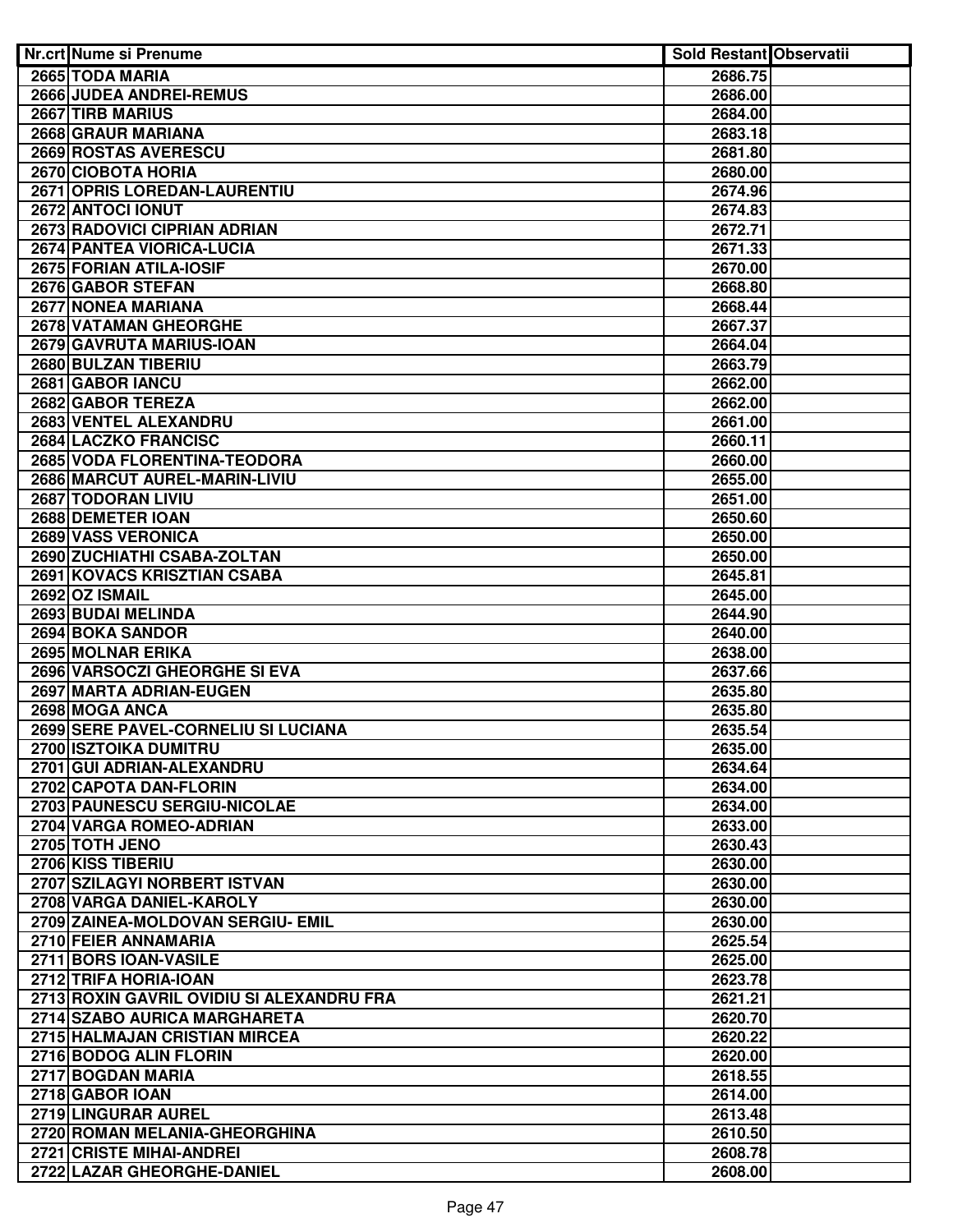| Nr.crt | Nume si Prenume | Sold Restant | Observatii |
|---|---|---|---|
| 2665 | TODA MARIA | 2686.75 | |
| 2666 | JUDEA ANDREI-REMUS | 2686.00 | |
| 2667 | TIRB MARIUS | 2684.00 | |
| 2668 | GRAUR MARIANA | 2683.18 | |
| 2669 | ROSTAS AVERESCU | 2681.80 | |
| 2670 | CIOBOTA HORIA | 2680.00 | |
| 2671 | OPRIS LOREDAN-LAURENTIU | 2674.96 | |
| 2672 | ANTOCI IONUT | 2674.83 | |
| 2673 | RADOVICI CIPRIAN ADRIAN | 2672.71 | |
| 2674 | PANTEA VIORICA-LUCIA | 2671.33 | |
| 2675 | FORIAN ATILA-IOSIF | 2670.00 | |
| 2676 | GABOR STEFAN | 2668.80 | |
| 2677 | NONEA MARIANA | 2668.44 | |
| 2678 | VATAMAN GHEORGHE | 2667.37 | |
| 2679 | GAVRUTA MARIUS-IOAN | 2664.04 | |
| 2680 | BULZAN TIBERIU | 2663.79 | |
| 2681 | GABOR IANCU | 2662.00 | |
| 2682 | GABOR TEREZA | 2662.00 | |
| 2683 | VENTEL ALEXANDRU | 2661.00 | |
| 2684 | LACZKO FRANCISC | 2660.11 | |
| 2685 | VODA FLORENTINA-TEODORA | 2660.00 | |
| 2686 | MARCUT AUREL-MARIN-LIVIU | 2655.00 | |
| 2687 | TODORAN LIVIU | 2651.00 | |
| 2688 | DEMETER IOAN | 2650.60 | |
| 2689 | VASS VERONICA | 2650.00 | |
| 2690 | ZUCHIATHI CSABA-ZOLTAN | 2650.00 | |
| 2691 | KOVACS KRISZTIAN CSABA | 2645.81 | |
| 2692 | OZ ISMAIL | 2645.00 | |
| 2693 | BUDAI MELINDA | 2644.90 | |
| 2694 | BOKA SANDOR | 2640.00 | |
| 2695 | MOLNAR ERIKA | 2638.00 | |
| 2696 | VARSOCZI GHEORGHE SI EVA | 2637.66 | |
| 2697 | MARTA ADRIAN-EUGEN | 2635.80 | |
| 2698 | MOGA ANCA | 2635.80 | |
| 2699 | SERE PAVEL-CORNELIU SI LUCIANA | 2635.54 | |
| 2700 | ISZTOIKA DUMITRU | 2635.00 | |
| 2701 | GUI ADRIAN-ALEXANDRU | 2634.64 | |
| 2702 | CAPOTA DAN-FLORIN | 2634.00 | |
| 2703 | PAUNESCU SERGIU-NICOLAE | 2634.00 | |
| 2704 | VARGA ROMEO-ADRIAN | 2633.00 | |
| 2705 | TOTH JENO | 2630.43 | |
| 2706 | KISS TIBERIU | 2630.00 | |
| 2707 | SZILAGYI NORBERT ISTVAN | 2630.00 | |
| 2708 | VARGA DANIEL-KAROLY | 2630.00 | |
| 2709 | ZAINEA-MOLDOVAN SERGIU- EMIL | 2630.00 | |
| 2710 | FEIER ANNAMARIA | 2625.54 | |
| 2711 | BORS IOAN-VASILE | 2625.00 | |
| 2712 | TRIFA HORIA-IOAN | 2623.78 | |
| 2713 | ROXIN GAVRIL OVIDIU SI ALEXANDRU FRA | 2621.21 | |
| 2714 | SZABO AURICA MARGHARETA | 2620.70 | |
| 2715 | HALMAJAN CRISTIAN MIRCEA | 2620.22 | |
| 2716 | BODOG ALIN FLORIN | 2620.00 | |
| 2717 | BOGDAN MARIA | 2618.55 | |
| 2718 | GABOR IOAN | 2614.00 | |
| 2719 | LINGURAR AUREL | 2613.48 | |
| 2720 | ROMAN MELANIA-GHEORGHINA | 2610.50 | |
| 2721 | CRISTE MIHAI-ANDREI | 2608.78 | |
| 2722 | LAZAR GHEORGHE-DANIEL | 2608.00 | |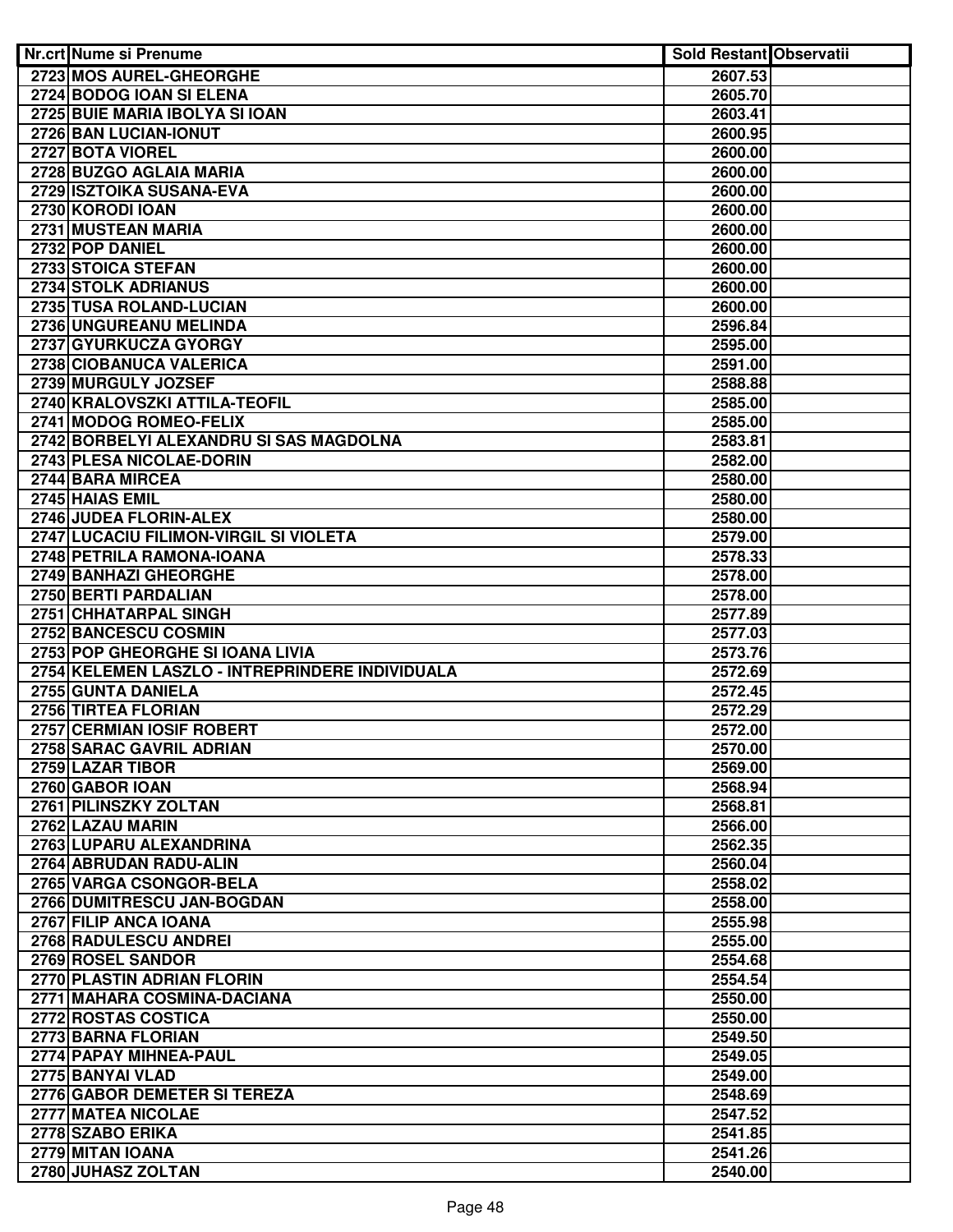| Nr.crt | Nume si Prenume | Sold Restant | Observatii |
|---|---|---|---|
| 2723 | MOS AUREL-GHEORGHE | 2607.53 | |
| 2724 | BODOG IOAN SI ELENA | 2605.70 | |
| 2725 | BUIE MARIA IBOLYA SI IOAN | 2603.41 | |
| 2726 | BAN LUCIAN-IONUT | 2600.95 | |
| 2727 | BOTA VIOREL | 2600.00 | |
| 2728 | BUZGO AGLAIA MARIA | 2600.00 | |
| 2729 | ISZTOIKA SUSANA-EVA | 2600.00 | |
| 2730 | KORODI IOAN | 2600.00 | |
| 2731 | MUSTEAN MARIA | 2600.00 | |
| 2732 | POP DANIEL | 2600.00 | |
| 2733 | STOICA STEFAN | 2600.00 | |
| 2734 | STOLK ADRIANUS | 2600.00 | |
| 2735 | TUSA ROLAND-LUCIAN | 2600.00 | |
| 2736 | UNGUREANU MELINDA | 2596.84 | |
| 2737 | GYURKUCZA GYORGY | 2595.00 | |
| 2738 | CIOBANUCA VALERICA | 2591.00 | |
| 2739 | MURGULY JOZSEF | 2588.88 | |
| 2740 | KRALOVSZKI ATTILA-TEOFIL | 2585.00 | |
| 2741 | MODOG ROMEO-FELIX | 2585.00 | |
| 2742 | BORBELYI ALEXANDRU SI SAS MAGDOLNA | 2583.81 | |
| 2743 | PLESA NICOLAE-DORIN | 2582.00 | |
| 2744 | BARA MIRCEA | 2580.00 | |
| 2745 | HAIAS EMIL | 2580.00 | |
| 2746 | JUDEA FLORIN-ALEX | 2580.00 | |
| 2747 | LUCACIU FILIMON-VIRGIL SI VIOLETA | 2579.00 | |
| 2748 | PETRILA RAMONA-IOANA | 2578.33 | |
| 2749 | BANHAZI GHEORGHE | 2578.00 | |
| 2750 | BERTI PARDALIAN | 2578.00 | |
| 2751 | CHHATARPAL SINGH | 2577.89 | |
| 2752 | BANCESCU COSMIN | 2577.03 | |
| 2753 | POP GHEORGHE SI IOANA LIVIA | 2573.76 | |
| 2754 | KELEMEN LASZLO - INTREPRINDERE INDIVIDUALA | 2572.69 | |
| 2755 | GUNTA DANIELA | 2572.45 | |
| 2756 | TIRTEA FLORIAN | 2572.29 | |
| 2757 | CERMIAN IOSIF ROBERT | 2572.00 | |
| 2758 | SARAC GAVRIL ADRIAN | 2570.00 | |
| 2759 | LAZAR TIBOR | 2569.00 | |
| 2760 | GABOR IOAN | 2568.94 | |
| 2761 | PILINSZKY ZOLTAN | 2568.81 | |
| 2762 | LAZAU MARIN | 2566.00 | |
| 2763 | LUPARU ALEXANDRINA | 2562.35 | |
| 2764 | ABRUDAN RADU-ALIN | 2560.04 | |
| 2765 | VARGA CSONGOR-BELA | 2558.02 | |
| 2766 | DUMITRESCU JAN-BOGDAN | 2558.00 | |
| 2767 | FILIP ANCA IOANA | 2555.98 | |
| 2768 | RADULESCU ANDREI | 2555.00 | |
| 2769 | ROSEL SANDOR | 2554.68 | |
| 2770 | PLASTIN ADRIAN FLORIN | 2554.54 | |
| 2771 | MAHARA COSMINA-DACIANA | 2550.00 | |
| 2772 | ROSTAS COSTICA | 2550.00 | |
| 2773 | BARNA FLORIAN | 2549.50 | |
| 2774 | PAPAY MIHNEA-PAUL | 2549.05 | |
| 2775 | BANYAI VLAD | 2549.00 | |
| 2776 | GABOR DEMETER SI TEREZA | 2548.69 | |
| 2777 | MATEA NICOLAE | 2547.52 | |
| 2778 | SZABO ERIKA | 2541.85 | |
| 2779 | MITAN IOANA | 2541.26 | |
| 2780 | JUHASZ ZOLTAN | 2540.00 | |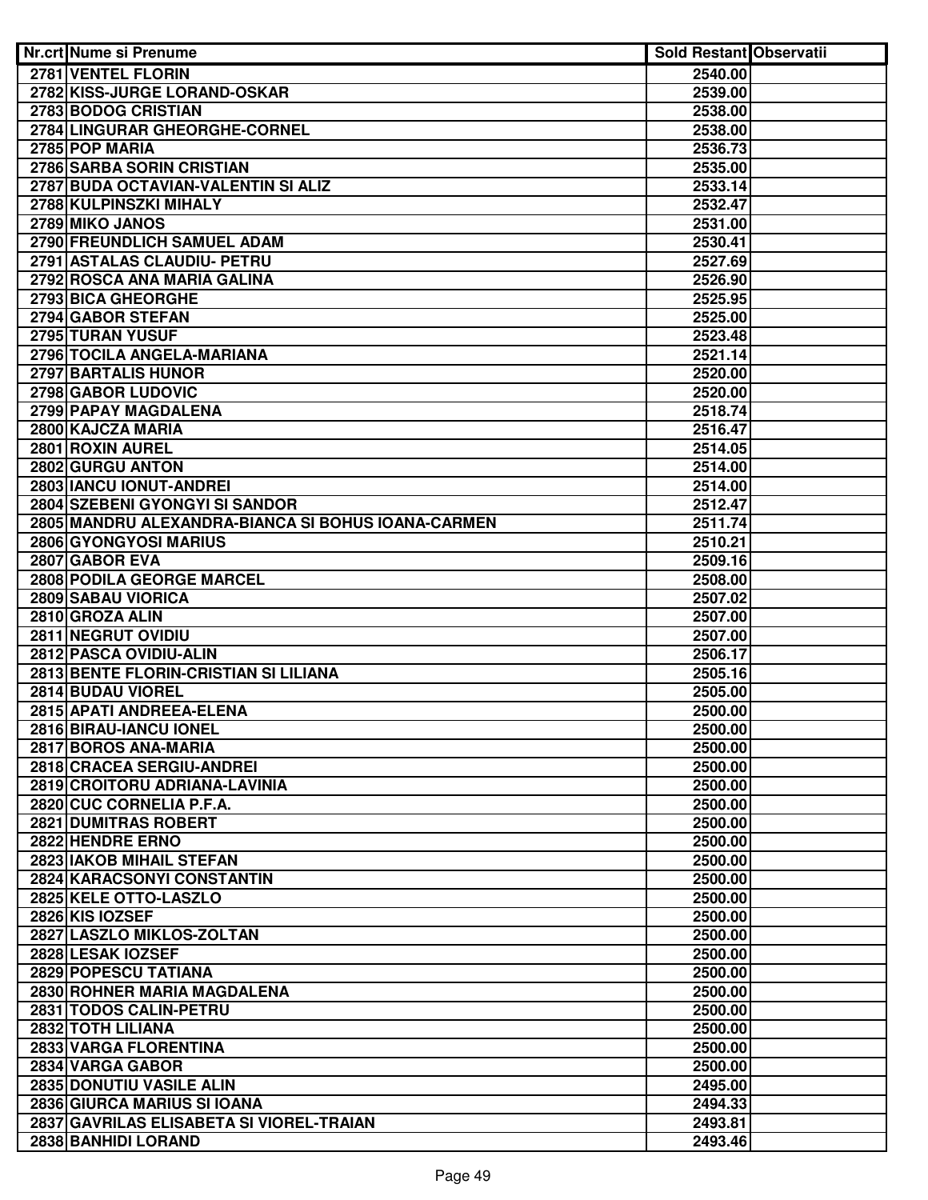| Nr.crt | Nume si Prenume | Sold Restant | Observatii |
|---|---|---|---|
| 2781 | VENTEL FLORIN | 2540.00 | |
| 2782 | KISS-JURGE LORAND-OSKAR | 2539.00 | |
| 2783 | BODOG CRISTIAN | 2538.00 | |
| 2784 | LINGURAR GHEORGHE-CORNEL | 2538.00 | |
| 2785 | POP MARIA | 2536.73 | |
| 2786 | SARBA SORIN CRISTIAN | 2535.00 | |
| 2787 | BUDA OCTAVIAN-VALENTIN SI ALIZ | 2533.14 | |
| 2788 | KULPINSZKI MIHALY | 2532.47 | |
| 2789 | MIKO JANOS | 2531.00 | |
| 2790 | FREUNDLICH SAMUEL ADAM | 2530.41 | |
| 2791 | ASTALAS CLAUDIU- PETRU | 2527.69 | |
| 2792 | ROSCA ANA MARIA GALINA | 2526.90 | |
| 2793 | BICA GHEORGHE | 2525.95 | |
| 2794 | GABOR STEFAN | 2525.00 | |
| 2795 | TURAN YUSUF | 2523.48 | |
| 2796 | TOCILA ANGELA-MARIANA | 2521.14 | |
| 2797 | BARTALIS HUNOR | 2520.00 | |
| 2798 | GABOR LUDOVIC | 2520.00 | |
| 2799 | PAPAY MAGDALENA | 2518.74 | |
| 2800 | KAJCZA MARIA | 2516.47 | |
| 2801 | ROXIN AUREL | 2514.05 | |
| 2802 | GURGU ANTON | 2514.00 | |
| 2803 | IANCU IONUT-ANDREI | 2514.00 | |
| 2804 | SZEBENI GYONGYI SI SANDOR | 2512.47 | |
| 2805 | MANDRU ALEXANDRA-BIANCA SI BOHUS IOANA-CARMEN | 2511.74 | |
| 2806 | GYONGYOSI MARIUS | 2510.21 | |
| 2807 | GABOR EVA | 2509.16 | |
| 2808 | PODILA GEORGE MARCEL | 2508.00 | |
| 2809 | SABAU VIORICA | 2507.02 | |
| 2810 | GROZA ALIN | 2507.00 | |
| 2811 | NEGRUT OVIDIU | 2507.00 | |
| 2812 | PASCA OVIDIU-ALIN | 2506.17 | |
| 2813 | BENTE FLORIN-CRISTIAN SI LILIANA | 2505.16 | |
| 2814 | BUDAU VIOREL | 2505.00 | |
| 2815 | APATI ANDREEA-ELENA | 2500.00 | |
| 2816 | BIRAU-IANCU IONEL | 2500.00 | |
| 2817 | BOROS ANA-MARIA | 2500.00 | |
| 2818 | CRACEA SERGIU-ANDREI | 2500.00 | |
| 2819 | CROITORU ADRIANA-LAVINIA | 2500.00 | |
| 2820 | CUC CORNELIA P.F.A. | 2500.00 | |
| 2821 | DUMITRAS ROBERT | 2500.00 | |
| 2822 | HENDRE ERNO | 2500.00 | |
| 2823 | IAKOB MIHAIL STEFAN | 2500.00 | |
| 2824 | KARACSONYI CONSTANTIN | 2500.00 | |
| 2825 | KELE OTTO-LASZLO | 2500.00 | |
| 2826 | KIS IOZSEF | 2500.00 | |
| 2827 | LASZLO MIKLOS-ZOLTAN | 2500.00 | |
| 2828 | LESAK IOZSEF | 2500.00 | |
| 2829 | POPESCU TATIANA | 2500.00 | |
| 2830 | ROHNER MARIA MAGDALENA | 2500.00 | |
| 2831 | TODOS CALIN-PETRU | 2500.00 | |
| 2832 | TOTH LILIANA | 2500.00 | |
| 2833 | VARGA FLORENTINA | 2500.00 | |
| 2834 | VARGA GABOR | 2500.00 | |
| 2835 | DONUTIU VASILE ALIN | 2495.00 | |
| 2836 | GIURCA MARIUS SI IOANA | 2494.33 | |
| 2837 | GAVRILAS ELISABETA SI VIOREL-TRAIAN | 2493.81 | |
| 2838 | BANHIDI LORAND | 2493.46 | |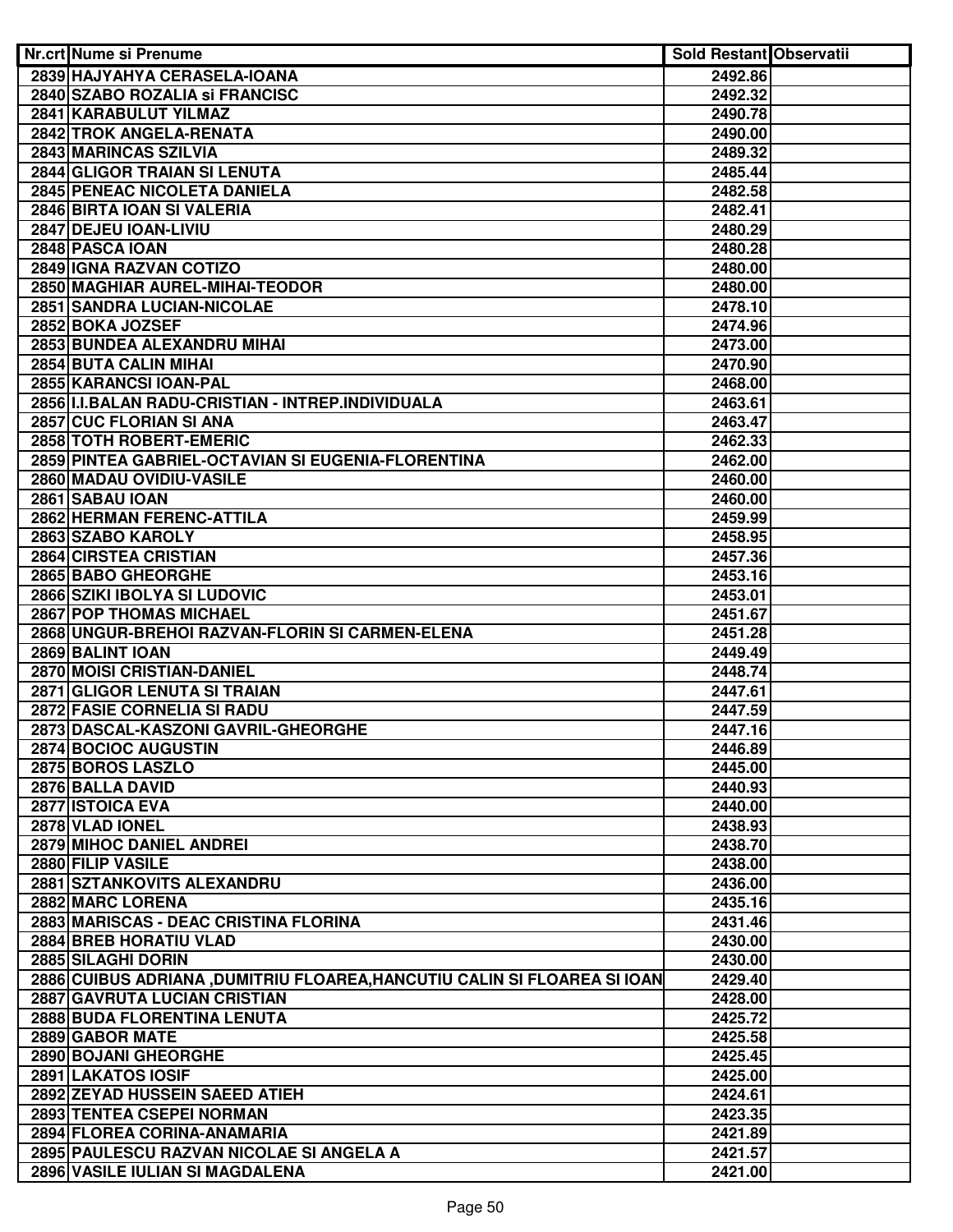| Nr.crt | Nume si Prenume | Sold Restant | Observatii |
| --- | --- | --- | --- |
| 2839 | HAJYAHYA CERASELA-IOANA | 2492.86 | |
| 2840 | SZABO ROZALIA si FRANCISC | 2492.32 | |
| 2841 | KARABULUT YILMAZ | 2490.78 | |
| 2842 | TROK ANGELA-RENATA | 2490.00 | |
| 2843 | MARINCAS SZILVIA | 2489.32 | |
| 2844 | GLIGOR TRAIAN SI LENUTA | 2485.44 | |
| 2845 | PENEAC NICOLETA DANIELA | 2482.58 | |
| 2846 | BIRTA IOAN SI VALERIA | 2482.41 | |
| 2847 | DEJEU IOAN-LIVIU | 2480.29 | |
| 2848 | PASCA IOAN | 2480.28 | |
| 2849 | IGNA RAZVAN COTIZO | 2480.00 | |
| 2850 | MAGHIAR AUREL-MIHAI-TEODOR | 2480.00 | |
| 2851 | SANDRA LUCIAN-NICOLAE | 2478.10 | |
| 2852 | BOKA JOZSEF | 2474.96 | |
| 2853 | BUNDEA ALEXANDRU MIHAI | 2473.00 | |
| 2854 | BUTA CALIN MIHAI | 2470.90 | |
| 2855 | KARANCSI IOAN-PAL | 2468.00 | |
| 2856 | I.I.BALAN RADU-CRISTIAN - INTREP.INDIVIDUALA | 2463.61 | |
| 2857 | CUC FLORIAN SI ANA | 2463.47 | |
| 2858 | TOTH ROBERT-EMERIC | 2462.33 | |
| 2859 | PINTEA GABRIEL-OCTAVIAN SI EUGENIA-FLORENTINA | 2462.00 | |
| 2860 | MADAU OVIDIU-VASILE | 2460.00 | |
| 2861 | SABAU IOAN | 2460.00 | |
| 2862 | HERMAN FERENC-ATTILA | 2459.99 | |
| 2863 | SZABO KAROLY | 2458.95 | |
| 2864 | CIRSTEA CRISTIAN | 2457.36 | |
| 2865 | BABO GHEORGHE | 2453.16 | |
| 2866 | SZIKI IBOLYA SI LUDOVIC | 2453.01 | |
| 2867 | POP THOMAS MICHAEL | 2451.67 | |
| 2868 | UNGUR-BREHOI RAZVAN-FLORIN SI CARMEN-ELENA | 2451.28 | |
| 2869 | BALINT IOAN | 2449.49 | |
| 2870 | MOISI CRISTIAN-DANIEL | 2448.74 | |
| 2871 | GLIGOR LENUTA SI TRAIAN | 2447.61 | |
| 2872 | FASIE CORNELIA SI RADU | 2447.59 | |
| 2873 | DASCAL-KASZONI GAVRIL-GHEORGHE | 2447.16 | |
| 2874 | BOCIOC AUGUSTIN | 2446.89 | |
| 2875 | BOROS LASZLO | 2445.00 | |
| 2876 | BALLA DAVID | 2440.93 | |
| 2877 | ISTOICA EVA | 2440.00 | |
| 2878 | VLAD IONEL | 2438.93 | |
| 2879 | MIHOC DANIEL ANDREI | 2438.70 | |
| 2880 | FILIP VASILE | 2438.00 | |
| 2881 | SZTANKOVITS ALEXANDRU | 2436.00 | |
| 2882 | MARC LORENA | 2435.16 | |
| 2883 | MARISCAS - DEAC CRISTINA FLORINA | 2431.46 | |
| 2884 | BREB HORATIU VLAD | 2430.00 | |
| 2885 | SILAGHI DORIN | 2430.00 | |
| 2886 | CUIBUS ADRIANA ,DUMITRIU FLOAREA,HANCUTIU CALIN SI FLOAREA SI IOAN | 2429.40 | |
| 2887 | GAVRUTA LUCIAN CRISTIAN | 2428.00 | |
| 2888 | BUDA FLORENTINA LENUTA | 2425.72 | |
| 2889 | GABOR MATE | 2425.58 | |
| 2890 | BOJANI GHEORGHE | 2425.45 | |
| 2891 | LAKATOS IOSIF | 2425.00 | |
| 2892 | ZEYAD HUSSEIN SAEED ATIEH | 2424.61 | |
| 2893 | TENTEA CSEPEI NORMAN | 2423.35 | |
| 2894 | FLOREA CORINA-ANAMARIA | 2421.89 | |
| 2895 | PAULESCU RAZVAN NICOLAE SI ANGELA A | 2421.57 | |
| 2896 | VASILE IULIAN SI MAGDALENA | 2421.00 | |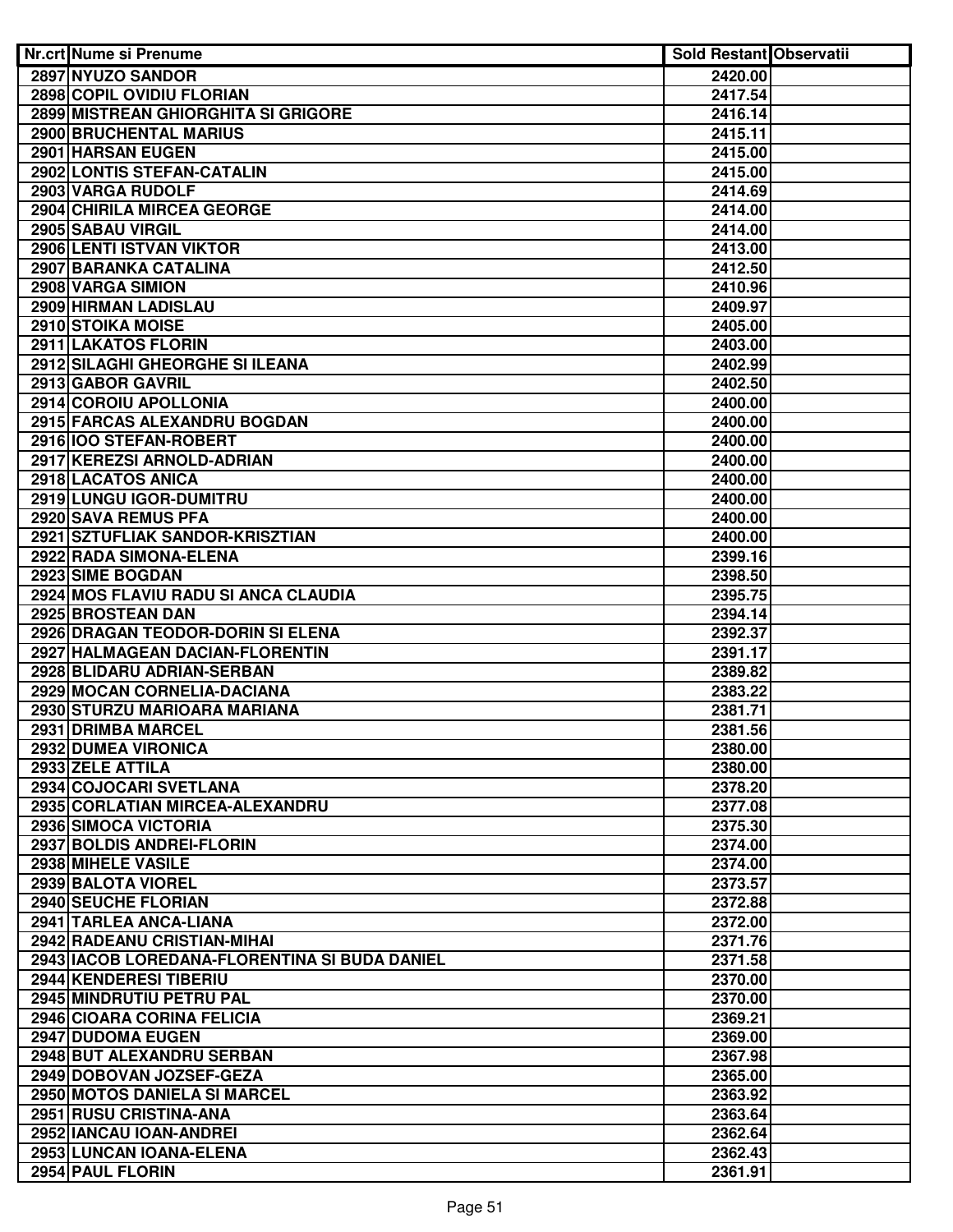| Nr.crt | Nume si Prenume | Sold Restant | Observatii |
|---|---|---|---|
| 2897 | NYUZO SANDOR | 2420.00 | |
| 2898 | COPIL OVIDIU FLORIAN | 2417.54 | |
| 2899 | MISTREAN GHIORGHITA SI GRIGORE | 2416.14 | |
| 2900 | BRUCHENTAL MARIUS | 2415.11 | |
| 2901 | HARSAN EUGEN | 2415.00 | |
| 2902 | LONTIS STEFAN-CATALIN | 2415.00 | |
| 2903 | VARGA RUDOLF | 2414.69 | |
| 2904 | CHIRILA MIRCEA GEORGE | 2414.00 | |
| 2905 | SABAU VIRGIL | 2414.00 | |
| 2906 | LENTI ISTVAN VIKTOR | 2413.00 | |
| 2907 | BARANKA CATALINA | 2412.50 | |
| 2908 | VARGA SIMION | 2410.96 | |
| 2909 | HIRMAN LADISLAU | 2409.97 | |
| 2910 | STOIKA MOISE | 2405.00 | |
| 2911 | LAKATOS FLORIN | 2403.00 | |
| 2912 | SILAGHI GHEORGHE SI ILEANA | 2402.99 | |
| 2913 | GABOR GAVRIL | 2402.50 | |
| 2914 | COROIU APOLLONIA | 2400.00 | |
| 2915 | FARCAS ALEXANDRU BOGDAN | 2400.00 | |
| 2916 | IOO STEFAN-ROBERT | 2400.00 | |
| 2917 | KEREZSI ARNOLD-ADRIAN | 2400.00 | |
| 2918 | LACATOS ANICA | 2400.00 | |
| 2919 | LUNGU IGOR-DUMITRU | 2400.00 | |
| 2920 | SAVA REMUS PFA | 2400.00 | |
| 2921 | SZTUFLIAK SANDOR-KRISZTIAN | 2400.00 | |
| 2922 | RADA SIMONA-ELENA | 2399.16 | |
| 2923 | SIME BOGDAN | 2398.50 | |
| 2924 | MOS FLAVIU RADU SI ANCA CLAUDIA | 2395.75 | |
| 2925 | BROSTEAN DAN | 2394.14 | |
| 2926 | DRAGAN TEODOR-DORIN SI ELENA | 2392.37 | |
| 2927 | HALMAGEAN DACIAN-FLORENTIN | 2391.17 | |
| 2928 | BLIDARU ADRIAN-SERBAN | 2389.82 | |
| 2929 | MOCAN CORNELIA-DACIANA | 2383.22 | |
| 2930 | STURZU MARIOARA MARIANA | 2381.71 | |
| 2931 | DRIMBA MARCEL | 2381.56 | |
| 2932 | DUMEA VIRONICA | 2380.00 | |
| 2933 | ZELE ATTILA | 2380.00 | |
| 2934 | COJOCARI SVETLANA | 2378.20 | |
| 2935 | CORLATIAN MIRCEA-ALEXANDRU | 2377.08 | |
| 2936 | SIMOCA VICTORIA | 2375.30 | |
| 2937 | BOLDIS ANDREI-FLORIN | 2374.00 | |
| 2938 | MIHELE VASILE | 2374.00 | |
| 2939 | BALOTA VIOREL | 2373.57 | |
| 2940 | SEUCHE FLORIAN | 2372.88 | |
| 2941 | TARLEA ANCA-LIANA | 2372.00 | |
| 2942 | RADEANU CRISTIAN-MIHAI | 2371.76 | |
| 2943 | IACOB LOREDANA-FLORENTINA SI BUDA DANIEL | 2371.58 | |
| 2944 | KENDERESI TIBERIU | 2370.00 | |
| 2945 | MINDRUTIU PETRU PAL | 2370.00 | |
| 2946 | CIOARA CORINA FELICIA | 2369.21 | |
| 2947 | DUDOMA EUGEN | 2369.00 | |
| 2948 | BUT ALEXANDRU SERBAN | 2367.98 | |
| 2949 | DOBOVAN JOZSEF-GEZA | 2365.00 | |
| 2950 | MOTOS DANIELA SI MARCEL | 2363.92 | |
| 2951 | RUSU CRISTINA-ANA | 2363.64 | |
| 2952 | IANCAU IOAN-ANDREI | 2362.64 | |
| 2953 | LUNCAN IOANA-ELENA | 2362.43 | |
| 2954 | PAUL FLORIN | 2361.91 | |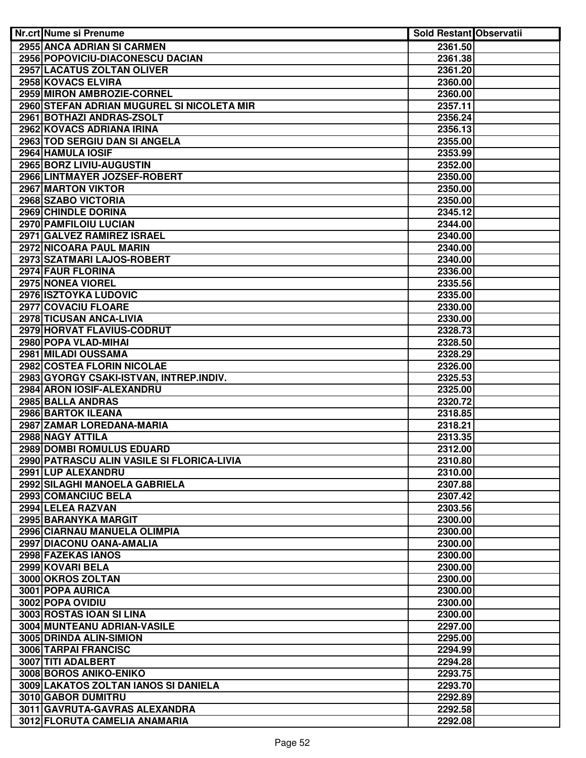| Nr.crt | Nume si Prenume | Sold Restant | Observatii |
|---|---|---|---|
| 2955 | ANCA ADRIAN SI CARMEN | 2361.50 | |
| 2956 | POPOVICIU-DIACONESCU DACIAN | 2361.38 | |
| 2957 | LACATUS ZOLTAN OLIVER | 2361.20 | |
| 2958 | KOVACS ELVIRA | 2360.00 | |
| 2959 | MIRON AMBROZIE-CORNEL | 2360.00 | |
| 2960 | STEFAN ADRIAN MUGUREL SI NICOLETA MIR | 2357.11 | |
| 2961 | BOTHAZI ANDRAS-ZSOLT | 2356.24 | |
| 2962 | KOVACS ADRIANA IRINA | 2356.13 | |
| 2963 | TOD SERGIU DAN SI ANGELA | 2355.00 | |
| 2964 | HAMULA IOSIF | 2353.99 | |
| 2965 | BORZ LIVIU-AUGUSTIN | 2352.00 | |
| 2966 | LINTMAYER JOZSEF-ROBERT | 2350.00 | |
| 2967 | MARTON VIKTOR | 2350.00 | |
| 2968 | SZABO VICTORIA | 2350.00 | |
| 2969 | CHINDLE DORINA | 2345.12 | |
| 2970 | PAMFILOIU LUCIAN | 2344.00 | |
| 2971 | GALVEZ RAMIREZ ISRAEL | 2340.00 | |
| 2972 | NICOARA PAUL MARIN | 2340.00 | |
| 2973 | SZATMARI LAJOS-ROBERT | 2340.00 | |
| 2974 | FAUR FLORINA | 2336.00 | |
| 2975 | NONEA VIOREL | 2335.56 | |
| 2976 | ISZTOYKA LUDOVIC | 2335.00 | |
| 2977 | COVACIU FLOARE | 2330.00 | |
| 2978 | TICUSAN ANCA-LIVIA | 2330.00 | |
| 2979 | HORVAT FLAVIUS-CODRUT | 2328.73 | |
| 2980 | POPA VLAD-MIHAI | 2328.50 | |
| 2981 | MILADI OUSSAMA | 2328.29 | |
| 2982 | COSTEA FLORIN NICOLAE | 2326.00 | |
| 2983 | GYORGY CSAKI-ISTVAN, INTREP.INDIV. | 2325.53 | |
| 2984 | ARON IOSIF-ALEXANDRU | 2325.00 | |
| 2985 | BALLA ANDRAS | 2320.72 | |
| 2986 | BARTOK ILEANA | 2318.85 | |
| 2987 | ZAMAR LOREDANA-MARIA | 2318.21 | |
| 2988 | NAGY ATTILA | 2313.35 | |
| 2989 | DOMBI ROMULUS EDUARD | 2312.00 | |
| 2990 | PATRASCU ALIN VASILE SI FLORICA-LIVIA | 2310.80 | |
| 2991 | LUP ALEXANDRU | 2310.00 | |
| 2992 | SILAGHI MANOELA GABRIELA | 2307.88 | |
| 2993 | COMANCIUC BELA | 2307.42 | |
| 2994 | LELEA RAZVAN | 2303.56 | |
| 2995 | BARANYKA MARGIT | 2300.00 | |
| 2996 | CIARNAU MANUELA OLIMPIA | 2300.00 | |
| 2997 | DIACONU OANA-AMALIA | 2300.00 | |
| 2998 | FAZEKAS IANOS | 2300.00 | |
| 2999 | KOVARI BELA | 2300.00 | |
| 3000 | OKROS ZOLTAN | 2300.00 | |
| 3001 | POPA AURICA | 2300.00 | |
| 3002 | POPA OVIDIU | 2300.00 | |
| 3003 | ROSTAS IOAN SI LINA | 2300.00 | |
| 3004 | MUNTEANU ADRIAN-VASILE | 2297.00 | |
| 3005 | DRINDA ALIN-SIMION | 2295.00 | |
| 3006 | TARPAI FRANCISC | 2294.99 | |
| 3007 | TITI ADALBERT | 2294.28 | |
| 3008 | BOROS ANIKO-ENIKO | 2293.75 | |
| 3009 | LAKATOS ZOLTAN IANOS SI DANIELA | 2293.70 | |
| 3010 | GABOR DUMITRU | 2292.89 | |
| 3011 | GAVRUTA-GAVRAS ALEXANDRA | 2292.58 | |
| 3012 | FLORUTA CAMELIA ANAMARIA | 2292.08 | |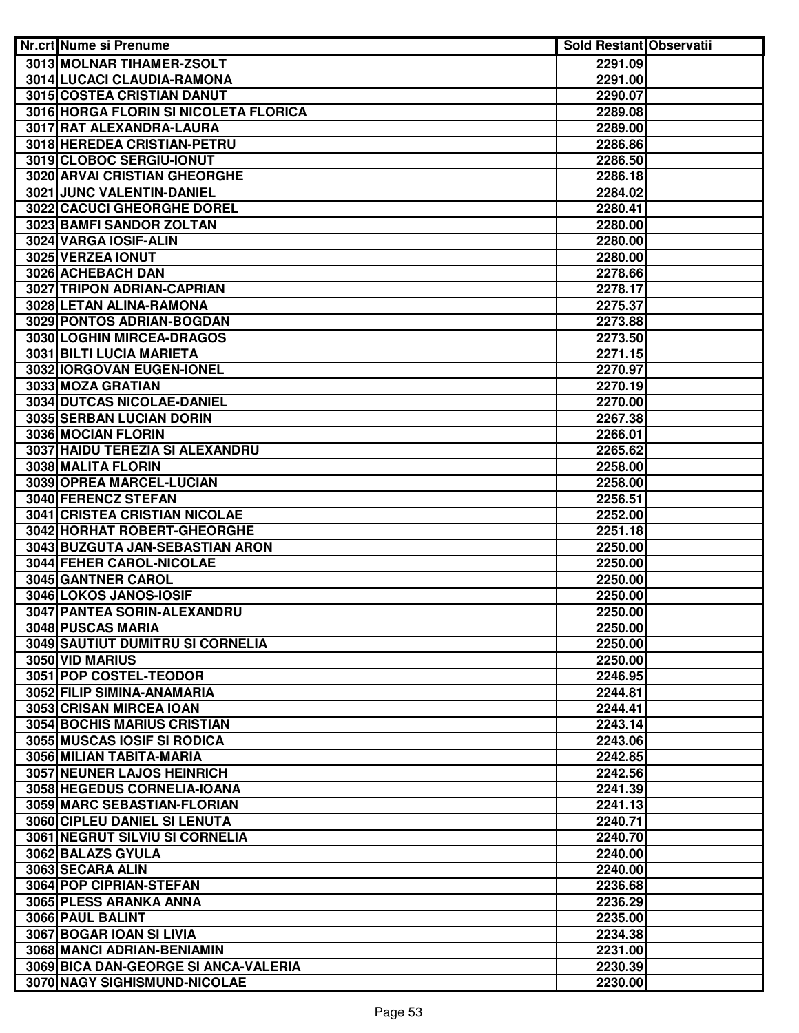| Nr.crt | Nume si Prenume | Sold Restant | Observatii |
|---|---|---|---|
| 3013 | MOLNAR TIHAMER-ZSOLT | 2291.09 | |
| 3014 | LUCACI CLAUDIA-RAMONA | 2291.00 | |
| 3015 | COSTEA CRISTIAN DANUT | 2290.07 | |
| 3016 | HORGA FLORIN SI NICOLETA FLORICA | 2289.08 | |
| 3017 | RAT ALEXANDRA-LAURA | 2289.00 | |
| 3018 | HEREDEA CRISTIAN-PETRU | 2286.86 | |
| 3019 | CLOBOC SERGIU-IONUT | 2286.50 | |
| 3020 | ARVAI CRISTIAN GHEORGHE | 2286.18 | |
| 3021 | JUNC VALENTIN-DANIEL | 2284.02 | |
| 3022 | CACUCI GHEORGHE DOREL | 2280.41 | |
| 3023 | BAMFI SANDOR ZOLTAN | 2280.00 | |
| 3024 | VARGA IOSIF-ALIN | 2280.00 | |
| 3025 | VERZEA IONUT | 2280.00 | |
| 3026 | ACHEBACH DAN | 2278.66 | |
| 3027 | TRIPON ADRIAN-CAPRIAN | 2278.17 | |
| 3028 | LETAN ALINA-RAMONA | 2275.37 | |
| 3029 | PONTOS ADRIAN-BOGDAN | 2273.88 | |
| 3030 | LOGHIN MIRCEA-DRAGOS | 2273.50 | |
| 3031 | BILTI LUCIA MARIETA | 2271.15 | |
| 3032 | IORGOVAN EUGEN-IONEL | 2270.97 | |
| 3033 | MOZA GRATIAN | 2270.19 | |
| 3034 | DUTCAS NICOLAE-DANIEL | 2270.00 | |
| 3035 | SERBAN LUCIAN DORIN | 2267.38 | |
| 3036 | MOCIAN FLORIN | 2266.01 | |
| 3037 | HAIDU TEREZIA SI ALEXANDRU | 2265.62 | |
| 3038 | MALITA FLORIN | 2258.00 | |
| 3039 | OPREA MARCEL-LUCIAN | 2258.00 | |
| 3040 | FERENCZ STEFAN | 2256.51 | |
| 3041 | CRISTEA CRISTIAN NICOLAE | 2252.00 | |
| 3042 | HORHAT ROBERT-GHEORGHE | 2251.18 | |
| 3043 | BUZGUTA JAN-SEBASTIAN ARON | 2250.00 | |
| 3044 | FEHER CAROL-NICOLAE | 2250.00 | |
| 3045 | GANTNER CAROL | 2250.00 | |
| 3046 | LOKOS JANOS-IOSIF | 2250.00 | |
| 3047 | PANTEA SORIN-ALEXANDRU | 2250.00 | |
| 3048 | PUSCAS MARIA | 2250.00 | |
| 3049 | SAUTIUT DUMITRU SI CORNELIA | 2250.00 | |
| 3050 | VID MARIUS | 2250.00 | |
| 3051 | POP COSTEL-TEODOR | 2246.95 | |
| 3052 | FILIP SIMINA-ANAMARIA | 2244.81 | |
| 3053 | CRISAN MIRCEA IOAN | 2244.41 | |
| 3054 | BOCHIS MARIUS CRISTIAN | 2243.14 | |
| 3055 | MUSCAS IOSIF SI RODICA | 2243.06 | |
| 3056 | MILIAN TABITA-MARIA | 2242.85 | |
| 3057 | NEUNER LAJOS HEINRICH | 2242.56 | |
| 3058 | HEGEDUS CORNELIA-IOANA | 2241.39 | |
| 3059 | MARC SEBASTIAN-FLORIAN | 2241.13 | |
| 3060 | CIPLEU DANIEL SI LENUTA | 2240.71 | |
| 3061 | NEGRUT SILVIU SI CORNELIA | 2240.70 | |
| 3062 | BALAZS GYULA | 2240.00 | |
| 3063 | SECARA ALIN | 2240.00 | |
| 3064 | POP CIPRIAN-STEFAN | 2236.68 | |
| 3065 | PLESS ARANKA ANNA | 2236.29 | |
| 3066 | PAUL BALINT | 2235.00 | |
| 3067 | BOGAR IOAN SI LIVIA | 2234.38 | |
| 3068 | MANCI ADRIAN-BENIAMIN | 2231.00 | |
| 3069 | BICA DAN-GEORGE SI ANCA-VALERIA | 2230.39 | |
| 3070 | NAGY SIGHISMUND-NICOLAE | 2230.00 | |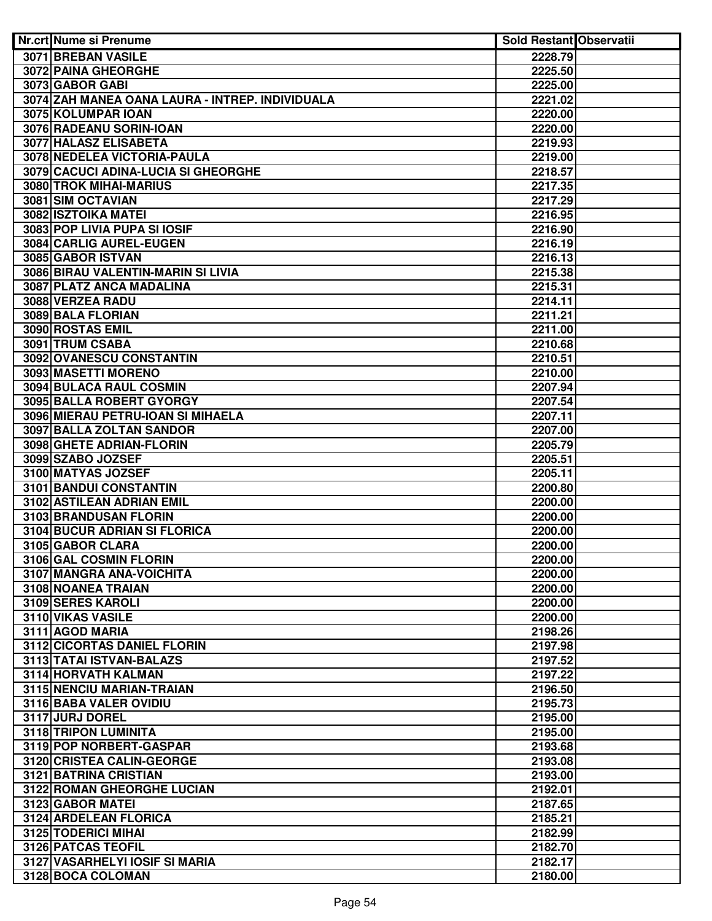| Nr.crt | Nume si Prenume | Sold Restant | Observatii |
|---|---|---|---|
| 3071 | BREBAN VASILE | 2228.79 | |
| 3072 | PAINA GHEORGHE | 2225.50 | |
| 3073 | GABOR GABI | 2225.00 | |
| 3074 | ZAH MANEA OANA LAURA - INTREP. INDIVIDUALA | 2221.02 | |
| 3075 | KOLUMPAR IOAN | 2220.00 | |
| 3076 | RADEANU SORIN-IOAN | 2220.00 | |
| 3077 | HALASZ ELISABETA | 2219.93 | |
| 3078 | NEDELEA VICTORIA-PAULA | 2219.00 | |
| 3079 | CACUCI ADINA-LUCIA SI GHEORGHE | 2218.57 | |
| 3080 | TROK MIHAI-MARIUS | 2217.35 | |
| 3081 | SIM OCTAVIAN | 2217.29 | |
| 3082 | ISZTOIKA MATEI | 2216.95 | |
| 3083 | POP LIVIA PUPA SI IOSIF | 2216.90 | |
| 3084 | CARLIG AUREL-EUGEN | 2216.19 | |
| 3085 | GABOR ISTVAN | 2216.13 | |
| 3086 | BIRAU VALENTIN-MARIN SI LIVIA | 2215.38 | |
| 3087 | PLATZ ANCA MADALINA | 2215.31 | |
| 3088 | VERZEA RADU | 2214.11 | |
| 3089 | BALA FLORIAN | 2211.21 | |
| 3090 | ROSTAS EMIL | 2211.00 | |
| 3091 | TRUM CSABA | 2210.68 | |
| 3092 | OVANESCU CONSTANTIN | 2210.51 | |
| 3093 | MASETTI MORENO | 2210.00 | |
| 3094 | BULACA RAUL COSMIN | 2207.94 | |
| 3095 | BALLA ROBERT GYORGY | 2207.54 | |
| 3096 | MIERAU PETRU-IOAN SI MIHAELA | 2207.11 | |
| 3097 | BALLA ZOLTAN SANDOR | 2207.00 | |
| 3098 | GHETE ADRIAN-FLORIN | 2205.79 | |
| 3099 | SZABO JOZSEF | 2205.51 | |
| 3100 | MATYAS JOZSEF | 2205.11 | |
| 3101 | BANDUI CONSTANTIN | 2200.80 | |
| 3102 | ASTILEAN ADRIAN EMIL | 2200.00 | |
| 3103 | BRANDUSAN FLORIN | 2200.00 | |
| 3104 | BUCUR ADRIAN SI FLORICA | 2200.00 | |
| 3105 | GABOR CLARA | 2200.00 | |
| 3106 | GAL COSMIN FLORIN | 2200.00 | |
| 3107 | MANGRA ANA-VOICHITA | 2200.00 | |
| 3108 | NOANEA TRAIAN | 2200.00 | |
| 3109 | SERES KAROLI | 2200.00 | |
| 3110 | VIKAS VASILE | 2200.00 | |
| 3111 | AGOD MARIA | 2198.26 | |
| 3112 | CICORTAS DANIEL FLORIN | 2197.98 | |
| 3113 | TATAI ISTVAN-BALAZS | 2197.52 | |
| 3114 | HORVATH KALMAN | 2197.22 | |
| 3115 | NENCIU MARIAN-TRAIAN | 2196.50 | |
| 3116 | BABA VALER OVIDIU | 2195.73 | |
| 3117 | JURJ DOREL | 2195.00 | |
| 3118 | TRIPON LUMINITA | 2195.00 | |
| 3119 | POP NORBERT-GASPAR | 2193.68 | |
| 3120 | CRISTEA CALIN-GEORGE | 2193.08 | |
| 3121 | BATRINA CRISTIAN | 2193.00 | |
| 3122 | ROMAN GHEORGHE LUCIAN | 2192.01 | |
| 3123 | GABOR MATEI | 2187.65 | |
| 3124 | ARDELEAN FLORICA | 2185.21 | |
| 3125 | TODERICI MIHAI | 2182.99 | |
| 3126 | PATCAS TEOFIL | 2182.70 | |
| 3127 | VASARHELYI IOSIF SI MARIA | 2182.17 | |
| 3128 | BOCA COLOMAN | 2180.00 | |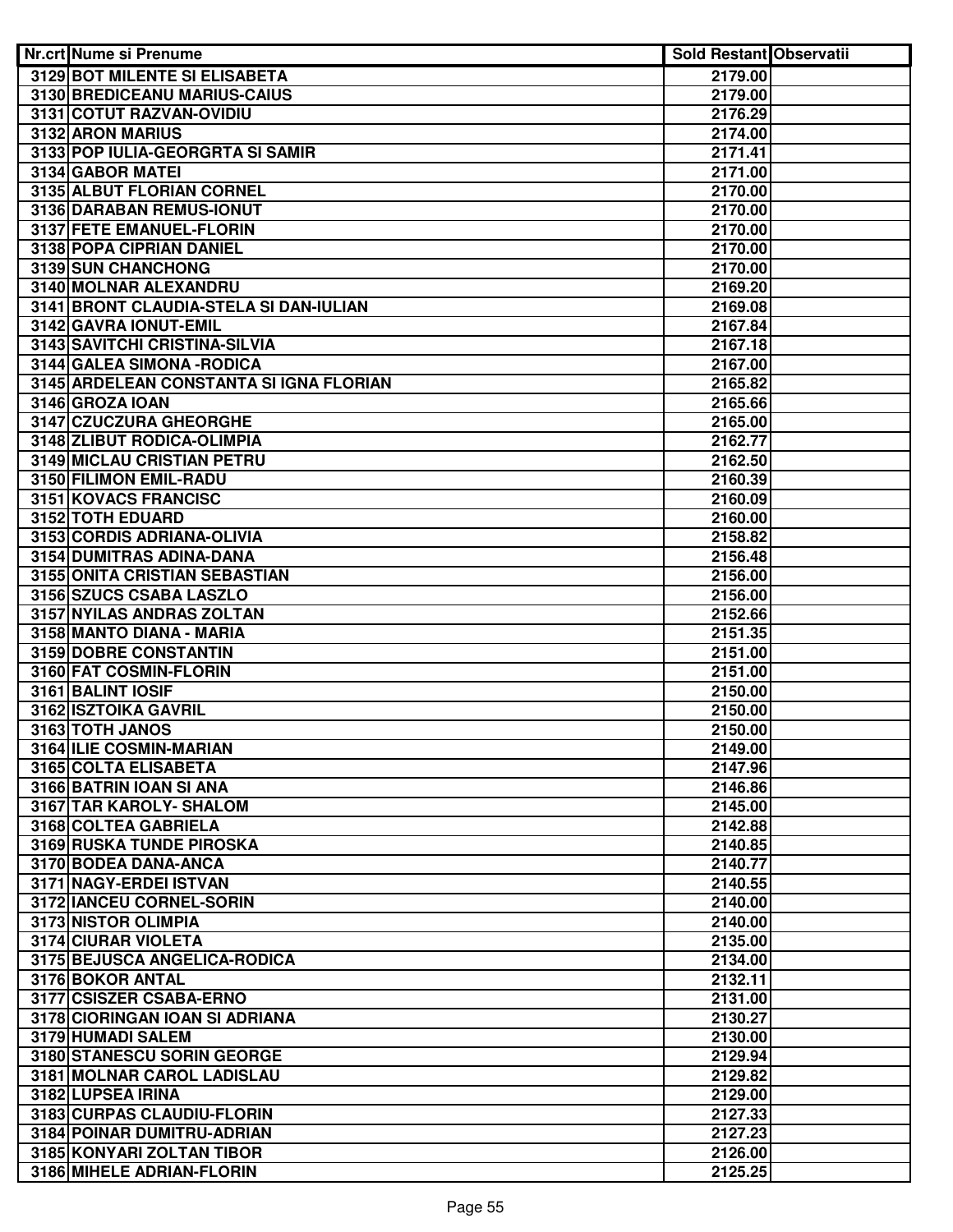| Nr.crt | Nume si Prenume | Sold Restant | Observatii |
|---|---|---|---|
| 3129 | BOT MILENTE SI ELISABETA | 2179.00 | |
| 3130 | BREDICEANU MARIUS-CAIUS | 2179.00 | |
| 3131 | COTUT RAZVAN-OVIDIU | 2176.29 | |
| 3132 | ARON MARIUS | 2174.00 | |
| 3133 | POP IULIA-GEORGRTA SI SAMIR | 2171.41 | |
| 3134 | GABOR MATEI | 2171.00 | |
| 3135 | ALBUT FLORIAN CORNEL | 2170.00 | |
| 3136 | DARABAN REMUS-IONUT | 2170.00 | |
| 3137 | FETE EMANUEL-FLORIN | 2170.00 | |
| 3138 | POPA CIPRIAN DANIEL | 2170.00 | |
| 3139 | SUN CHANCHONG | 2170.00 | |
| 3140 | MOLNAR ALEXANDRU | 2169.20 | |
| 3141 | BRONT CLAUDIA-STELA SI DAN-IULIAN | 2169.08 | |
| 3142 | GAVRA IONUT-EMIL | 2167.84 | |
| 3143 | SAVITCHI CRISTINA-SILVIA | 2167.18 | |
| 3144 | GALEA SIMONA -RODICA | 2167.00 | |
| 3145 | ARDELEAN CONSTANTA SI IGNA FLORIAN | 2165.82 | |
| 3146 | GROZA IOAN | 2165.66 | |
| 3147 | CZUCZURA GHEORGHE | 2165.00 | |
| 3148 | ZLIBUT RODICA-OLIMPIA | 2162.77 | |
| 3149 | MICLAU CRISTIAN PETRU | 2162.50 | |
| 3150 | FILIMON EMIL-RADU | 2160.39 | |
| 3151 | KOVACS FRANCISC | 2160.09 | |
| 3152 | TOTH EDUARD | 2160.00 | |
| 3153 | CORDIS ADRIANA-OLIVIA | 2158.82 | |
| 3154 | DUMITRAS ADINA-DANA | 2156.48 | |
| 3155 | ONITA CRISTIAN SEBASTIAN | 2156.00 | |
| 3156 | SZUCS CSABA LASZLO | 2156.00 | |
| 3157 | NYILAS ANDRAS ZOLTAN | 2152.66 | |
| 3158 | MANTO DIANA - MARIA | 2151.35 | |
| 3159 | DOBRE CONSTANTIN | 2151.00 | |
| 3160 | FAT COSMIN-FLORIN | 2151.00 | |
| 3161 | BALINT IOSIF | 2150.00 | |
| 3162 | ISZTOIKA GAVRIL | 2150.00 | |
| 3163 | TOTH JANOS | 2150.00 | |
| 3164 | ILIE COSMIN-MARIAN | 2149.00 | |
| 3165 | COLTA ELISABETA | 2147.96 | |
| 3166 | BATRIN IOAN SI ANA | 2146.86 | |
| 3167 | TAR KAROLY- SHALOM | 2145.00 | |
| 3168 | COLTEA GABRIELA | 2142.88 | |
| 3169 | RUSKA TUNDE PIROSKA | 2140.85 | |
| 3170 | BODEA DANA-ANCA | 2140.77 | |
| 3171 | NAGY-ERDEI ISTVAN | 2140.55 | |
| 3172 | IANCEU CORNEL-SORIN | 2140.00 | |
| 3173 | NISTOR OLIMPIA | 2140.00 | |
| 3174 | CIURAR VIOLETA | 2135.00 | |
| 3175 | BEJUSCA ANGELICA-RODICA | 2134.00 | |
| 3176 | BOKOR ANTAL | 2132.11 | |
| 3177 | CSISZER CSABA-ERNO | 2131.00 | |
| 3178 | CIORINGAN IOAN SI ADRIANA | 2130.27 | |
| 3179 | HUMADI SALEM | 2130.00 | |
| 3180 | STANESCU SORIN GEORGE | 2129.94 | |
| 3181 | MOLNAR CAROL LADISLAU | 2129.82 | |
| 3182 | LUPSEA IRINA | 2129.00 | |
| 3183 | CURPAS CLAUDIU-FLORIN | 2127.33 | |
| 3184 | POINAR DUMITRU-ADRIAN | 2127.23 | |
| 3185 | KONYARI ZOLTAN TIBOR | 2126.00 | |
| 3186 | MIHELE ADRIAN-FLORIN | 2125.25 | |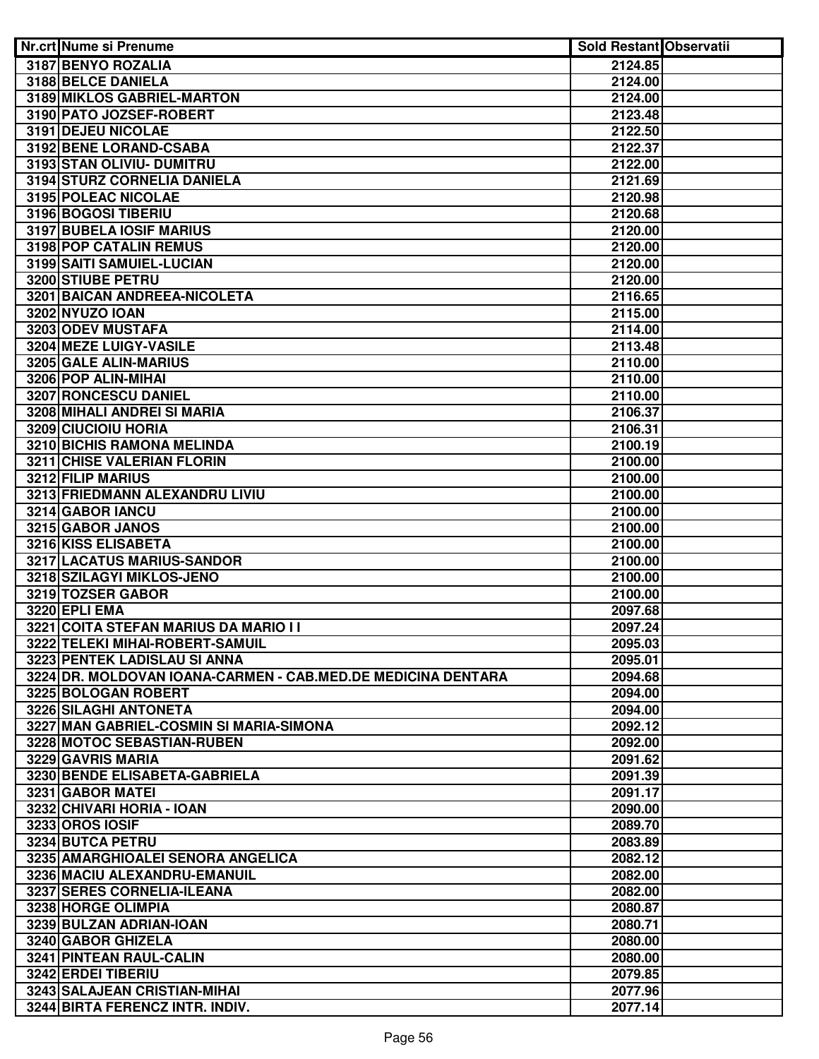| Nr.crt | Nume si Prenume | Sold Restant | Observatii |
|---|---|---|---|
| 3187 | BENYO ROZALIA | 2124.85 | |
| 3188 | BELCE DANIELA | 2124.00 | |
| 3189 | MIKLOS GABRIEL-MARTON | 2124.00 | |
| 3190 | PATO JOZSEF-ROBERT | 2123.48 | |
| 3191 | DEJEU NICOLAE | 2122.50 | |
| 3192 | BENE LORAND-CSABA | 2122.37 | |
| 3193 | STAN OLIVIU- DUMITRU | 2122.00 | |
| 3194 | STURZ CORNELIA DANIELA | 2121.69 | |
| 3195 | POLEAC NICOLAE | 2120.98 | |
| 3196 | BOGOSI TIBERIU | 2120.68 | |
| 3197 | BUBELA IOSIF MARIUS | 2120.00 | |
| 3198 | POP CATALIN REMUS | 2120.00 | |
| 3199 | SAITI SAMUIEL-LUCIAN | 2120.00 | |
| 3200 | STIUBE PETRU | 2120.00 | |
| 3201 | BAICAN ANDREEA-NICOLETA | 2116.65 | |
| 3202 | NYUZO IOAN | 2115.00 | |
| 3203 | ODEV MUSTAFA | 2114.00 | |
| 3204 | MEZE LUIGY-VASILE | 2113.48 | |
| 3205 | GALE ALIN-MARIUS | 2110.00 | |
| 3206 | POP ALIN-MIHAI | 2110.00 | |
| 3207 | RONCESCU DANIEL | 2110.00 | |
| 3208 | MIHALI ANDREI SI MARIA | 2106.37 | |
| 3209 | CIUCIOIU HORIA | 2106.31 | |
| 3210 | BICHIS RAMONA MELINDA | 2100.19 | |
| 3211 | CHISE VALERIAN FLORIN | 2100.00 | |
| 3212 | FILIP MARIUS | 2100.00 | |
| 3213 | FRIEDMANN ALEXANDRU LIVIU | 2100.00 | |
| 3214 | GABOR IANCU | 2100.00 | |
| 3215 | GABOR JANOS | 2100.00 | |
| 3216 | KISS ELISABETA | 2100.00 | |
| 3217 | LACATUS MARIUS-SANDOR | 2100.00 | |
| 3218 | SZILAGYI MIKLOS-JENO | 2100.00 | |
| 3219 | TOZSER GABOR | 2100.00 | |
| 3220 | EPLI EMA | 2097.68 | |
| 3221 | COITA STEFAN MARIUS DA MARIO I I | 2097.24 | |
| 3222 | TELEKI MIHAI-ROBERT-SAMUIL | 2095.03 | |
| 3223 | PENTEK LADISLAU SI ANNA | 2095.01 | |
| 3224 | DR. MOLDOVAN IOANA-CARMEN - CAB.MED.DE MEDICINA DENTARA | 2094.68 | |
| 3225 | BOLOGAN ROBERT | 2094.00 | |
| 3226 | SILAGHI ANTONETA | 2094.00 | |
| 3227 | MAN GABRIEL-COSMIN SI MARIA-SIMONA | 2092.12 | |
| 3228 | MOTOC SEBASTIAN-RUBEN | 2092.00 | |
| 3229 | GAVRIS MARIA | 2091.62 | |
| 3230 | BENDE ELISABETA-GABRIELA | 2091.39 | |
| 3231 | GABOR MATEI | 2091.17 | |
| 3232 | CHIVARI HORIA - IOAN | 2090.00 | |
| 3233 | OROS IOSIF | 2089.70 | |
| 3234 | BUTCA PETRU | 2083.89 | |
| 3235 | AMARGHIOALEI SENORA ANGELICA | 2082.12 | |
| 3236 | MACIU ALEXANDRU-EMANUIL | 2082.00 | |
| 3237 | SERES CORNELIA-ILEANA | 2082.00 | |
| 3238 | HORGE OLIMPIA | 2080.87 | |
| 3239 | BULZAN ADRIAN-IOAN | 2080.71 | |
| 3240 | GABOR GHIZELA | 2080.00 | |
| 3241 | PINTEAN RAUL-CALIN | 2080.00 | |
| 3242 | ERDEI TIBERIU | 2079.85 | |
| 3243 | SALAJEAN CRISTIAN-MIHAI | 2077.96 | |
| 3244 | BIRTA FERENCZ INTR. INDIV. | 2077.14 | |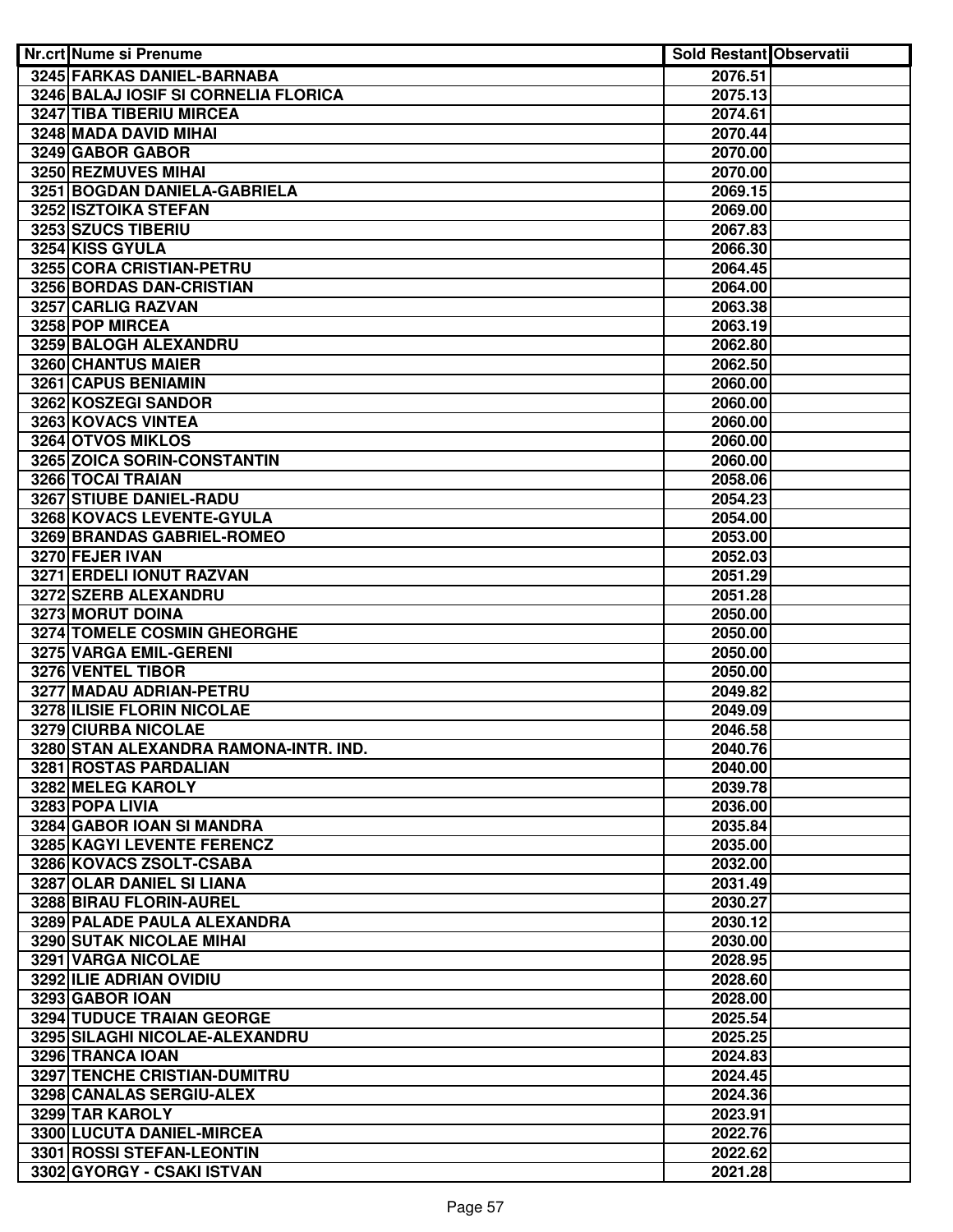| Nr.crt | Nume si Prenume | Sold Restant | Observatii |
|---|---|---|---|
| 3245 | FARKAS DANIEL-BARNABA | 2076.51 | |
| 3246 | BALAJ IOSIF SI CORNELIA FLORICA | 2075.13 | |
| 3247 | TIBA TIBERIU MIRCEA | 2074.61 | |
| 3248 | MADA DAVID MIHAI | 2070.44 | |
| 3249 | GABOR GABOR | 2070.00 | |
| 3250 | REZMUVES MIHAI | 2070.00 | |
| 3251 | BOGDAN DANIELA-GABRIELA | 2069.15 | |
| 3252 | ISZTOIKA STEFAN | 2069.00 | |
| 3253 | SZUCS TIBERIU | 2067.83 | |
| 3254 | KISS GYULA | 2066.30 | |
| 3255 | CORA CRISTIAN-PETRU | 2064.45 | |
| 3256 | BORDAS DAN-CRISTIAN | 2064.00 | |
| 3257 | CARLIG RAZVAN | 2063.38 | |
| 3258 | POP MIRCEA | 2063.19 | |
| 3259 | BALOGH ALEXANDRU | 2062.80 | |
| 3260 | CHANTUS MAIER | 2062.50 | |
| 3261 | CAPUS BENIAMIN | 2060.00 | |
| 3262 | KOSZEGI SANDOR | 2060.00 | |
| 3263 | KOVACS VINTEA | 2060.00 | |
| 3264 | OTVOS MIKLOS | 2060.00 | |
| 3265 | ZOICA SORIN-CONSTANTIN | 2060.00 | |
| 3266 | TOCAI TRAIAN | 2058.06 | |
| 3267 | STIUBE DANIEL-RADU | 2054.23 | |
| 3268 | KOVACS LEVENTE-GYULA | 2054.00 | |
| 3269 | BRANDAS GABRIEL-ROMEO | 2053.00 | |
| 3270 | FEJER IVAN | 2052.03 | |
| 3271 | ERDELI IONUT RAZVAN | 2051.29 | |
| 3272 | SZERB ALEXANDRU | 2051.28 | |
| 3273 | MORUT DOINA | 2050.00 | |
| 3274 | TOMELE COSMIN GHEORGHE | 2050.00 | |
| 3275 | VARGA EMIL-GERENI | 2050.00 | |
| 3276 | VENTEL TIBOR | 2050.00 | |
| 3277 | MADAU ADRIAN-PETRU | 2049.82 | |
| 3278 | ILISIE FLORIN NICOLAE | 2049.09 | |
| 3279 | CIURBA NICOLAE | 2046.58 | |
| 3280 | STAN ALEXANDRA RAMONA-INTR. IND. | 2040.76 | |
| 3281 | ROSTAS PARDALIAN | 2040.00 | |
| 3282 | MELEG KAROLY | 2039.78 | |
| 3283 | POPA LIVIA | 2036.00 | |
| 3284 | GABOR IOAN SI MANDRA | 2035.84 | |
| 3285 | KAGYI LEVENTE FERENCZ | 2035.00 | |
| 3286 | KOVACS ZSOLT-CSABA | 2032.00 | |
| 3287 | OLAR DANIEL SI LIANA | 2031.49 | |
| 3288 | BIRAU FLORIN-AUREL | 2030.27 | |
| 3289 | PALADE PAULA ALEXANDRA | 2030.12 | |
| 3290 | SUTAK NICOLAE MIHAI | 2030.00 | |
| 3291 | VARGA NICOLAE | 2028.95 | |
| 3292 | ILIE ADRIAN OVIDIU | 2028.60 | |
| 3293 | GABOR IOAN | 2028.00 | |
| 3294 | TUDUCE TRAIAN GEORGE | 2025.54 | |
| 3295 | SILAGHI NICOLAE-ALEXANDRU | 2025.25 | |
| 3296 | TRANCA IOAN | 2024.83 | |
| 3297 | TENCHE CRISTIAN-DUMITRU | 2024.45 | |
| 3298 | CANALAS SERGIU-ALEX | 2024.36 | |
| 3299 | TAR KAROLY | 2023.91 | |
| 3300 | LUCUTA DANIEL-MIRCEA | 2022.76 | |
| 3301 | ROSSI STEFAN-LEONTIN | 2022.62 | |
| 3302 | GYORGY - CSAKI ISTVAN | 2021.28 | |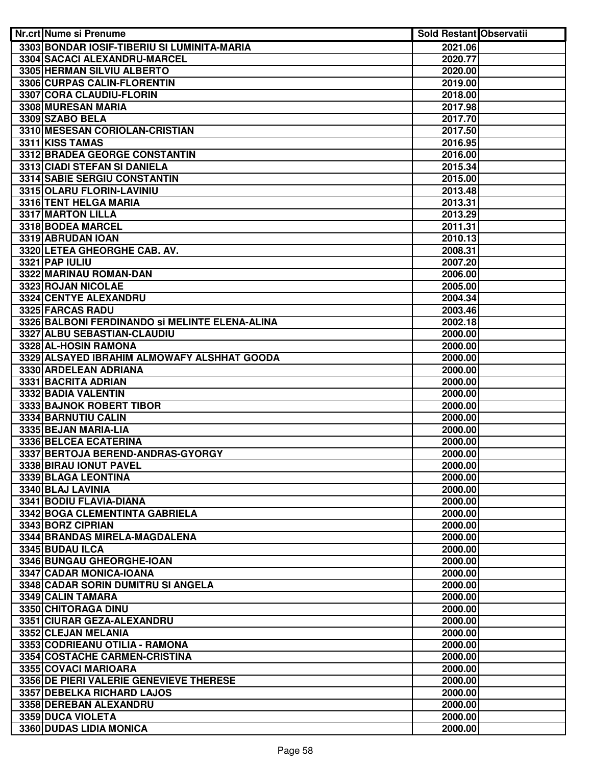| Nr.crt | Nume si Prenume | Sold Restant | Observatii |
|---|---|---|---|
| 3303 | BONDAR IOSIF-TIBERIU SI LUMINITA-MARIA | 2021.06 | |
| 3304 | SACACI ALEXANDRU-MARCEL | 2020.77 | |
| 3305 | HERMAN SILVIU ALBERTO | 2020.00 | |
| 3306 | CURPAS CALIN-FLORENTIN | 2019.00 | |
| 3307 | CORA CLAUDIU-FLORIN | 2018.00 | |
| 3308 | MURESAN MARIA | 2017.98 | |
| 3309 | SZABO BELA | 2017.70 | |
| 3310 | MESESAN CORIOLAN-CRISTIAN | 2017.50 | |
| 3311 | KISS TAMAS | 2016.95 | |
| 3312 | BRADEA GEORGE CONSTANTIN | 2016.00 | |
| 3313 | CIADI STEFAN SI DANIELA | 2015.34 | |
| 3314 | SABIE SERGIU CONSTANTIN | 2015.00 | |
| 3315 | OLARU FLORIN-LAVINIU | 2013.48 | |
| 3316 | TENT HELGA MARIA | 2013.31 | |
| 3317 | MARTON LILLA | 2013.29 | |
| 3318 | BODEA MARCEL | 2011.31 | |
| 3319 | ABRUDAN IOAN | 2010.13 | |
| 3320 | LETEA GHEORGHE CAB. AV. | 2008.31 | |
| 3321 | PAP IULIU | 2007.20 | |
| 3322 | MARINAU ROMAN-DAN | 2006.00 | |
| 3323 | ROJAN NICOLAE | 2005.00 | |
| 3324 | CENTYE ALEXANDRU | 2004.34 | |
| 3325 | FARCAS RADU | 2003.46 | |
| 3326 | BALBONI FERDINANDO si MELINTE ELENA-ALINA | 2002.18 | |
| 3327 | ALBU SEBASTIAN-CLAUDIU | 2000.00 | |
| 3328 | AL-HOSIN RAMONA | 2000.00 | |
| 3329 | ALSAYED IBRAHIM ALMOWAFY ALSHHAT GOODA | 2000.00 | |
| 3330 | ARDELEAN ADRIANA | 2000.00 | |
| 3331 | BACRITA ADRIAN | 2000.00 | |
| 3332 | BADIA VALENTIN | 2000.00 | |
| 3333 | BAJNOK ROBERT TIBOR | 2000.00 | |
| 3334 | BARNUTIU CALIN | 2000.00 | |
| 3335 | BEJAN MARIA-LIA | 2000.00 | |
| 3336 | BELCEA ECATERINA | 2000.00 | |
| 3337 | BERTOJA BEREND-ANDRAS-GYORGY | 2000.00 | |
| 3338 | BIRAU IONUT PAVEL | 2000.00 | |
| 3339 | BLAGA LEONTINA | 2000.00 | |
| 3340 | BLAJ LAVINIA | 2000.00 | |
| 3341 | BODIU FLAVIA-DIANA | 2000.00 | |
| 3342 | BOGA CLEMENTINTA GABRIELA | 2000.00 | |
| 3343 | BORZ CIPRIAN | 2000.00 | |
| 3344 | BRANDAS MIRELA-MAGDALENA | 2000.00 | |
| 3345 | BUDAU ILCA | 2000.00 | |
| 3346 | BUNGAU GHEORGHE-IOAN | 2000.00 | |
| 3347 | CADAR MONICA-IOANA | 2000.00 | |
| 3348 | CADAR SORIN DUMITRU SI ANGELA | 2000.00 | |
| 3349 | CALIN TAMARA | 2000.00 | |
| 3350 | CHITORAGA DINU | 2000.00 | |
| 3351 | CIURAR GEZA-ALEXANDRU | 2000.00 | |
| 3352 | CLEJAN MELANIA | 2000.00 | |
| 3353 | CODRIEANU OTILIA - RAMONA | 2000.00 | |
| 3354 | COSTACHE CARMEN-CRISTINA | 2000.00 | |
| 3355 | COVACI MARIOARA | 2000.00 | |
| 3356 | DE PIERI VALERIE GENEVIEVE THERESE | 2000.00 | |
| 3357 | DEBELKA RICHARD LAJOS | 2000.00 | |
| 3358 | DEREBAN ALEXANDRU | 2000.00 | |
| 3359 | DUCA VIOLETA | 2000.00 | |
| 3360 | DUDAS LIDIA MONICA | 2000.00 | |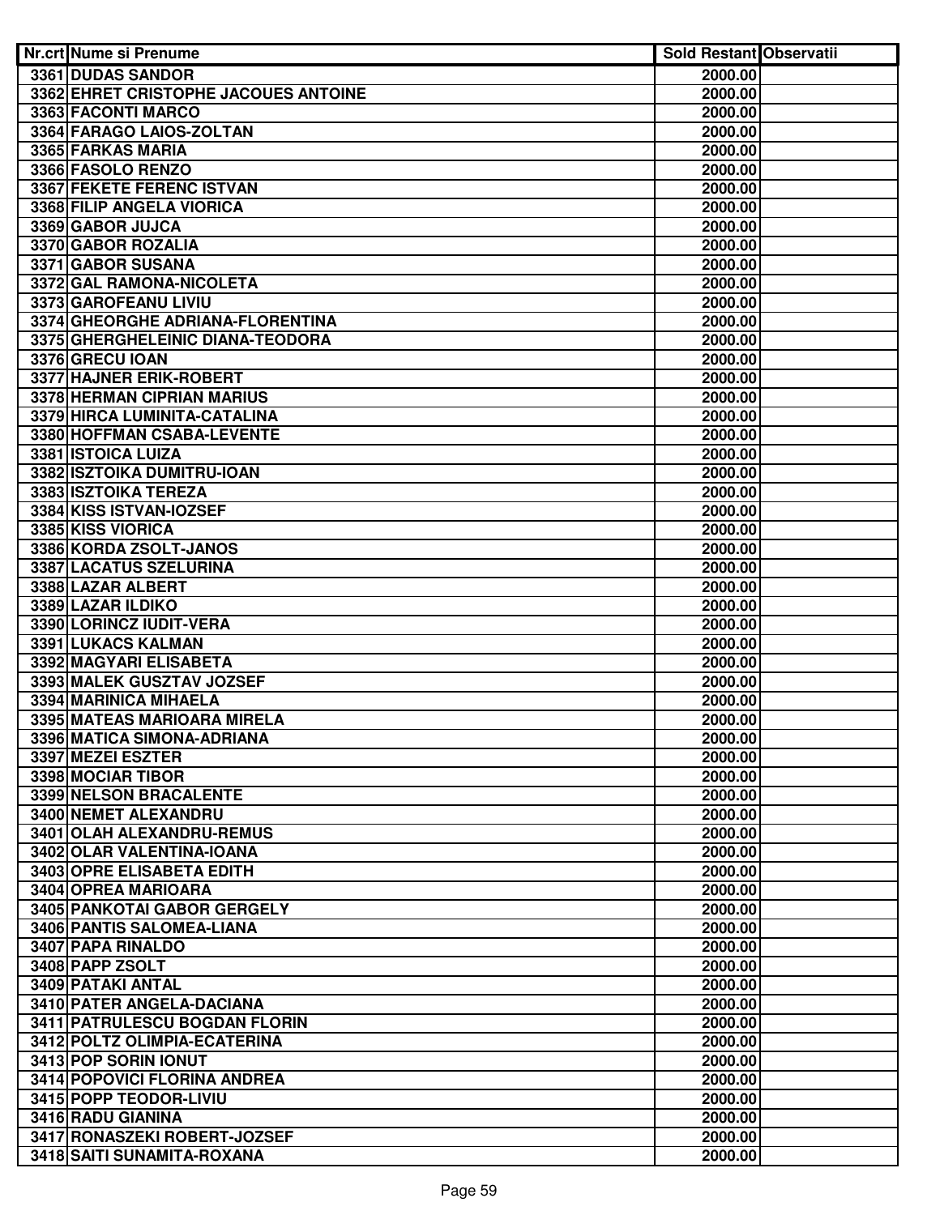| Nr.crt | Nume si Prenume | Sold Restant | Observatii |
|---|---|---|---|
| 3361 | DUDAS SANDOR | 2000.00 | |
| 3362 | EHRET CRISTOPHE JACOUES ANTOINE | 2000.00 | |
| 3363 | FACONTI MARCO | 2000.00 | |
| 3364 | FARAGO LAIOS-ZOLTAN | 2000.00 | |
| 3365 | FARKAS MARIA | 2000.00 | |
| 3366 | FASOLO RENZO | 2000.00 | |
| 3367 | FEKETE FERENC ISTVAN | 2000.00 | |
| 3368 | FILIP ANGELA VIORICA | 2000.00 | |
| 3369 | GABOR JUJCA | 2000.00 | |
| 3370 | GABOR ROZALIA | 2000.00 | |
| 3371 | GABOR SUSANA | 2000.00 | |
| 3372 | GAL RAMONA-NICOLETA | 2000.00 | |
| 3373 | GAROFEANU LIVIU | 2000.00 | |
| 3374 | GHEORGHE ADRIANA-FLORENTINA | 2000.00 | |
| 3375 | GHERGHELEINIC DIANA-TEODORA | 2000.00 | |
| 3376 | GRECU IOAN | 2000.00 | |
| 3377 | HAJNER ERIK-ROBERT | 2000.00 | |
| 3378 | HERMAN CIPRIAN MARIUS | 2000.00 | |
| 3379 | HIRCA LUMINITA-CATALINA | 2000.00 | |
| 3380 | HOFFMAN CSABA-LEVENTE | 2000.00 | |
| 3381 | ISTOICA LUIZA | 2000.00 | |
| 3382 | ISZTOIKA DUMITRU-IOAN | 2000.00 | |
| 3383 | ISZTOIKA TEREZA | 2000.00 | |
| 3384 | KISS ISTVAN-IOZSEF | 2000.00 | |
| 3385 | KISS VIORICA | 2000.00 | |
| 3386 | KORDA ZSOLT-JANOS | 2000.00 | |
| 3387 | LACATUS SZELURINA | 2000.00 | |
| 3388 | LAZAR ALBERT | 2000.00 | |
| 3389 | LAZAR ILDIKO | 2000.00 | |
| 3390 | LORINCZ IUDIT-VERA | 2000.00 | |
| 3391 | LUKACS KALMAN | 2000.00 | |
| 3392 | MAGYARI ELISABETA | 2000.00 | |
| 3393 | MALEK GUSZTAV JOZSEF | 2000.00 | |
| 3394 | MARINICA MIHAELA | 2000.00 | |
| 3395 | MATEAS MARIOARA MIRELA | 2000.00 | |
| 3396 | MATICA SIMONA-ADRIANA | 2000.00 | |
| 3397 | MEZEI ESZTER | 2000.00 | |
| 3398 | MOCIAR TIBOR | 2000.00 | |
| 3399 | NELSON BRACALENTE | 2000.00 | |
| 3400 | NEMET ALEXANDRU | 2000.00 | |
| 3401 | OLAH ALEXANDRU-REMUS | 2000.00 | |
| 3402 | OLAR VALENTINA-IOANA | 2000.00 | |
| 3403 | OPRE ELISABETA EDITH | 2000.00 | |
| 3404 | OPREA MARIOARA | 2000.00 | |
| 3405 | PANKOTAI GABOR GERGELY | 2000.00 | |
| 3406 | PANTIS SALOMEA-LIANA | 2000.00 | |
| 3407 | PAPA RINALDO | 2000.00 | |
| 3408 | PAPP ZSOLT | 2000.00 | |
| 3409 | PATAKI ANTAL | 2000.00 | |
| 3410 | PATER ANGELA-DACIANA | 2000.00 | |
| 3411 | PATRULESCU BOGDAN FLORIN | 2000.00 | |
| 3412 | POLTZ OLIMPIA-ECATERINA | 2000.00 | |
| 3413 | POP SORIN IONUT | 2000.00 | |
| 3414 | POPOVICI FLORINA ANDREA | 2000.00 | |
| 3415 | POPP TEODOR-LIVIU | 2000.00 | |
| 3416 | RADU GIANINA | 2000.00 | |
| 3417 | RONASZEKI ROBERT-JOZSEF | 2000.00 | |
| 3418 | SAITI SUNAMITA-ROXANA | 2000.00 | |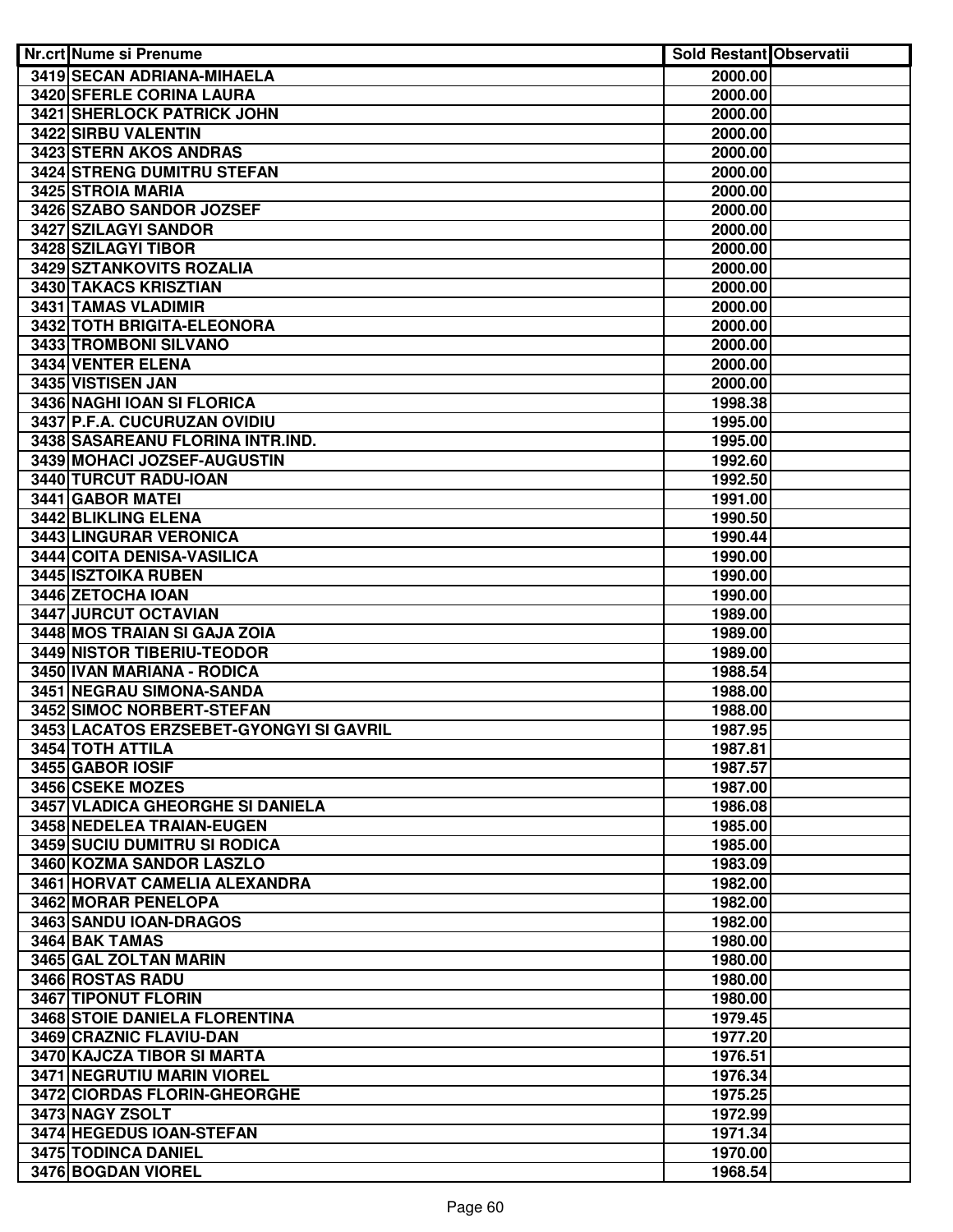| Nr.crt | Nume si Prenume | Sold Restant | Observatii |
|---|---|---|---|
| 3419 | SECAN ADRIANA-MIHAELA | 2000.00 | |
| 3420 | SFERLE CORINA LAURA | 2000.00 | |
| 3421 | SHERLOCK PATRICK JOHN | 2000.00 | |
| 3422 | SIRBU VALENTIN | 2000.00 | |
| 3423 | STERN AKOS ANDRAS | 2000.00 | |
| 3424 | STRENG DUMITRU STEFAN | 2000.00 | |
| 3425 | STROIA MARIA | 2000.00 | |
| 3426 | SZABO SANDOR JOZSEF | 2000.00 | |
| 3427 | SZILAGYI SANDOR | 2000.00 | |
| 3428 | SZILAGYI TIBOR | 2000.00 | |
| 3429 | SZTANKOVITS ROZALIA | 2000.00 | |
| 3430 | TAKACS KRISZTIAN | 2000.00 | |
| 3431 | TAMAS VLADIMIR | 2000.00 | |
| 3432 | TOTH BRIGITA-ELEONORA | 2000.00 | |
| 3433 | TROMBONI SILVANO | 2000.00 | |
| 3434 | VENTER ELENA | 2000.00 | |
| 3435 | VISTISEN JAN | 2000.00 | |
| 3436 | NAGHI IOAN SI FLORICA | 1998.38 | |
| 3437 | P.F.A. CUCURUZAN OVIDIU | 1995.00 | |
| 3438 | SASAREANU FLORINA INTR.IND. | 1995.00 | |
| 3439 | MOHACI JOZSEF-AUGUSTIN | 1992.60 | |
| 3440 | TURCUT RADU-IOAN | 1992.50 | |
| 3441 | GABOR MATEI | 1991.00 | |
| 3442 | BLIKLING ELENA | 1990.50 | |
| 3443 | LINGURAR VERONICA | 1990.44 | |
| 3444 | COITA DENISA-VASILICA | 1990.00 | |
| 3445 | ISZTOIKA RUBEN | 1990.00 | |
| 3446 | ZETOCHA IOAN | 1990.00 | |
| 3447 | JURCUT OCTAVIAN | 1989.00 | |
| 3448 | MOS TRAIAN SI GAJA ZOIA | 1989.00 | |
| 3449 | NISTOR TIBERIU-TEODOR | 1989.00 | |
| 3450 | IVAN MARIANA - RODICA | 1988.54 | |
| 3451 | NEGRAU SIMONA-SANDA | 1988.00 | |
| 3452 | SIMOC NORBERT-STEFAN | 1988.00 | |
| 3453 | LACATOS ERZSEBET-GYONGYI SI GAVRIL | 1987.95 | |
| 3454 | TOTH ATTILA | 1987.81 | |
| 3455 | GABOR IOSIF | 1987.57 | |
| 3456 | CSEKE MOZES | 1987.00 | |
| 3457 | VLADICA GHEORGHE SI DANIELA | 1986.08 | |
| 3458 | NEDELEA TRAIAN-EUGEN | 1985.00 | |
| 3459 | SUCIU DUMITRU SI RODICA | 1985.00 | |
| 3460 | KOZMA SANDOR LASZLO | 1983.09 | |
| 3461 | HORVAT CAMELIA ALEXANDRA | 1982.00 | |
| 3462 | MORAR PENELOPA | 1982.00 | |
| 3463 | SANDU IOAN-DRAGOS | 1982.00 | |
| 3464 | BAK TAMAS | 1980.00 | |
| 3465 | GAL ZOLTAN MARIN | 1980.00 | |
| 3466 | ROSTAS RADU | 1980.00 | |
| 3467 | TIPONUT FLORIN | 1980.00 | |
| 3468 | STOIE DANIELA FLORENTINA | 1979.45 | |
| 3469 | CRAZNIC FLAVIU-DAN | 1977.20 | |
| 3470 | KAJCZA TIBOR SI MARTA | 1976.51 | |
| 3471 | NEGRUTIU MARIN VIOREL | 1976.34 | |
| 3472 | CIORDAS FLORIN-GHEORGHE | 1975.25 | |
| 3473 | NAGY ZSOLT | 1972.99 | |
| 3474 | HEGEDUS IOAN-STEFAN | 1971.34 | |
| 3475 | TODINCA DANIEL | 1970.00 | |
| 3476 | BOGDAN VIOREL | 1968.54 | |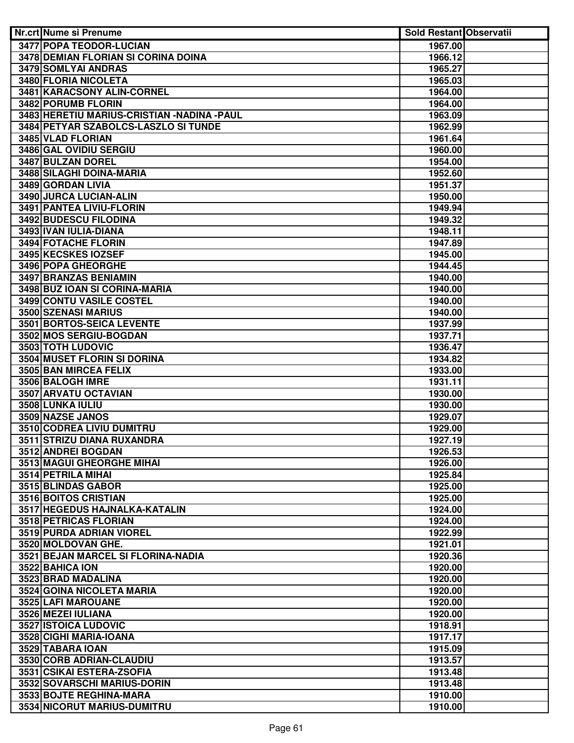| Nr.crt | Nume si Prenume | Sold Restant | Observatii |
|---|---|---|---|
| 3477 | POPA TEODOR-LUCIAN | 1967.00 | |
| 3478 | DEMIAN FLORIAN SI CORINA DOINA | 1966.12 | |
| 3479 | SOMLYAI ANDRAS | 1965.27 | |
| 3480 | FLORIA NICOLETA | 1965.03 | |
| 3481 | KARACSONY ALIN-CORNEL | 1964.00 | |
| 3482 | PORUMB FLORIN | 1964.00 | |
| 3483 | HERETIU MARIUS-CRISTIAN -NADINA -PAUL | 1963.09 | |
| 3484 | PETYAR SZABOLCS-LASZLO SI TUNDE | 1962.99 | |
| 3485 | VLAD FLORIAN | 1961.64 | |
| 3486 | GAL OVIDIU SERGIU | 1960.00 | |
| 3487 | BULZAN DOREL | 1954.00 | |
| 3488 | SILAGHI DOINA-MARIA | 1952.60 | |
| 3489 | GORDAN LIVIA | 1951.37 | |
| 3490 | JURCA LUCIAN-ALIN | 1950.00 | |
| 3491 | PANTEA LIVIU-FLORIN | 1949.94 | |
| 3492 | BUDESCU FILODINA | 1949.32 | |
| 3493 | IVAN IULIA-DIANA | 1948.11 | |
| 3494 | FOTACHE FLORIN | 1947.89 | |
| 3495 | KECSKES IOZSEF | 1945.00 | |
| 3496 | POPA GHEORGHE | 1944.45 | |
| 3497 | BRANZAS BENIAMIN | 1940.00 | |
| 3498 | BUZ IOAN SI CORINA-MARIA | 1940.00 | |
| 3499 | CONTU VASILE COSTEL | 1940.00 | |
| 3500 | SZENASI MARIUS | 1940.00 | |
| 3501 | BORTOS-SEICA LEVENTE | 1937.99 | |
| 3502 | MOS SERGIU-BOGDAN | 1937.71 | |
| 3503 | TOTH LUDOVIC | 1936.47 | |
| 3504 | MUSET FLORIN SI DORINA | 1934.82 | |
| 3505 | BAN MIRCEA FELIX | 1933.00 | |
| 3506 | BALOGH IMRE | 1931.11 | |
| 3507 | ARVATU OCTAVIAN | 1930.00 | |
| 3508 | LUNKA IULIU | 1930.00 | |
| 3509 | NAZSE JANOS | 1929.07 | |
| 3510 | CODREA LIVIU DUMITRU | 1929.00 | |
| 3511 | STRIZU DIANA RUXANDRA | 1927.19 | |
| 3512 | ANDREI BOGDAN | 1926.53 | |
| 3513 | MAGUI GHEORGHE MIHAI | 1926.00 | |
| 3514 | PETRILA MIHAI | 1925.84 | |
| 3515 | BLINDAS GABOR | 1925.00 | |
| 3516 | BOITOS CRISTIAN | 1925.00 | |
| 3517 | HEGEDUS HAJNALKA-KATALIN | 1924.00 | |
| 3518 | PETRICAS FLORIAN | 1924.00 | |
| 3519 | PURDA ADRIAN VIOREL | 1922.99 | |
| 3520 | MOLDOVAN GHE. | 1921.01 | |
| 3521 | BEJAN MARCEL SI FLORINA-NADIA | 1920.36 | |
| 3522 | BAHICA ION | 1920.00 | |
| 3523 | BRAD MADALINA | 1920.00 | |
| 3524 | GOINA NICOLETA MARIA | 1920.00 | |
| 3525 | LAFI MAROUANE | 1920.00 | |
| 3526 | MEZEI IULIANA | 1920.00 | |
| 3527 | ISTOICA LUDOVIC | 1918.91 | |
| 3528 | CIGHI MARIA-IOANA | 1917.17 | |
| 3529 | TABARA IOAN | 1915.09 | |
| 3530 | CORB ADRIAN-CLAUDIU | 1913.57 | |
| 3531 | CSIKAI ESTERA-ZSOFIA | 1913.48 | |
| 3532 | SOVARSCHI MARIUS-DORIN | 1913.48 | |
| 3533 | BOJTE REGHINA-MARA | 1910.00 | |
| 3534 | NICORUT MARIUS-DUMITRU | 1910.00 | |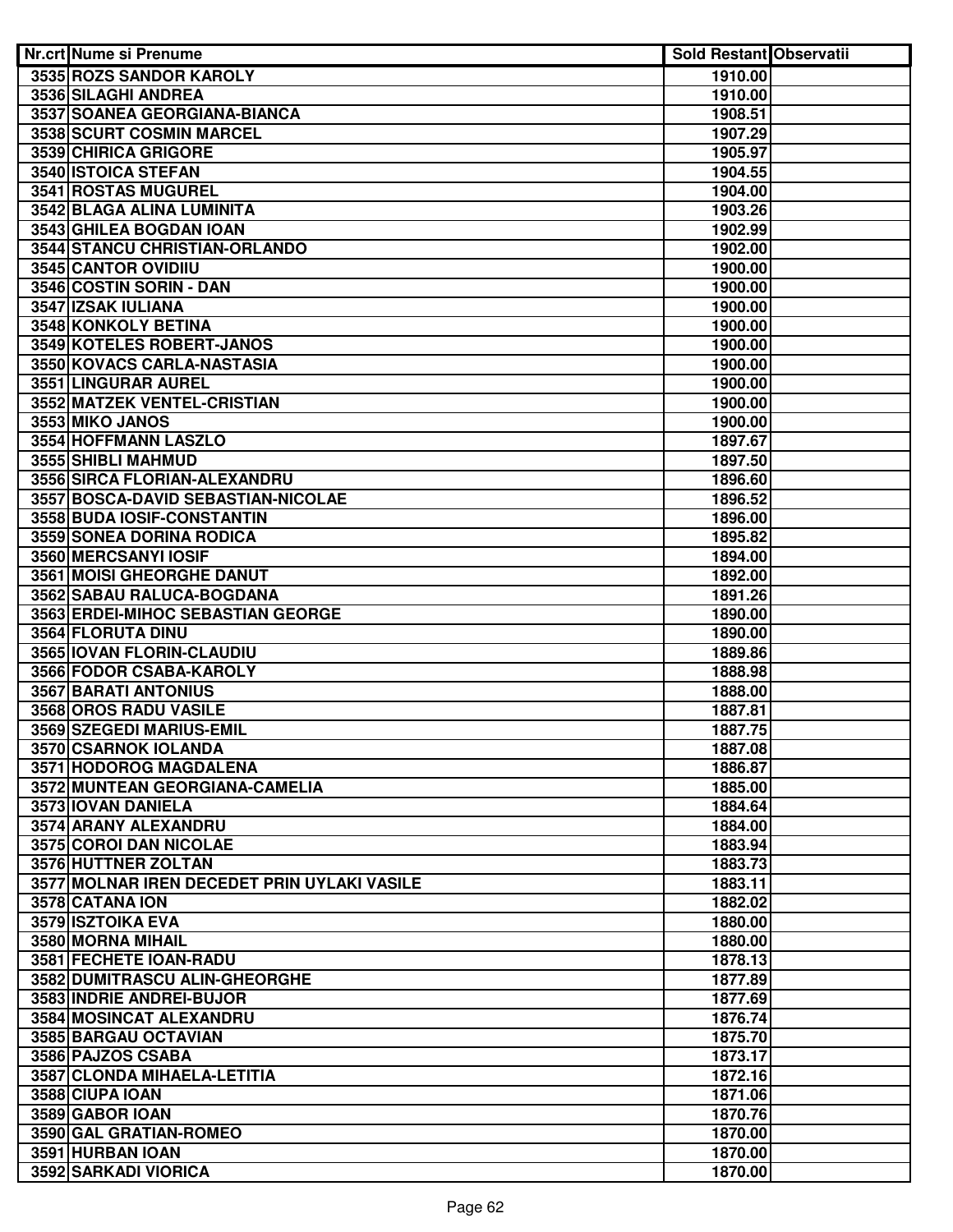| Nr.crt | Nume si Prenume | Sold Restant | Observatii |
|---|---|---|---|
| 3535 | ROZS SANDOR KAROLY | 1910.00 | |
| 3536 | SILAGHI ANDREA | 1910.00 | |
| 3537 | SOANEA GEORGIANA-BIANCA | 1908.51 | |
| 3538 | SCURT COSMIN MARCEL | 1907.29 | |
| 3539 | CHIRICA GRIGORE | 1905.97 | |
| 3540 | ISTOICA STEFAN | 1904.55 | |
| 3541 | ROSTAS MUGUREL | 1904.00 | |
| 3542 | BLAGA ALINA LUMINITA | 1903.26 | |
| 3543 | GHILEA BOGDAN IOAN | 1902.99 | |
| 3544 | STANCU CHRISTIAN-ORLANDO | 1902.00 | |
| 3545 | CANTOR OVIDIIU | 1900.00 | |
| 3546 | COSTIN SORIN - DAN | 1900.00 | |
| 3547 | IZSAK IULIANA | 1900.00 | |
| 3548 | KONKOLY BETINA | 1900.00 | |
| 3549 | KOTELES ROBERT-JANOS | 1900.00 | |
| 3550 | KOVACS CARLA-NASTASIA | 1900.00 | |
| 3551 | LINGURAR AUREL | 1900.00 | |
| 3552 | MATZEK VENTEL-CRISTIAN | 1900.00 | |
| 3553 | MIKO JANOS | 1900.00 | |
| 3554 | HOFFMANN LASZLO | 1897.67 | |
| 3555 | SHIBLI MAHMUD | 1897.50 | |
| 3556 | SIRCA FLORIAN-ALEXANDRU | 1896.60 | |
| 3557 | BOSCA-DAVID SEBASTIAN-NICOLAE | 1896.52 | |
| 3558 | BUDA IOSIF-CONSTANTIN | 1896.00 | |
| 3559 | SONEA DORINA RODICA | 1895.82 | |
| 3560 | MERCSANYI IOSIF | 1894.00 | |
| 3561 | MOISI GHEORGHE DANUT | 1892.00 | |
| 3562 | SABAU RALUCA-BOGDANA | 1891.26 | |
| 3563 | ERDEI-MIHOC SEBASTIAN GEORGE | 1890.00 | |
| 3564 | FLORUTA DINU | 1890.00 | |
| 3565 | IOVAN FLORIN-CLAUDIU | 1889.86 | |
| 3566 | FODOR CSABA-KAROLY | 1888.98 | |
| 3567 | BARATI ANTONIUS | 1888.00 | |
| 3568 | OROS RADU VASILE | 1887.81 | |
| 3569 | SZEGEDI MARIUS-EMIL | 1887.75 | |
| 3570 | CSARNOK IOLANDA | 1887.08 | |
| 3571 | HODOROG MAGDALENA | 1886.87 | |
| 3572 | MUNTEAN GEORGIANA-CAMELIA | 1885.00 | |
| 3573 | IOVAN DANIELA | 1884.64 | |
| 3574 | ARANY ALEXANDRU | 1884.00 | |
| 3575 | COROI DAN NICOLAE | 1883.94 | |
| 3576 | HUTTNER ZOLTAN | 1883.73 | |
| 3577 | MOLNAR IREN DECEDET PRIN UYLAKI VASILE | 1883.11 | |
| 3578 | CATANA ION | 1882.02 | |
| 3579 | ISZTOIKA EVA | 1880.00 | |
| 3580 | MORNA MIHAIL | 1880.00 | |
| 3581 | FECHETE IOAN-RADU | 1878.13 | |
| 3582 | DUMITRASCU ALIN-GHEORGHE | 1877.89 | |
| 3583 | INDRIE ANDREI-BUJOR | 1877.69 | |
| 3584 | MOSINCAT ALEXANDRU | 1876.74 | |
| 3585 | BARGAU OCTAVIAN | 1875.70 | |
| 3586 | PAJZOS CSABA | 1873.17 | |
| 3587 | CLONDA MIHAELA-LETITIA | 1872.16 | |
| 3588 | CIUPA IOAN | 1871.06 | |
| 3589 | GABOR IOAN | 1870.76 | |
| 3590 | GAL GRATIAN-ROMEO | 1870.00 | |
| 3591 | HURBAN IOAN | 1870.00 | |
| 3592 | SARKADI VIORICA | 1870.00 | |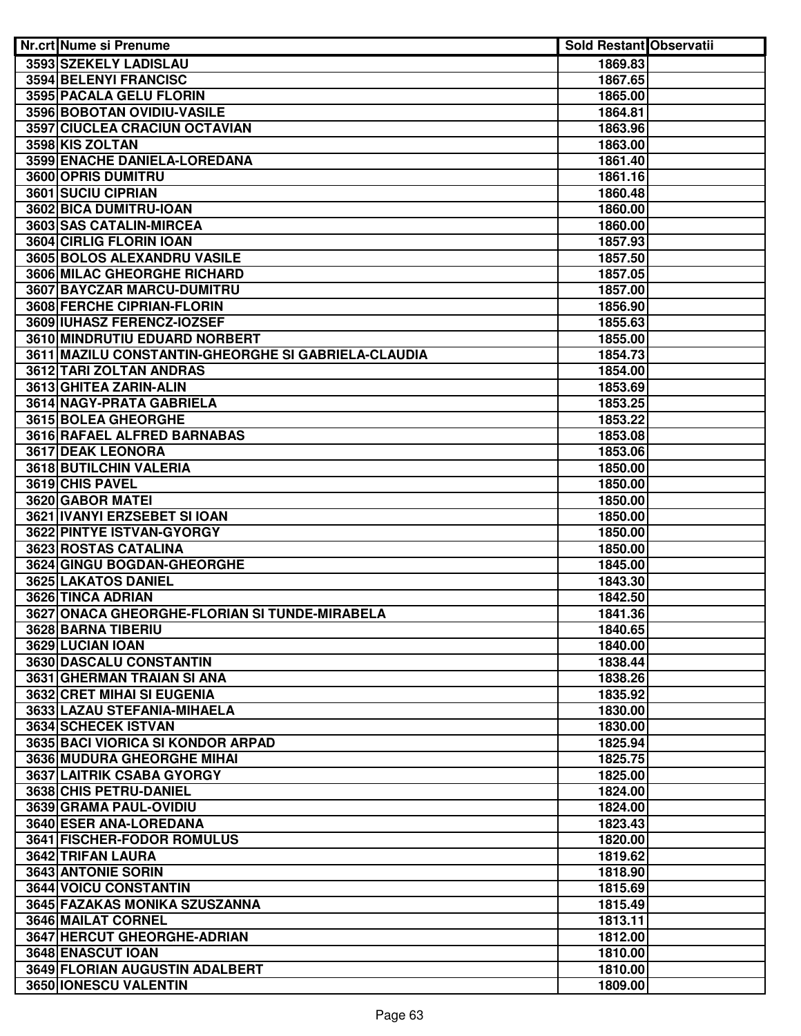| Nr.crt | Nume si Prenume | Sold Restant | Observatii |
| --- | --- | --- | --- |
| 3593 | SZEKELY LADISLAU | 1869.83 | |
| 3594 | BELENYI FRANCISC | 1867.65 | |
| 3595 | PACALA GELU FLORIN | 1865.00 | |
| 3596 | BOBOTAN OVIDIU-VASILE | 1864.81 | |
| 3597 | CIUCLEA CRACIUN OCTAVIAN | 1863.96 | |
| 3598 | KIS ZOLTAN | 1863.00 | |
| 3599 | ENACHE DANIELA-LOREDANA | 1861.40 | |
| 3600 | OPRIS DUMITRU | 1861.16 | |
| 3601 | SUCIU CIPRIAN | 1860.48 | |
| 3602 | BICA DUMITRU-IOAN | 1860.00 | |
| 3603 | SAS CATALIN-MIRCEA | 1860.00 | |
| 3604 | CIRLIG FLORIN IOAN | 1857.93 | |
| 3605 | BOLOS ALEXANDRU VASILE | 1857.50 | |
| 3606 | MILAC GHEORGHE RICHARD | 1857.05 | |
| 3607 | BAYCZAR MARCU-DUMITRU | 1857.00 | |
| 3608 | FERCHE CIPRIAN-FLORIN | 1856.90 | |
| 3609 | IUHASZ FERENCZ-IOZSEF | 1855.63 | |
| 3610 | MINDRUTIU EDUARD NORBERT | 1855.00 | |
| 3611 | MAZILU CONSTANTIN-GHEORGHE SI GABRIELA-CLAUDIA | 1854.73 | |
| 3612 | TARI ZOLTAN ANDRAS | 1854.00 | |
| 3613 | GHITEA ZARIN-ALIN | 1853.69 | |
| 3614 | NAGY-PRATA GABRIELA | 1853.25 | |
| 3615 | BOLEA GHEORGHE | 1853.22 | |
| 3616 | RAFAEL ALFRED BARNABAS | 1853.08 | |
| 3617 | DEAK LEONORA | 1853.06 | |
| 3618 | BUTILCHIN VALERIA | 1850.00 | |
| 3619 | CHIS PAVEL | 1850.00 | |
| 3620 | GABOR MATEI | 1850.00 | |
| 3621 | IVANYI ERZSEBET SI IOAN | 1850.00 | |
| 3622 | PINTYE ISTVAN-GYORGY | 1850.00 | |
| 3623 | ROSTAS CATALINA | 1850.00 | |
| 3624 | GINGU BOGDAN-GHEORGHE | 1845.00 | |
| 3625 | LAKATOS DANIEL | 1843.30 | |
| 3626 | TINCA ADRIAN | 1842.50 | |
| 3627 | ONACA GHEORGHE-FLORIAN SI TUNDE-MIRABELA | 1841.36 | |
| 3628 | BARNA TIBERIU | 1840.65 | |
| 3629 | LUCIAN IOAN | 1840.00 | |
| 3630 | DASCALU CONSTANTIN | 1838.44 | |
| 3631 | GHERMAN TRAIAN SI ANA | 1838.26 | |
| 3632 | CRET MIHAI SI EUGENIA | 1835.92 | |
| 3633 | LAZAU STEFANIA-MIHAELA | 1830.00 | |
| 3634 | SCHECEK ISTVAN | 1830.00 | |
| 3635 | BACI VIORICA SI KONDOR ARPAD | 1825.94 | |
| 3636 | MUDURA GHEORGHE MIHAI | 1825.75 | |
| 3637 | LAITRIK CSABA GYORGY | 1825.00 | |
| 3638 | CHIS PETRU-DANIEL | 1824.00 | |
| 3639 | GRAMA PAUL-OVIDIU | 1824.00 | |
| 3640 | ESER ANA-LOREDANA | 1823.43 | |
| 3641 | FISCHER-FODOR ROMULUS | 1820.00 | |
| 3642 | TRIFAN LAURA | 1819.62 | |
| 3643 | ANTONIE SORIN | 1818.90 | |
| 3644 | VOICU CONSTANTIN | 1815.69 | |
| 3645 | FAZAKAS MONIKA SZUSZANNA | 1815.49 | |
| 3646 | MAILAT CORNEL | 1813.11 | |
| 3647 | HERCUT GHEORGHE-ADRIAN | 1812.00 | |
| 3648 | ENASCUT IOAN | 1810.00 | |
| 3649 | FLORIAN AUGUSTIN ADALBERT | 1810.00 | |
| 3650 | IONESCU VALENTIN | 1809.00 | |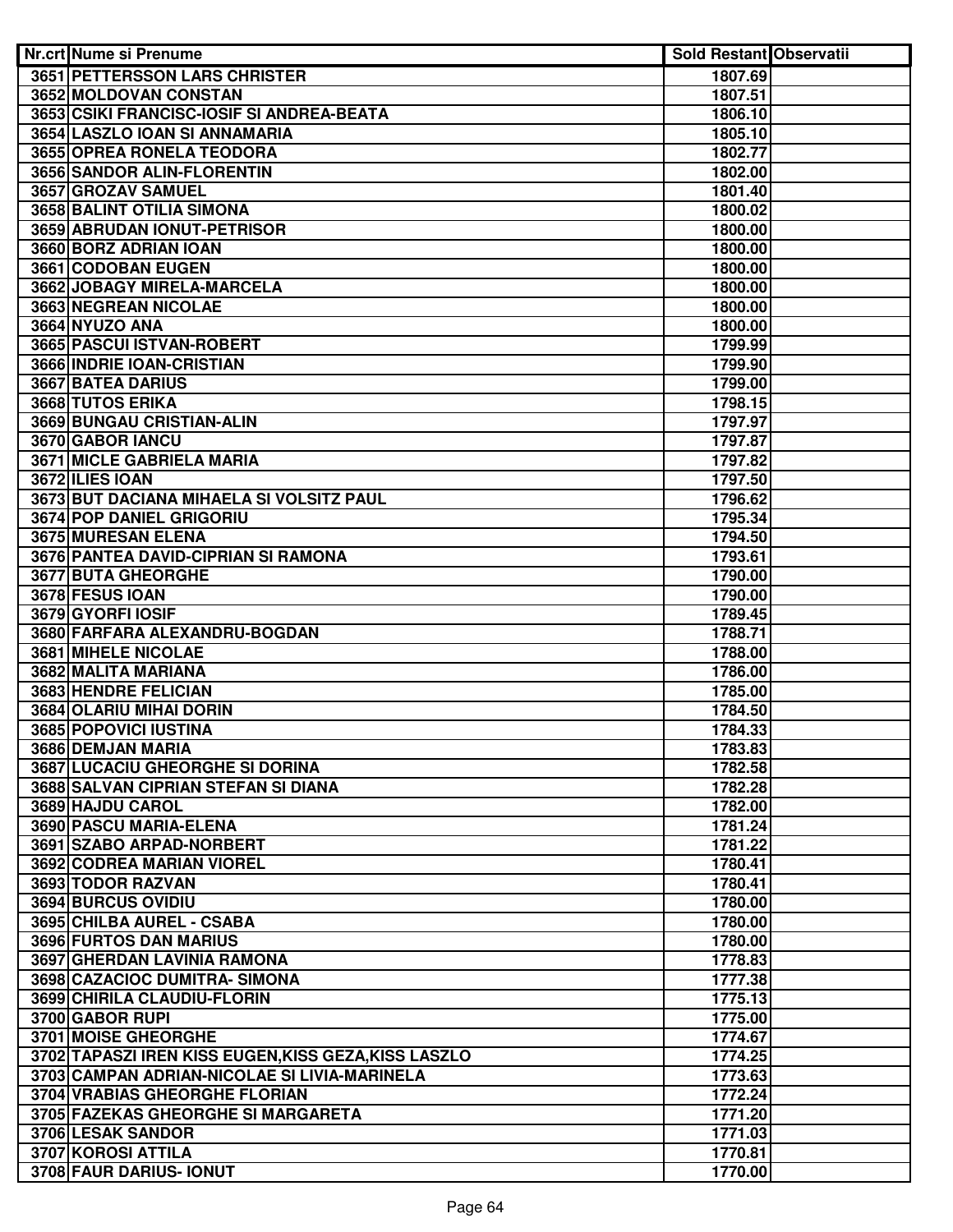| Nr.crt | Nume si Prenume | Sold Restant | Observatii |
| --- | --- | --- | --- |
| 3651 | PETTERSSON LARS CHRISTER | 1807.69 | |
| 3652 | MOLDOVAN CONSTAN | 1807.51 | |
| 3653 | CSIKI FRANCISC-IOSIF SI ANDREA-BEATA | 1806.10 | |
| 3654 | LASZLO IOAN SI ANNAMARIA | 1805.10 | |
| 3655 | OPREA RONELA TEODORA | 1802.77 | |
| 3656 | SANDOR ALIN-FLORENTIN | 1802.00 | |
| 3657 | GROZAV SAMUEL | 1801.40 | |
| 3658 | BALINT OTILIA SIMONA | 1800.02 | |
| 3659 | ABRUDAN IONUT-PETRISOR | 1800.00 | |
| 3660 | BORZ ADRIAN IOAN | 1800.00 | |
| 3661 | CODOBAN EUGEN | 1800.00 | |
| 3662 | JOBAGY MIRELA-MARCELA | 1800.00 | |
| 3663 | NEGREAN NICOLAE | 1800.00 | |
| 3664 | NYUZO ANA | 1800.00 | |
| 3665 | PASCUI ISTVAN-ROBERT | 1799.99 | |
| 3666 | INDRIE IOAN-CRISTIAN | 1799.90 | |
| 3667 | BATEA DARIUS | 1799.00 | |
| 3668 | TUTOS ERIKA | 1798.15 | |
| 3669 | BUNGAU CRISTIAN-ALIN | 1797.97 | |
| 3670 | GABOR IANCU | 1797.87 | |
| 3671 | MICLE GABRIELA MARIA | 1797.82 | |
| 3672 | ILIES IOAN | 1797.50 | |
| 3673 | BUT DACIANA MIHAELA SI VOLSITZ PAUL | 1796.62 | |
| 3674 | POP DANIEL GRIGORIU | 1795.34 | |
| 3675 | MURESAN ELENA | 1794.50 | |
| 3676 | PANTEA DAVID-CIPRIAN SI RAMONA | 1793.61 | |
| 3677 | BUTA GHEORGHE | 1790.00 | |
| 3678 | FESUS IOAN | 1790.00 | |
| 3679 | GYORFI IOSIF | 1789.45 | |
| 3680 | FARFARA ALEXANDRU-BOGDAN | 1788.71 | |
| 3681 | MIHELE NICOLAE | 1788.00 | |
| 3682 | MALITA MARIANA | 1786.00 | |
| 3683 | HENDRE FELICIAN | 1785.00 | |
| 3684 | OLARIU MIHAI DORIN | 1784.50 | |
| 3685 | POPOVICI IUSTINA | 1784.33 | |
| 3686 | DEMJAN MARIA | 1783.83 | |
| 3687 | LUCACIU GHEORGHE SI DORINA | 1782.58 | |
| 3688 | SALVAN CIPRIAN STEFAN SI DIANA | 1782.28 | |
| 3689 | HAJDU CAROL | 1782.00 | |
| 3690 | PASCU MARIA-ELENA | 1781.24 | |
| 3691 | SZABO ARPAD-NORBERT | 1781.22 | |
| 3692 | CODREA MARIAN VIOREL | 1780.41 | |
| 3693 | TODOR RAZVAN | 1780.41 | |
| 3694 | BURCUS OVIDIU | 1780.00 | |
| 3695 | CHILBA AUREL - CSABA | 1780.00 | |
| 3696 | FURTOS DAN MARIUS | 1780.00 | |
| 3697 | GHERDAN LAVINIA RAMONA | 1778.83 | |
| 3698 | CAZACIOC DUMITRA- SIMONA | 1777.38 | |
| 3699 | CHIRILA CLAUDIU-FLORIN | 1775.13 | |
| 3700 | GABOR RUPI | 1775.00 | |
| 3701 | MOISE GHEORGHE | 1774.67 | |
| 3702 | TAPASZI IREN KISS EUGEN,KISS GEZA,KISS LASZLO | 1774.25 | |
| 3703 | CAMPAN ADRIAN-NICOLAE SI LIVIA-MARINELA | 1773.63 | |
| 3704 | VRABIAS GHEORGHE FLORIAN | 1772.24 | |
| 3705 | FAZEKAS GHEORGHE SI MARGARETA | 1771.20 | |
| 3706 | LESAK SANDOR | 1771.03 | |
| 3707 | KOROSI ATTILA | 1770.81 | |
| 3708 | FAUR DARIUS- IONUT | 1770.00 | |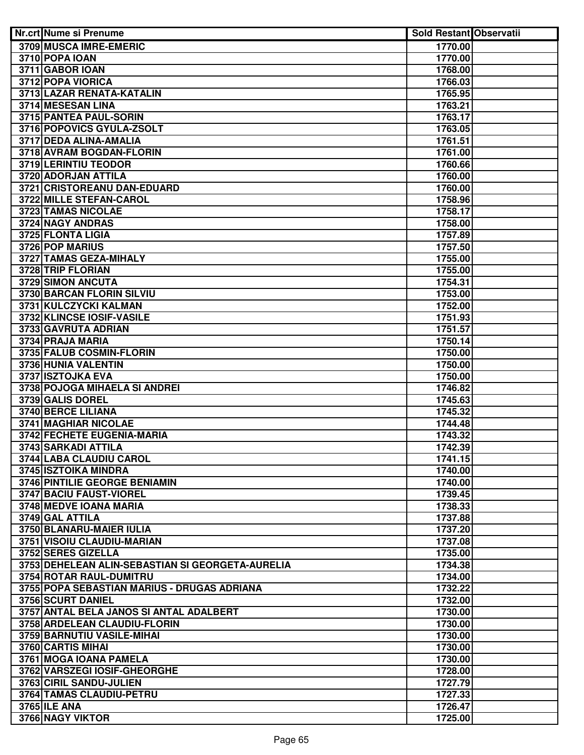| Nr.crt | Nume si Prenume | Sold Restant | Observatii |
|---|---|---|---|
| 3709 | MUSCA IMRE-EMERIC | 1770.00 | |
| 3710 | POPA IOAN | 1770.00 | |
| 3711 | GABOR IOAN | 1768.00 | |
| 3712 | POPA VIORICA | 1766.03 | |
| 3713 | LAZAR RENATA-KATALIN | 1765.95 | |
| 3714 | MESESAN LINA | 1763.21 | |
| 3715 | PANTEA PAUL-SORIN | 1763.17 | |
| 3716 | POPOVICS GYULA-ZSOLT | 1763.05 | |
| 3717 | DEDA ALINA-AMALIA | 1761.51 | |
| 3718 | AVRAM BOGDAN-FLORIN | 1761.00 | |
| 3719 | LERINTIU TEODOR | 1760.66 | |
| 3720 | ADORJAN ATTILA | 1760.00 | |
| 3721 | CRISTOREANU DAN-EDUARD | 1760.00 | |
| 3722 | MILLE STEFAN-CAROL | 1758.96 | |
| 3723 | TAMAS NICOLAE | 1758.17 | |
| 3724 | NAGY ANDRAS | 1758.00 | |
| 3725 | FLONTA LIGIA | 1757.89 | |
| 3726 | POP MARIUS | 1757.50 | |
| 3727 | TAMAS GEZA-MIHALY | 1755.00 | |
| 3728 | TRIP FLORIAN | 1755.00 | |
| 3729 | SIMON ANCUTA | 1754.31 | |
| 3730 | BARCAN FLORIN SILVIU | 1753.00 | |
| 3731 | KULCZYCKI KALMAN | 1752.00 | |
| 3732 | KLINCSE IOSIF-VASILE | 1751.93 | |
| 3733 | GAVRUTA ADRIAN | 1751.57 | |
| 3734 | PRAJA MARIA | 1750.14 | |
| 3735 | FALUB COSMIN-FLORIN | 1750.00 | |
| 3736 | HUNIA VALENTIN | 1750.00 | |
| 3737 | ISZTOJKA EVA | 1750.00 | |
| 3738 | POJOGA MIHAELA SI ANDREI | 1746.82 | |
| 3739 | GALIS DOREL | 1745.63 | |
| 3740 | BERCE LILIANA | 1745.32 | |
| 3741 | MAGHIAR NICOLAE | 1744.48 | |
| 3742 | FECHETE EUGENIA-MARIA | 1743.32 | |
| 3743 | SARKADI ATTILA | 1742.39 | |
| 3744 | LABA CLAUDIU CAROL | 1741.15 | |
| 3745 | ISZTOIKA MINDRA | 1740.00 | |
| 3746 | PINTILIE GEORGE BENIAMIN | 1740.00 | |
| 3747 | BACIU FAUST-VIOREL | 1739.45 | |
| 3748 | MEDVE IOANA MARIA | 1738.33 | |
| 3749 | GAL ATTILA | 1737.88 | |
| 3750 | BLANARU-MAIER IULIA | 1737.20 | |
| 3751 | VISOIU CLAUDIU-MARIAN | 1737.08 | |
| 3752 | SERES GIZELLA | 1735.00 | |
| 3753 | DEHELEAN ALIN-SEBASTIAN SI GEORGETA-AURELIA | 1734.38 | |
| 3754 | ROTAR RAUL-DUMITRU | 1734.00 | |
| 3755 | POPA SEBASTIAN MARIUS - DRUGAS ADRIANA | 1732.22 | |
| 3756 | SCURT DANIEL | 1732.00 | |
| 3757 | ANTAL BELA JANOS SI ANTAL ADALBERT | 1730.00 | |
| 3758 | ARDELEAN CLAUDIU-FLORIN | 1730.00 | |
| 3759 | BARNUTIU VASILE-MIHAI | 1730.00 | |
| 3760 | CARTIS MIHAI | 1730.00 | |
| 3761 | MOGA IOANA PAMELA | 1730.00 | |
| 3762 | VARSZEGI IOSIF-GHEORGHE | 1728.00 | |
| 3763 | CIRIL SANDU-JULIEN | 1727.79 | |
| 3764 | TAMAS CLAUDIU-PETRU | 1727.33 | |
| 3765 | ILE ANA | 1726.47 | |
| 3766 | NAGY VIKTOR | 1725.00 | |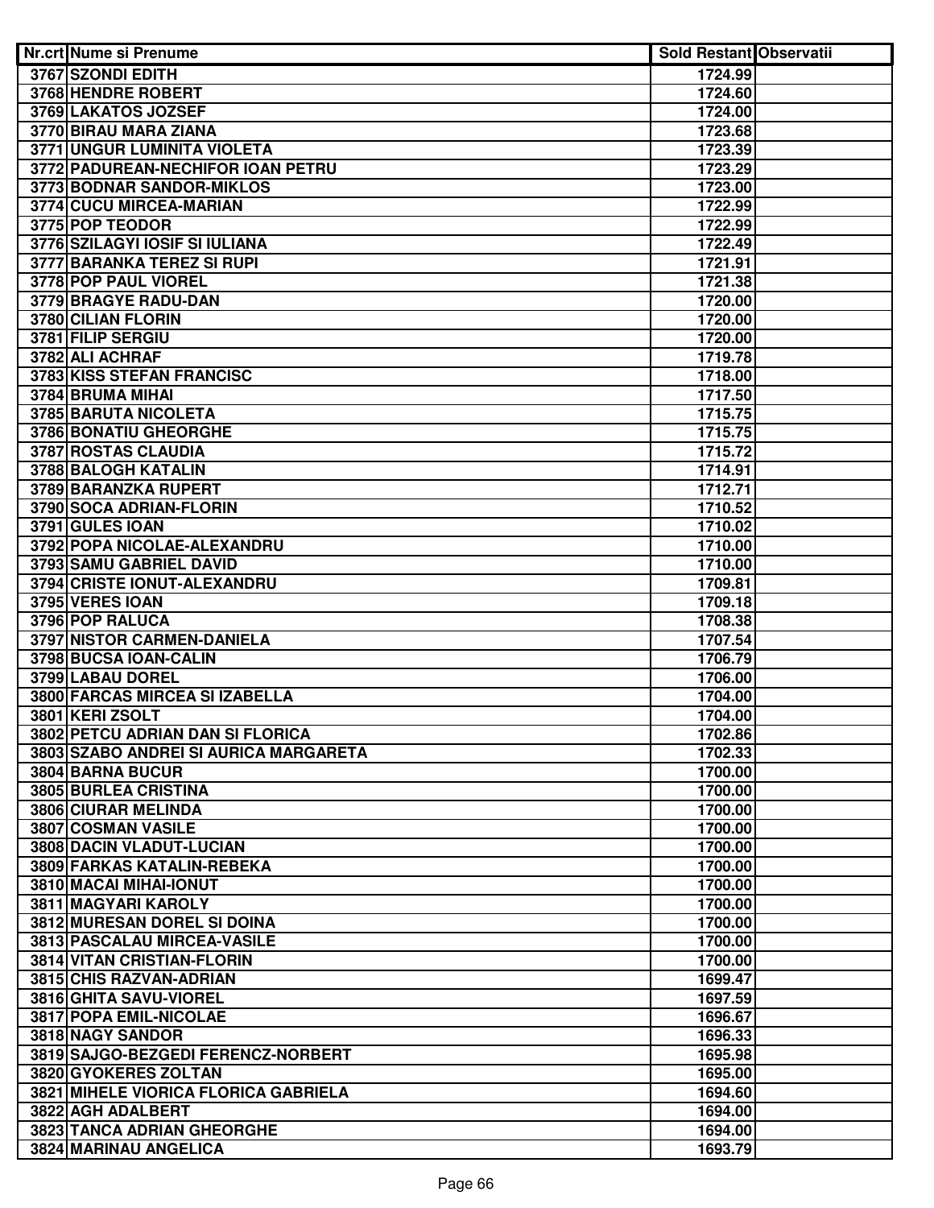| Nr.crt | Nume si Prenume | Sold Restant | Observatii |
|---|---|---|---|
| 3767 | SZONDI EDITH | 1724.99 | |
| 3768 | HENDRE ROBERT | 1724.60 | |
| 3769 | LAKATOS JOZSEF | 1724.00 | |
| 3770 | BIRAU MARA ZIANA | 1723.68 | |
| 3771 | UNGUR LUMINITA VIOLETA | 1723.39 | |
| 3772 | PADUREAN-NECHIFOR IOAN PETRU | 1723.29 | |
| 3773 | BODNAR SANDOR-MIKLOS | 1723.00 | |
| 3774 | CUCU MIRCEA-MARIAN | 1722.99 | |
| 3775 | POP TEODOR | 1722.99 | |
| 3776 | SZILAGYI IOSIF SI IULIANA | 1722.49 | |
| 3777 | BARANKA TEREZ SI RUPI | 1721.91 | |
| 3778 | POP PAUL VIOREL | 1721.38 | |
| 3779 | BRAGYE RADU-DAN | 1720.00 | |
| 3780 | CILIAN FLORIN | 1720.00 | |
| 3781 | FILIP SERGIU | 1720.00 | |
| 3782 | ALI ACHRAF | 1719.78 | |
| 3783 | KISS STEFAN FRANCISC | 1718.00 | |
| 3784 | BRUMA MIHAI | 1717.50 | |
| 3785 | BARUTA NICOLETA | 1715.75 | |
| 3786 | BONATIU GHEORGHE | 1715.75 | |
| 3787 | ROSTAS CLAUDIA | 1715.72 | |
| 3788 | BALOGH KATALIN | 1714.91 | |
| 3789 | BARANZKA RUPERT | 1712.71 | |
| 3790 | SOCA ADRIAN-FLORIN | 1710.52 | |
| 3791 | GULES IOAN | 1710.02 | |
| 3792 | POPA NICOLAE-ALEXANDRU | 1710.00 | |
| 3793 | SAMU GABRIEL DAVID | 1710.00 | |
| 3794 | CRISTE IONUT-ALEXANDRU | 1709.81 | |
| 3795 | VERES IOAN | 1709.18 | |
| 3796 | POP RALUCA | 1708.38 | |
| 3797 | NISTOR CARMEN-DANIELA | 1707.54 | |
| 3798 | BUCSA IOAN-CALIN | 1706.79 | |
| 3799 | LABAU DOREL | 1706.00 | |
| 3800 | FARCAS MIRCEA SI IZABELLA | 1704.00 | |
| 3801 | KERI ZSOLT | 1704.00 | |
| 3802 | PETCU ADRIAN DAN SI FLORICA | 1702.86 | |
| 3803 | SZABO ANDREI SI AURICA MARGARETA | 1702.33 | |
| 3804 | BARNA BUCUR | 1700.00 | |
| 3805 | BURLEA CRISTINA | 1700.00 | |
| 3806 | CIURAR MELINDA | 1700.00 | |
| 3807 | COSMAN VASILE | 1700.00 | |
| 3808 | DACIN VLADUT-LUCIAN | 1700.00 | |
| 3809 | FARKAS KATALIN-REBEKA | 1700.00 | |
| 3810 | MACAI MIHAI-IONUT | 1700.00 | |
| 3811 | MAGYARI KAROLY | 1700.00 | |
| 3812 | MURESAN DOREL SI DOINA | 1700.00 | |
| 3813 | PASCALAU MIRCEA-VASILE | 1700.00 | |
| 3814 | VITAN CRISTIAN-FLORIN | 1700.00 | |
| 3815 | CHIS RAZVAN-ADRIAN | 1699.47 | |
| 3816 | GHITA SAVU-VIOREL | 1697.59 | |
| 3817 | POPA EMIL-NICOLAE | 1696.67 | |
| 3818 | NAGY SANDOR | 1696.33 | |
| 3819 | SAJGO-BEZGEDI FERENCZ-NORBERT | 1695.98 | |
| 3820 | GYOKERES ZOLTAN | 1695.00 | |
| 3821 | MIHELE VIORICA FLORICA GABRIELA | 1694.60 | |
| 3822 | AGH ADALBERT | 1694.00 | |
| 3823 | TANCA ADRIAN GHEORGHE | 1694.00 | |
| 3824 | MARINAU ANGELICA | 1693.79 | |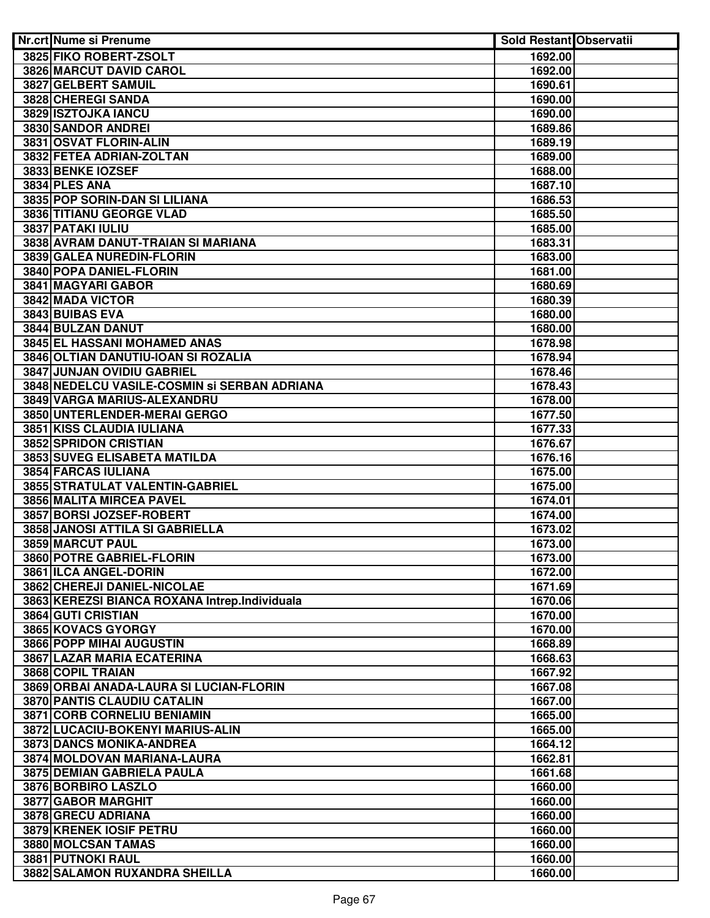| Nr.crt | Nume si Prenume | Sold Restant | Observatii |
|---|---|---|---|
| 3825 | FIKO ROBERT-ZSOLT | 1692.00 | |
| 3826 | MARCUT DAVID CAROL | 1692.00 | |
| 3827 | GELBERT SAMUIL | 1690.61 | |
| 3828 | CHEREGI SANDA | 1690.00 | |
| 3829 | ISZTOJKA IANCU | 1690.00 | |
| 3830 | SANDOR ANDREI | 1689.86 | |
| 3831 | OSVAT FLORIN-ALIN | 1689.19 | |
| 3832 | FETEA ADRIAN-ZOLTAN | 1689.00 | |
| 3833 | BENKE IOZSEF | 1688.00 | |
| 3834 | PLES ANA | 1687.10 | |
| 3835 | POP SORIN-DAN SI LILIANA | 1686.53 | |
| 3836 | TITIANU GEORGE VLAD | 1685.50 | |
| 3837 | PATAKI IULIU | 1685.00 | |
| 3838 | AVRAM DANUT-TRAIAN SI MARIANA | 1683.31 | |
| 3839 | GALEA NUREDIN-FLORIN | 1683.00 | |
| 3840 | POPA DANIEL-FLORIN | 1681.00 | |
| 3841 | MAGYARI GABOR | 1680.69 | |
| 3842 | MADA VICTOR | 1680.39 | |
| 3843 | BUIBAS EVA | 1680.00 | |
| 3844 | BULZAN DANUT | 1680.00 | |
| 3845 | EL HASSANI MOHAMED ANAS | 1678.98 | |
| 3846 | OLTIAN DANUTIU-IOAN SI ROZALIA | 1678.94 | |
| 3847 | JUNJAN OVIDIU GABRIEL | 1678.46 | |
| 3848 | NEDELCU VASILE-COSMIN si SERBAN ADRIANA | 1678.43 | |
| 3849 | VARGA MARIUS-ALEXANDRU | 1678.00 | |
| 3850 | UNTERLENDER-MERAI GERGO | 1677.50 | |
| 3851 | KISS CLAUDIA IULIANA | 1677.33 | |
| 3852 | SPRIDON CRISTIAN | 1676.67 | |
| 3853 | SUVEG ELISABETA MATILDA | 1676.16 | |
| 3854 | FARCAS IULIANA | 1675.00 | |
| 3855 | STRATULAT VALENTIN-GABRIEL | 1675.00 | |
| 3856 | MALITA MIRCEA PAVEL | 1674.01 | |
| 3857 | BORSI JOZSEF-ROBERT | 1674.00 | |
| 3858 | JANOSI ATTILA SI GABRIELLA | 1673.02 | |
| 3859 | MARCUT PAUL | 1673.00 | |
| 3860 | POTRE GABRIEL-FLORIN | 1673.00 | |
| 3861 | ILCA ANGEL-DORIN | 1672.00 | |
| 3862 | CHEREJI DANIEL-NICOLAE | 1671.69 | |
| 3863 | KEREZSI BIANCA ROXANA Intrep.Individuala | 1670.06 | |
| 3864 | GUTI CRISTIAN | 1670.00 | |
| 3865 | KOVACS GYORGY | 1670.00 | |
| 3866 | POPP MIHAI AUGUSTIN | 1668.89 | |
| 3867 | LAZAR MARIA ECATERINA | 1668.63 | |
| 3868 | COPIL TRAIAN | 1667.92 | |
| 3869 | ORBAI ANADA-LAURA SI LUCIAN-FLORIN | 1667.08 | |
| 3870 | PANTIS CLAUDIU CATALIN | 1667.00 | |
| 3871 | CORB CORNELIU BENIAMIN | 1665.00 | |
| 3872 | LUCACIU-BOKENYI MARIUS-ALIN | 1665.00 | |
| 3873 | DANCS MONIKA-ANDREA | 1664.12 | |
| 3874 | MOLDOVAN MARIANA-LAURA | 1662.81 | |
| 3875 | DEMIAN GABRIELA PAULA | 1661.68 | |
| 3876 | BORBIRO LASZLO | 1660.00 | |
| 3877 | GABOR MARGHIT | 1660.00 | |
| 3878 | GRECU ADRIANA | 1660.00 | |
| 3879 | KRENEK IOSIF PETRU | 1660.00 | |
| 3880 | MOLCSAN TAMAS | 1660.00 | |
| 3881 | PUTNOKI RAUL | 1660.00 | |
| 3882 | SALAMON RUXANDRA SHEILLA | 1660.00 | |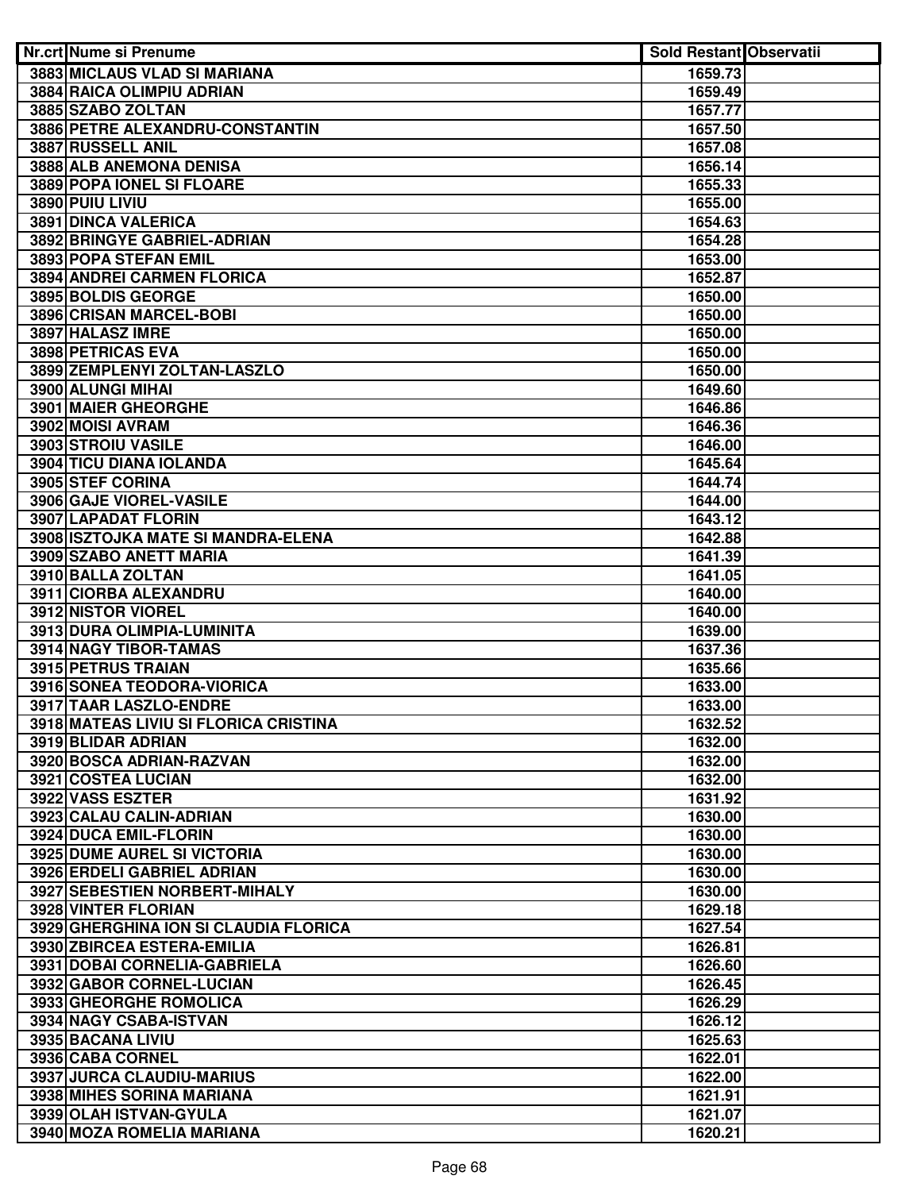| Nr.crt | Nume si Prenume | Sold Restant | Observatii |
| --- | --- | --- | --- |
| 3883 | MICLAUS VLAD SI MARIANA | 1659.73 | |
| 3884 | RAICA OLIMPIU ADRIAN | 1659.49 | |
| 3885 | SZABO ZOLTAN | 1657.77 | |
| 3886 | PETRE ALEXANDRU-CONSTANTIN | 1657.50 | |
| 3887 | RUSSELL ANIL | 1657.08 | |
| 3888 | ALB ANEMONA DENISA | 1656.14 | |
| 3889 | POPA IONEL SI FLOARE | 1655.33 | |
| 3890 | PUIU LIVIU | 1655.00 | |
| 3891 | DINCA VALERICA | 1654.63 | |
| 3892 | BRINGYE GABRIEL-ADRIAN | 1654.28 | |
| 3893 | POPA STEFAN EMIL | 1653.00 | |
| 3894 | ANDREI CARMEN FLORICA | 1652.87 | |
| 3895 | BOLDIS GEORGE | 1650.00 | |
| 3896 | CRISAN MARCEL-BOBI | 1650.00 | |
| 3897 | HALASZ IMRE | 1650.00 | |
| 3898 | PETRICAS EVA | 1650.00 | |
| 3899 | ZEMPLENYI ZOLTAN-LASZLO | 1650.00 | |
| 3900 | ALUNGI MIHAI | 1649.60 | |
| 3901 | MAIER GHEORGHE | 1646.86 | |
| 3902 | MOISI AVRAM | 1646.36 | |
| 3903 | STROIU VASILE | 1646.00 | |
| 3904 | TICU DIANA IOLANDA | 1645.64 | |
| 3905 | STEF CORINA | 1644.74 | |
| 3906 | GAJE VIOREL-VASILE | 1644.00 | |
| 3907 | LAPADAT FLORIN | 1643.12 | |
| 3908 | ISZTOJKA MATE SI MANDRA-ELENA | 1642.88 | |
| 3909 | SZABO ANETT MARIA | 1641.39 | |
| 3910 | BALLA ZOLTAN | 1641.05 | |
| 3911 | CIORBA ALEXANDRU | 1640.00 | |
| 3912 | NISTOR VIOREL | 1640.00 | |
| 3913 | DURA OLIMPIA-LUMINITA | 1639.00 | |
| 3914 | NAGY TIBOR-TAMAS | 1637.36 | |
| 3915 | PETRUS TRAIAN | 1635.66 | |
| 3916 | SONEA TEODORA-VIORICA | 1633.00 | |
| 3917 | TAAR LASZLO-ENDRE | 1633.00 | |
| 3918 | MATEAS LIVIU SI FLORICA CRISTINA | 1632.52 | |
| 3919 | BLIDAR ADRIAN | 1632.00 | |
| 3920 | BOSCA ADRIAN-RAZVAN | 1632.00 | |
| 3921 | COSTEA LUCIAN | 1632.00 | |
| 3922 | VASS ESZTER | 1631.92 | |
| 3923 | CALAU CALIN-ADRIAN | 1630.00 | |
| 3924 | DUCA EMIL-FLORIN | 1630.00 | |
| 3925 | DUME AUREL SI VICTORIA | 1630.00 | |
| 3926 | ERDELI GABRIEL ADRIAN | 1630.00 | |
| 3927 | SEBESTIEN NORBERT-MIHALY | 1630.00 | |
| 3928 | VINTER FLORIAN | 1629.18 | |
| 3929 | GHERGHINA ION SI CLAUDIA FLORICA | 1627.54 | |
| 3930 | ZBIRCEA ESTERA-EMILIA | 1626.81 | |
| 3931 | DOBAI CORNELIA-GABRIELA | 1626.60 | |
| 3932 | GABOR CORNEL-LUCIAN | 1626.45 | |
| 3933 | GHEORGHE ROMOLICA | 1626.29 | |
| 3934 | NAGY CSABA-ISTVAN | 1626.12 | |
| 3935 | BACANA LIVIU | 1625.63 | |
| 3936 | CABA CORNEL | 1622.01 | |
| 3937 | JURCA CLAUDIU-MARIUS | 1622.00 | |
| 3938 | MIHES SORINA MARIANA | 1621.91 | |
| 3939 | OLAH ISTVAN-GYULA | 1621.07 | |
| 3940 | MOZA ROMELIA MARIANA | 1620.21 | |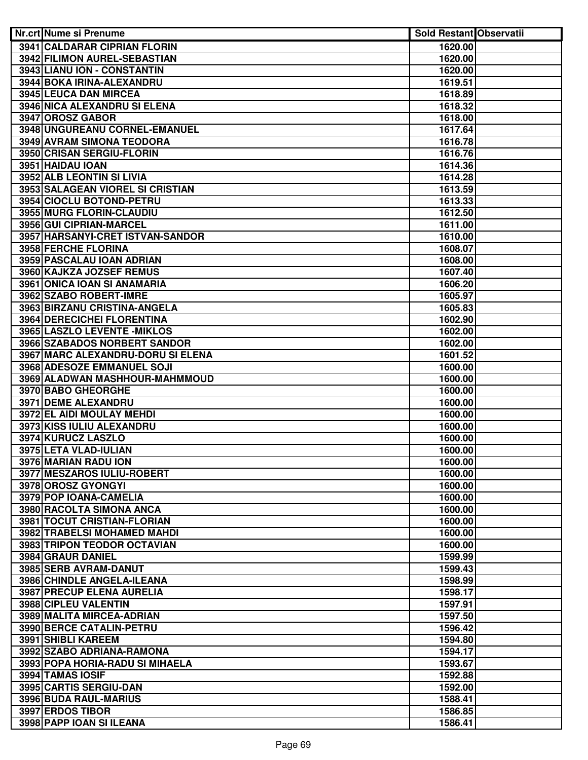| Nr.crt | Nume si Prenume | Sold Restant | Observatii |
| --- | --- | --- | --- |
| 3941 | CALDARAR CIPRIAN FLORIN | 1620.00 | |
| 3942 | FILIMON AUREL-SEBASTIAN | 1620.00 | |
| 3943 | LIANU ION - CONSTANTIN | 1620.00 | |
| 3944 | BOKA IRINA-ALEXANDRU | 1619.51 | |
| 3945 | LEUCA DAN MIRCEA | 1618.89 | |
| 3946 | NICA ALEXANDRU SI ELENA | 1618.32 | |
| 3947 | OROSZ GABOR | 1618.00 | |
| 3948 | UNGUREANU CORNEL-EMANUEL | 1617.64 | |
| 3949 | AVRAM SIMONA TEODORA | 1616.78 | |
| 3950 | CRISAN SERGIU-FLORIN | 1616.76 | |
| 3951 | HAIDAU IOAN | 1614.36 | |
| 3952 | ALB LEONTIN SI LIVIA | 1614.28 | |
| 3953 | SALAGEAN VIOREL SI CRISTIAN | 1613.59 | |
| 3954 | CIOCLU BOTOND-PETRU | 1613.33 | |
| 3955 | MURG FLORIN-CLAUDIU | 1612.50 | |
| 3956 | GUI CIPRIAN-MARCEL | 1611.00 | |
| 3957 | HARSANYI-CRET ISTVAN-SANDOR | 1610.00 | |
| 3958 | FERCHE FLORINA | 1608.07 | |
| 3959 | PASCALAU IOAN ADRIAN | 1608.00 | |
| 3960 | KAJKZA JOZSEF REMUS | 1607.40 | |
| 3961 | ONICA IOAN SI ANAMARIA | 1606.20 | |
| 3962 | SZABO ROBERT-IMRE | 1605.97 | |
| 3963 | BIRZANU CRISTINA-ANGELA | 1605.83 | |
| 3964 | DERECICHEI FLORENTINA | 1602.90 | |
| 3965 | LASZLO LEVENTE -MIKLOS | 1602.00 | |
| 3966 | SZABADOS NORBERT SANDOR | 1602.00 | |
| 3967 | MARC ALEXANDRU-DORU SI ELENA | 1601.52 | |
| 3968 | ADESOZE EMMANUEL SOJI | 1600.00 | |
| 3969 | ALADWAN MASHHOUR-MAHMMOUD | 1600.00 | |
| 3970 | BABO GHEORGHE | 1600.00 | |
| 3971 | DEME ALEXANDRU | 1600.00 | |
| 3972 | EL AIDI MOULAY MEHDI | 1600.00 | |
| 3973 | KISS IULIU ALEXANDRU | 1600.00 | |
| 3974 | KURUCZ LASZLO | 1600.00 | |
| 3975 | LETA VLAD-IULIAN | 1600.00 | |
| 3976 | MARIAN RADU ION | 1600.00 | |
| 3977 | MESZAROS IULIU-ROBERT | 1600.00 | |
| 3978 | OROSZ GYONGYI | 1600.00 | |
| 3979 | POP IOANA-CAMELIA | 1600.00 | |
| 3980 | RACOLTA SIMONA ANCA | 1600.00 | |
| 3981 | TOCUT CRISTIAN-FLORIAN | 1600.00 | |
| 3982 | TRABELSI MOHAMED MAHDI | 1600.00 | |
| 3983 | TRIPON TEODOR OCTAVIAN | 1600.00 | |
| 3984 | GRAUR DANIEL | 1599.99 | |
| 3985 | SERB AVRAM-DANUT | 1599.43 | |
| 3986 | CHINDLE ANGELA-ILEANA | 1598.99 | |
| 3987 | PRECUP ELENA AURELIA | 1598.17 | |
| 3988 | CIPLEU VALENTIN | 1597.91 | |
| 3989 | MALITA MIRCEA-ADRIAN | 1597.50 | |
| 3990 | BERCE CATALIN-PETRU | 1596.42 | |
| 3991 | SHIBLI KAREEM | 1594.80 | |
| 3992 | SZABO ADRIANA-RAMONA | 1594.17 | |
| 3993 | POPA HORIA-RADU SI MIHAELA | 1593.67 | |
| 3994 | TAMAS IOSIF | 1592.88 | |
| 3995 | CARTIS SERGIU-DAN | 1592.00 | |
| 3996 | BUDA RAUL-MARIUS | 1588.41 | |
| 3997 | ERDOS TIBOR | 1586.85 | |
| 3998 | PAPP IOAN SI ILEANA | 1586.41 | |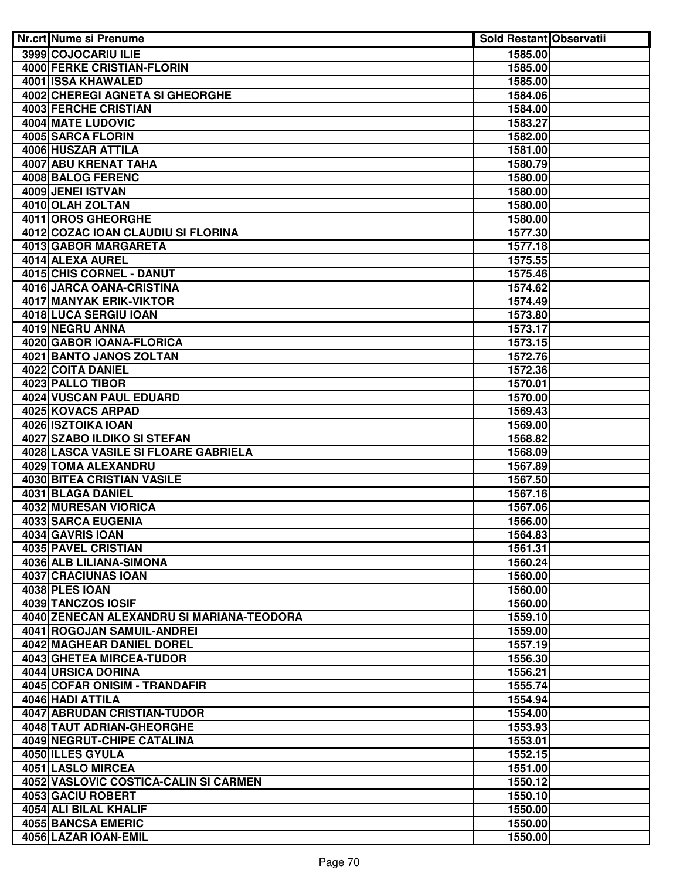| Nr.crt | Nume si Prenume | Sold Restant | Observatii |
|---|---|---|---|
| 3999 | COJOCARIU ILIE | 1585.00 | |
| 4000 | FERKE CRISTIAN-FLORIN | 1585.00 | |
| 4001 | ISSA KHAWALED | 1585.00 | |
| 4002 | CHEREGI AGNETA SI GHEORGHE | 1584.06 | |
| 4003 | FERCHE CRISTIAN | 1584.00 | |
| 4004 | MATE LUDOVIC | 1583.27 | |
| 4005 | SARCA FLORIN | 1582.00 | |
| 4006 | HUSZAR ATTILA | 1581.00 | |
| 4007 | ABU KRENAT TAHA | 1580.79 | |
| 4008 | BALOG FERENC | 1580.00 | |
| 4009 | JENEI ISTVAN | 1580.00 | |
| 4010 | OLAH ZOLTAN | 1580.00 | |
| 4011 | OROS GHEORGHE | 1580.00 | |
| 4012 | COZAC IOAN CLAUDIU SI FLORINA | 1577.30 | |
| 4013 | GABOR MARGARETA | 1577.18 | |
| 4014 | ALEXA AUREL | 1575.55 | |
| 4015 | CHIS CORNEL - DANUT | 1575.46 | |
| 4016 | JARCA OANA-CRISTINA | 1574.62 | |
| 4017 | MANYAK ERIK-VIKTOR | 1574.49 | |
| 4018 | LUCA SERGIU IOAN | 1573.80 | |
| 4019 | NEGRU ANNA | 1573.17 | |
| 4020 | GABOR IOANA-FLORICA | 1573.15 | |
| 4021 | BANTO JANOS ZOLTAN | 1572.76 | |
| 4022 | COITA DANIEL | 1572.36 | |
| 4023 | PALLO TIBOR | 1570.01 | |
| 4024 | VUSCAN PAUL EDUARD | 1570.00 | |
| 4025 | KOVACS ARPAD | 1569.43 | |
| 4026 | ISZTOIKA IOAN | 1569.00 | |
| 4027 | SZABO ILDIKO SI STEFAN | 1568.82 | |
| 4028 | LASCA VASILE SI FLOARE GABRIELA | 1568.09 | |
| 4029 | TOMA ALEXANDRU | 1567.89 | |
| 4030 | BITEA CRISTIAN VASILE | 1567.50 | |
| 4031 | BLAGA DANIEL | 1567.16 | |
| 4032 | MURESAN VIORICA | 1567.06 | |
| 4033 | SARCA EUGENIA | 1566.00 | |
| 4034 | GAVRIS IOAN | 1564.83 | |
| 4035 | PAVEL CRISTIAN | 1561.31 | |
| 4036 | ALB LILIANA-SIMONA | 1560.24 | |
| 4037 | CRACIUNAS IOAN | 1560.00 | |
| 4038 | PLES IOAN | 1560.00 | |
| 4039 | TANCZOS IOSIF | 1560.00 | |
| 4040 | ZENECAN ALEXANDRU SI MARIANA-TEODORA | 1559.10 | |
| 4041 | ROGOJAN SAMUIL-ANDREI | 1559.00 | |
| 4042 | MAGHEAR DANIEL DOREL | 1557.19 | |
| 4043 | GHETEA MIRCEA-TUDOR | 1556.30 | |
| 4044 | URSICA DORINA | 1556.21 | |
| 4045 | COFAR ONISIM - TRANDAFIR | 1555.74 | |
| 4046 | HADI ATTILA | 1554.94 | |
| 4047 | ABRUDAN CRISTIAN-TUDOR | 1554.00 | |
| 4048 | TAUT ADRIAN-GHEORGHE | 1553.93 | |
| 4049 | NEGRUT-CHIPE CATALINA | 1553.01 | |
| 4050 | ILLES GYULA | 1552.15 | |
| 4051 | LASLO MIRCEA | 1551.00 | |
| 4052 | VASLOVIC COSTICA-CALIN SI CARMEN | 1550.12 | |
| 4053 | GACIU ROBERT | 1550.10 | |
| 4054 | ALI BILAL KHALIF | 1550.00 | |
| 4055 | BANCSA EMERIC | 1550.00 | |
| 4056 | LAZAR IOAN-EMIL | 1550.00 | |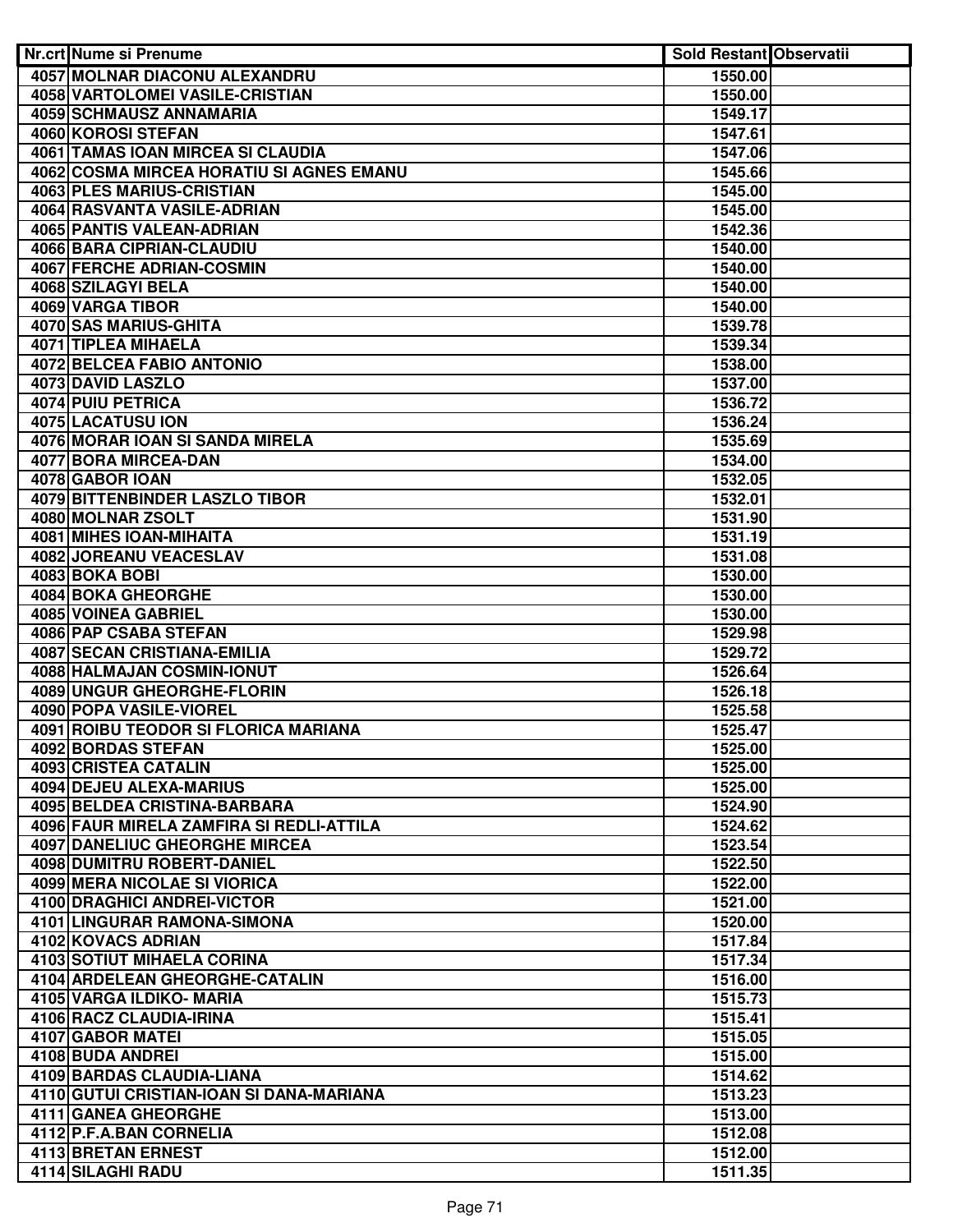| Nr.crt | Nume si Prenume | Sold Restant | Observatii |
|---|---|---|---|
| 4057 | MOLNAR DIACONU ALEXANDRU | 1550.00 | |
| 4058 | VARTOLOMEI VASILE-CRISTIAN | 1550.00 | |
| 4059 | SCHMAUSZ ANNAMARIA | 1549.17 | |
| 4060 | KOROSI STEFAN | 1547.61 | |
| 4061 | TAMAS IOAN MIRCEA SI CLAUDIA | 1547.06 | |
| 4062 | COSMA MIRCEA HORATIU SI AGNES EMANU | 1545.66 | |
| 4063 | PLES MARIUS-CRISTIAN | 1545.00 | |
| 4064 | RASVANTA VASILE-ADRIAN | 1545.00 | |
| 4065 | PANTIS VALEAN-ADRIAN | 1542.36 | |
| 4066 | BARA CIPRIAN-CLAUDIU | 1540.00 | |
| 4067 | FERCHE ADRIAN-COSMIN | 1540.00 | |
| 4068 | SZILAGYI BELA | 1540.00 | |
| 4069 | VARGA TIBOR | 1540.00 | |
| 4070 | SAS MARIUS-GHITA | 1539.78 | |
| 4071 | TIPLEA MIHAELA | 1539.34 | |
| 4072 | BELCEA FABIO ANTONIO | 1538.00 | |
| 4073 | DAVID LASZLO | 1537.00 | |
| 4074 | PUIU PETRICA | 1536.72 | |
| 4075 | LACATUSU ION | 1536.24 | |
| 4076 | MORAR IOAN SI SANDA MIRELA | 1535.69 | |
| 4077 | BORA MIRCEA-DAN | 1534.00 | |
| 4078 | GABOR IOAN | 1532.05 | |
| 4079 | BITTENBINDER LASZLO TIBOR | 1532.01 | |
| 4080 | MOLNAR ZSOLT | 1531.90 | |
| 4081 | MIHES IOAN-MIHAITA | 1531.19 | |
| 4082 | JOREANU VEACESLAV | 1531.08 | |
| 4083 | BOKA BOBI | 1530.00 | |
| 4084 | BOKA GHEORGHE | 1530.00 | |
| 4085 | VOINEA GABRIEL | 1530.00 | |
| 4086 | PAP CSABA STEFAN | 1529.98 | |
| 4087 | SECAN CRISTIANA-EMILIA | 1529.72 | |
| 4088 | HALMAJAN COSMIN-IONUT | 1526.64 | |
| 4089 | UNGUR GHEORGHE-FLORIN | 1526.18 | |
| 4090 | POPA VASILE-VIOREL | 1525.58 | |
| 4091 | ROIBU TEODOR SI FLORICA MARIANA | 1525.47 | |
| 4092 | BORDAS STEFAN | 1525.00 | |
| 4093 | CRISTEA CATALIN | 1525.00 | |
| 4094 | DEJEU ALEXA-MARIUS | 1525.00 | |
| 4095 | BELDEA CRISTINA-BARBARA | 1524.90 | |
| 4096 | FAUR MIRELA ZAMFIRA SI REDLI-ATTILA | 1524.62 | |
| 4097 | DANELIUC GHEORGHE MIRCEA | 1523.54 | |
| 4098 | DUMITRU ROBERT-DANIEL | 1522.50 | |
| 4099 | MERA NICOLAE SI VIORICA | 1522.00 | |
| 4100 | DRAGHICI ANDREI-VICTOR | 1521.00 | |
| 4101 | LINGURAR RAMONA-SIMONA | 1520.00 | |
| 4102 | KOVACS ADRIAN | 1517.84 | |
| 4103 | SOTIUT MIHAELA CORINA | 1517.34 | |
| 4104 | ARDELEAN GHEORGHE-CATALIN | 1516.00 | |
| 4105 | VARGA ILDIKO- MARIA | 1515.73 | |
| 4106 | RACZ CLAUDIA-IRINA | 1515.41 | |
| 4107 | GABOR MATEI | 1515.05 | |
| 4108 | BUDA ANDREI | 1515.00 | |
| 4109 | BARDAS CLAUDIA-LIANA | 1514.62 | |
| 4110 | GUTUI CRISTIAN-IOAN SI DANA-MARIANA | 1513.23 | |
| 4111 | GANEA GHEORGHE | 1513.00 | |
| 4112 | P.F.A.BAN CORNELIA | 1512.08 | |
| 4113 | BRETAN ERNEST | 1512.00 | |
| 4114 | SILAGHI RADU | 1511.35 | |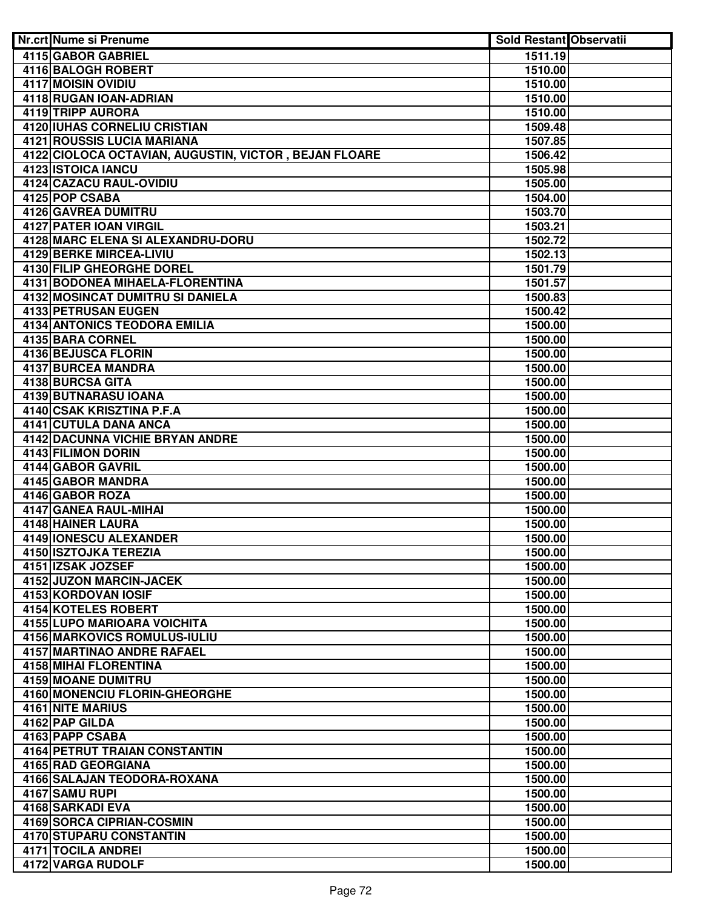| Nr.crt | Nume si Prenume | Sold Restant | Observatii |
|---|---|---|---|
| 4115 | GABOR GABRIEL | 1511.19 | |
| 4116 | BALOGH ROBERT | 1510.00 | |
| 4117 | MOISIN OVIDIU | 1510.00 | |
| 4118 | RUGAN IOAN-ADRIAN | 1510.00 | |
| 4119 | TRIPP AURORA | 1510.00 | |
| 4120 | IUHAS CORNELIU CRISTIAN | 1509.48 | |
| 4121 | ROUSSIS LUCIA MARIANA | 1507.85 | |
| 4122 | CIOLOCA OCTAVIAN, AUGUSTIN, VICTOR , BEJAN FLOARE | 1506.42 | |
| 4123 | ISTOICA IANCU | 1505.98 | |
| 4124 | CAZACU RAUL-OVIDIU | 1505.00 | |
| 4125 | POP CSABA | 1504.00 | |
| 4126 | GAVREA DUMITRU | 1503.70 | |
| 4127 | PATER IOAN VIRGIL | 1503.21 | |
| 4128 | MARC ELENA SI ALEXANDRU-DORU | 1502.72 | |
| 4129 | BERKE MIRCEA-LIVIU | 1502.13 | |
| 4130 | FILIP GHEORGHE DOREL | 1501.79 | |
| 4131 | BODONEA MIHAELA-FLORENTINA | 1501.57 | |
| 4132 | MOSINCAT DUMITRU SI DANIELA | 1500.83 | |
| 4133 | PETRUSAN EUGEN | 1500.42 | |
| 4134 | ANTONICS TEODORA EMILIA | 1500.00 | |
| 4135 | BARA CORNEL | 1500.00 | |
| 4136 | BEJUSCA FLORIN | 1500.00 | |
| 4137 | BURCEA MANDRA | 1500.00 | |
| 4138 | BURCSA GITA | 1500.00 | |
| 4139 | BUTNARASU IOANA | 1500.00 | |
| 4140 | CSAK KRISZTINA P.F.A | 1500.00 | |
| 4141 | CUTULA DANA ANCA | 1500.00 | |
| 4142 | DACUNNA VICHIE BRYAN ANDRE | 1500.00 | |
| 4143 | FILIMON DORIN | 1500.00 | |
| 4144 | GABOR GAVRIL | 1500.00 | |
| 4145 | GABOR MANDRA | 1500.00 | |
| 4146 | GABOR ROZA | 1500.00 | |
| 4147 | GANEA RAUL-MIHAI | 1500.00 | |
| 4148 | HAINER LAURA | 1500.00 | |
| 4149 | IONESCU ALEXANDER | 1500.00 | |
| 4150 | ISZTOJKA TEREZIA | 1500.00 | |
| 4151 | IZSAK JOZSEF | 1500.00 | |
| 4152 | JUZON MARCIN-JACEK | 1500.00 | |
| 4153 | KORDOVAN IOSIF | 1500.00 | |
| 4154 | KOTELES ROBERT | 1500.00 | |
| 4155 | LUPO MARIOARA VOICHITA | 1500.00 | |
| 4156 | MARKOVICS ROMULUS-IULIU | 1500.00 | |
| 4157 | MARTINAO ANDRE RAFAEL | 1500.00 | |
| 4158 | MIHAI FLORENTINA | 1500.00 | |
| 4159 | MOANE DUMITRU | 1500.00 | |
| 4160 | MONENCIU FLORIN-GHEORGHE | 1500.00 | |
| 4161 | NITE MARIUS | 1500.00 | |
| 4162 | PAP GILDA | 1500.00 | |
| 4163 | PAPP CSABA | 1500.00 | |
| 4164 | PETRUT TRAIAN CONSTANTIN | 1500.00 | |
| 4165 | RAD GEORGIANA | 1500.00 | |
| 4166 | SALAJAN TEODORA-ROXANA | 1500.00 | |
| 4167 | SAMU RUPI | 1500.00 | |
| 4168 | SARKADI EVA | 1500.00 | |
| 4169 | SORCA CIPRIAN-COSMIN | 1500.00 | |
| 4170 | STUPARU CONSTANTIN | 1500.00 | |
| 4171 | TOCILA ANDREI | 1500.00 | |
| 4172 | VARGA RUDOLF | 1500.00 | |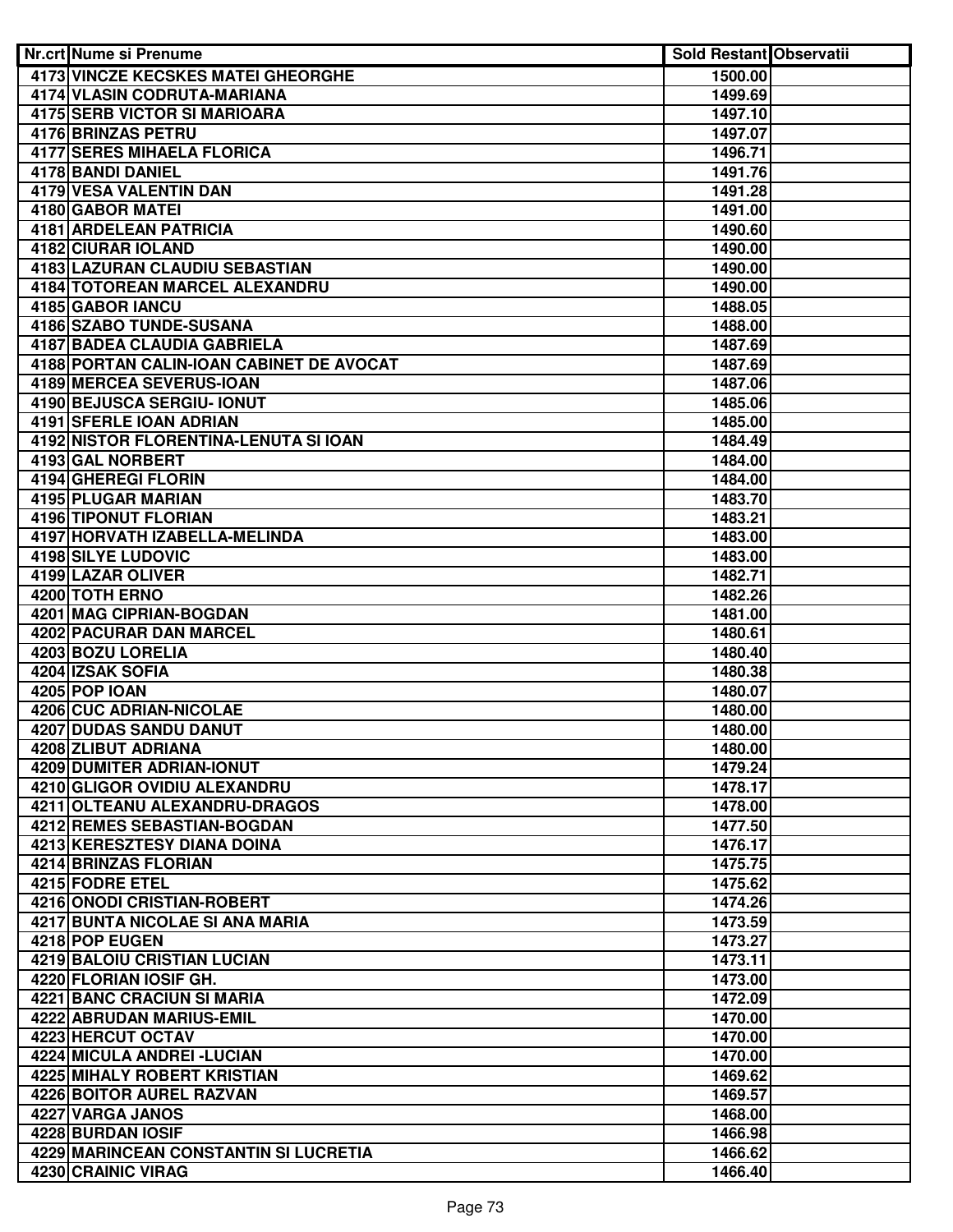| Nr.crt | Nume si Prenume | Sold Restant | Observatii |
|---|---|---|---|
| 4173 | VINCZE KECSKES MATEI GHEORGHE | 1500.00 | |
| 4174 | VLASIN CODRUTA-MARIANA | 1499.69 | |
| 4175 | SERB VICTOR SI MARIOARA | 1497.10 | |
| 4176 | BRINZAS PETRU | 1497.07 | |
| 4177 | SERES MIHAELA FLORICA | 1496.71 | |
| 4178 | BANDI DANIEL | 1491.76 | |
| 4179 | VESA VALENTIN DAN | 1491.28 | |
| 4180 | GABOR MATEI | 1491.00 | |
| 4181 | ARDELEAN PATRICIA | 1490.60 | |
| 4182 | CIURAR IOLAND | 1490.00 | |
| 4183 | LAZURAN CLAUDIU SEBASTIAN | 1490.00 | |
| 4184 | TOTOREAN MARCEL ALEXANDRU | 1490.00 | |
| 4185 | GABOR IANCU | 1488.05 | |
| 4186 | SZABO TUNDE-SUSANA | 1488.00 | |
| 4187 | BADEA CLAUDIA GABRIELA | 1487.69 | |
| 4188 | PORTAN CALIN-IOAN CABINET DE AVOCAT | 1487.69 | |
| 4189 | MERCEA SEVERUS-IOAN | 1487.06 | |
| 4190 | BEJUSCA SERGIU- IONUT | 1485.06 | |
| 4191 | SFERLE IOAN ADRIAN | 1485.00 | |
| 4192 | NISTOR FLORENTINA-LENUTA SI IOAN | 1484.49 | |
| 4193 | GAL NORBERT | 1484.00 | |
| 4194 | GHEREGI FLORIN | 1484.00 | |
| 4195 | PLUGAR MARIAN | 1483.70 | |
| 4196 | TIPONUT FLORIAN | 1483.21 | |
| 4197 | HORVATH IZABELLA-MELINDA | 1483.00 | |
| 4198 | SILYE LUDOVIC | 1483.00 | |
| 4199 | LAZAR OLIVER | 1482.71 | |
| 4200 | TOTH ERNO | 1482.26 | |
| 4201 | MAG CIPRIAN-BOGDAN | 1481.00 | |
| 4202 | PACURAR DAN MARCEL | 1480.61 | |
| 4203 | BOZU LORELIA | 1480.40 | |
| 4204 | IZSAK SOFIA | 1480.38 | |
| 4205 | POP IOAN | 1480.07 | |
| 4206 | CUC ADRIAN-NICOLAE | 1480.00 | |
| 4207 | DUDAS SANDU DANUT | 1480.00 | |
| 4208 | ZLIBUT ADRIANA | 1480.00 | |
| 4209 | DUMITER ADRIAN-IONUT | 1479.24 | |
| 4210 | GLIGOR OVIDIU ALEXANDRU | 1478.17 | |
| 4211 | OLTEANU ALEXANDRU-DRAGOS | 1478.00 | |
| 4212 | REMES SEBASTIAN-BOGDAN | 1477.50 | |
| 4213 | KERESZTESY DIANA DOINA | 1476.17 | |
| 4214 | BRINZAS FLORIAN | 1475.75 | |
| 4215 | FODRE ETEL | 1475.62 | |
| 4216 | ONODI CRISTIAN-ROBERT | 1474.26 | |
| 4217 | BUNTA NICOLAE SI ANA MARIA | 1473.59 | |
| 4218 | POP EUGEN | 1473.27 | |
| 4219 | BALOIU CRISTIAN LUCIAN | 1473.11 | |
| 4220 | FLORIAN IOSIF GH. | 1473.00 | |
| 4221 | BANC CRACIUN SI MARIA | 1472.09 | |
| 4222 | ABRUDAN MARIUS-EMIL | 1470.00 | |
| 4223 | HERCUT OCTAV | 1470.00 | |
| 4224 | MICULA ANDREI -LUCIAN | 1470.00 | |
| 4225 | MIHALY ROBERT KRISTIAN | 1469.62 | |
| 4226 | BOITOR AUREL RAZVAN | 1469.57 | |
| 4227 | VARGA JANOS | 1468.00 | |
| 4228 | BURDAN IOSIF | 1466.98 | |
| 4229 | MARINCEAN CONSTANTIN SI LUCRETIA | 1466.62 | |
| 4230 | CRAINIC VIRAG | 1466.40 | |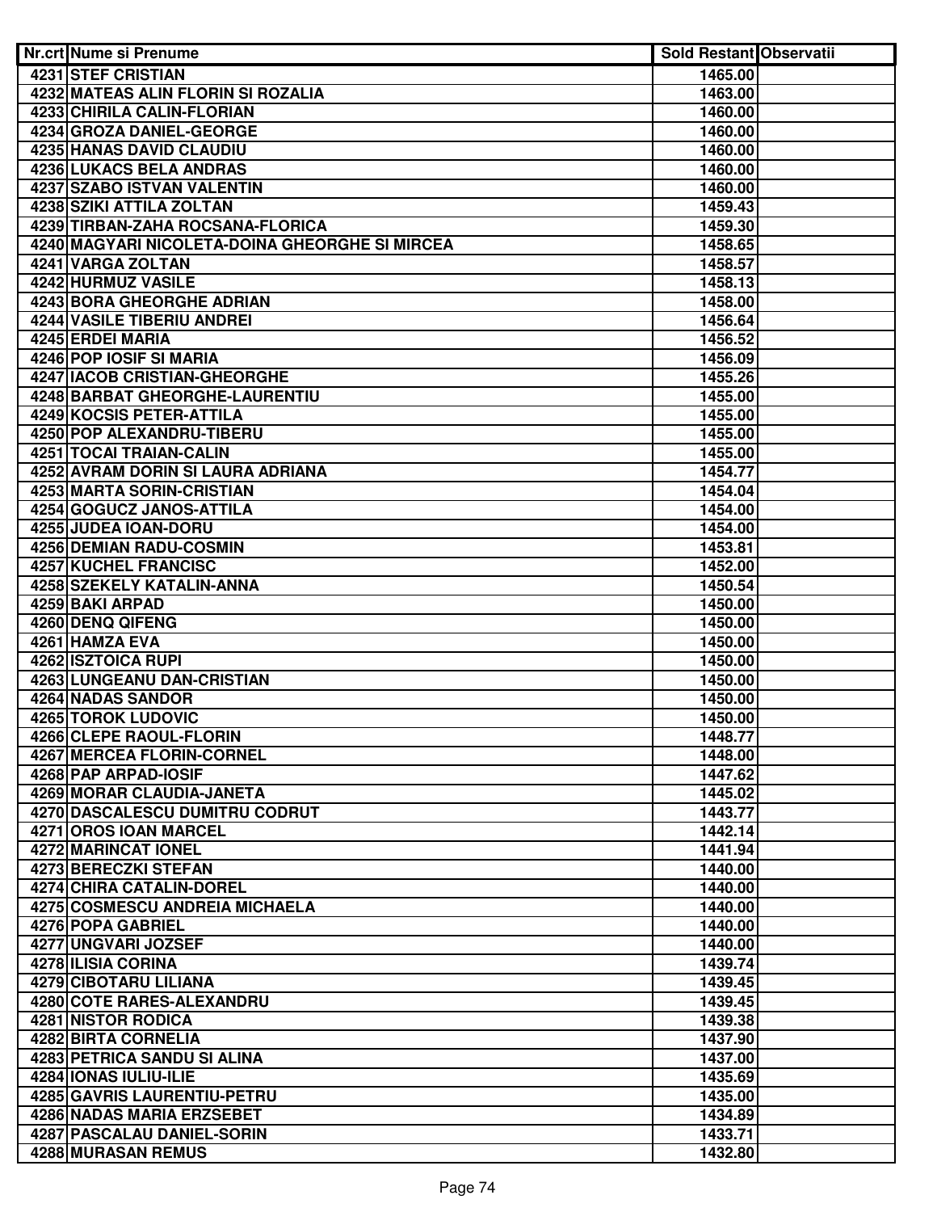| Nr.crt | Nume si Prenume | Sold Restant | Observatii |
|---|---|---|---|
| 4231 | STEF CRISTIAN | 1465.00 | |
| 4232 | MATEAS ALIN FLORIN SI ROZALIA | 1463.00 | |
| 4233 | CHIRILA CALIN-FLORIAN | 1460.00 | |
| 4234 | GROZA DANIEL-GEORGE | 1460.00 | |
| 4235 | HANAS DAVID CLAUDIU | 1460.00 | |
| 4236 | LUKACS BELA ANDRAS | 1460.00 | |
| 4237 | SZABO ISTVAN VALENTIN | 1460.00 | |
| 4238 | SZIKI ATTILA ZOLTAN | 1459.43 | |
| 4239 | TIRBAN-ZAHA ROCSANA-FLORICA | 1459.30 | |
| 4240 | MAGYARI NICOLETA-DOINA GHEORGHE SI MIRCEA | 1458.65 | |
| 4241 | VARGA ZOLTAN | 1458.57 | |
| 4242 | HURMUZ VASILE | 1458.13 | |
| 4243 | BORA GHEORGHE ADRIAN | 1458.00 | |
| 4244 | VASILE TIBERIU ANDREI | 1456.64 | |
| 4245 | ERDEI MARIA | 1456.52 | |
| 4246 | POP IOSIF SI MARIA | 1456.09 | |
| 4247 | IACOB CRISTIAN-GHEORGHE | 1455.26 | |
| 4248 | BARBAT GHEORGHE-LAURENTIU | 1455.00 | |
| 4249 | KOCSIS PETER-ATTILA | 1455.00 | |
| 4250 | POP ALEXANDRU-TIBERU | 1455.00 | |
| 4251 | TOCAI TRAIAN-CALIN | 1455.00 | |
| 4252 | AVRAM DORIN SI LAURA ADRIANA | 1454.77 | |
| 4253 | MARTA SORIN-CRISTIAN | 1454.04 | |
| 4254 | GOGUCZ JANOS-ATTILA | 1454.00 | |
| 4255 | JUDEA IOAN-DORU | 1454.00 | |
| 4256 | DEMIAN RADU-COSMIN | 1453.81 | |
| 4257 | KUCHEL FRANCISC | 1452.00 | |
| 4258 | SZEKELY KATALIN-ANNA | 1450.54 | |
| 4259 | BAKI ARPAD | 1450.00 | |
| 4260 | DENQ QIFENG | 1450.00 | |
| 4261 | HAMZA EVA | 1450.00 | |
| 4262 | ISZTOICA RUPI | 1450.00 | |
| 4263 | LUNGEANU DAN-CRISTIAN | 1450.00 | |
| 4264 | NADAS SANDOR | 1450.00 | |
| 4265 | TOROK LUDOVIC | 1450.00 | |
| 4266 | CLEPE RAOUL-FLORIN | 1448.77 | |
| 4267 | MERCEA FLORIN-CORNEL | 1448.00 | |
| 4268 | PAP ARPAD-IOSIF | 1447.62 | |
| 4269 | MORAR CLAUDIA-JANETA | 1445.02 | |
| 4270 | DASCALESCU DUMITRU CODRUT | 1443.77 | |
| 4271 | OROS IOAN MARCEL | 1442.14 | |
| 4272 | MARINCAT IONEL | 1441.94 | |
| 4273 | BERECZKI STEFAN | 1440.00 | |
| 4274 | CHIRA CATALIN-DOREL | 1440.00 | |
| 4275 | COSMESCU ANDREIA MICHAELA | 1440.00 | |
| 4276 | POPA GABRIEL | 1440.00 | |
| 4277 | UNGVARI JOZSEF | 1440.00 | |
| 4278 | ILISIA CORINA | 1439.74 | |
| 4279 | CIBOTARU LILIANA | 1439.45 | |
| 4280 | COTE RARES-ALEXANDRU | 1439.45 | |
| 4281 | NISTOR RODICA | 1439.38 | |
| 4282 | BIRTA CORNELIA | 1437.90 | |
| 4283 | PETRICA SANDU SI ALINA | 1437.00 | |
| 4284 | IONAS IULIU-ILIE | 1435.69 | |
| 4285 | GAVRIS LAURENTIU-PETRU | 1435.00 | |
| 4286 | NADAS MARIA ERZSEBET | 1434.89 | |
| 4287 | PASCALAU DANIEL-SORIN | 1433.71 | |
| 4288 | MURASAN REMUS | 1432.80 | |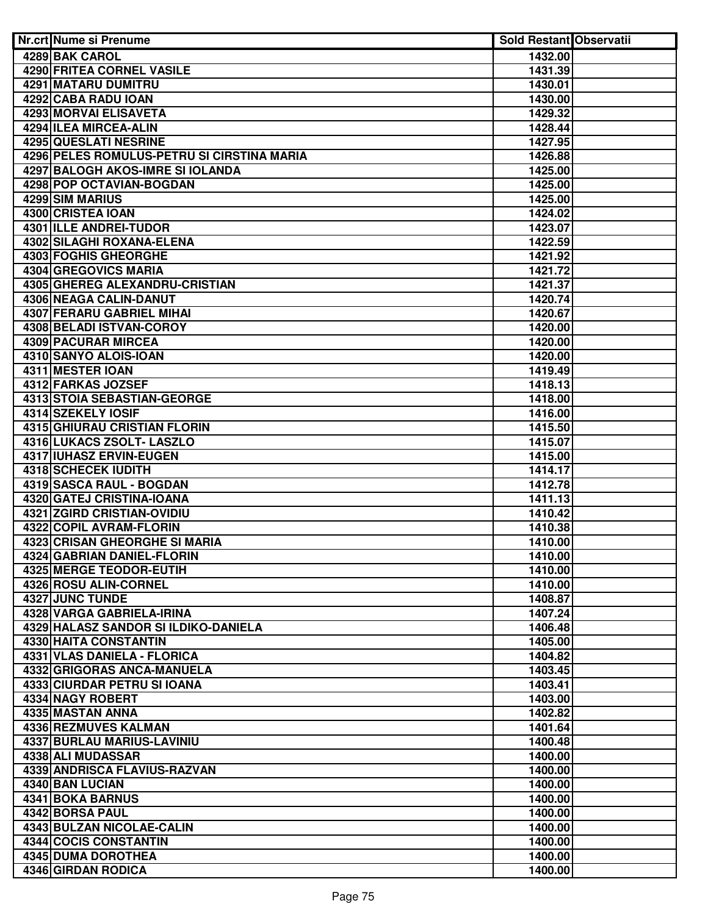| Nr.crt | Nume si Prenume | Sold Restant | Observatii |
|---|---|---|---|
| 4289 | BAK CAROL | 1432.00 | |
| 4290 | FRITEA CORNEL VASILE | 1431.39 | |
| 4291 | MATARU DUMITRU | 1430.01 | |
| 4292 | CABA RADU IOAN | 1430.00 | |
| 4293 | MORVAI ELISAVETA | 1429.32 | |
| 4294 | ILEA MIRCEA-ALIN | 1428.44 | |
| 4295 | QUESLATI NESRINE | 1427.95 | |
| 4296 | PELES ROMULUS-PETRU SI CIRSTINA MARIA | 1426.88 | |
| 4297 | BALOGH AKOS-IMRE SI IOLANDA | 1425.00 | |
| 4298 | POP OCTAVIAN-BOGDAN | 1425.00 | |
| 4299 | SIM MARIUS | 1425.00 | |
| 4300 | CRISTEA IOAN | 1424.02 | |
| 4301 | ILLE ANDREI-TUDOR | 1423.07 | |
| 4302 | SILAGHI ROXANA-ELENA | 1422.59 | |
| 4303 | FOGHIS GHEORGHE | 1421.92 | |
| 4304 | GREGOVICS MARIA | 1421.72 | |
| 4305 | GHEREG ALEXANDRU-CRISTIAN | 1421.37 | |
| 4306 | NEAGA CALIN-DANUT | 1420.74 | |
| 4307 | FERARU GABRIEL MIHAI | 1420.67 | |
| 4308 | BELADI ISTVAN-COROY | 1420.00 | |
| 4309 | PACURAR MIRCEA | 1420.00 | |
| 4310 | SANYO ALOIS-IOAN | 1420.00 | |
| 4311 | MESTER IOAN | 1419.49 | |
| 4312 | FARKAS JOZSEF | 1418.13 | |
| 4313 | STOIA SEBASTIAN-GEORGE | 1418.00 | |
| 4314 | SZEKELY IOSIF | 1416.00 | |
| 4315 | GHIURAU CRISTIAN FLORIN | 1415.50 | |
| 4316 | LUKACS ZSOLT- LASZLO | 1415.07 | |
| 4317 | IUHASZ ERVIN-EUGEN | 1415.00 | |
| 4318 | SCHECEK IUDITH | 1414.17 | |
| 4319 | SASCA RAUL - BOGDAN | 1412.78 | |
| 4320 | GATEJ CRISTINA-IOANA | 1411.13 | |
| 4321 | ZGIRD CRISTIAN-OVIDIU | 1410.42 | |
| 4322 | COPIL AVRAM-FLORIN | 1410.38 | |
| 4323 | CRISAN GHEORGHE SI MARIA | 1410.00 | |
| 4324 | GABRIAN DANIEL-FLORIN | 1410.00 | |
| 4325 | MERGE TEODOR-EUTIH | 1410.00 | |
| 4326 | ROSU ALIN-CORNEL | 1410.00 | |
| 4327 | JUNC TUNDE | 1408.87 | |
| 4328 | VARGA GABRIELA-IRINA | 1407.24 | |
| 4329 | HALASZ SANDOR SI ILDIKO-DANIELA | 1406.48 | |
| 4330 | HAITA CONSTANTIN | 1405.00 | |
| 4331 | VLAS DANIELA - FLORICA | 1404.82 | |
| 4332 | GRIGORAS ANCA-MANUELA | 1403.45 | |
| 4333 | CIURDAR PETRU SI IOANA | 1403.41 | |
| 4334 | NAGY ROBERT | 1403.00 | |
| 4335 | MASTAN ANNA | 1402.82 | |
| 4336 | REZMUVES KALMAN | 1401.64 | |
| 4337 | BURLAU MARIUS-LAVINIU | 1400.48 | |
| 4338 | ALI MUDASSAR | 1400.00 | |
| 4339 | ANDRISCA FLAVIUS-RAZVAN | 1400.00 | |
| 4340 | BAN LUCIAN | 1400.00 | |
| 4341 | BOKA BARNUS | 1400.00 | |
| 4342 | BORSA PAUL | 1400.00 | |
| 4343 | BULZAN NICOLAE-CALIN | 1400.00 | |
| 4344 | COCIS CONSTANTIN | 1400.00 | |
| 4345 | DUMA DOROTHEA | 1400.00 | |
| 4346 | GIRDAN RODICA | 1400.00 | |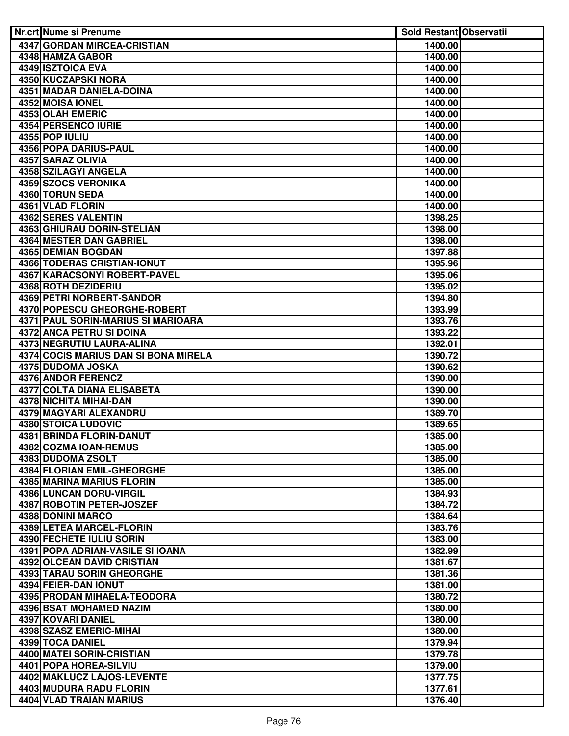| Nr.crt | Nume si Prenume | Sold Restant | Observatii |
|---|---|---|---|
| 4347 | GORDAN MIRCEA-CRISTIAN | 1400.00 | |
| 4348 | HAMZA GABOR | 1400.00 | |
| 4349 | ISZTOICA EVA | 1400.00 | |
| 4350 | KUCZAPSKI NORA | 1400.00 | |
| 4351 | MADAR DANIELA-DOINA | 1400.00 | |
| 4352 | MOISA IONEL | 1400.00 | |
| 4353 | OLAH EMERIC | 1400.00 | |
| 4354 | PERSENCO IURIE | 1400.00 | |
| 4355 | POP IULIU | 1400.00 | |
| 4356 | POPA DARIUS-PAUL | 1400.00 | |
| 4357 | SARAZ OLIVIA | 1400.00 | |
| 4358 | SZILAGYI ANGELA | 1400.00 | |
| 4359 | SZOCS VERONIKA | 1400.00 | |
| 4360 | TORUN SEDA | 1400.00 | |
| 4361 | VLAD FLORIN | 1400.00 | |
| 4362 | SERES VALENTIN | 1398.25 | |
| 4363 | GHIURAU DORIN-STELIAN | 1398.00 | |
| 4364 | MESTER DAN GABRIEL | 1398.00 | |
| 4365 | DEMIAN BOGDAN | 1397.88 | |
| 4366 | TODERAS CRISTIAN-IONUT | 1395.96 | |
| 4367 | KARACSONYI ROBERT-PAVEL | 1395.06 | |
| 4368 | ROTH DEZIDERIU | 1395.02 | |
| 4369 | PETRI NORBERT-SANDOR | 1394.80 | |
| 4370 | POPESCU GHEORGHE-ROBERT | 1393.99 | |
| 4371 | PAUL SORIN-MARIUS SI MARIOARA | 1393.76 | |
| 4372 | ANCA PETRU SI DOINA | 1393.22 | |
| 4373 | NEGRUTIU LAURA-ALINA | 1392.01 | |
| 4374 | COCIS MARIUS DAN SI BONA MIRELA | 1390.72 | |
| 4375 | DUDOMA JOSKA | 1390.62 | |
| 4376 | ANDOR FERENCZ | 1390.00 | |
| 4377 | COLTA DIANA ELISABETA | 1390.00 | |
| 4378 | NICHITA MIHAI-DAN | 1390.00 | |
| 4379 | MAGYARI ALEXANDRU | 1389.70 | |
| 4380 | STOICA LUDOVIC | 1389.65 | |
| 4381 | BRINDA FLORIN-DANUT | 1385.00 | |
| 4382 | COZMA IOAN-REMUS | 1385.00 | |
| 4383 | DUDOMA ZSOLT | 1385.00 | |
| 4384 | FLORIAN EMIL-GHEORGHE | 1385.00 | |
| 4385 | MARINA MARIUS FLORIN | 1385.00 | |
| 4386 | LUNCAN DORU-VIRGIL | 1384.93 | |
| 4387 | ROBOTIN PETER-JOSZEF | 1384.72 | |
| 4388 | DONINI MARCO | 1384.64 | |
| 4389 | LETEA MARCEL-FLORIN | 1383.76 | |
| 4390 | FECHETE IULIU SORIN | 1383.00 | |
| 4391 | POPA ADRIAN-VASILE SI IOANA | 1382.99 | |
| 4392 | OLCEAN DAVID CRISTIAN | 1381.67 | |
| 4393 | TARAU SORIN GHEORGHE | 1381.36 | |
| 4394 | FEIER-DAN IONUT | 1381.00 | |
| 4395 | PRODAN MIHAELA-TEODORA | 1380.72 | |
| 4396 | BSAT MOHAMED NAZIM | 1380.00 | |
| 4397 | KOVARI DANIEL | 1380.00 | |
| 4398 | SZASZ EMERIC-MIHAI | 1380.00 | |
| 4399 | TOCA DANIEL | 1379.94 | |
| 4400 | MATEI SORIN-CRISTIAN | 1379.78 | |
| 4401 | POPA HOREA-SILVIU | 1379.00 | |
| 4402 | MAKLUCZ LAJOS-LEVENTE | 1377.75 | |
| 4403 | MUDURA RADU FLORIN | 1377.61 | |
| 4404 | VLAD TRAIAN MARIUS | 1376.40 | |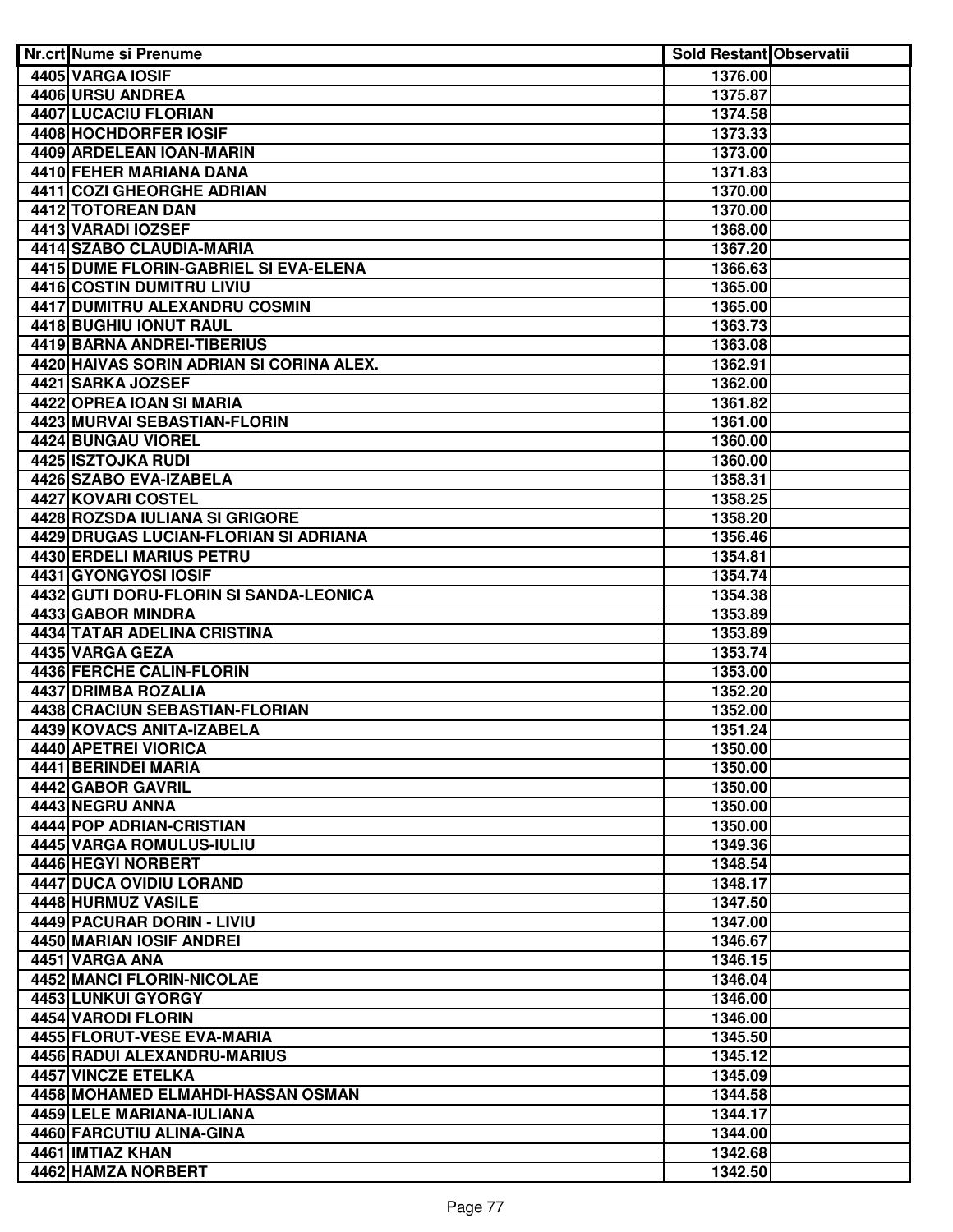| Nr.crt | Nume si Prenume | Sold Restant | Observatii |
|---|---|---|---|
| 4405 | VARGA IOSIF | 1376.00 | |
| 4406 | URSU ANDREA | 1375.87 | |
| 4407 | LUCACIU FLORIAN | 1374.58 | |
| 4408 | HOCHDORFER IOSIF | 1373.33 | |
| 4409 | ARDELEAN IOAN-MARIN | 1373.00 | |
| 4410 | FEHER MARIANA DANA | 1371.83 | |
| 4411 | COZI GHEORGHE ADRIAN | 1370.00 | |
| 4412 | TOTOREAN DAN | 1370.00 | |
| 4413 | VARADI IOZSEF | 1368.00 | |
| 4414 | SZABO CLAUDIA-MARIA | 1367.20 | |
| 4415 | DUME FLORIN-GABRIEL SI EVA-ELENA | 1366.63 | |
| 4416 | COSTIN DUMITRU LIVIU | 1365.00 | |
| 4417 | DUMITRU ALEXANDRU COSMIN | 1365.00 | |
| 4418 | BUGHIU IONUT RAUL | 1363.73 | |
| 4419 | BARNA ANDREI-TIBERIUS | 1363.08 | |
| 4420 | HAIVAS SORIN ADRIAN SI CORINA ALEX. | 1362.91 | |
| 4421 | SARKA JOZSEF | 1362.00 | |
| 4422 | OPREA IOAN SI MARIA | 1361.82 | |
| 4423 | MURVAI SEBASTIAN-FLORIN | 1361.00 | |
| 4424 | BUNGAU VIOREL | 1360.00 | |
| 4425 | ISZTOJKA RUDI | 1360.00 | |
| 4426 | SZABO EVA-IZABELA | 1358.31 | |
| 4427 | KOVARI COSTEL | 1358.25 | |
| 4428 | ROZSDA IULIANA SI GRIGORE | 1358.20 | |
| 4429 | DRUGAS LUCIAN-FLORIAN SI ADRIANA | 1356.46 | |
| 4430 | ERDELI MARIUS PETRU | 1354.81 | |
| 4431 | GYONGYOSI IOSIF | 1354.74 | |
| 4432 | GUTI DORU-FLORIN SI SANDA-LEONICA | 1354.38 | |
| 4433 | GABOR MINDRA | 1353.89 | |
| 4434 | TATAR ADELINA CRISTINA | 1353.89 | |
| 4435 | VARGA GEZA | 1353.74 | |
| 4436 | FERCHE CALIN-FLORIN | 1353.00 | |
| 4437 | DRIMBA ROZALIA | 1352.20 | |
| 4438 | CRACIUN SEBASTIAN-FLORIAN | 1352.00 | |
| 4439 | KOVACS ANITA-IZABELA | 1351.24 | |
| 4440 | APETREI VIORICA | 1350.00 | |
| 4441 | BERINDEI MARIA | 1350.00 | |
| 4442 | GABOR GAVRIL | 1350.00 | |
| 4443 | NEGRU ANNA | 1350.00 | |
| 4444 | POP ADRIAN-CRISTIAN | 1350.00 | |
| 4445 | VARGA ROMULUS-IULIU | 1349.36 | |
| 4446 | HEGYI NORBERT | 1348.54 | |
| 4447 | DUCA OVIDIU LORAND | 1348.17 | |
| 4448 | HURMUZ VASILE | 1347.50 | |
| 4449 | PACURAR DORIN - LIVIU | 1347.00 | |
| 4450 | MARIAN IOSIF ANDREI | 1346.67 | |
| 4451 | VARGA ANA | 1346.15 | |
| 4452 | MANCI FLORIN-NICOLAE | 1346.04 | |
| 4453 | LUNKUI GYORGY | 1346.00 | |
| 4454 | VARODI FLORIN | 1346.00 | |
| 4455 | FLORUT-VESE EVA-MARIA | 1345.50 | |
| 4456 | RADUI ALEXANDRU-MARIUS | 1345.12 | |
| 4457 | VINCZE ETELKA | 1345.09 | |
| 4458 | MOHAMED ELMAHDI-HASSAN OSMAN | 1344.58 | |
| 4459 | LELE MARIANA-IULIANA | 1344.17 | |
| 4460 | FARCUTIU ALINA-GINA | 1344.00 | |
| 4461 | IMTIAZ KHAN | 1342.68 | |
| 4462 | HAMZA NORBERT | 1342.50 | |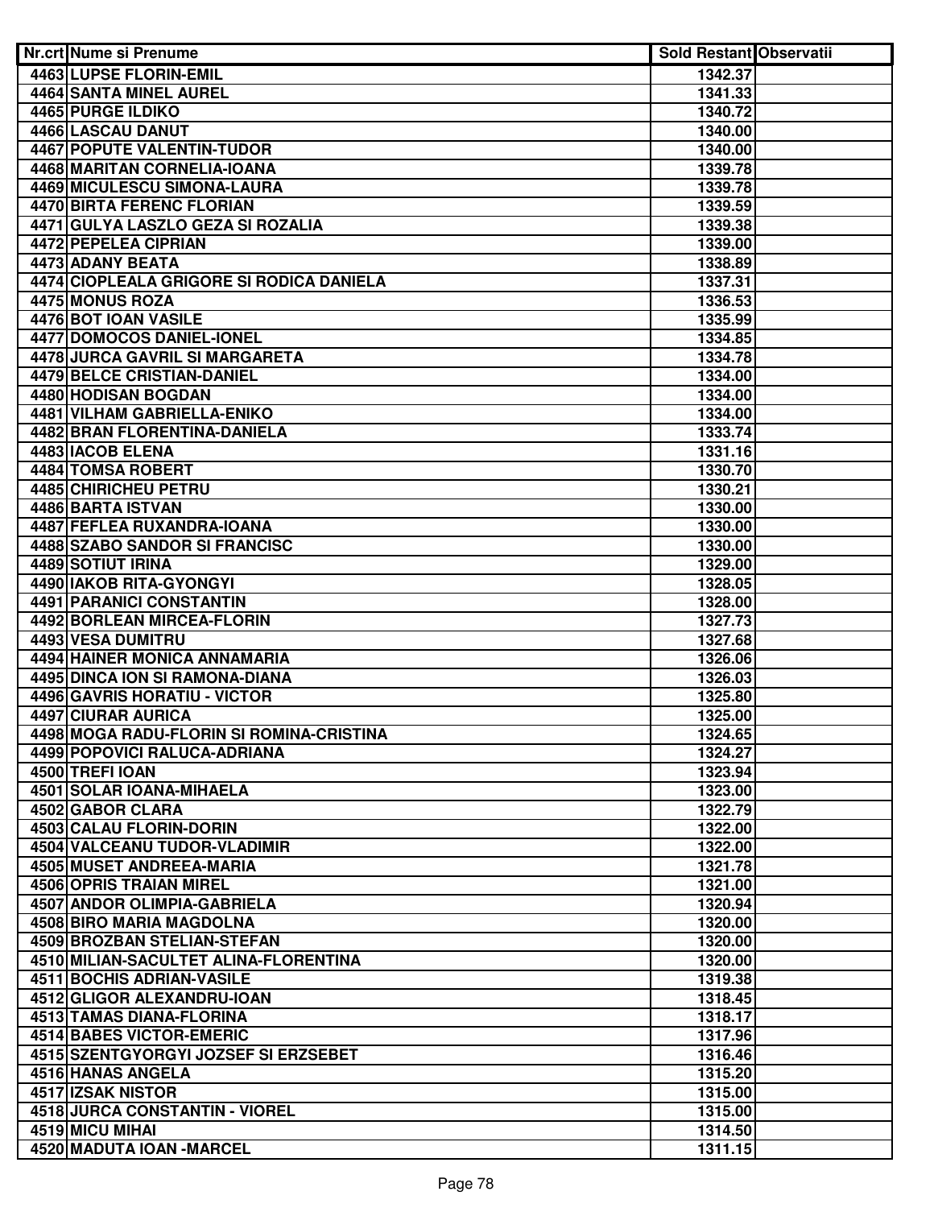| Nr.crt | Nume si Prenume | Sold Restant | Observatii |
|---|---|---|---|
| 4463 | LUPSE FLORIN-EMIL | 1342.37 | |
| 4464 | SANTA MINEL AUREL | 1341.33 | |
| 4465 | PURGE ILDIKO | 1340.72 | |
| 4466 | LASCAU DANUT | 1340.00 | |
| 4467 | POPUTE VALENTIN-TUDOR | 1340.00 | |
| 4468 | MARITAN CORNELIA-IOANA | 1339.78 | |
| 4469 | MICULESCU SIMONA-LAURA | 1339.78 | |
| 4470 | BIRTA FERENC FLORIAN | 1339.59 | |
| 4471 | GULYA LASZLO GEZA SI ROZALIA | 1339.38 | |
| 4472 | PEPELEA CIPRIAN | 1339.00 | |
| 4473 | ADANY BEATA | 1338.89 | |
| 4474 | CIOPLEALA GRIGORE SI RODICA DANIELA | 1337.31 | |
| 4475 | MONUS ROZA | 1336.53 | |
| 4476 | BOT IOAN VASILE | 1335.99 | |
| 4477 | DOMOCOS DANIEL-IONEL | 1334.85 | |
| 4478 | JURCA GAVRIL SI MARGARETA | 1334.78 | |
| 4479 | BELCE CRISTIAN-DANIEL | 1334.00 | |
| 4480 | HODISAN BOGDAN | 1334.00 | |
| 4481 | VILHAM GABRIELLA-ENIKO | 1334.00 | |
| 4482 | BRAN FLORENTINA-DANIELA | 1333.74 | |
| 4483 | IACOB ELENA | 1331.16 | |
| 4484 | TOMSA ROBERT | 1330.70 | |
| 4485 | CHIRICHEU PETRU | 1330.21 | |
| 4486 | BARTA ISTVAN | 1330.00 | |
| 4487 | FEFLEA RUXANDRA-IOANA | 1330.00 | |
| 4488 | SZABO SANDOR SI FRANCISC | 1330.00 | |
| 4489 | SOTIUT IRINA | 1329.00 | |
| 4490 | IAKOB RITA-GYONGYI | 1328.05 | |
| 4491 | PARANICI CONSTANTIN | 1328.00 | |
| 4492 | BORLEAN MIRCEA-FLORIN | 1327.73 | |
| 4493 | VESA DUMITRU | 1327.68 | |
| 4494 | HAINER MONICA ANNAMARIA | 1326.06 | |
| 4495 | DINCA ION SI RAMONA-DIANA | 1326.03 | |
| 4496 | GAVRIS HORATIU - VICTOR | 1325.80 | |
| 4497 | CIURAR AURICA | 1325.00 | |
| 4498 | MOGA RADU-FLORIN SI ROMINA-CRISTINA | 1324.65 | |
| 4499 | POPOVICI RALUCA-ADRIANA | 1324.27 | |
| 4500 | TREFI IOAN | 1323.94 | |
| 4501 | SOLAR IOANA-MIHAELA | 1323.00 | |
| 4502 | GABOR CLARA | 1322.79 | |
| 4503 | CALAU FLORIN-DORIN | 1322.00 | |
| 4504 | VALCEANU TUDOR-VLADIMIR | 1322.00 | |
| 4505 | MUSET ANDREEA-MARIA | 1321.78 | |
| 4506 | OPRIS TRAIAN MIREL | 1321.00 | |
| 4507 | ANDOR OLIMPIA-GABRIELA | 1320.94 | |
| 4508 | BIRO MARIA MAGDOLNA | 1320.00 | |
| 4509 | BROZBAN STELIAN-STEFAN | 1320.00 | |
| 4510 | MILIAN-SACULTET ALINA-FLORENTINA | 1320.00 | |
| 4511 | BOCHIS ADRIAN-VASILE | 1319.38 | |
| 4512 | GLIGOR ALEXANDRU-IOAN | 1318.45 | |
| 4513 | TAMAS DIANA-FLORINA | 1318.17 | |
| 4514 | BABES VICTOR-EMERIC | 1317.96 | |
| 4515 | SZENTGYORGYI JOZSEF SI ERZSEBET | 1316.46 | |
| 4516 | HANAS ANGELA | 1315.20 | |
| 4517 | IZSAK NISTOR | 1315.00 | |
| 4518 | JURCA CONSTANTIN - VIOREL | 1315.00 | |
| 4519 | MICU MIHAI | 1314.50 | |
| 4520 | MADUTA IOAN -MARCEL | 1311.15 | |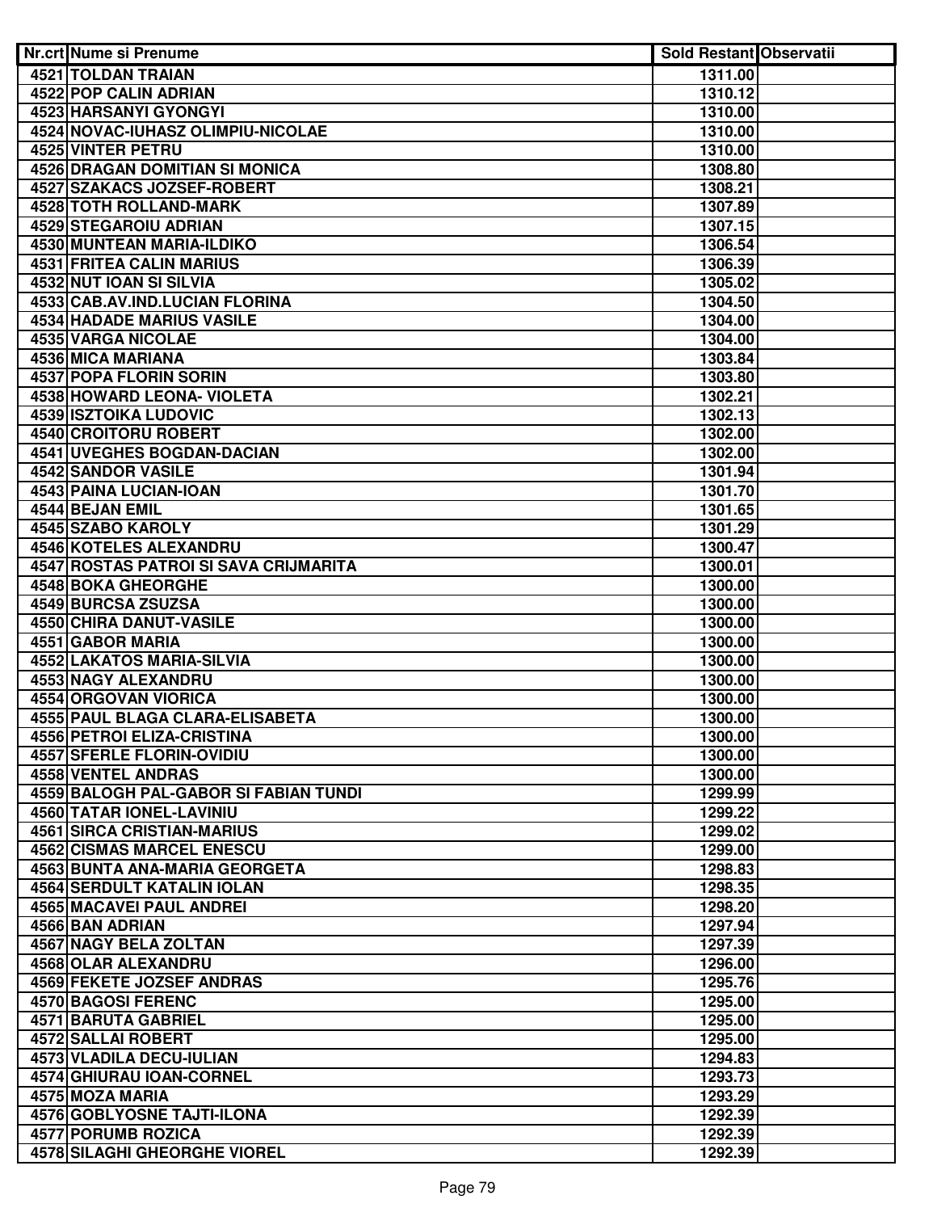| Nr.crt | Nume si Prenume | Sold Restant | Observatii |
|---|---|---|---|
| 4521 | TOLDAN TRAIAN | 1311.00 | |
| 4522 | POP CALIN ADRIAN | 1310.12 | |
| 4523 | HARSANYI GYONGYI | 1310.00 | |
| 4524 | NOVAC-IUHASZ OLIMPIU-NICOLAE | 1310.00 | |
| 4525 | VINTER PETRU | 1310.00 | |
| 4526 | DRAGAN DOMITIAN SI MONICA | 1308.80 | |
| 4527 | SZAKACS JOZSEF-ROBERT | 1308.21 | |
| 4528 | TOTH ROLLAND-MARK | 1307.89 | |
| 4529 | STEGAROIU ADRIAN | 1307.15 | |
| 4530 | MUNTEAN MARIA-ILDIKO | 1306.54 | |
| 4531 | FRITEA CALIN MARIUS | 1306.39 | |
| 4532 | NUT IOAN SI SILVIA | 1305.02 | |
| 4533 | CAB.AV.IND.LUCIAN FLORINA | 1304.50 | |
| 4534 | HADADE MARIUS VASILE | 1304.00 | |
| 4535 | VARGA NICOLAE | 1304.00 | |
| 4536 | MICA MARIANA | 1303.84 | |
| 4537 | POPA FLORIN SORIN | 1303.80 | |
| 4538 | HOWARD LEONA- VIOLETA | 1302.21 | |
| 4539 | ISZTOIKA LUDOVIC | 1302.13 | |
| 4540 | CROITORU ROBERT | 1302.00 | |
| 4541 | UVEGHES BOGDAN-DACIAN | 1302.00 | |
| 4542 | SANDOR VASILE | 1301.94 | |
| 4543 | PAINA LUCIAN-IOAN | 1301.70 | |
| 4544 | BEJAN EMIL | 1301.65 | |
| 4545 | SZABO KAROLY | 1301.29 | |
| 4546 | KOTELES ALEXANDRU | 1300.47 | |
| 4547 | ROSTAS PATROI SI SAVA CRIJMARITA | 1300.01 | |
| 4548 | BOKA GHEORGHE | 1300.00 | |
| 4549 | BURCSA ZSUZSA | 1300.00 | |
| 4550 | CHIRA DANUT-VASILE | 1300.00 | |
| 4551 | GABOR MARIA | 1300.00 | |
| 4552 | LAKATOS MARIA-SILVIA | 1300.00 | |
| 4553 | NAGY ALEXANDRU | 1300.00 | |
| 4554 | ORGOVAN VIORICA | 1300.00 | |
| 4555 | PAUL BLAGA CLARA-ELISABETA | 1300.00 | |
| 4556 | PETROI ELIZA-CRISTINA | 1300.00 | |
| 4557 | SFERLE FLORIN-OVIDIU | 1300.00 | |
| 4558 | VENTEL ANDRAS | 1300.00 | |
| 4559 | BALOGH PAL-GABOR SI FABIAN TUNDI | 1299.99 | |
| 4560 | TATAR IONEL-LAVINIU | 1299.22 | |
| 4561 | SIRCA CRISTIAN-MARIUS | 1299.02 | |
| 4562 | CISMAS MARCEL ENESCU | 1299.00 | |
| 4563 | BUNTA ANA-MARIA GEORGETA | 1298.83 | |
| 4564 | SERDULT KATALIN IOLAN | 1298.35 | |
| 4565 | MACAVEI PAUL ANDREI | 1298.20 | |
| 4566 | BAN ADRIAN | 1297.94 | |
| 4567 | NAGY BELA ZOLTAN | 1297.39 | |
| 4568 | OLAR ALEXANDRU | 1296.00 | |
| 4569 | FEKETE JOZSEF ANDRAS | 1295.76 | |
| 4570 | BAGOSI FERENC | 1295.00 | |
| 4571 | BARUTA GABRIEL | 1295.00 | |
| 4572 | SALLAI ROBERT | 1295.00 | |
| 4573 | VLADILA DECU-IULIAN | 1294.83 | |
| 4574 | GHIURAU IOAN-CORNEL | 1293.73 | |
| 4575 | MOZA MARIA | 1293.29 | |
| 4576 | GOBLYOSNE TAJTI-ILONA | 1292.39 | |
| 4577 | PORUMB ROZICA | 1292.39 | |
| 4578 | SILAGHI GHEORGHE VIOREL | 1292.39 | |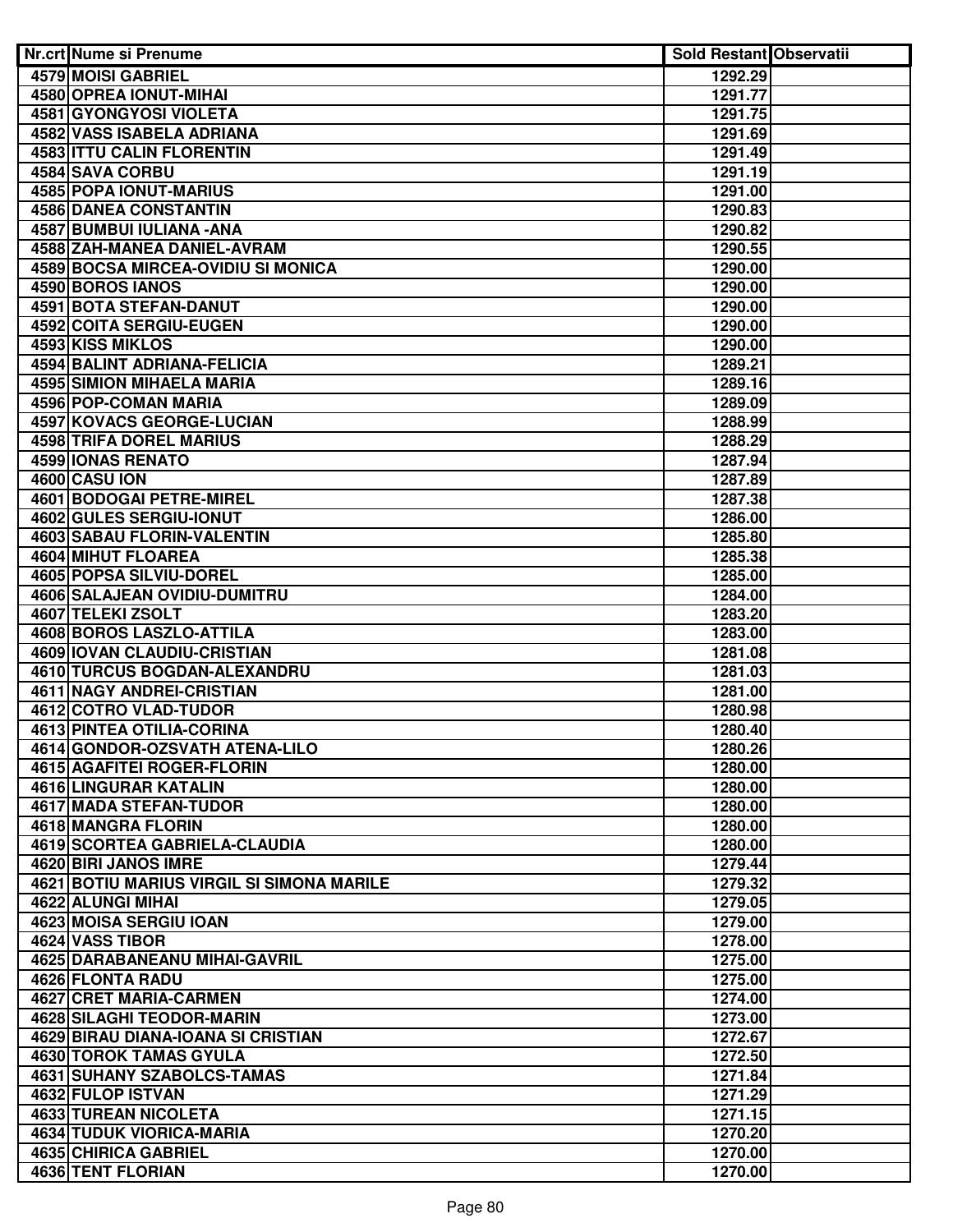| Nr.crt | Nume si Prenume | Sold Restant | Observatii |
|---|---|---|---|
| 4579 | MOISI GABRIEL | 1292.29 | |
| 4580 | OPREA IONUT-MIHAI | 1291.77 | |
| 4581 | GYONGYOSI VIOLETA | 1291.75 | |
| 4582 | VASS ISABELA ADRIANA | 1291.69 | |
| 4583 | ITTU CALIN FLORENTIN | 1291.49 | |
| 4584 | SAVA CORBU | 1291.19 | |
| 4585 | POPA IONUT-MARIUS | 1291.00 | |
| 4586 | DANEA CONSTANTIN | 1290.83 | |
| 4587 | BUMBUI IULIANA -ANA | 1290.82 | |
| 4588 | ZAH-MANEA DANIEL-AVRAM | 1290.55 | |
| 4589 | BOCSA MIRCEA-OVIDIU SI MONICA | 1290.00 | |
| 4590 | BOROS IANOS | 1290.00 | |
| 4591 | BOTA STEFAN-DANUT | 1290.00 | |
| 4592 | COITA SERGIU-EUGEN | 1290.00 | |
| 4593 | KISS MIKLOS | 1290.00 | |
| 4594 | BALINT ADRIANA-FELICIA | 1289.21 | |
| 4595 | SIMION MIHAELA MARIA | 1289.16 | |
| 4596 | POP-COMAN MARIA | 1289.09 | |
| 4597 | KOVACS GEORGE-LUCIAN | 1288.99 | |
| 4598 | TRIFA DOREL MARIUS | 1288.29 | |
| 4599 | IONAS RENATO | 1287.94 | |
| 4600 | CASU ION | 1287.89 | |
| 4601 | BODOGAI PETRE-MIREL | 1287.38 | |
| 4602 | GULES SERGIU-IONUT | 1286.00 | |
| 4603 | SABAU FLORIN-VALENTIN | 1285.80 | |
| 4604 | MIHUT FLOAREA | 1285.38 | |
| 4605 | POPSA SILVIU-DOREL | 1285.00 | |
| 4606 | SALAJEAN OVIDIU-DUMITRU | 1284.00 | |
| 4607 | TELEKI ZSOLT | 1283.20 | |
| 4608 | BOROS LASZLO-ATTILA | 1283.00 | |
| 4609 | IOVAN CLAUDIU-CRISTIAN | 1281.08 | |
| 4610 | TURCUS BOGDAN-ALEXANDRU | 1281.03 | |
| 4611 | NAGY ANDREI-CRISTIAN | 1281.00 | |
| 4612 | COTRO VLAD-TUDOR | 1280.98 | |
| 4613 | PINTEA OTILIA-CORINA | 1280.40 | |
| 4614 | GONDOR-OZSVATH ATENA-LILO | 1280.26 | |
| 4615 | AGAFITEI ROGER-FLORIN | 1280.00 | |
| 4616 | LINGURAR KATALIN | 1280.00 | |
| 4617 | MADA STEFAN-TUDOR | 1280.00 | |
| 4618 | MANGRA FLORIN | 1280.00 | |
| 4619 | SCORTEA GABRIELA-CLAUDIA | 1280.00 | |
| 4620 | BIRI JANOS IMRE | 1279.44 | |
| 4621 | BOTIU MARIUS VIRGIL SI SIMONA MARILE | 1279.32 | |
| 4622 | ALUNGI MIHAI | 1279.05 | |
| 4623 | MOISA SERGIU IOAN | 1279.00 | |
| 4624 | VASS TIBOR | 1278.00 | |
| 4625 | DARABANEANU MIHAI-GAVRIL | 1275.00 | |
| 4626 | FLONTA RADU | 1275.00 | |
| 4627 | CRET MARIA-CARMEN | 1274.00 | |
| 4628 | SILAGHI TEODOR-MARIN | 1273.00 | |
| 4629 | BIRAU DIANA-IOANA SI CRISTIAN | 1272.67 | |
| 4630 | TOROK TAMAS GYULA | 1272.50 | |
| 4631 | SUHANY SZABOLCS-TAMAS | 1271.84 | |
| 4632 | FULOP ISTVAN | 1271.29 | |
| 4633 | TUREAN NICOLETA | 1271.15 | |
| 4634 | TUDUK VIORICA-MARIA | 1270.20 | |
| 4635 | CHIRICA GABRIEL | 1270.00 | |
| 4636 | TENT FLORIAN | 1270.00 | |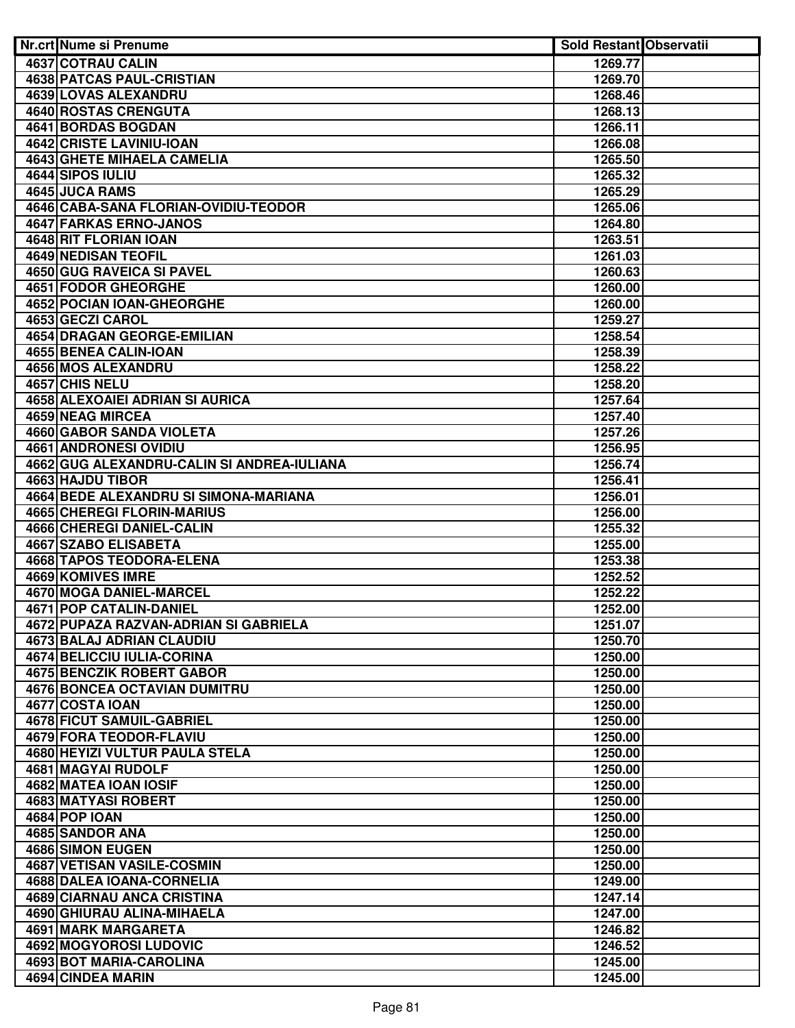| Nr.crt | Nume si Prenume | Sold Restant | Observatii |
|---|---|---|---|
| 4637 | COTRAU CALIN | 1269.77 | |
| 4638 | PATCAS PAUL-CRISTIAN | 1269.70 | |
| 4639 | LOVAS ALEXANDRU | 1268.46 | |
| 4640 | ROSTAS CRENGUTA | 1268.13 | |
| 4641 | BORDAS BOGDAN | 1266.11 | |
| 4642 | CRISTE LAVINIU-IOAN | 1266.08 | |
| 4643 | GHETE MIHAELA CAMELIA | 1265.50 | |
| 4644 | SIPOS IULIU | 1265.32 | |
| 4645 | JUCA RAMS | 1265.29 | |
| 4646 | CABA-SANA FLORIAN-OVIDIU-TEODOR | 1265.06 | |
| 4647 | FARKAS ERNO-JANOS | 1264.80 | |
| 4648 | RIT FLORIAN IOAN | 1263.51 | |
| 4649 | NEDISAN TEOFIL | 1261.03 | |
| 4650 | GUG RAVEICA SI PAVEL | 1260.63 | |
| 4651 | FODOR GHEORGHE | 1260.00 | |
| 4652 | POCIAN IOAN-GHEORGHE | 1260.00 | |
| 4653 | GECZI CAROL | 1259.27 | |
| 4654 | DRAGAN GEORGE-EMILIAN | 1258.54 | |
| 4655 | BENEA CALIN-IOAN | 1258.39 | |
| 4656 | MOS ALEXANDRU | 1258.22 | |
| 4657 | CHIS NELU | 1258.20 | |
| 4658 | ALEXOAIEI ADRIAN SI AURICA | 1257.64 | |
| 4659 | NEAG MIRCEA | 1257.40 | |
| 4660 | GABOR SANDA VIOLETA | 1257.26 | |
| 4661 | ANDRONESI OVIDIU | 1256.95 | |
| 4662 | GUG ALEXANDRU-CALIN SI ANDREA-IULIANA | 1256.74 | |
| 4663 | HAJDU TIBOR | 1256.41 | |
| 4664 | BEDE ALEXANDRU SI SIMONA-MARIANA | 1256.01 | |
| 4665 | CHEREGI FLORIN-MARIUS | 1256.00 | |
| 4666 | CHEREGI DANIEL-CALIN | 1255.32 | |
| 4667 | SZABO ELISABETA | 1255.00 | |
| 4668 | TAPOS TEODORA-ELENA | 1253.38 | |
| 4669 | KOMIVES IMRE | 1252.52 | |
| 4670 | MOGA DANIEL-MARCEL | 1252.22 | |
| 4671 | POP CATALIN-DANIEL | 1252.00 | |
| 4672 | PUPAZA RAZVAN-ADRIAN SI GABRIELA | 1251.07 | |
| 4673 | BALAJ ADRIAN CLAUDIU | 1250.70 | |
| 4674 | BELICCIU IULIA-CORINA | 1250.00 | |
| 4675 | BENCZIK ROBERT GABOR | 1250.00 | |
| 4676 | BONCEA OCTAVIAN DUMITRU | 1250.00 | |
| 4677 | COSTA IOAN | 1250.00 | |
| 4678 | FICUT SAMUIL-GABRIEL | 1250.00 | |
| 4679 | FORA TEODOR-FLAVIU | 1250.00 | |
| 4680 | HEYIZI VULTUR PAULA STELA | 1250.00 | |
| 4681 | MAGYAI RUDOLF | 1250.00 | |
| 4682 | MATEA IOAN IOSIF | 1250.00 | |
| 4683 | MATYASI ROBERT | 1250.00 | |
| 4684 | POP IOAN | 1250.00 | |
| 4685 | SANDOR ANA | 1250.00 | |
| 4686 | SIMON EUGEN | 1250.00 | |
| 4687 | VETISAN VASILE-COSMIN | 1250.00 | |
| 4688 | DALEA IOANA-CORNELIA | 1249.00 | |
| 4689 | CIARNAU ANCA CRISTINA | 1247.14 | |
| 4690 | GHIURAU ALINA-MIHAELA | 1247.00 | |
| 4691 | MARK MARGARETA | 1246.82 | |
| 4692 | MOGYOROSI LUDOVIC | 1246.52 | |
| 4693 | BOT MARIA-CAROLINA | 1245.00 | |
| 4694 | CINDEA MARIN | 1245.00 | |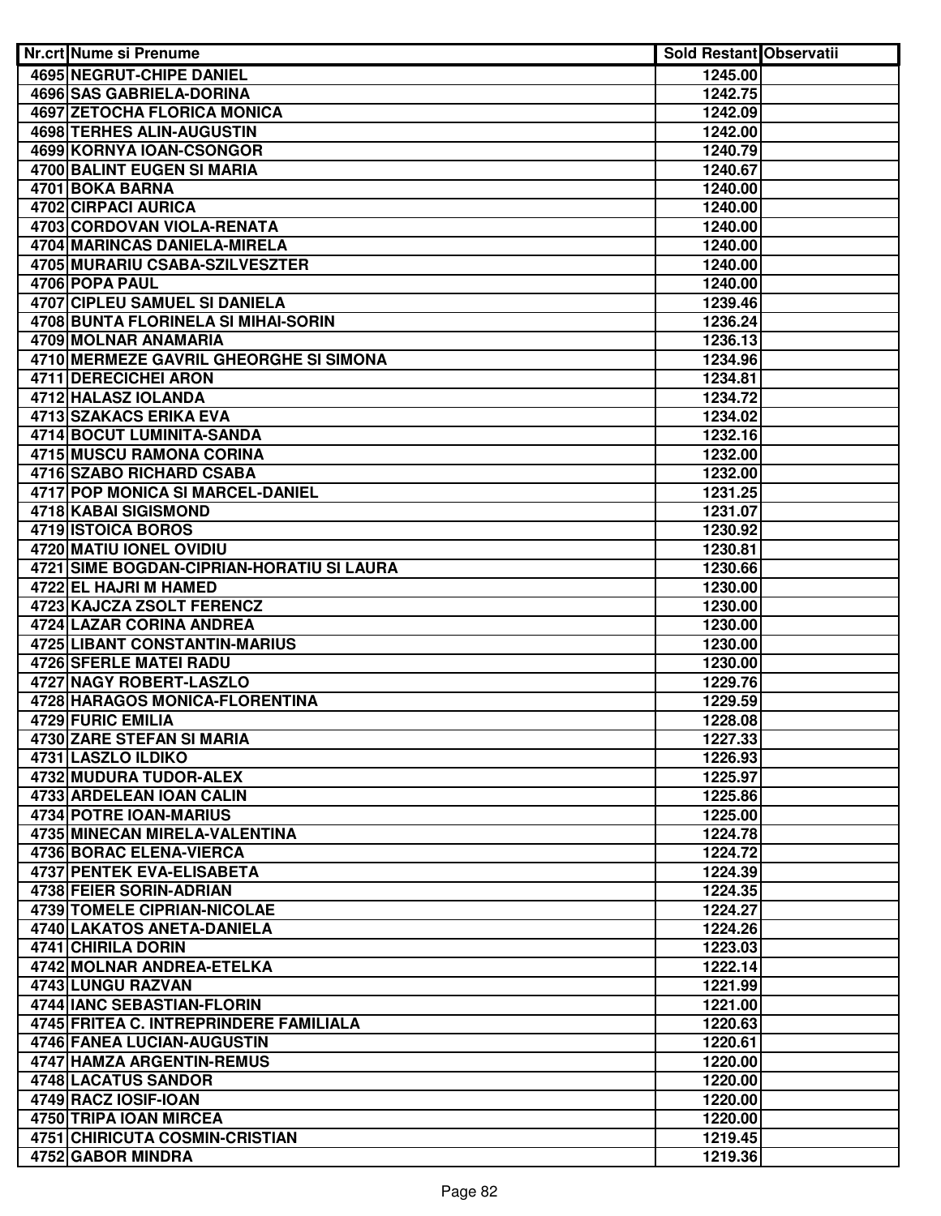| Nr.crt | Nume si Prenume | Sold Restant | Observatii |
|---|---|---|---|
| 4695 | NEGRUT-CHIPE DANIEL | 1245.00 | |
| 4696 | SAS GABRIELA-DORINA | 1242.75 | |
| 4697 | ZETOCHA FLORICA MONICA | 1242.09 | |
| 4698 | TERHES ALIN-AUGUSTIN | 1242.00 | |
| 4699 | KORNYA IOAN-CSONGOR | 1240.79 | |
| 4700 | BALINT EUGEN SI MARIA | 1240.67 | |
| 4701 | BOKA BARNA | 1240.00 | |
| 4702 | CIRPACI AURICA | 1240.00 | |
| 4703 | CORDOVAN VIOLA-RENATA | 1240.00 | |
| 4704 | MARINCAS DANIELA-MIRELA | 1240.00 | |
| 4705 | MURARIU CSABA-SZILVESZTER | 1240.00 | |
| 4706 | POPA PAUL | 1240.00 | |
| 4707 | CIPLEU SAMUEL SI DANIELA | 1239.46 | |
| 4708 | BUNTA FLORINELA SI MIHAI-SORIN | 1236.24 | |
| 4709 | MOLNAR ANAMARIA | 1236.13 | |
| 4710 | MERMEZE GAVRIL GHEORGHE SI SIMONA | 1234.96 | |
| 4711 | DERECICHEI ARON | 1234.81 | |
| 4712 | HALASZ IOLANDA | 1234.72 | |
| 4713 | SZAKACS ERIKA EVA | 1234.02 | |
| 4714 | BOCUT LUMINITA-SANDA | 1232.16 | |
| 4715 | MUSCU RAMONA CORINA | 1232.00 | |
| 4716 | SZABO RICHARD CSABA | 1232.00 | |
| 4717 | POP MONICA SI MARCEL-DANIEL | 1231.25 | |
| 4718 | KABAI SIGISMOND | 1231.07 | |
| 4719 | ISTOICA BOROS | 1230.92 | |
| 4720 | MATIU IONEL OVIDIU | 1230.81 | |
| 4721 | SIME BOGDAN-CIPRIAN-HORATIU SI LAURA | 1230.66 | |
| 4722 | EL HAJRI M HAMED | 1230.00 | |
| 4723 | KAJCZA ZSOLT FERENCZ | 1230.00 | |
| 4724 | LAZAR CORINA ANDREA | 1230.00 | |
| 4725 | LIBANT CONSTANTIN-MARIUS | 1230.00 | |
| 4726 | SFERLE MATEI RADU | 1230.00 | |
| 4727 | NAGY ROBERT-LASZLO | 1229.76 | |
| 4728 | HARAGOS MONICA-FLORENTINA | 1229.59 | |
| 4729 | FURIC EMILIA | 1228.08 | |
| 4730 | ZARE STEFAN SI MARIA | 1227.33 | |
| 4731 | LASZLO ILDIKO | 1226.93 | |
| 4732 | MUDURA TUDOR-ALEX | 1225.97 | |
| 4733 | ARDELEAN IOAN CALIN | 1225.86 | |
| 4734 | POTRE IOAN-MARIUS | 1225.00 | |
| 4735 | MINECAN MIRELA-VALENTINA | 1224.78 | |
| 4736 | BORAC ELENA-VIERCA | 1224.72 | |
| 4737 | PENTEK EVA-ELISABETA | 1224.39 | |
| 4738 | FEIER SORIN-ADRIAN | 1224.35 | |
| 4739 | TOMELE CIPRIAN-NICOLAE | 1224.27 | |
| 4740 | LAKATOS ANETA-DANIELA | 1224.26 | |
| 4741 | CHIRILA DORIN | 1223.03 | |
| 4742 | MOLNAR ANDREA-ETELKA | 1222.14 | |
| 4743 | LUNGU RAZVAN | 1221.99 | |
| 4744 | IANC SEBASTIAN-FLORIN | 1221.00 | |
| 4745 | FRITEA C. INTREPRINDERE FAMILIALA | 1220.63 | |
| 4746 | FANEA LUCIAN-AUGUSTIN | 1220.61 | |
| 4747 | HAMZA ARGENTIN-REMUS | 1220.00 | |
| 4748 | LACATUS SANDOR | 1220.00 | |
| 4749 | RACZ IOSIF-IOAN | 1220.00 | |
| 4750 | TRIPA IOAN MIRCEA | 1220.00 | |
| 4751 | CHIRICUTA COSMIN-CRISTIAN | 1219.45 | |
| 4752 | GABOR MINDRA | 1219.36 | |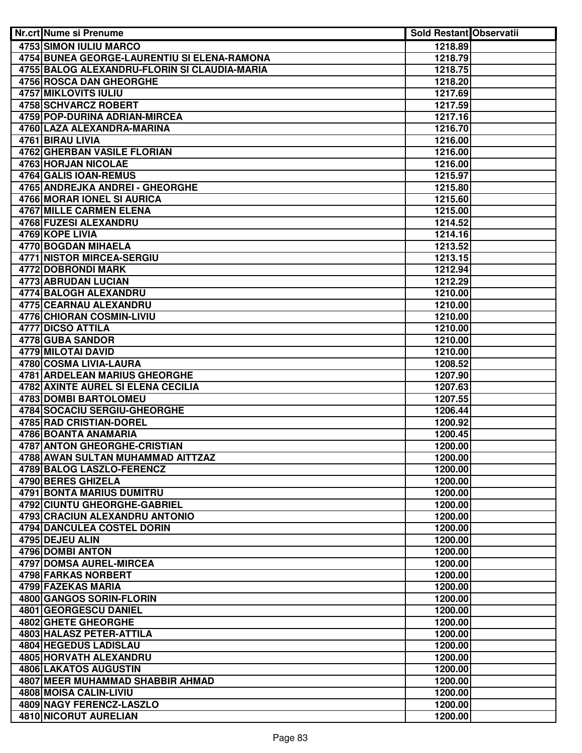| Nr.crt | Nume si Prenume | Sold Restant | Observatii |
|---|---|---|---|
| 4753 | SIMON IULIU MARCO | 1218.89 | |
| 4754 | BUNEA GEORGE-LAURENTIU SI ELENA-RAMONA | 1218.79 | |
| 4755 | BALOG ALEXANDRU-FLORIN SI CLAUDIA-MARIA | 1218.75 | |
| 4756 | ROSCA DAN GHEORGHE | 1218.20 | |
| 4757 | MIKLOVITS IULIU | 1217.69 | |
| 4758 | SCHVARCZ ROBERT | 1217.59 | |
| 4759 | POP-DURINA ADRIAN-MIRCEA | 1217.16 | |
| 4760 | LAZA ALEXANDRA-MARINA | 1216.70 | |
| 4761 | BIRAU LIVIA | 1216.00 | |
| 4762 | GHERBAN VASILE FLORIAN | 1216.00 | |
| 4763 | HORJAN NICOLAE | 1216.00 | |
| 4764 | GALIS IOAN-REMUS | 1215.97 | |
| 4765 | ANDREJKA ANDREI - GHEORGHE | 1215.80 | |
| 4766 | MORAR IONEL SI AURICA | 1215.60 | |
| 4767 | MILLE CARMEN ELENA | 1215.00 | |
| 4768 | FUZESI ALEXANDRU | 1214.52 | |
| 4769 | KOPE LIVIA | 1214.16 | |
| 4770 | BOGDAN MIHAELA | 1213.52 | |
| 4771 | NISTOR MIRCEA-SERGIU | 1213.15 | |
| 4772 | DOBRONDI MARK | 1212.94 | |
| 4773 | ABRUDAN LUCIAN | 1212.29 | |
| 4774 | BALOGH ALEXANDRU | 1210.00 | |
| 4775 | CEARNAU ALEXANDRU | 1210.00 | |
| 4776 | CHIORAN COSMIN-LIVIU | 1210.00 | |
| 4777 | DICSO ATTILA | 1210.00 | |
| 4778 | GUBA SANDOR | 1210.00 | |
| 4779 | MILOTAI DAVID | 1210.00 | |
| 4780 | COSMA LIVIA-LAURA | 1208.52 | |
| 4781 | ARDELEAN MARIUS GHEORGHE | 1207.90 | |
| 4782 | AXINTE AUREL SI ELENA CECILIA | 1207.63 | |
| 4783 | DOMBI BARTOLOMEU | 1207.55 | |
| 4784 | SOCACIU SERGIU-GHEORGHE | 1206.44 | |
| 4785 | RAD CRISTIAN-DOREL | 1200.92 | |
| 4786 | BOANTA ANAMARIA | 1200.45 | |
| 4787 | ANTON GHEORGHE-CRISTIAN | 1200.00 | |
| 4788 | AWAN SULTAN MUHAMMAD AITTZAZ | 1200.00 | |
| 4789 | BALOG LASZLO-FERENCZ | 1200.00 | |
| 4790 | BERES GHIZELA | 1200.00 | |
| 4791 | BONTA MARIUS DUMITRU | 1200.00 | |
| 4792 | CIUNTU GHEORGHE-GABRIEL | 1200.00 | |
| 4793 | CRACIUN ALEXANDRU ANTONIO | 1200.00 | |
| 4794 | DANCULEA COSTEL DORIN | 1200.00 | |
| 4795 | DEJEU ALIN | 1200.00 | |
| 4796 | DOMBI ANTON | 1200.00 | |
| 4797 | DOMSA AUREL-MIRCEA | 1200.00 | |
| 4798 | FARKAS NORBERT | 1200.00 | |
| 4799 | FAZEKAS MARIA | 1200.00 | |
| 4800 | GANGOS SORIN-FLORIN | 1200.00 | |
| 4801 | GEORGESCU DANIEL | 1200.00 | |
| 4802 | GHETE GHEORGHE | 1200.00 | |
| 4803 | HALASZ PETER-ATTILA | 1200.00 | |
| 4804 | HEGEDUS LADISLAU | 1200.00 | |
| 4805 | HORVATH ALEXANDRU | 1200.00 | |
| 4806 | LAKATOS AUGUSTIN | 1200.00 | |
| 4807 | MEER MUHAMMAD SHABBIR AHMAD | 1200.00 | |
| 4808 | MOISA CALIN-LIVIU | 1200.00 | |
| 4809 | NAGY FERENCZ-LASZLO | 1200.00 | |
| 4810 | NICORUT AURELIAN | 1200.00 | |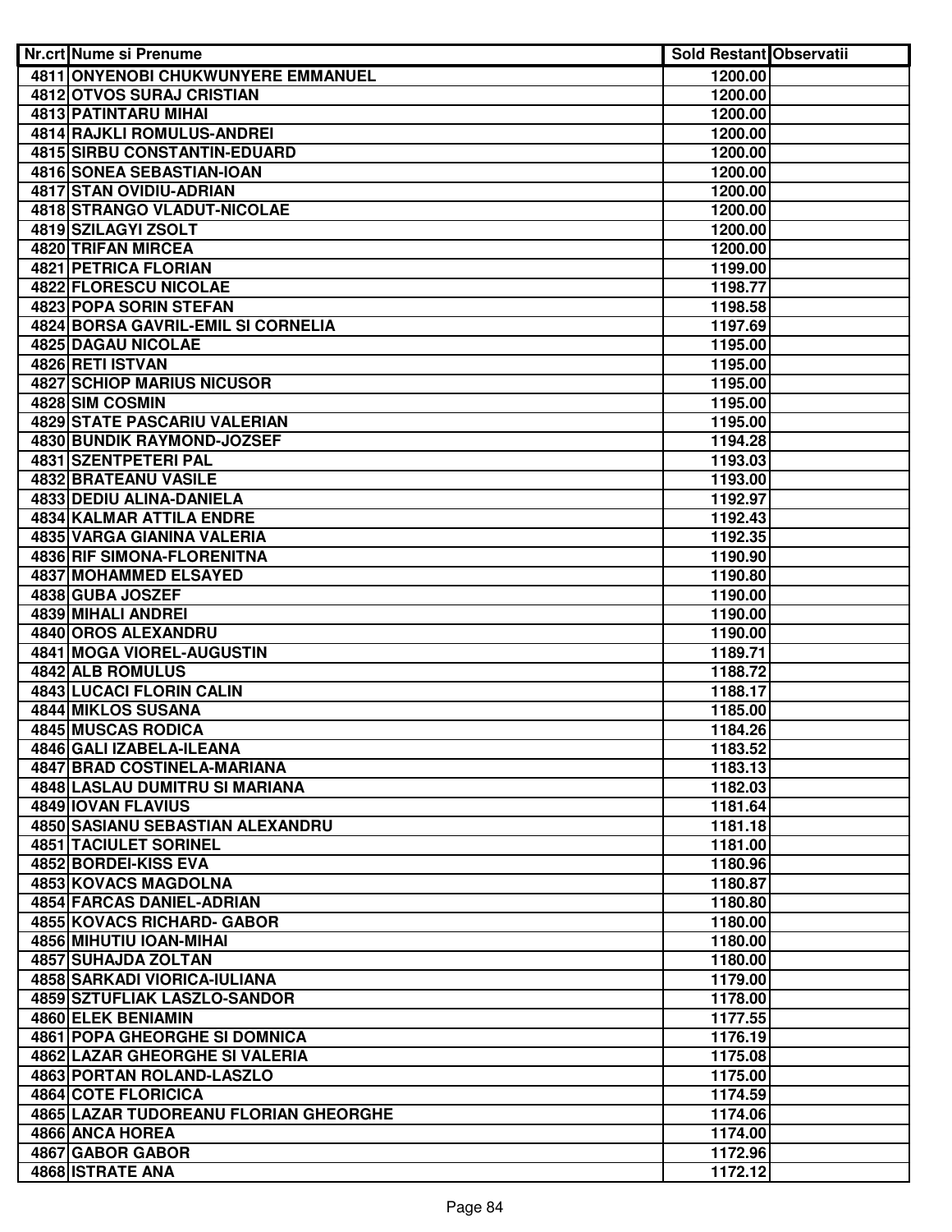| Nr.crt | Nume si Prenume | Sold Restant | Observatii |
|---|---|---|---|
| 4811 | ONYENOBI CHUKWUNYERE EMMANUEL | 1200.00 | |
| 4812 | OTVOS SURAJ CRISTIAN | 1200.00 | |
| 4813 | PATINTARU MIHAI | 1200.00 | |
| 4814 | RAJKLI ROMULUS-ANDREI | 1200.00 | |
| 4815 | SIRBU CONSTANTIN-EDUARD | 1200.00 | |
| 4816 | SONEA SEBASTIAN-IOAN | 1200.00 | |
| 4817 | STAN OVIDIU-ADRIAN | 1200.00 | |
| 4818 | STRANGO VLADUT-NICOLAE | 1200.00 | |
| 4819 | SZILAGYI ZSOLT | 1200.00 | |
| 4820 | TRIFAN MIRCEA | 1200.00 | |
| 4821 | PETRICA FLORIAN | 1199.00 | |
| 4822 | FLORESCU NICOLAE | 1198.77 | |
| 4823 | POPA SORIN STEFAN | 1198.58 | |
| 4824 | BORSA GAVRIL-EMIL SI CORNELIA | 1197.69 | |
| 4825 | DAGAU NICOLAE | 1195.00 | |
| 4826 | RETI ISTVAN | 1195.00 | |
| 4827 | SCHIOP MARIUS NICUSOR | 1195.00 | |
| 4828 | SIM COSMIN | 1195.00 | |
| 4829 | STATE PASCARIU VALERIAN | 1195.00 | |
| 4830 | BUNDIK RAYMOND-JOZSEF | 1194.28 | |
| 4831 | SZENTPETERI PAL | 1193.03 | |
| 4832 | BRATEANU VASILE | 1193.00 | |
| 4833 | DEDIU ALINA-DANIELA | 1192.97 | |
| 4834 | KALMAR ATTILA ENDRE | 1192.43 | |
| 4835 | VARGA GIANINA VALERIA | 1192.35 | |
| 4836 | RIF SIMONA-FLORENITNA | 1190.90 | |
| 4837 | MOHAMMED ELSAYED | 1190.80 | |
| 4838 | GUBA JOSZEF | 1190.00 | |
| 4839 | MIHALI ANDREI | 1190.00 | |
| 4840 | OROS ALEXANDRU | 1190.00 | |
| 4841 | MOGA VIOREL-AUGUSTIN | 1189.71 | |
| 4842 | ALB ROMULUS | 1188.72 | |
| 4843 | LUCACI FLORIN CALIN | 1188.17 | |
| 4844 | MIKLOS SUSANA | 1185.00 | |
| 4845 | MUSCAS RODICA | 1184.26 | |
| 4846 | GALI IZABELA-ILEANA | 1183.52 | |
| 4847 | BRAD COSTINELA-MARIANA | 1183.13 | |
| 4848 | LASLAU DUMITRU SI MARIANA | 1182.03 | |
| 4849 | IOVAN FLAVIUS | 1181.64 | |
| 4850 | SASIANU SEBASTIAN ALEXANDRU | 1181.18 | |
| 4851 | TACIULET SORINEL | 1181.00 | |
| 4852 | BORDEI-KISS EVA | 1180.96 | |
| 4853 | KOVACS MAGDOLNA | 1180.87 | |
| 4854 | FARCAS DANIEL-ADRIAN | 1180.80 | |
| 4855 | KOVACS RICHARD- GABOR | 1180.00 | |
| 4856 | MIHUTIU IOAN-MIHAI | 1180.00 | |
| 4857 | SUHAJDA ZOLTAN | 1180.00 | |
| 4858 | SARKADI VIORICA-IULIANA | 1179.00 | |
| 4859 | SZTUFLIAK LASZLO-SANDOR | 1178.00 | |
| 4860 | ELEK BENIAMIN | 1177.55 | |
| 4861 | POPA GHEORGHE SI DOMNICA | 1176.19 | |
| 4862 | LAZAR GHEORGHE SI VALERIA | 1175.08 | |
| 4863 | PORTAN ROLAND-LASZLO | 1175.00 | |
| 4864 | COTE FLORICICA | 1174.59 | |
| 4865 | LAZAR TUDOREANU FLORIAN GHEORGHE | 1174.06 | |
| 4866 | ANCA HOREA | 1174.00 | |
| 4867 | GABOR GABOR | 1172.96 | |
| 4868 | ISTRATE ANA | 1172.12 | |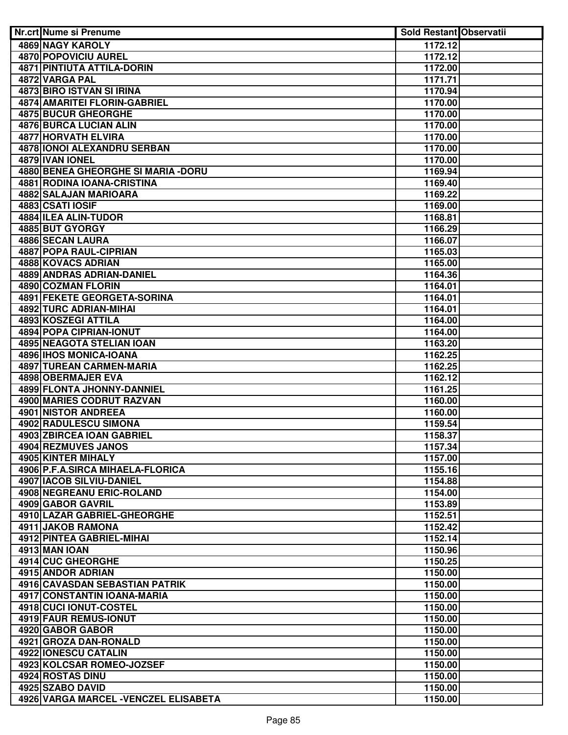| Nr.crt | Nume si Prenume | Sold Restant | Observatii |
|---|---|---|---|
| 4869 | NAGY KAROLY | 1172.12 | |
| 4870 | POPOVICIU AUREL | 1172.12 | |
| 4871 | PINTIUTA ATTILA-DORIN | 1172.00 | |
| 4872 | VARGA PAL | 1171.71 | |
| 4873 | BIRO ISTVAN SI IRINA | 1170.94 | |
| 4874 | AMARITEI FLORIN-GABRIEL | 1170.00 | |
| 4875 | BUCUR GHEORGHE | 1170.00 | |
| 4876 | BURCA LUCIAN ALIN | 1170.00 | |
| 4877 | HORVATH ELVIRA | 1170.00 | |
| 4878 | IONOI ALEXANDRU SERBAN | 1170.00 | |
| 4879 | IVAN IONEL | 1170.00 | |
| 4880 | BENEA GHEORGHE SI MARIA -DORU | 1169.94 | |
| 4881 | RODINA IOANA-CRISTINA | 1169.40 | |
| 4882 | SALAJAN MARIOARA | 1169.22 | |
| 4883 | CSATI IOSIF | 1169.00 | |
| 4884 | ILEA ALIN-TUDOR | 1168.81 | |
| 4885 | BUT GYORGY | 1166.29 | |
| 4886 | SECAN LAURA | 1166.07 | |
| 4887 | POPA RAUL-CIPRIAN | 1165.03 | |
| 4888 | KOVACS ADRIAN | 1165.00 | |
| 4889 | ANDRAS ADRIAN-DANIEL | 1164.36 | |
| 4890 | COZMAN FLORIN | 1164.01 | |
| 4891 | FEKETE GEORGETA-SORINA | 1164.01 | |
| 4892 | TURC ADRIAN-MIHAI | 1164.01 | |
| 4893 | KOSZEGI ATTILA | 1164.00 | |
| 4894 | POPA CIPRIAN-IONUT | 1164.00 | |
| 4895 | NEAGOTA STELIAN IOAN | 1163.20 | |
| 4896 | IHOS MONICA-IOANA | 1162.25 | |
| 4897 | TUREAN CARMEN-MARIA | 1162.25 | |
| 4898 | OBERMAJER EVA | 1162.12 | |
| 4899 | FLONTA JHONNY-DANNIEL | 1161.25 | |
| 4900 | MARIES CODRUT RAZVAN | 1160.00 | |
| 4901 | NISTOR ANDREEA | 1160.00 | |
| 4902 | RADULESCU SIMONA | 1159.54 | |
| 4903 | ZBIRCEA IOAN GABRIEL | 1158.37 | |
| 4904 | REZMUVES JANOS | 1157.34 | |
| 4905 | KINTER MIHALY | 1157.00 | |
| 4906 | P.F.A.SIRCA MIHAELA-FLORICA | 1155.16 | |
| 4907 | IACOB SILVIU-DANIEL | 1154.88 | |
| 4908 | NEGREANU ERIC-ROLAND | 1154.00 | |
| 4909 | GABOR GAVRIL | 1153.89 | |
| 4910 | LAZAR GABRIEL-GHEORGHE | 1152.51 | |
| 4911 | JAKOB RAMONA | 1152.42 | |
| 4912 | PINTEA GABRIEL-MIHAI | 1152.14 | |
| 4913 | MAN IOAN | 1150.96 | |
| 4914 | CUC GHEORGHE | 1150.25 | |
| 4915 | ANDOR ADRIAN | 1150.00 | |
| 4916 | CAVASDAN SEBASTIAN PATRIK | 1150.00 | |
| 4917 | CONSTANTIN IOANA-MARIA | 1150.00 | |
| 4918 | CUCI IONUT-COSTEL | 1150.00 | |
| 4919 | FAUR REMUS-IONUT | 1150.00 | |
| 4920 | GABOR GABOR | 1150.00 | |
| 4921 | GROZA DAN-RONALD | 1150.00 | |
| 4922 | IONESCU CATALIN | 1150.00 | |
| 4923 | KOLCSAR ROMEO-JOZSEF | 1150.00 | |
| 4924 | ROSTAS DINU | 1150.00 | |
| 4925 | SZABO DAVID | 1150.00 | |
| 4926 | VARGA MARCEL -VENCZEL ELISABETA | 1150.00 | |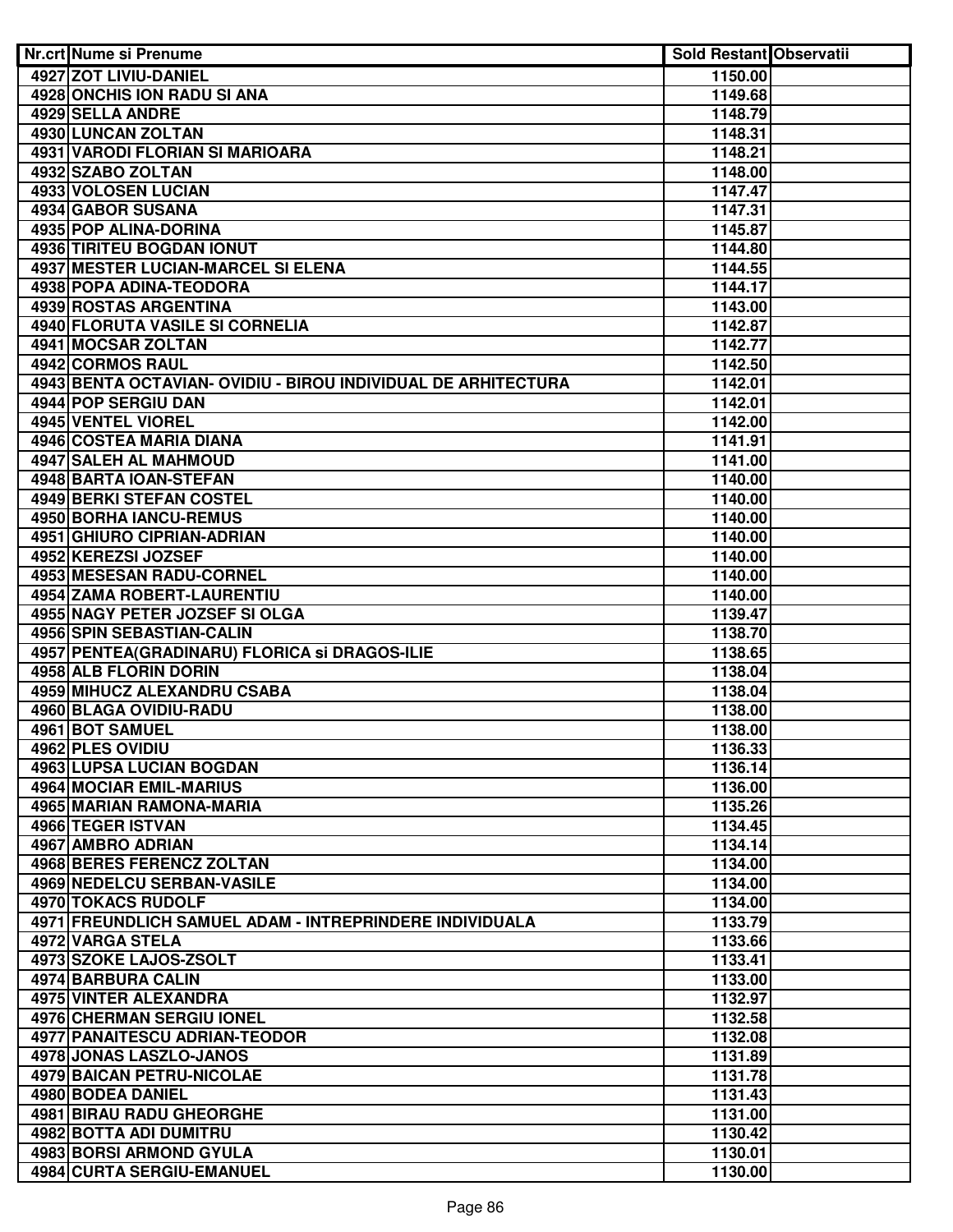| Nr.crt | Nume si Prenume | Sold Restant | Observatii |
|---|---|---|---|
| 4927 | ZOT LIVIU-DANIEL | 1150.00 | |
| 4928 | ONCHIS ION RADU SI ANA | 1149.68 | |
| 4929 | SELLA ANDRE | 1148.79 | |
| 4930 | LUNCAN ZOLTAN | 1148.31 | |
| 4931 | VARODI FLORIAN SI MARIOARA | 1148.21 | |
| 4932 | SZABO ZOLTAN | 1148.00 | |
| 4933 | VOLOSEN LUCIAN | 1147.47 | |
| 4934 | GABOR SUSANA | 1147.31 | |
| 4935 | POP ALINA-DORINA | 1145.87 | |
| 4936 | TIRITEU BOGDAN IONUT | 1144.80 | |
| 4937 | MESTER LUCIAN-MARCEL SI ELENA | 1144.55 | |
| 4938 | POPA ADINA-TEODORA | 1144.17 | |
| 4939 | ROSTAS ARGENTINA | 1143.00 | |
| 4940 | FLORUTA VASILE SI CORNELIA | 1142.87 | |
| 4941 | MOCSAR ZOLTAN | 1142.77 | |
| 4942 | CORMOS RAUL | 1142.50 | |
| 4943 | BENTA OCTAVIAN- OVIDIU - BIROU INDIVIDUAL DE ARHITECTURA | 1142.01 | |
| 4944 | POP SERGIU DAN | 1142.01 | |
| 4945 | VENTEL VIOREL | 1142.00 | |
| 4946 | COSTEA MARIA DIANA | 1141.91 | |
| 4947 | SALEH AL MAHMOUD | 1141.00 | |
| 4948 | BARTA IOAN-STEFAN | 1140.00 | |
| 4949 | BERKI STEFAN COSTEL | 1140.00 | |
| 4950 | BORHA IANCU-REMUS | 1140.00 | |
| 4951 | GHIURO CIPRIAN-ADRIAN | 1140.00 | |
| 4952 | KEREZSI JOZSEF | 1140.00 | |
| 4953 | MESESAN RADU-CORNEL | 1140.00 | |
| 4954 | ZAMA ROBERT-LAURENTIU | 1140.00 | |
| 4955 | NAGY PETER JOZSEF SI OLGA | 1139.47 | |
| 4956 | SPIN SEBASTIAN-CALIN | 1138.70 | |
| 4957 | PENTEA(GRADINARU) FLORICA si DRAGOS-ILIE | 1138.65 | |
| 4958 | ALB FLORIN DORIN | 1138.04 | |
| 4959 | MIHUCZ ALEXANDRU CSABA | 1138.04 | |
| 4960 | BLAGA OVIDIU-RADU | 1138.00 | |
| 4961 | BOT SAMUEL | 1138.00 | |
| 4962 | PLES OVIDIU | 1136.33 | |
| 4963 | LUPSA LUCIAN BOGDAN | 1136.14 | |
| 4964 | MOCIAR EMIL-MARIUS | 1136.00 | |
| 4965 | MARIAN RAMONA-MARIA | 1135.26 | |
| 4966 | TEGER ISTVAN | 1134.45 | |
| 4967 | AMBRO ADRIAN | 1134.14 | |
| 4968 | BERES FERENCZ ZOLTAN | 1134.00 | |
| 4969 | NEDELCU SERBAN-VASILE | 1134.00 | |
| 4970 | TOKACS RUDOLF | 1134.00 | |
| 4971 | FREUNDLICH SAMUEL ADAM - INTREPRINDERE INDIVIDUALA | 1133.79 | |
| 4972 | VARGA STELA | 1133.66 | |
| 4973 | SZOKE LAJOS-ZSOLT | 1133.41 | |
| 4974 | BARBURA CALIN | 1133.00 | |
| 4975 | VINTER ALEXANDRA | 1132.97 | |
| 4976 | CHERMAN SERGIU IONEL | 1132.58 | |
| 4977 | PANAITESCU ADRIAN-TEODOR | 1132.08 | |
| 4978 | JONAS LASZLO-JANOS | 1131.89 | |
| 4979 | BAICAN PETRU-NICOLAE | 1131.78 | |
| 4980 | BODEA DANIEL | 1131.43 | |
| 4981 | BIRAU RADU GHEORGHE | 1131.00 | |
| 4982 | BOTTA ADI DUMITRU | 1130.42 | |
| 4983 | BORSI ARMOND GYULA | 1130.01 | |
| 4984 | CURTA SERGIU-EMANUEL | 1130.00 | |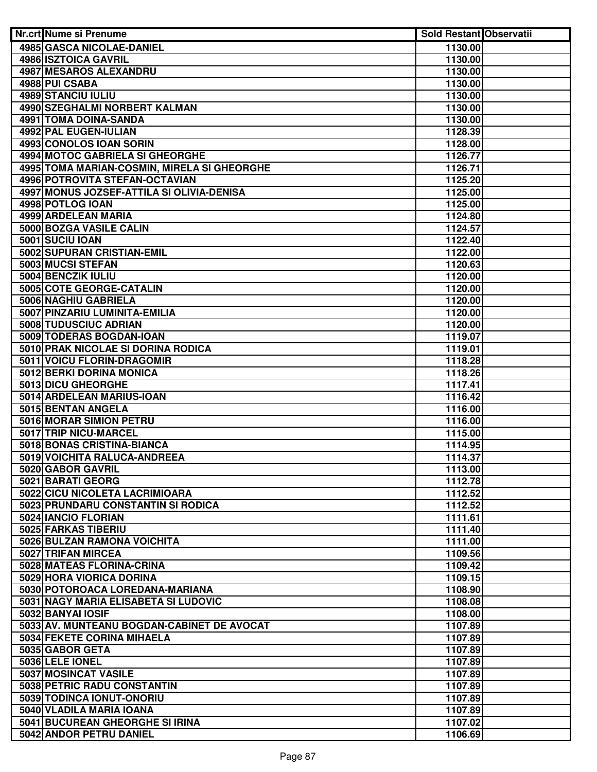| Nr.crt | Nume si Prenume | Sold Restant | Observatii |
|---|---|---|---|
| 4985 | GASCA NICOLAE-DANIEL | 1130.00 | |
| 4986 | ISZTOICA GAVRIL | 1130.00 | |
| 4987 | MESAROS ALEXANDRU | 1130.00 | |
| 4988 | PUI CSABA | 1130.00 | |
| 4989 | STANCIU IULIU | 1130.00 | |
| 4990 | SZEGHALMI NORBERT KALMAN | 1130.00 | |
| 4991 | TOMA DOINA-SANDA | 1130.00 | |
| 4992 | PAL EUGEN-IULIAN | 1128.39 | |
| 4993 | CONOLOS IOAN SORIN | 1128.00 | |
| 4994 | MOTOC GABRIELA SI GHEORGHE | 1126.77 | |
| 4995 | TOMA MARIAN-COSMIN, MIRELA SI GHEORGHE | 1126.71 | |
| 4996 | POTROVITA STEFAN-OCTAVIAN | 1125.20 | |
| 4997 | MONUS JOZSEF-ATTILA SI OLIVIA-DENISA | 1125.00 | |
| 4998 | POTLOG IOAN | 1125.00 | |
| 4999 | ARDELEAN MARIA | 1124.80 | |
| 5000 | BOZGA VASILE CALIN | 1124.57 | |
| 5001 | SUCIU IOAN | 1122.40 | |
| 5002 | SUPURAN CRISTIAN-EMIL | 1122.00 | |
| 5003 | MUCSI STEFAN | 1120.63 | |
| 5004 | BENCZIK IULIU | 1120.00 | |
| 5005 | COTE GEORGE-CATALIN | 1120.00 | |
| 5006 | NAGHIU GABRIELA | 1120.00 | |
| 5007 | PINZARIU LUMINITA-EMILIA | 1120.00 | |
| 5008 | TUDUSCIUC ADRIAN | 1120.00 | |
| 5009 | TODERAS BOGDAN-IOAN | 1119.07 | |
| 5010 | PRAK NICOLAE SI DORINA RODICA | 1119.01 | |
| 5011 | VOICU FLORIN-DRAGOMIR | 1118.28 | |
| 5012 | BERKI DORINA MONICA | 1118.26 | |
| 5013 | DICU GHEORGHE | 1117.41 | |
| 5014 | ARDELEAN MARIUS-IOAN | 1116.42 | |
| 5015 | BENTAN ANGELA | 1116.00 | |
| 5016 | MORAR SIMION PETRU | 1116.00 | |
| 5017 | TRIP NICU-MARCEL | 1115.00 | |
| 5018 | BONAS CRISTINA-BIANCA | 1114.95 | |
| 5019 | VOICHITA RALUCA-ANDREEA | 1114.37 | |
| 5020 | GABOR GAVRIL | 1113.00 | |
| 5021 | BARATI GEORG | 1112.78 | |
| 5022 | CICU NICOLETA LACRIMIOARA | 1112.52 | |
| 5023 | PRUNDARU CONSTANTIN SI RODICA | 1112.52 | |
| 5024 | IANCIO FLORIAN | 1111.61 | |
| 5025 | FARKAS TIBERIU | 1111.40 | |
| 5026 | BULZAN RAMONA VOICHITA | 1111.00 | |
| 5027 | TRIFAN MIRCEA | 1109.56 | |
| 5028 | MATEAS FLORINA-CRINA | 1109.42 | |
| 5029 | HORA VIORICA DORINA | 1109.15 | |
| 5030 | POTOROACA LOREDANA-MARIANA | 1108.90 | |
| 5031 | NAGY MARIA ELISABETA SI LUDOVIC | 1108.08 | |
| 5032 | BANYAI IOSIF | 1108.00 | |
| 5033 | AV. MUNTEANU BOGDAN-CABINET DE AVOCAT | 1107.89 | |
| 5034 | FEKETE CORINA MIHAELA | 1107.89 | |
| 5035 | GABOR GETA | 1107.89 | |
| 5036 | LELE IONEL | 1107.89 | |
| 5037 | MOSINCAT VASILE | 1107.89 | |
| 5038 | PETRIC RADU CONSTANTIN | 1107.89 | |
| 5039 | TODINCA IONUT-ONORIU | 1107.89 | |
| 5040 | VLADILA MARIA IOANA | 1107.89 | |
| 5041 | BUCUREAN GHEORGHE SI IRINA | 1107.02 | |
| 5042 | ANDOR PETRU DANIEL | 1106.69 | |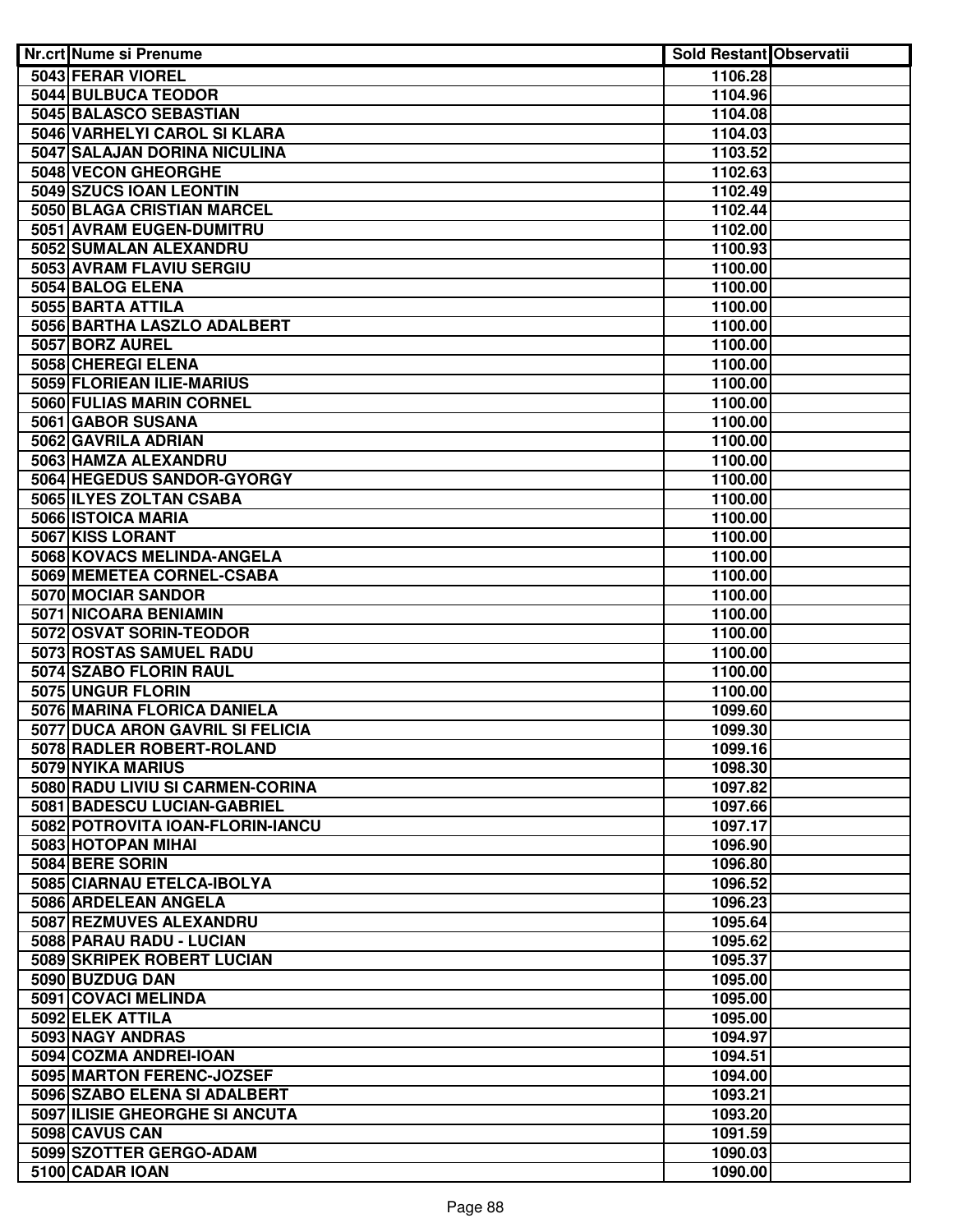| Nr.crt | Nume si Prenume | Sold Restant | Observatii |
|---|---|---|---|
| 5043 | FERAR VIOREL | 1106.28 | |
| 5044 | BULBUCA TEODOR | 1104.96 | |
| 5045 | BALASCO SEBASTIAN | 1104.08 | |
| 5046 | VARHELYI CAROL SI KLARA | 1104.03 | |
| 5047 | SALAJAN DORINA NICULINA | 1103.52 | |
| 5048 | VECON GHEORGHE | 1102.63 | |
| 5049 | SZUCS IOAN LEONTIN | 1102.49 | |
| 5050 | BLAGA CRISTIAN MARCEL | 1102.44 | |
| 5051 | AVRAM EUGEN-DUMITRU | 1102.00 | |
| 5052 | SUMALAN ALEXANDRU | 1100.93 | |
| 5053 | AVRAM FLAVIU SERGIU | 1100.00 | |
| 5054 | BALOG ELENA | 1100.00 | |
| 5055 | BARTA ATTILA | 1100.00 | |
| 5056 | BARTHA LASZLO ADALBERT | 1100.00 | |
| 5057 | BORZ AUREL | 1100.00 | |
| 5058 | CHEREGI ELENA | 1100.00 | |
| 5059 | FLORIEAN ILIE-MARIUS | 1100.00 | |
| 5060 | FULIAS MARIN CORNEL | 1100.00 | |
| 5061 | GABOR SUSANA | 1100.00 | |
| 5062 | GAVRILA ADRIAN | 1100.00 | |
| 5063 | HAMZA ALEXANDRU | 1100.00 | |
| 5064 | HEGEDUS SANDOR-GYORGY | 1100.00 | |
| 5065 | ILYES ZOLTAN CSABA | 1100.00 | |
| 5066 | ISTOICA MARIA | 1100.00 | |
| 5067 | KISS LORANT | 1100.00 | |
| 5068 | KOVACS MELINDA-ANGELA | 1100.00 | |
| 5069 | MEMETEA CORNEL-CSABA | 1100.00 | |
| 5070 | MOCIAR SANDOR | 1100.00 | |
| 5071 | NICOARA BENIAMIN | 1100.00 | |
| 5072 | OSVAT SORIN-TEODOR | 1100.00 | |
| 5073 | ROSTAS SAMUEL RADU | 1100.00 | |
| 5074 | SZABO FLORIN RAUL | 1100.00 | |
| 5075 | UNGUR FLORIN | 1100.00 | |
| 5076 | MARINA FLORICA DANIELA | 1099.60 | |
| 5077 | DUCA ARON GAVRIL SI FELICIA | 1099.30 | |
| 5078 | RADLER ROBERT-ROLAND | 1099.16 | |
| 5079 | NYIKA MARIUS | 1098.30 | |
| 5080 | RADU LIVIU SI CARMEN-CORINA | 1097.82 | |
| 5081 | BADESCU LUCIAN-GABRIEL | 1097.66 | |
| 5082 | POTROVITA IOAN-FLORIN-IANCU | 1097.17 | |
| 5083 | HOTOPAN MIHAI | 1096.90 | |
| 5084 | BERE SORIN | 1096.80 | |
| 5085 | CIARNAU ETELCA-IBOLYA | 1096.52 | |
| 5086 | ARDELEAN ANGELA | 1096.23 | |
| 5087 | REZMUVES ALEXANDRU | 1095.64 | |
| 5088 | PARAU RADU - LUCIAN | 1095.62 | |
| 5089 | SKRIPEK ROBERT LUCIAN | 1095.37 | |
| 5090 | BUZDUG DAN | 1095.00 | |
| 5091 | COVACI MELINDA | 1095.00 | |
| 5092 | ELEK ATTILA | 1095.00 | |
| 5093 | NAGY ANDRAS | 1094.97 | |
| 5094 | COZMA ANDREI-IOAN | 1094.51 | |
| 5095 | MARTON FERENC-JOZSEF | 1094.00 | |
| 5096 | SZABO ELENA SI ADALBERT | 1093.21 | |
| 5097 | ILISIE GHEORGHE SI ANCUTA | 1093.20 | |
| 5098 | CAVUS CAN | 1091.59 | |
| 5099 | SZOTTER GERGO-ADAM | 1090.03 | |
| 5100 | CADAR IOAN | 1090.00 | |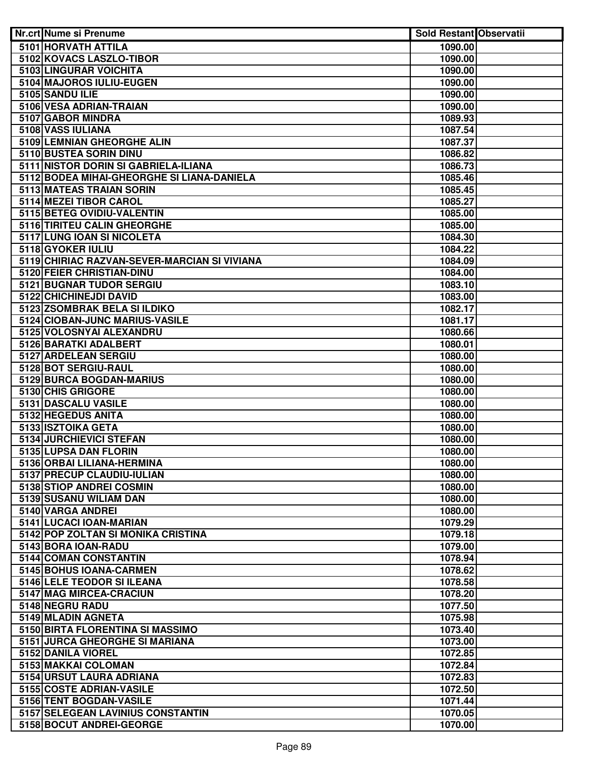| Nr.crt | Nume si Prenume | Sold Restant | Observatii |
|---|---|---|---|
| 5101 | HORVATH ATTILA | 1090.00 | |
| 5102 | KOVACS LASZLO-TIBOR | 1090.00 | |
| 5103 | LINGURAR VOICHITA | 1090.00 | |
| 5104 | MAJOROS IULIU-EUGEN | 1090.00 | |
| 5105 | SANDU ILIE | 1090.00 | |
| 5106 | VESA ADRIAN-TRAIAN | 1090.00 | |
| 5107 | GABOR MINDRA | 1089.93 | |
| 5108 | VASS IULIANA | 1087.54 | |
| 5109 | LEMNIAN GHEORGHE ALIN | 1087.37 | |
| 5110 | BUSTEA SORIN DINU | 1086.82 | |
| 5111 | NISTOR DORIN SI GABRIELA-ILIANA | 1086.73 | |
| 5112 | BODEA MIHAI-GHEORGHE SI LIANA-DANIELA | 1085.46 | |
| 5113 | MATEAS TRAIAN SORIN | 1085.45 | |
| 5114 | MEZEI TIBOR CAROL | 1085.27 | |
| 5115 | BETEG OVIDIU-VALENTIN | 1085.00 | |
| 5116 | TIRITEU CALIN GHEORGHE | 1085.00 | |
| 5117 | LUNG IOAN SI NICOLETA | 1084.30 | |
| 5118 | GYOKER IULIU | 1084.22 | |
| 5119 | CHIRIAC RAZVAN-SEVER-MARCIAN SI VIVIANA | 1084.09 | |
| 5120 | FEIER CHRISTIAN-DINU | 1084.00 | |
| 5121 | BUGNAR TUDOR SERGIU | 1083.10 | |
| 5122 | CHICHINEJDI DAVID | 1083.00 | |
| 5123 | ZSOMBRAK BELA SI ILDIKO | 1082.17 | |
| 5124 | CIOBAN-JUNC MARIUS-VASILE | 1081.17 | |
| 5125 | VOLOSNYAI ALEXANDRU | 1080.66 | |
| 5126 | BARATKI ADALBERT | 1080.01 | |
| 5127 | ARDELEAN SERGIU | 1080.00 | |
| 5128 | BOT SERGIU-RAUL | 1080.00 | |
| 5129 | BURCA BOGDAN-MARIUS | 1080.00 | |
| 5130 | CHIS GRIGORE | 1080.00 | |
| 5131 | DASCALU VASILE | 1080.00 | |
| 5132 | HEGEDUS ANITA | 1080.00 | |
| 5133 | ISZTOIKA GETA | 1080.00 | |
| 5134 | JURCHIEVICI STEFAN | 1080.00 | |
| 5135 | LUPSA DAN FLORIN | 1080.00 | |
| 5136 | ORBAI LILIANA-HERMINA | 1080.00 | |
| 5137 | PRECUP CLAUDIU-IULIAN | 1080.00 | |
| 5138 | STIOP ANDREI COSMIN | 1080.00 | |
| 5139 | SUSANU WILIAM DAN | 1080.00 | |
| 5140 | VARGA ANDREI | 1080.00 | |
| 5141 | LUCACI IOAN-MARIAN | 1079.29 | |
| 5142 | POP ZOLTAN SI MONIKA CRISTINA | 1079.18 | |
| 5143 | BORA IOAN-RADU | 1079.00 | |
| 5144 | COMAN CONSTANTIN | 1078.94 | |
| 5145 | BOHUS IOANA-CARMEN | 1078.62 | |
| 5146 | LELE TEODOR SI ILEANA | 1078.58 | |
| 5147 | MAG MIRCEA-CRACIUN | 1078.20 | |
| 5148 | NEGRU RADU | 1077.50 | |
| 5149 | MLADIN AGNETA | 1075.98 | |
| 5150 | BIRTA FLORENTINA SI MASSIMO | 1073.40 | |
| 5151 | JURCA GHEORGHE SI MARIANA | 1073.00 | |
| 5152 | DANILA VIOREL | 1072.85 | |
| 5153 | MAKKAI COLOMAN | 1072.84 | |
| 5154 | URSUT LAURA ADRIANA | 1072.83 | |
| 5155 | COSTE ADRIAN-VASILE | 1072.50 | |
| 5156 | TENT BOGDAN-VASILE | 1071.44 | |
| 5157 | SELEGEAN LAVINIUS CONSTANTIN | 1070.05 | |
| 5158 | BOCUT ANDREI-GEORGE | 1070.00 | |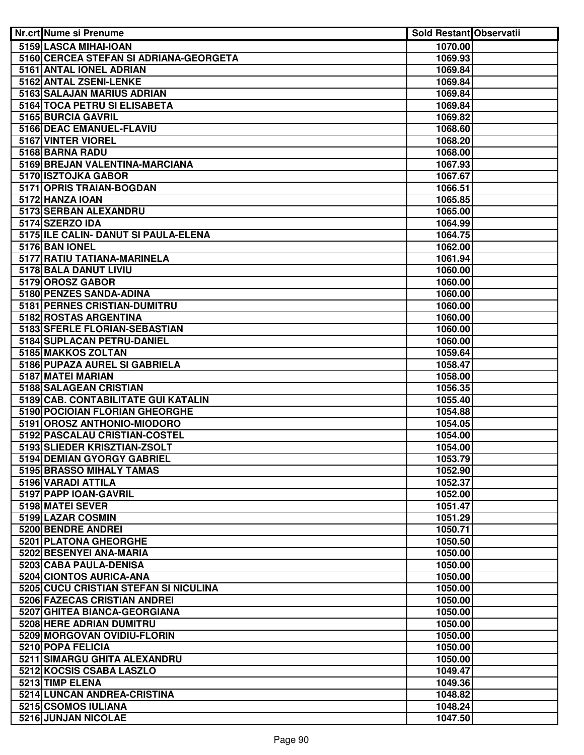| Nr.crt | Nume si Prenume | Sold Restant | Observatii |
|---|---|---|---|
| 5159 | LASCA MIHAI-IOAN | 1070.00 | |
| 5160 | CERCEA STEFAN SI ADRIANA-GEORGETA | 1069.93 | |
| 5161 | ANTAL IONEL ADRIAN | 1069.84 | |
| 5162 | ANTAL ZSENI-LENKE | 1069.84 | |
| 5163 | SALAJAN MARIUS ADRIAN | 1069.84 | |
| 5164 | TOCA PETRU SI ELISABETA | 1069.84 | |
| 5165 | BURCIA GAVRIL | 1069.82 | |
| 5166 | DEAC EMANUEL-FLAVIU | 1068.60 | |
| 5167 | VINTER VIOREL | 1068.20 | |
| 5168 | BARNA RADU | 1068.00 | |
| 5169 | BREJAN VALENTINA-MARCIANA | 1067.93 | |
| 5170 | ISZTOJKA GABOR | 1067.67 | |
| 5171 | OPRIS TRAIAN-BOGDAN | 1066.51 | |
| 5172 | HANZA IOAN | 1065.85 | |
| 5173 | SERBAN ALEXANDRU | 1065.00 | |
| 5174 | SZERZO IDA | 1064.99 | |
| 5175 | ILE CALIN- DANUT SI PAULA-ELENA | 1064.75 | |
| 5176 | BAN IONEL | 1062.00 | |
| 5177 | RATIU TATIANA-MARINELA | 1061.94 | |
| 5178 | BALA DANUT LIVIU | 1060.00 | |
| 5179 | OROSZ GABOR | 1060.00 | |
| 5180 | PENZES SANDA-ADINA | 1060.00 | |
| 5181 | PERNES CRISTIAN-DUMITRU | 1060.00 | |
| 5182 | ROSTAS ARGENTINA | 1060.00 | |
| 5183 | SFERLE FLORIAN-SEBASTIAN | 1060.00 | |
| 5184 | SUPLACAN PETRU-DANIEL | 1060.00 | |
| 5185 | MAKKOS ZOLTAN | 1059.64 | |
| 5186 | PUPAZA AUREL SI GABRIELA | 1058.47 | |
| 5187 | MATEI MARIAN | 1058.00 | |
| 5188 | SALAGEAN CRISTIAN | 1056.35 | |
| 5189 | CAB. CONTABILITATE GUI KATALIN | 1055.40 | |
| 5190 | POCIOIAN FLORIAN GHEORGHE | 1054.88 | |
| 5191 | OROSZ ANTHONIO-MIODORO | 1054.05 | |
| 5192 | PASCALAU CRISTIAN-COSTEL | 1054.00 | |
| 5193 | SLIEDER KRISZTIAN-ZSOLT | 1054.00 | |
| 5194 | DEMIAN GYORGY GABRIEL | 1053.79 | |
| 5195 | BRASSO MIHALY TAMAS | 1052.90 | |
| 5196 | VARADI ATTILA | 1052.37 | |
| 5197 | PAPP IOAN-GAVRIL | 1052.00 | |
| 5198 | MATEI SEVER | 1051.47 | |
| 5199 | LAZAR COSMIN | 1051.29 | |
| 5200 | BENDRE ANDREI | 1050.71 | |
| 5201 | PLATONA GHEORGHE | 1050.50 | |
| 5202 | BESENYEI ANA-MARIA | 1050.00 | |
| 5203 | CABA PAULA-DENISA | 1050.00 | |
| 5204 | CIONTOS AURICA-ANA | 1050.00 | |
| 5205 | CUCU CRISTIAN STEFAN SI NICULINA | 1050.00 | |
| 5206 | FAZECAS CRISTIAN ANDREI | 1050.00 | |
| 5207 | GHITEA BIANCA-GEORGIANA | 1050.00 | |
| 5208 | HERE ADRIAN DUMITRU | 1050.00 | |
| 5209 | MORGOVAN OVIDIU-FLORIN | 1050.00 | |
| 5210 | POPA FELICIA | 1050.00 | |
| 5211 | SIMARGU GHITA ALEXANDRU | 1050.00 | |
| 5212 | KOCSIS CSABA LASZLO | 1049.47 | |
| 5213 | TIMP ELENA | 1049.36 | |
| 5214 | LUNCAN ANDREA-CRISTINA | 1048.82 | |
| 5215 | CSOMOS IULIANA | 1048.24 | |
| 5216 | JUNJAN NICOLAE | 1047.50 | |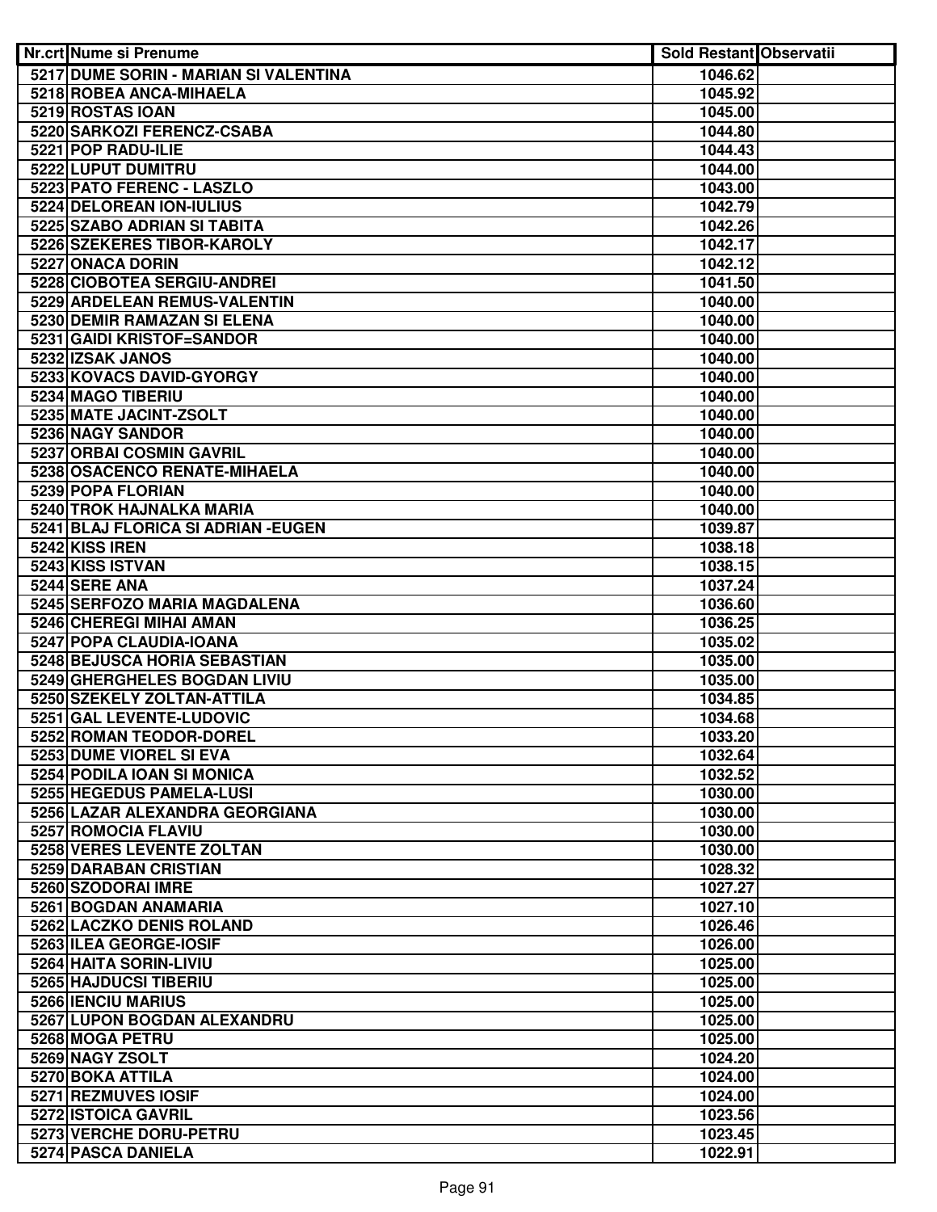| Nr.crt | Nume si Prenume | Sold Restant | Observatii |
|---|---|---|---|
| 5217 | DUME SORIN - MARIAN SI VALENTINA | 1046.62 | |
| 5218 | ROBEA ANCA-MIHAELA | 1045.92 | |
| 5219 | ROSTAS IOAN | 1045.00 | |
| 5220 | SARKOZI FERENCZ-CSABA | 1044.80 | |
| 5221 | POP RADU-ILIE | 1044.43 | |
| 5222 | LUPUT DUMITRU | 1044.00 | |
| 5223 | PATO FERENC - LASZLO | 1043.00 | |
| 5224 | DELOREAN ION-IULIUS | 1042.79 | |
| 5225 | SZABO ADRIAN SI TABITA | 1042.26 | |
| 5226 | SZEKERES TIBOR-KAROLY | 1042.17 | |
| 5227 | ONACA DORIN | 1042.12 | |
| 5228 | CIOBOTEA SERGIU-ANDREI | 1041.50 | |
| 5229 | ARDELEAN REMUS-VALENTIN | 1040.00 | |
| 5230 | DEMIR RAMAZAN SI ELENA | 1040.00 | |
| 5231 | GAIDI KRISTOF=SANDOR | 1040.00 | |
| 5232 | IZSAK JANOS | 1040.00 | |
| 5233 | KOVACS DAVID-GYORGY | 1040.00 | |
| 5234 | MAGO TIBERIU | 1040.00 | |
| 5235 | MATE JACINT-ZSOLT | 1040.00 | |
| 5236 | NAGY SANDOR | 1040.00 | |
| 5237 | ORBAI COSMIN GAVRIL | 1040.00 | |
| 5238 | OSACENCO RENATE-MIHAELA | 1040.00 | |
| 5239 | POPA FLORIAN | 1040.00 | |
| 5240 | TROK HAJNALKA MARIA | 1040.00 | |
| 5241 | BLAJ FLORICA SI ADRIAN -EUGEN | 1039.87 | |
| 5242 | KISS IREN | 1038.18 | |
| 5243 | KISS ISTVAN | 1038.15 | |
| 5244 | SERE ANA | 1037.24 | |
| 5245 | SERFOZO MARIA MAGDALENA | 1036.60 | |
| 5246 | CHEREGI MIHAI AMAN | 1036.25 | |
| 5247 | POPA CLAUDIA-IOANA | 1035.02 | |
| 5248 | BEJUSCA HORIA SEBASTIAN | 1035.00 | |
| 5249 | GHERGHELES BOGDAN LIVIU | 1035.00 | |
| 5250 | SZEKELY ZOLTAN-ATTILA | 1034.85 | |
| 5251 | GAL LEVENTE-LUDOVIC | 1034.68 | |
| 5252 | ROMAN TEODOR-DOREL | 1033.20 | |
| 5253 | DUME VIOREL SI EVA | 1032.64 | |
| 5254 | PODILA IOAN SI MONICA | 1032.52 | |
| 5255 | HEGEDUS PAMELA-LUSI | 1030.00 | |
| 5256 | LAZAR ALEXANDRA GEORGIANA | 1030.00 | |
| 5257 | ROMOCIA FLAVIU | 1030.00 | |
| 5258 | VERES LEVENTE ZOLTAN | 1030.00 | |
| 5259 | DARABAN CRISTIAN | 1028.32 | |
| 5260 | SZODORAI IMRE | 1027.27 | |
| 5261 | BOGDAN ANAMARIA | 1027.10 | |
| 5262 | LACZKO DENIS ROLAND | 1026.46 | |
| 5263 | ILEA GEORGE-IOSIF | 1026.00 | |
| 5264 | HAITA SORIN-LIVIU | 1025.00 | |
| 5265 | HAJDUCSI TIBERIU | 1025.00 | |
| 5266 | IENCIU MARIUS | 1025.00 | |
| 5267 | LUPON BOGDAN ALEXANDRU | 1025.00 | |
| 5268 | MOGA PETRU | 1025.00 | |
| 5269 | NAGY ZSOLT | 1024.20 | |
| 5270 | BOKA ATTILA | 1024.00 | |
| 5271 | REZMUVES IOSIF | 1024.00 | |
| 5272 | ISTOICA GAVRIL | 1023.56 | |
| 5273 | VERCHE DORU-PETRU | 1023.45 | |
| 5274 | PASCA DANIELA | 1022.91 | |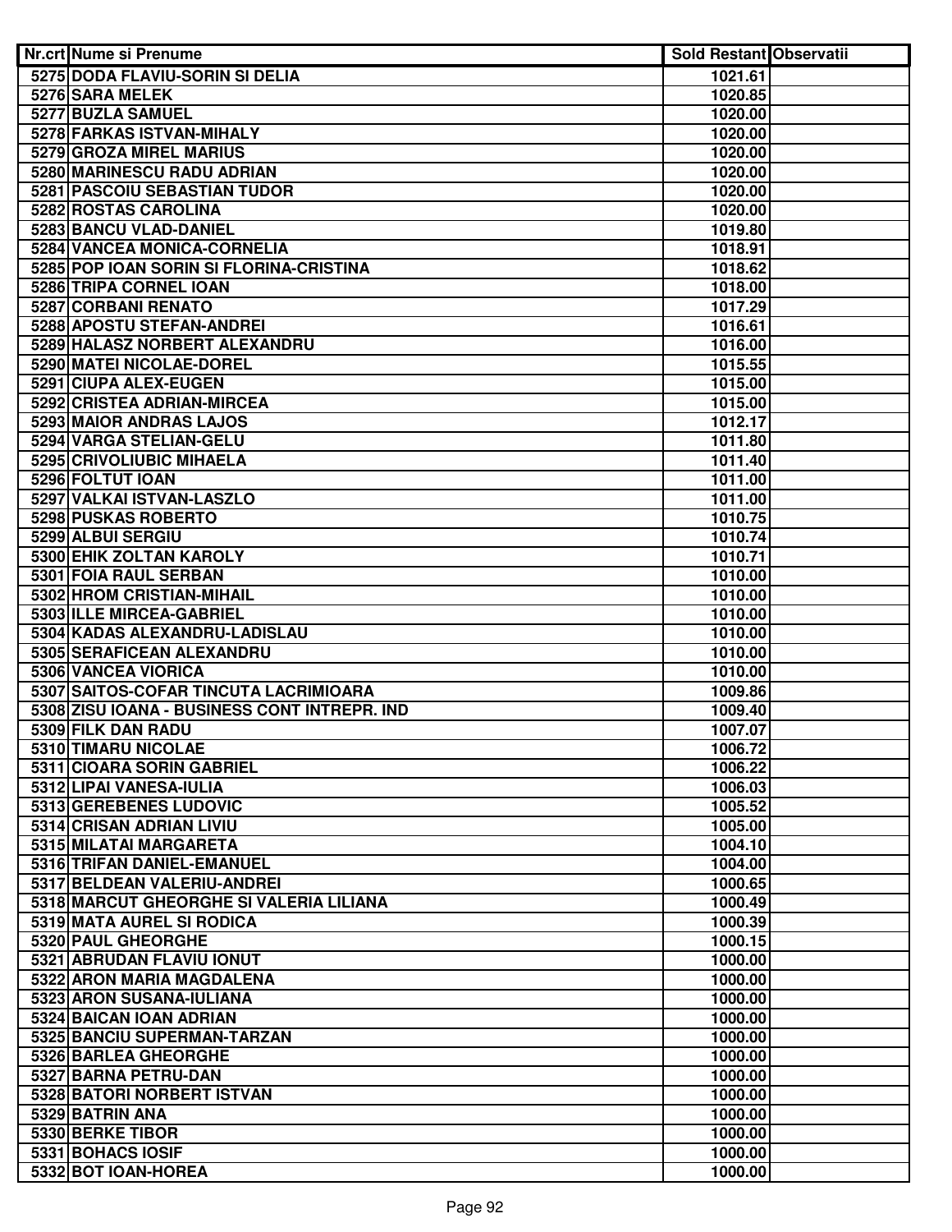| Nr.crt | Nume si Prenume | Sold Restant | Observatii |
|---|---|---|---|
| 5275 | DODA FLAVIU-SORIN SI DELIA | 1021.61 | |
| 5276 | SARA MELEK | 1020.85 | |
| 5277 | BUZLA SAMUEL | 1020.00 | |
| 5278 | FARKAS ISTVAN-MIHALY | 1020.00 | |
| 5279 | GROZA MIREL MARIUS | 1020.00 | |
| 5280 | MARINESCU RADU ADRIAN | 1020.00 | |
| 5281 | PASCOIU SEBASTIAN TUDOR | 1020.00 | |
| 5282 | ROSTAS CAROLINA | 1020.00 | |
| 5283 | BANCU VLAD-DANIEL | 1019.80 | |
| 5284 | VANCEA MONICA-CORNELIA | 1018.91 | |
| 5285 | POP IOAN SORIN SI FLORINA-CRISTINA | 1018.62 | |
| 5286 | TRIPA CORNEL IOAN | 1018.00 | |
| 5287 | CORBANI RENATO | 1017.29 | |
| 5288 | APOSTU STEFAN-ANDREI | 1016.61 | |
| 5289 | HALASZ NORBERT ALEXANDRU | 1016.00 | |
| 5290 | MATEI NICOLAE-DOREL | 1015.55 | |
| 5291 | CIUPA ALEX-EUGEN | 1015.00 | |
| 5292 | CRISTEA ADRIAN-MIRCEA | 1015.00 | |
| 5293 | MAIOR ANDRAS LAJOS | 1012.17 | |
| 5294 | VARGA STELIAN-GELU | 1011.80 | |
| 5295 | CRIVOLIUBIC MIHAELA | 1011.40 | |
| 5296 | FOLTUT IOAN | 1011.00 | |
| 5297 | VALKAI ISTVAN-LASZLO | 1011.00 | |
| 5298 | PUSKAS ROBERTO | 1010.75 | |
| 5299 | ALBUI SERGIU | 1010.74 | |
| 5300 | EHIK ZOLTAN KAROLY | 1010.71 | |
| 5301 | FOIA RAUL SERBAN | 1010.00 | |
| 5302 | HROM CRISTIAN-MIHAIL | 1010.00 | |
| 5303 | ILLE MIRCEA-GABRIEL | 1010.00 | |
| 5304 | KADAS ALEXANDRU-LADISLAU | 1010.00 | |
| 5305 | SERAFICEAN ALEXANDRU | 1010.00 | |
| 5306 | VANCEA VIORICA | 1010.00 | |
| 5307 | SAITOS-COFAR TINCUTA LACRIMIOARA | 1009.86 | |
| 5308 | ZISU IOANA - BUSINESS CONT INTREPR. IND | 1009.40 | |
| 5309 | FILK DAN RADU | 1007.07 | |
| 5310 | TIMARU NICOLAE | 1006.72 | |
| 5311 | CIOARA SORIN GABRIEL | 1006.22 | |
| 5312 | LIPAI VANESA-IULIA | 1006.03 | |
| 5313 | GEREBENES LUDOVIC | 1005.52 | |
| 5314 | CRISAN ADRIAN LIVIU | 1005.00 | |
| 5315 | MILATAI MARGARETA | 1004.10 | |
| 5316 | TRIFAN DANIEL-EMANUEL | 1004.00 | |
| 5317 | BELDEAN VALERIU-ANDREI | 1000.65 | |
| 5318 | MARCUT GHEORGHE SI VALERIA LILIANA | 1000.49 | |
| 5319 | MATA AUREL SI RODICA | 1000.39 | |
| 5320 | PAUL GHEORGHE | 1000.15 | |
| 5321 | ABRUDAN FLAVIU IONUT | 1000.00 | |
| 5322 | ARON MARIA MAGDALENA | 1000.00 | |
| 5323 | ARON SUSANA-IULIANA | 1000.00 | |
| 5324 | BAICAN IOAN ADRIAN | 1000.00 | |
| 5325 | BANCIU SUPERMAN-TARZAN | 1000.00 | |
| 5326 | BARLEA GHEORGHE | 1000.00 | |
| 5327 | BARNA PETRU-DAN | 1000.00 | |
| 5328 | BATORI NORBERT ISTVAN | 1000.00 | |
| 5329 | BATRIN ANA | 1000.00 | |
| 5330 | BERKE TIBOR | 1000.00 | |
| 5331 | BOHACS IOSIF | 1000.00 | |
| 5332 | BOT IOAN-HOREA | 1000.00 | |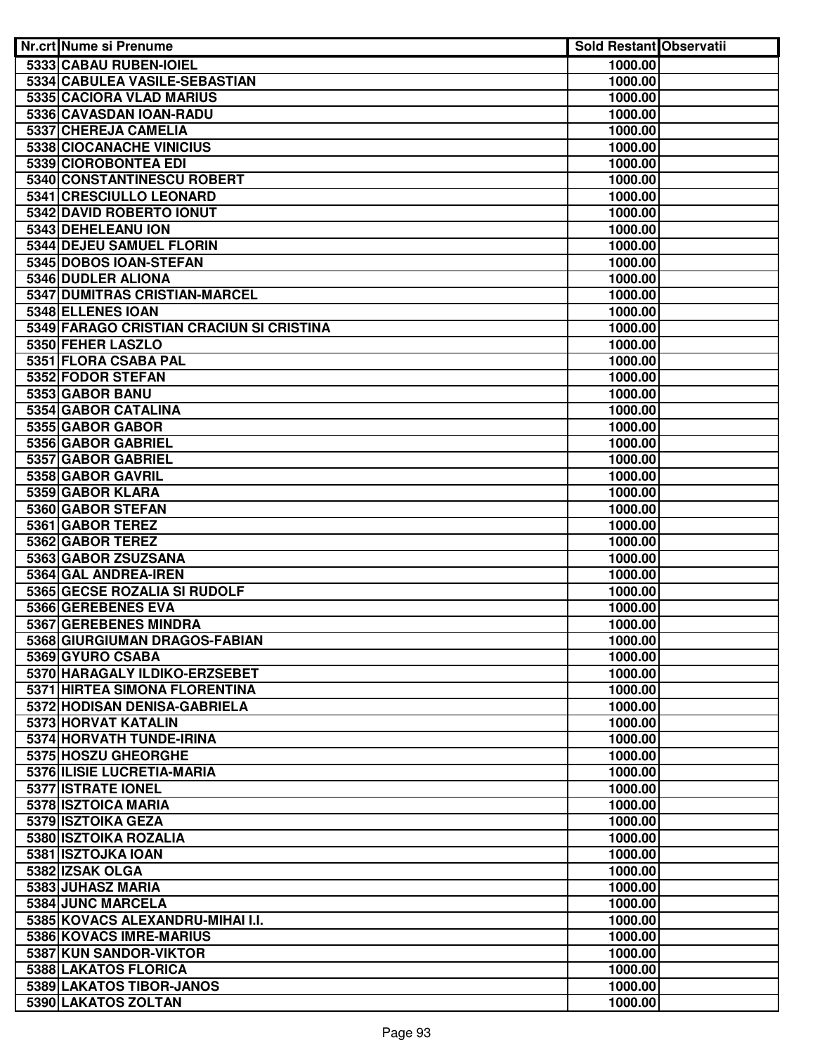| Nr.crt | Nume si Prenume | Sold Restant | Observatii |
|---|---|---|---|
| 5333 | CABAU RUBEN-IOIEL | 1000.00 | |
| 5334 | CABULEA VASILE-SEBASTIAN | 1000.00 | |
| 5335 | CACIORA VLAD MARIUS | 1000.00 | |
| 5336 | CAVASDAN IOAN-RADU | 1000.00 | |
| 5337 | CHEREJA CAMELIA | 1000.00 | |
| 5338 | CIOCANACHE VINICIUS | 1000.00 | |
| 5339 | CIOROBONTEA EDI | 1000.00 | |
| 5340 | CONSTANTINESCU ROBERT | 1000.00 | |
| 5341 | CRESCIULLO LEONARD | 1000.00 | |
| 5342 | DAVID ROBERTO IONUT | 1000.00 | |
| 5343 | DEHELEANU ION | 1000.00 | |
| 5344 | DEJEU SAMUEL FLORIN | 1000.00 | |
| 5345 | DOBOS IOAN-STEFAN | 1000.00 | |
| 5346 | DUDLER ALIONA | 1000.00 | |
| 5347 | DUMITRAS CRISTIAN-MARCEL | 1000.00 | |
| 5348 | ELLENES IOAN | 1000.00 | |
| 5349 | FARAGO CRISTIAN CRACIUN SI CRISTINA | 1000.00 | |
| 5350 | FEHER LASZLO | 1000.00 | |
| 5351 | FLORA CSABA PAL | 1000.00 | |
| 5352 | FODOR STEFAN | 1000.00 | |
| 5353 | GABOR BANU | 1000.00 | |
| 5354 | GABOR CATALINA | 1000.00 | |
| 5355 | GABOR GABOR | 1000.00 | |
| 5356 | GABOR GABRIEL | 1000.00 | |
| 5357 | GABOR GABRIEL | 1000.00 | |
| 5358 | GABOR GAVRIL | 1000.00 | |
| 5359 | GABOR KLARA | 1000.00 | |
| 5360 | GABOR STEFAN | 1000.00 | |
| 5361 | GABOR TEREZ | 1000.00 | |
| 5362 | GABOR TEREZ | 1000.00 | |
| 5363 | GABOR ZSUZSANA | 1000.00 | |
| 5364 | GAL ANDREA-IREN | 1000.00 | |
| 5365 | GECSE ROZALIA SI RUDOLF | 1000.00 | |
| 5366 | GEREBENES EVA | 1000.00 | |
| 5367 | GEREBENES MINDRA | 1000.00 | |
| 5368 | GIURGIUMAN DRAGOS-FABIAN | 1000.00 | |
| 5369 | GYURO CSABA | 1000.00 | |
| 5370 | HARAGALY ILDIKO-ERZSEBET | 1000.00 | |
| 5371 | HIRTEA SIMONA FLORENTINA | 1000.00 | |
| 5372 | HODISAN DENISA-GABRIELA | 1000.00 | |
| 5373 | HORVAT KATALIN | 1000.00 | |
| 5374 | HORVATH TUNDE-IRINA | 1000.00 | |
| 5375 | HOSZU GHEORGHE | 1000.00 | |
| 5376 | ILISIE LUCRETIA-MARIA | 1000.00 | |
| 5377 | ISTRATE IONEL | 1000.00 | |
| 5378 | ISZTOICA MARIA | 1000.00 | |
| 5379 | ISZTOIKA GEZA | 1000.00 | |
| 5380 | ISZTOIKA ROZALIA | 1000.00 | |
| 5381 | ISZTOJKA IOAN | 1000.00 | |
| 5382 | IZSAK OLGA | 1000.00 | |
| 5383 | JUHASZ MARIA | 1000.00 | |
| 5384 | JUNC MARCELA | 1000.00 | |
| 5385 | KOVACS ALEXANDRU-MIHAI I.I. | 1000.00 | |
| 5386 | KOVACS IMRE-MARIUS | 1000.00 | |
| 5387 | KUN SANDOR-VIKTOR | 1000.00 | |
| 5388 | LAKATOS FLORICA | 1000.00 | |
| 5389 | LAKATOS TIBOR-JANOS | 1000.00 | |
| 5390 | LAKATOS ZOLTAN | 1000.00 | |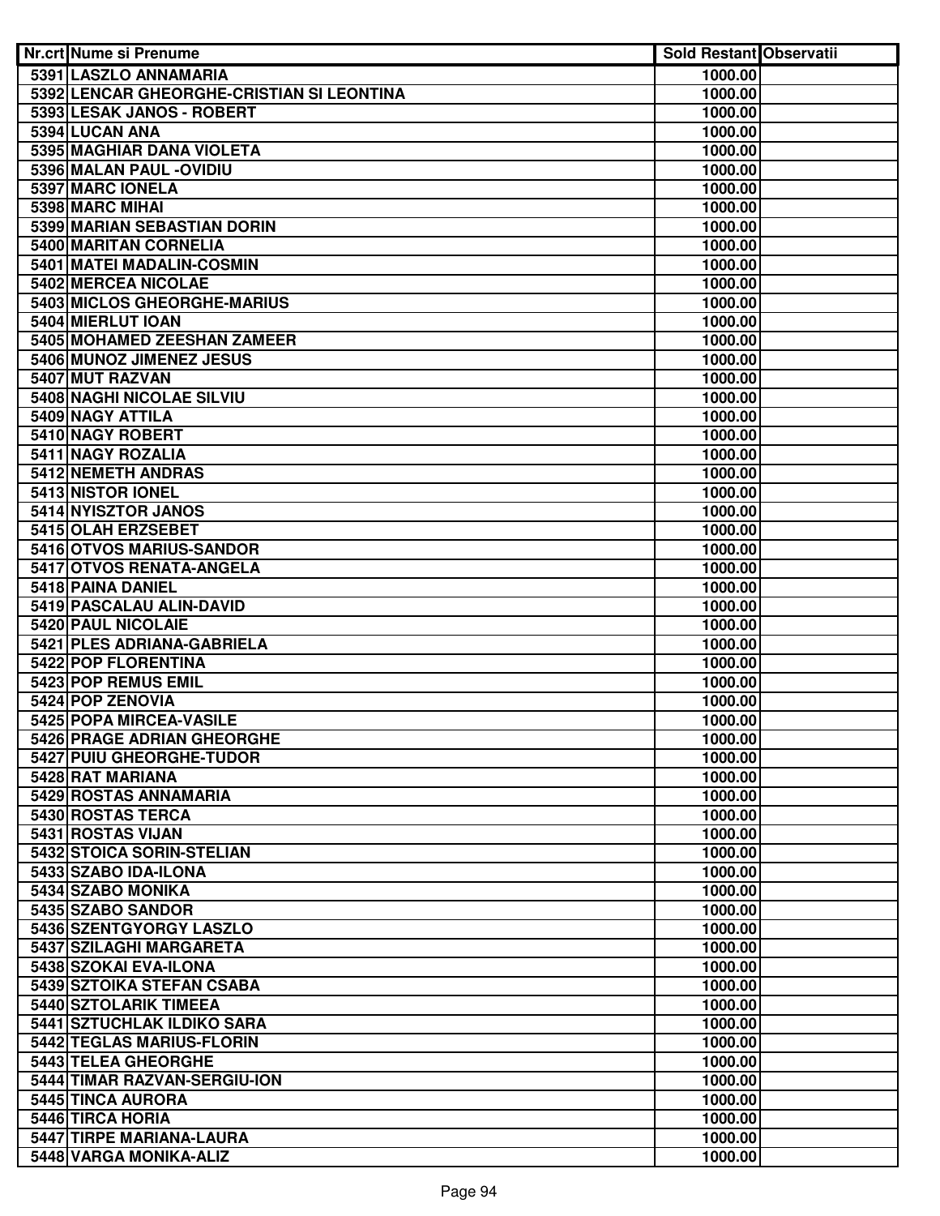| Nr.crt | Nume si Prenume | Sold Restant | Observatii |
|---|---|---|---|
| 5391 | LASZLO ANNAMARIA | 1000.00 | |
| 5392 | LENCAR GHEORGHE-CRISTIAN SI LEONTINA | 1000.00 | |
| 5393 | LESAK JANOS - ROBERT | 1000.00 | |
| 5394 | LUCAN ANA | 1000.00 | |
| 5395 | MAGHIAR DANA VIOLETA | 1000.00 | |
| 5396 | MALAN PAUL -OVIDIU | 1000.00 | |
| 5397 | MARC IONELA | 1000.00 | |
| 5398 | MARC MIHAI | 1000.00 | |
| 5399 | MARIAN SEBASTIAN DORIN | 1000.00 | |
| 5400 | MARITAN CORNELIA | 1000.00 | |
| 5401 | MATEI MADALIN-COSMIN | 1000.00 | |
| 5402 | MERCEA NICOLAE | 1000.00 | |
| 5403 | MICLOS GHEORGHE-MARIUS | 1000.00 | |
| 5404 | MIERLUT IOAN | 1000.00 | |
| 5405 | MOHAMED ZEESHAN ZAMEER | 1000.00 | |
| 5406 | MUNOZ JIMENEZ JESUS | 1000.00 | |
| 5407 | MUT RAZVAN | 1000.00 | |
| 5408 | NAGHI NICOLAE SILVIU | 1000.00 | |
| 5409 | NAGY ATTILA | 1000.00 | |
| 5410 | NAGY ROBERT | 1000.00 | |
| 5411 | NAGY ROZALIA | 1000.00 | |
| 5412 | NEMETH ANDRAS | 1000.00 | |
| 5413 | NISTOR IONEL | 1000.00 | |
| 5414 | NYISZTOR JANOS | 1000.00 | |
| 5415 | OLAH ERZSEBET | 1000.00 | |
| 5416 | OTVOS MARIUS-SANDOR | 1000.00 | |
| 5417 | OTVOS RENATA-ANGELA | 1000.00 | |
| 5418 | PAINA DANIEL | 1000.00 | |
| 5419 | PASCALAU ALIN-DAVID | 1000.00 | |
| 5420 | PAUL NICOLAIE | 1000.00 | |
| 5421 | PLES ADRIANA-GABRIELA | 1000.00 | |
| 5422 | POP FLORENTINA | 1000.00 | |
| 5423 | POP REMUS EMIL | 1000.00 | |
| 5424 | POP ZENOVIA | 1000.00 | |
| 5425 | POPA MIRCEA-VASILE | 1000.00 | |
| 5426 | PRAGE ADRIAN GHEORGHE | 1000.00 | |
| 5427 | PUIU GHEORGHE-TUDOR | 1000.00 | |
| 5428 | RAT MARIANA | 1000.00 | |
| 5429 | ROSTAS ANNAMARIA | 1000.00 | |
| 5430 | ROSTAS TERCA | 1000.00 | |
| 5431 | ROSTAS VIJAN | 1000.00 | |
| 5432 | STOICA SORIN-STELIAN | 1000.00 | |
| 5433 | SZABO IDA-ILONA | 1000.00 | |
| 5434 | SZABO MONIKA | 1000.00 | |
| 5435 | SZABO SANDOR | 1000.00 | |
| 5436 | SZENTGYORGY LASZLO | 1000.00 | |
| 5437 | SZILAGHI MARGARETA | 1000.00 | |
| 5438 | SZOKAI EVA-ILONA | 1000.00 | |
| 5439 | SZTOIKA STEFAN CSABA | 1000.00 | |
| 5440 | SZTOLARIK TIMEEA | 1000.00 | |
| 5441 | SZTUCHLAK ILDIKO SARA | 1000.00 | |
| 5442 | TEGLAS MARIUS-FLORIN | 1000.00 | |
| 5443 | TELEA GHEORGHE | 1000.00 | |
| 5444 | TIMAR RAZVAN-SERGIU-ION | 1000.00 | |
| 5445 | TINCA AURORA | 1000.00 | |
| 5446 | TIRCA HORIA | 1000.00 | |
| 5447 | TIRPE MARIANA-LAURA | 1000.00 | |
| 5448 | VARGA MONIKA-ALIZ | 1000.00 | |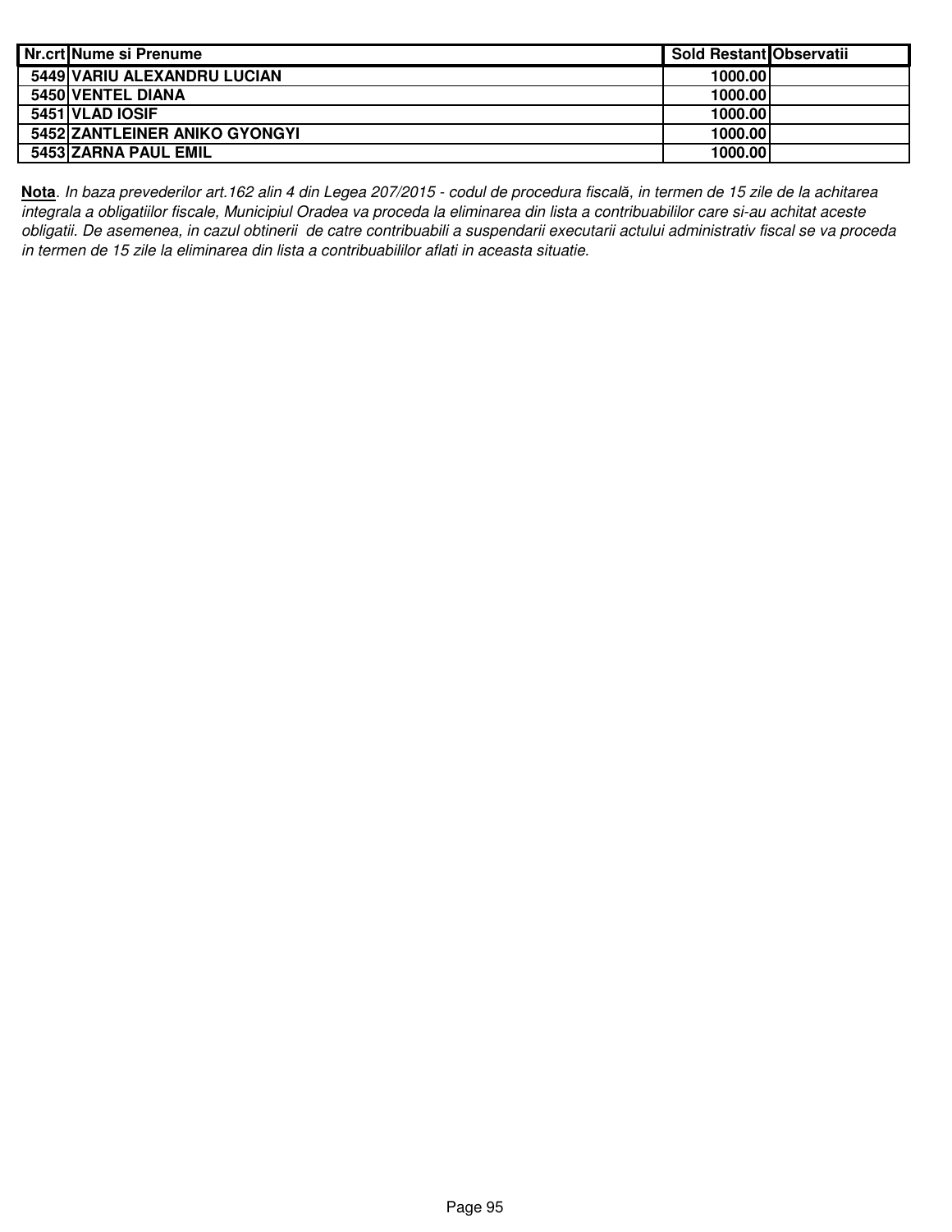| Nr.crt | Nume si Prenume | Sold Restant | Observatii |
|---|---|---|---|
| 5449 | VARIU ALEXANDRU LUCIAN | 1000.00 | |
| 5450 | VENTEL DIANA | 1000.00 | |
| 5451 | VLAD IOSIF | 1000.00 | |
| 5452 | ZANTLEINER ANIKO GYONGYI | 1000.00 | |
| 5453 | ZARNA PAUL EMIL | 1000.00 | |

**Nota**. *In baza prevederilor art.162 alin 4 din Legea 207/2015 - codul de procedura fiscală, in termen de 15 zile de la achitarea integrala a obligatiilor fiscale, Municipiul Oradea va proceda la eliminarea din lista a contribuabililor care si-au achitat aceste obligatii. De asemenea, in cazul obtinerii de catre contribuabili a suspendarii executarii actului administrativ fiscal se va proceda in termen de 15 zile la eliminarea din lista a contribuabililor aflati in aceasta situatie.*